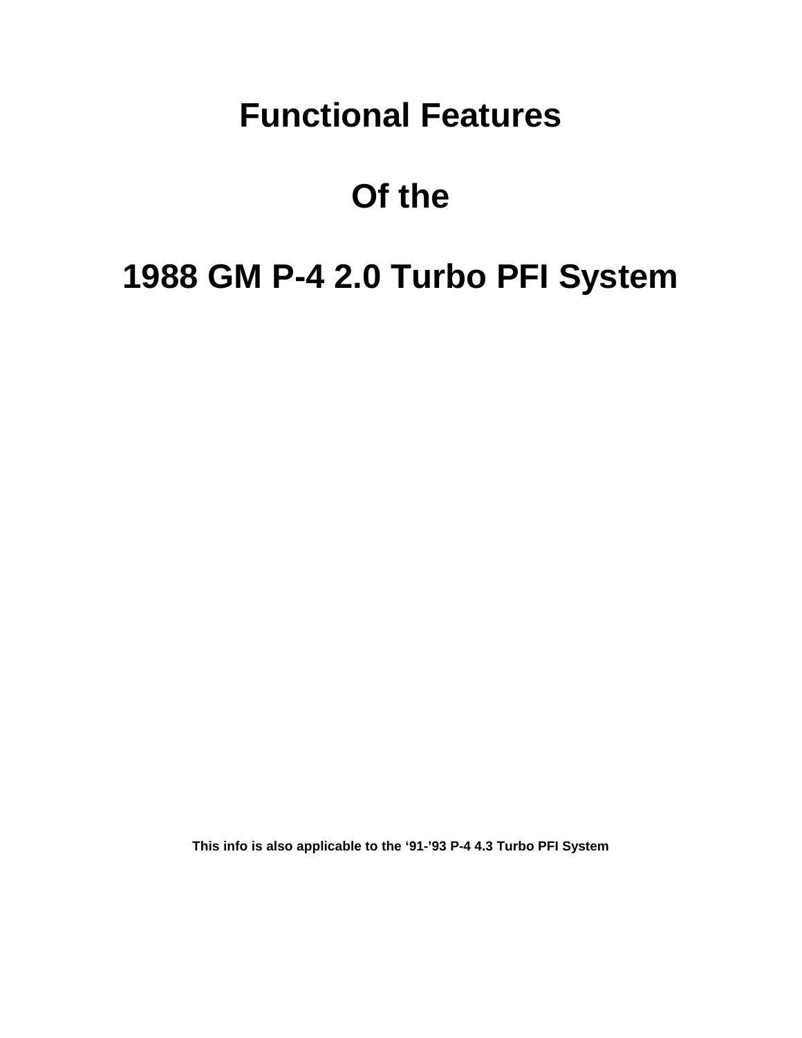# Functional Features

# Of the

# 1988 GM P-4 2.0 Turbo PFI System

**This info is also applicable to the '91-'93 P-4 4.3 Turbo PFI System**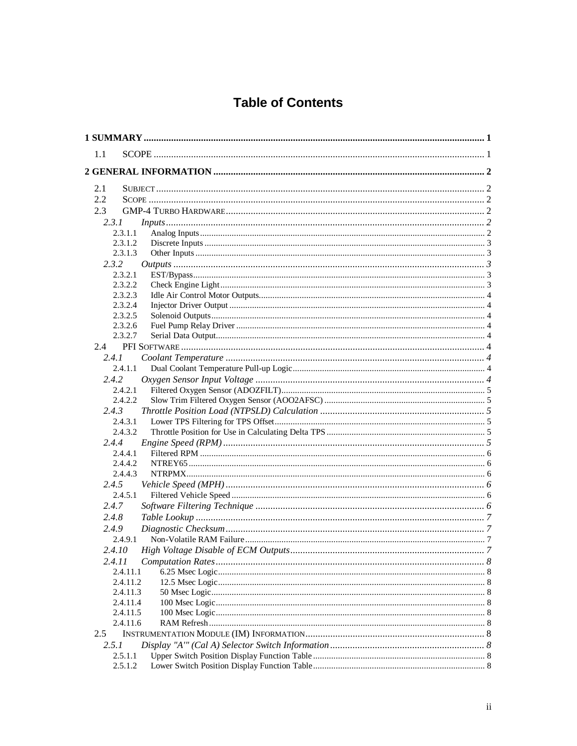# Table of Contents

**1 SUMMARY** .......... 1

1.1 SCOPE .......... 1

**2 GENERAL INFORMATION** .......... 2

2.1 SUBJECT .......... 2
2.2 SCOPE .......... 2
2.3 GMP-4 TURBO HARDWARE .......... 2
*2.3.1 Inputs* .......... 2
2.3.1.1 Analog Inputs .......... 2
2.3.1.2 Discrete Inputs .......... 3
2.3.1.3 Other Inputs .......... 3
*2.3.2 Outputs* .......... 3
2.3.2.1 EST/Bypass .......... 3
2.3.2.2 Check Engine Light .......... 3
2.3.2.3 Idle Air Control Motor Outputs .......... 4
2.3.2.4 Injector Driver Output .......... 4
2.3.2.5 Solenoid Outputs .......... 4
2.3.2.6 Fuel Pump Relay Driver .......... 4
2.3.2.7 Serial Data Output .......... 4
2.4 PFI SOFTWARE .......... 4
*2.4.1 Coolant Temperature* .......... 4
2.4.1.1 Dual Coolant Temperature Pull-up Logic .......... 4
*2.4.2 Oxygen Sensor Input Voltage* .......... 4
2.4.2.1 Filtered Oxygen Sensor (ADOZFILT) .......... 5
2.4.2.2 Slow Trim Filtered Oxygen Sensor (AOO2AFSC) .......... 5
*2.4.3 Throttle Position Load (NTPSLD) Calculation* .......... 5
2.4.3.1 Lower TPS Filtering for TPS Offset .......... 5
2.4.3.2 Throttle Position for Use in Calculating Delta TPS .......... 5
*2.4.4 Engine Speed (RPM)* .......... 5
2.4.4.1 Filtered RPM .......... 6
2.4.4.2 NTREY65 .......... 6
2.4.4.3 NTRPMX .......... 6
*2.4.5 Vehicle Speed (MPH)* .......... 6
2.4.5.1 Filtered Vehicle Speed .......... 6
*2.4.7 Software Filtering Technique* .......... 6
*2.4.8 Table Lookup* .......... 7
*2.4.9 Diagnostic Checksum* .......... 7
2.4.9.1 Non-Volatile RAM Failure .......... 7
*2.4.10 High Voltage Disable of ECM Outputs* .......... 7
*2.4.11 Computation Rates* .......... 8
2.4.11.1 6.25 Msec Logic .......... 8
2.4.11.2 12.5 Msec Logic .......... 8
2.4.11.3 50 Msec Logic .......... 8
2.4.11.4 100 Msec Logic .......... 8
2.4.11.5 100 Msec Logic .......... 8
2.4.11.6 RAM Refresh .......... 8
2.5 INSTRUMENTATION MODULE (IM) INFORMATION .......... 8
*2.5.1 Display "A'" (Cal A) Selector Switch Information* .......... 8
2.5.1.1 Upper Switch Position Display Function Table .......... 8
2.5.1.2 Lower Switch Position Display Function Table .......... 8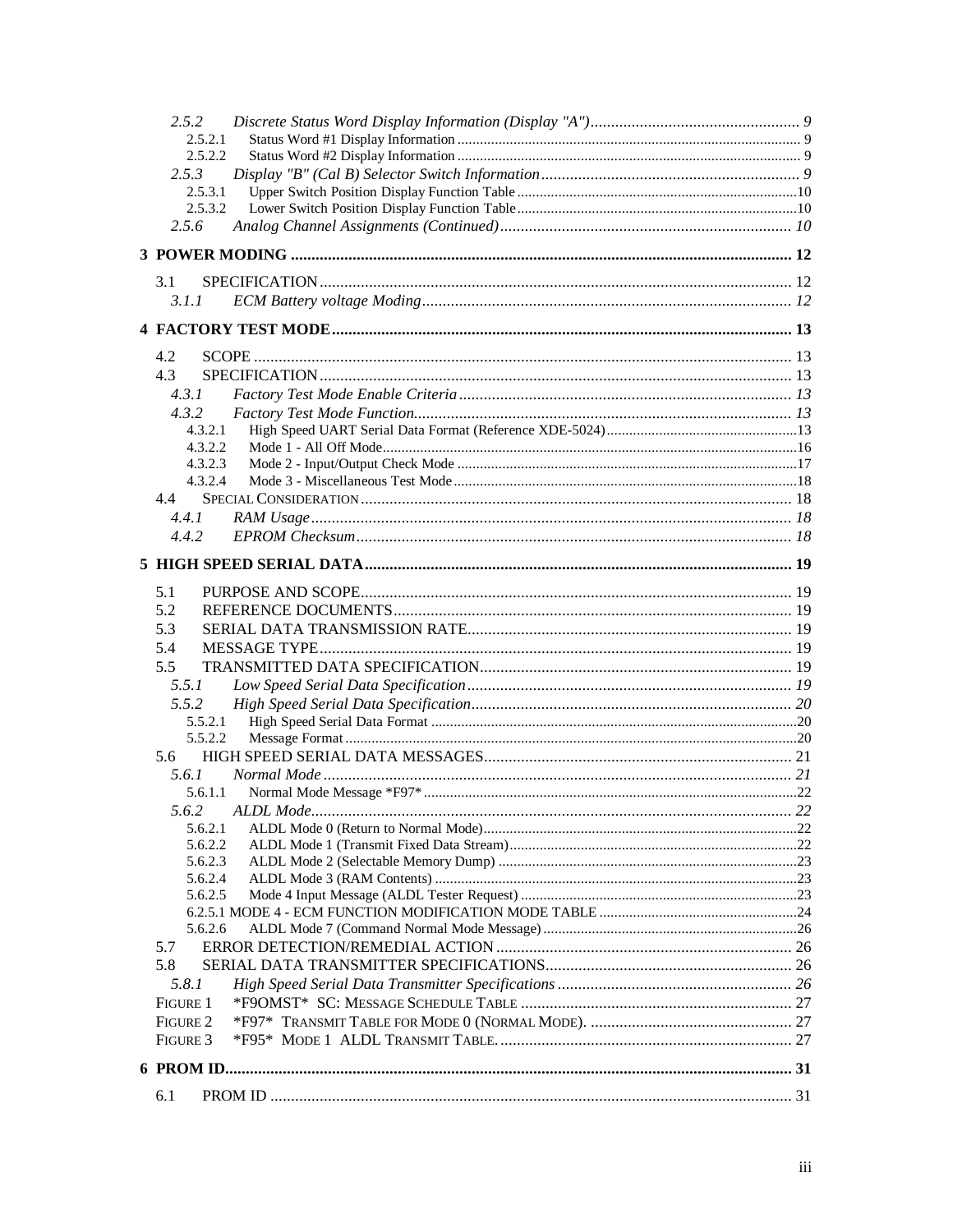2.5.2 *Discrete Status Word Display Information (Display "A")* ........ 9
2.5.2.1 Status Word #1 Display Information ........ 9
2.5.2.2 Status Word #2 Display Information ........ 9
2.5.3 *Display "B" (Cal B) Selector Switch Information* ........ 9
2.5.3.1 Upper Switch Position Display Function Table ........ 10
2.5.3.2 Lower Switch Position Display Function Table ........ 10
2.5.6 *Analog Channel Assignments (Continued)* ........ 10

**3 POWER MODING** ........ **12**

3.1 SPECIFICATION ........ 12
3.1.1 *ECM Battery voltage Moding* ........ 12

**4 FACTORY TEST MODE** ........ **13**

4.2 SCOPE ........ 13
4.3 SPECIFICATION ........ 13
4.3.1 *Factory Test Mode Enable Criteria* ........ 13
4.3.2 *Factory Test Mode Function* ........ 13
4.3.2.1 High Speed UART Serial Data Format (Reference XDE-5024) ........ 13
4.3.2.2 Mode 1 - All Off Mode ........ 16
4.3.2.3 Mode 2 - Input/Output Check Mode ........ 17
4.3.2.4 Mode 3 - Miscellaneous Test Mode ........ 18
4.4 SPECIAL CONSIDERATION ........ 18
4.4.1 *RAM Usage* ........ 18
4.4.2 *EPROM Checksum* ........ 18

**5 HIGH SPEED SERIAL DATA** ........ **19**

5.1 PURPOSE AND SCOPE ........ 19
5.2 REFERENCE DOCUMENTS ........ 19
5.3 SERIAL DATA TRANSMISSION RATE ........ 19
5.4 MESSAGE TYPE ........ 19
5.5 TRANSMITTED DATA SPECIFICATION ........ 19
5.5.1 *Low Speed Serial Data Specification* ........ 19
5.5.2 *High Speed Serial Data Specification* ........ 20
5.5.2.1 High Speed Serial Data Format ........ 20
5.5.2.2 Message Format ........ 20
5.6 HIGH SPEED SERIAL DATA MESSAGES ........ 21
5.6.1 *Normal Mode* ........ 21
5.6.1.1 Normal Mode Message *F97* ........ 22
5.6.2 *ALDL Mode* ........ 22
5.6.2.1 ALDL Mode 0 (Return to Normal Mode) ........ 22
5.6.2.2 ALDL Mode 1 (Transmit Fixed Data Stream) ........ 22
5.6.2.3 ALDL Mode 2 (Selectable Memory Dump) ........ 23
5.6.2.4 ALDL Mode 3 (RAM Contents) ........ 23
5.6.2.5 Mode 4 Input Message (ALDL Tester Request) ........ 23
6.2.5.1 MODE 4 - ECM FUNCTION MODIFICATION MODE TABLE ........ 24
5.6.2.6 ALDL Mode 7 (Command Normal Mode Message) ........ 26
5.7 ERROR DETECTION/REMEDIAL ACTION ........ 26
5.8 SERIAL DATA TRANSMITTER SPECIFICATIONS ........ 26
5.8.1 *High Speed Serial Data Transmitter Specifications* ........ 26
FIGURE 1 *F9OMST* SC: MESSAGE SCHEDULE TABLE ........ 27
FIGURE 2 *F97* TRANSMIT TABLE FOR MODE 0 (NORMAL MODE). ........ 27
FIGURE 3 *F95* MODE 1 ALDL TRANSMIT TABLE. ........ 27

**6 PROM ID** ........ **31**

6.1 PROM ID ........ 31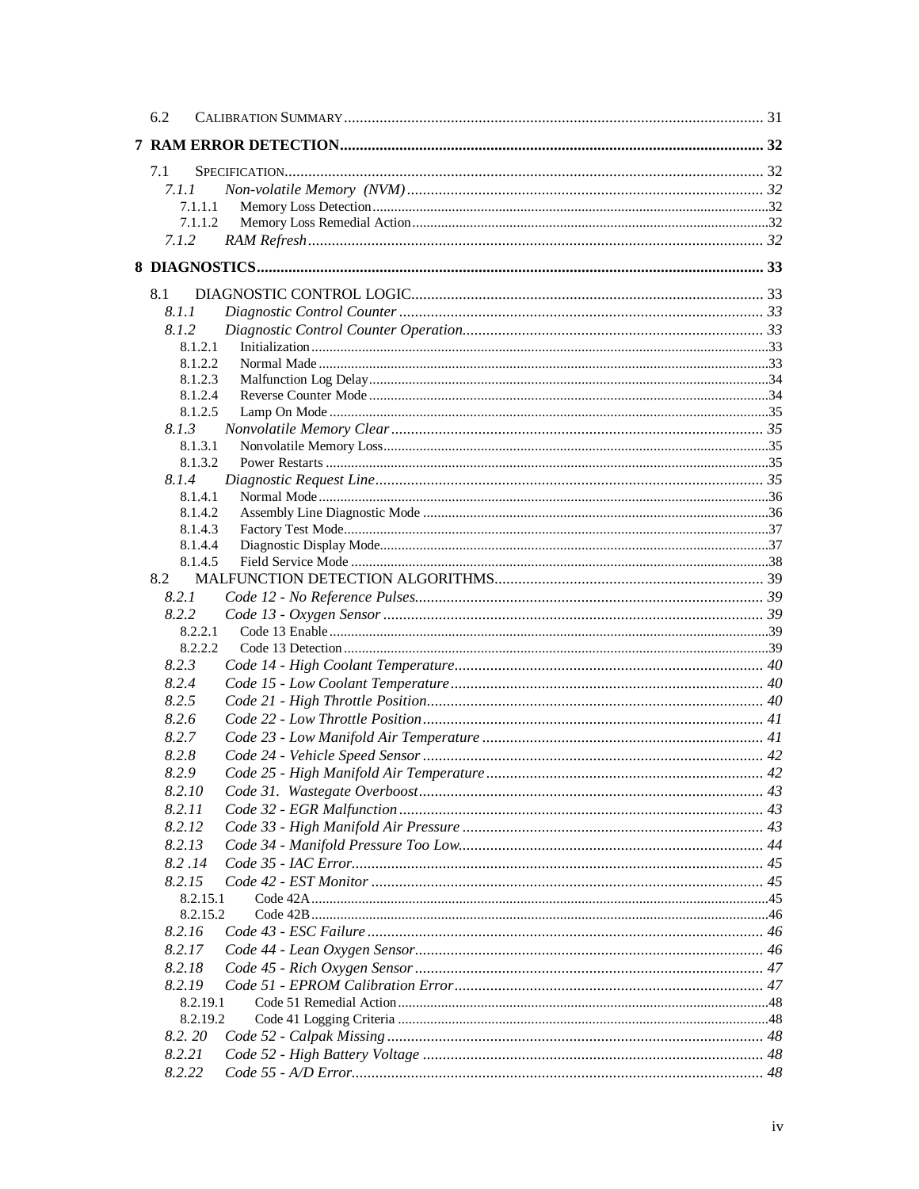6.2 CALIBRATION SUMMARY ........ 31

**7 RAM ERROR DETECTION ........ 32**

7.1 SPECIFICATION ........ 32

*7.1.1 Non-volatile Memory (NVM) ........ 32*

7.1.1.1 Memory Loss Detection ........ 32

7.1.1.2 Memory Loss Remedial Action ........ 32

*7.1.2 RAM Refresh ........ 32*

**8 DIAGNOSTICS ........ 33**

8.1 DIAGNOSTIC CONTROL LOGIC ........ 33

*8.1.1 Diagnostic Control Counter ........ 33*

*8.1.2 Diagnostic Control Counter Operation ........ 33*

8.1.2.1 Initialization ........ 33

8.1.2.2 Normal Made ........ 33

8.1.2.3 Malfunction Log Delay ........ 34

8.1.2.4 Reverse Counter Mode ........ 34

8.1.2.5 Lamp On Mode ........ 35

*8.1.3 Nonvolatile Memory Clear ........ 35*

8.1.3.1 Nonvolatile Memory Loss ........ 35

8.1.3.2 Power Restarts ........ 35

*8.1.4 Diagnostic Request Line ........ 35*

8.1.4.1 Normal Mode ........ 36

8.1.4.2 Assembly Line Diagnostic Mode ........ 36

8.1.4.3 Factory Test Mode ........ 37

8.1.4.4 Diagnostic Display Mode ........ 37

8.1.4.5 Field Service Mode ........ 38

8.2 MALFUNCTION DETECTION ALGORITHMS ........ 39

*8.2.1 Code 12 - No Reference Pulses ........ 39*

*8.2.2 Code 13 - Oxygen Sensor ........ 39*

8.2.2.1 Code 13 Enable ........ 39

8.2.2.2 Code 13 Detection ........ 39

*8.2.3 Code 14 - High Coolant Temperature ........ 40*

*8.2.4 Code 15 - Low Coolant Temperature ........ 40*

*8.2.5 Code 21 - High Throttle Position ........ 40*

*8.2.6 Code 22 - Low Throttle Position ........ 41*

*8.2.7 Code 23 - Low Manifold Air Temperature ........ 41*

*8.2.8 Code 24 - Vehicle Speed Sensor ........ 42*

*8.2.9 Code 25 - High Manifold Air Temperature ........ 42*

*8.2.10 Code 31. Wastegate Overboost ........ 43*

*8.2.11 Code 32 - EGR Malfunction ........ 43*

*8.2.12 Code 33 - High Manifold Air Pressure ........ 43*

*8.2.13 Code 34 - Manifold Pressure Too Low ........ 44*

*8.2 .14 Code 35 - IAC Error ........ 45*

*8.2.15 Code 42 - EST Monitor ........ 45*

8.2.15.1 Code 42A ........ 45

8.2.15.2 Code 42B ........ 46

*8.2.16 Code 43 - ESC Failure ........ 46*

*8.2.17 Code 44 - Lean Oxygen Sensor ........ 46*

*8.2.18 Code 45 - Rich Oxygen Sensor ........ 47*

*8.2.19 Code 51 - EPROM Calibration Error ........ 47*

8.2.19.1 Code 51 Remedial Action ........ 48

8.2.19.2 Code 41 Logging Criteria ........ 48

*8.2. 20 Code 52 - Calpak Missing ........ 48*

*8.2.21 Code 52 - High Battery Voltage ........ 48*

*8.2.22 Code 55 - A/D Error ........ 48*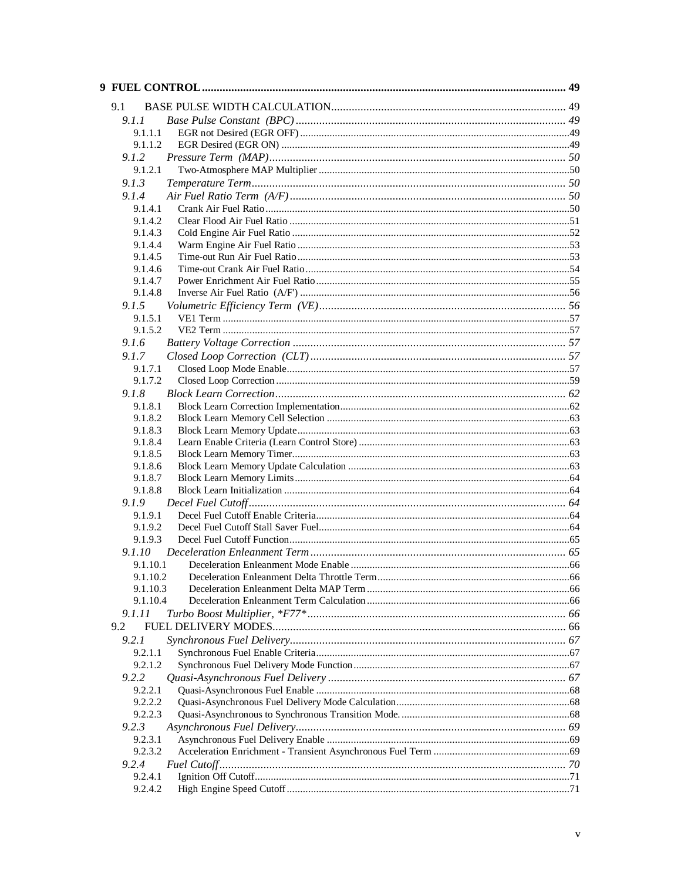**9 FUEL CONTROL** ........................................................ 49

- 9.1 BASE PULSE WIDTH CALCULATION ........................................................ 49
  - *9.1.1 Base Pulse Constant (BPC)* ........................................................ *49*
    - 9.1.1.1 EGR not Desired (EGR OFF) ........................................................ 49
    - 9.1.1.2 EGR Desired (EGR ON) ........................................................ 49
  - *9.1.2 Pressure Term (MAP)* ........................................................ *50*
    - 9.1.2.1 Two-Atmosphere MAP Multiplier ........................................................ 50
  - *9.1.3 Temperature Term* ........................................................ *50*
  - *9.1.4 Air Fuel Ratio Term (A/F)* ........................................................ *50*
    - 9.1.4.1 Crank Air Fuel Ratio ........................................................ 50
    - 9.1.4.2 Clear Flood Air Fuel Ratio ........................................................ 51
    - 9.1.4.3 Cold Engine Air Fuel Ratio ........................................................ 52
    - 9.1.4.4 Warm Engine Air Fuel Ratio ........................................................ 53
    - 9.1.4.5 Time-out Run Air Fuel Ratio ........................................................ 53
    - 9.1.4.6 Time-out Crank Air Fuel Ratio ........................................................ 54
    - 9.1.4.7 Power Enrichment Air Fuel Ratio ........................................................ 55
    - 9.1.4.8 Inverse Air Fuel Ratio (A/F') ........................................................ 56
  - *9.1.5 Volumetric Efficiency Term (VE)* ........................................................ *56*
    - 9.1.5.1 VE1 Term ........................................................ 57
    - 9.1.5.2 VE2 Term ........................................................ 57
  - *9.1.6 Battery Voltage Correction* ........................................................ *57*
  - *9.1.7 Closed Loop Correction (CLT)* ........................................................ *57*
    - 9.1.7.1 Closed Loop Mode Enable ........................................................ 57
    - 9.1.7.2 Closed Loop Correction ........................................................ 59
  - *9.1.8 Block Learn Correction* ........................................................ *62*
    - 9.1.8.1 Block Learn Correction Implementation ........................................................ 62
    - 9.1.8.2 Block Learn Memory Cell Selection ........................................................ 63
    - 9.1.8.3 Block Learn Memory Update ........................................................ 63
    - 9.1.8.4 Learn Enable Criteria (Learn Control Store) ........................................................ 63
    - 9.1.8.5 Block Learn Memory Timer ........................................................ 63
    - 9.1.8.6 Block Learn Memory Update Calculation ........................................................ 63
    - 9.1.8.7 Block Learn Memory Limits ........................................................ 64
    - 9.1.8.8 Block Learn Initialization ........................................................ 64
  - *9.1.9 Decel Fuel Cutoff* ........................................................ *64*
    - 9.1.9.1 Decel Fuel Cutoff Enable Criteria ........................................................ 64
    - 9.1.9.2 Decel Fuel Cutoff Stall Saver Fuel ........................................................ 64
    - 9.1.9.3 Decel Fuel Cutoff Function ........................................................ 65
  - *9.1.10 Deceleration Enleanment Term* ........................................................ *65*
    - 9.1.10.1 Deceleration Enleanment Mode Enable ........................................................ 66
    - 9.1.10.2 Deceleration Enleanment Delta Throttle Term ........................................................ 66
    - 9.1.10.3 Deceleration Enleanment Delta MAP Term ........................................................ 66
    - 9.1.10.4 Deceleration Enleanment Term Calculation ........................................................ 66
  - *9.1.11 Turbo Boost Multiplier, \*F77\** ........................................................ *66*
- 9.2 FUEL DELIVERY MODES ........................................................ 66
  - *9.2.1 Synchronous Fuel Delivery* ........................................................ *67*
    - 9.2.1.1 Synchronous Fuel Enable Criteria ........................................................ 67
    - 9.2.1.2 Synchronous Fuel Delivery Mode Function ........................................................ 67
  - *9.2.2 Quasi-Asynchronous Fuel Delivery* ........................................................ *67*
    - 9.2.2.1 Quasi-Asynchronous Fuel Enable ........................................................ 68
    - 9.2.2.2 Quasi-Asynchronous Fuel Delivery Mode Calculation ........................................................ 68
    - 9.2.2.3 Quasi-Asynchronous to Synchronous Transition Mode. ........................................................ 68
  - *9.2.3 Asynchronous Fuel Delivery* ........................................................ *69*
    - 9.2.3.1 Asynchronous Fuel Delivery Enable ........................................................ 69
    - 9.2.3.2 Acceleration Enrichment - Transient Asynchronous Fuel Term ........................................................ 69
  - *9.2.4 Fuel Cutoff* ........................................................ *70*
    - 9.2.4.1 Ignition Off Cutoff ........................................................ 71
    - 9.2.4.2 High Engine Speed Cutoff ........................................................ 71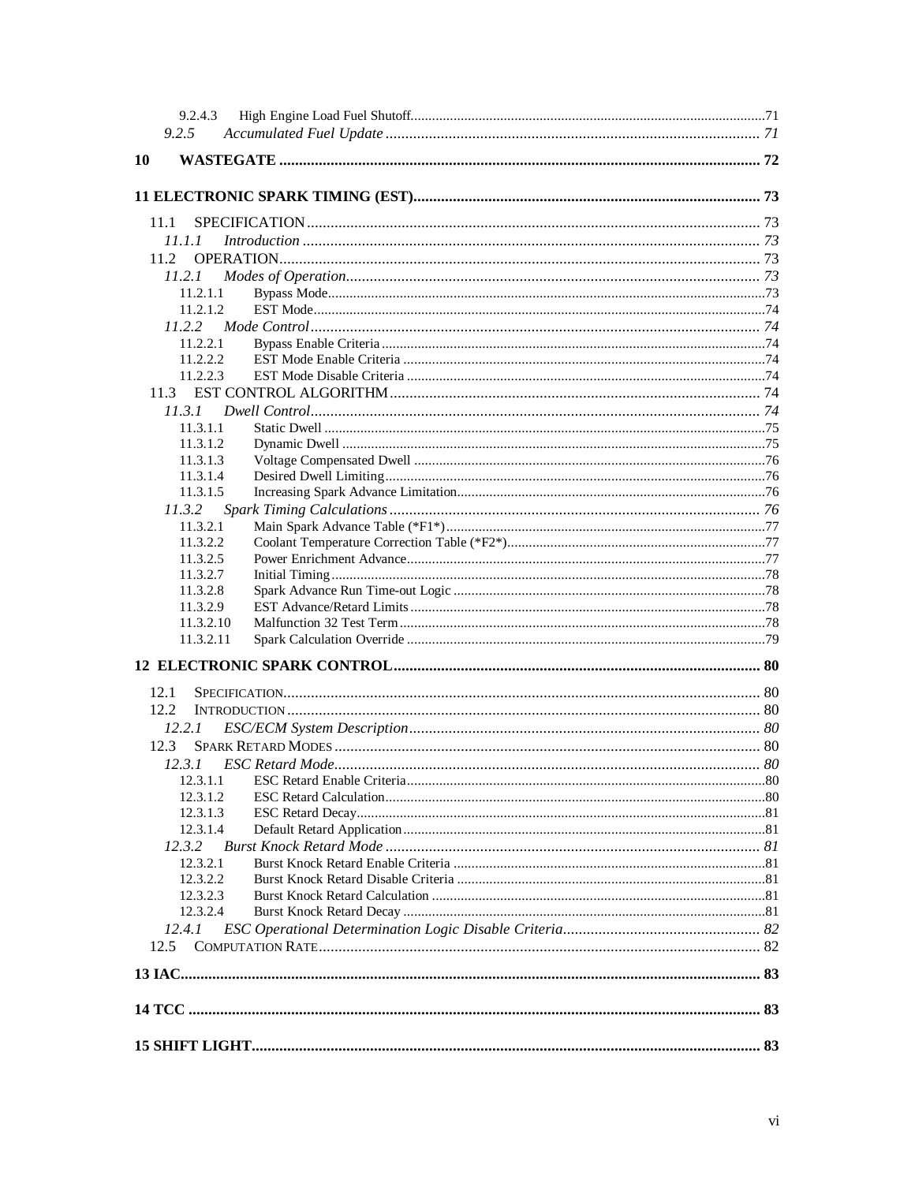9.2.4.3 High Engine Load Fuel Shutoff ..... 71
*9.2.5 Accumulated Fuel Update* ..... *71*

**10 WASTEGATE ..... 72**

**11 ELECTRONIC SPARK TIMING (EST) ..... 73**

11.1 SPECIFICATION ..... 73
*11.1.1 Introduction* ..... *73*
11.2 OPERATION ..... 73
*11.2.1 Modes of Operation* ..... *73*
11.2.1.1 Bypass Mode ..... 73
11.2.1.2 EST Mode ..... 74
*11.2.2 Mode Control* ..... *74*
11.2.2.1 Bypass Enable Criteria ..... 74
11.2.2.2 EST Mode Enable Criteria ..... 74
11.2.2.3 EST Mode Disable Criteria ..... 74
11.3 EST CONTROL ALGORITHM ..... 74
*11.3.1 Dwell Control* ..... *74*
11.3.1.1 Static Dwell ..... 75
11.3.1.2 Dynamic Dwell ..... 75
11.3.1.3 Voltage Compensated Dwell ..... 76
11.3.1.4 Desired Dwell Limiting ..... 76
11.3.1.5 Increasing Spark Advance Limitation ..... 76
*11.3.2 Spark Timing Calculations* ..... *76*
11.3.2.1 Main Spark Advance Table (*F1*) ..... 77
11.3.2.2 Coolant Temperature Correction Table (*F2*) ..... 77
11.3.2.5 Power Enrichment Advance ..... 77
11.3.2.7 Initial Timing ..... 78
11.3.2.8 Spark Advance Run Time-out Logic ..... 78
11.3.2.9 EST Advance/Retard Limits ..... 78
11.3.2.10 Malfunction 32 Test Term ..... 78
11.3.2.11 Spark Calculation Override ..... 79

**12 ELECTRONIC SPARK CONTROL ..... 80**

12.1 SPECIFICATION ..... 80
12.2 INTRODUCTION ..... 80
*12.2.1 ESC/ECM System Description* ..... *80*
12.3 SPARK RETARD MODES ..... 80
*12.3.1 ESC Retard Mode* ..... *80*
12.3.1.1 ESC Retard Enable Criteria ..... 80
12.3.1.2 ESC Retard Calculation ..... 80
12.3.1.3 ESC Retard Decay ..... 81
12.3.1.4 Default Retard Application ..... 81
*12.3.2 Burst Knock Retard Mode* ..... *81*
12.3.2.1 Burst Knock Retard Enable Criteria ..... 81
12.3.2.2 Burst Knock Retard Disable Criteria ..... 81
12.3.2.3 Burst Knock Retard Calculation ..... 81
12.3.2.4 Burst Knock Retard Decay ..... 81
*12.4.1 ESC Operational Determination Logic Disable Criteria* ..... *82*
12.5 COMPUTATION RATE ..... 82

**13 IAC ..... 83**

**14 TCC ..... 83**

**15 SHIFT LIGHT ..... 83**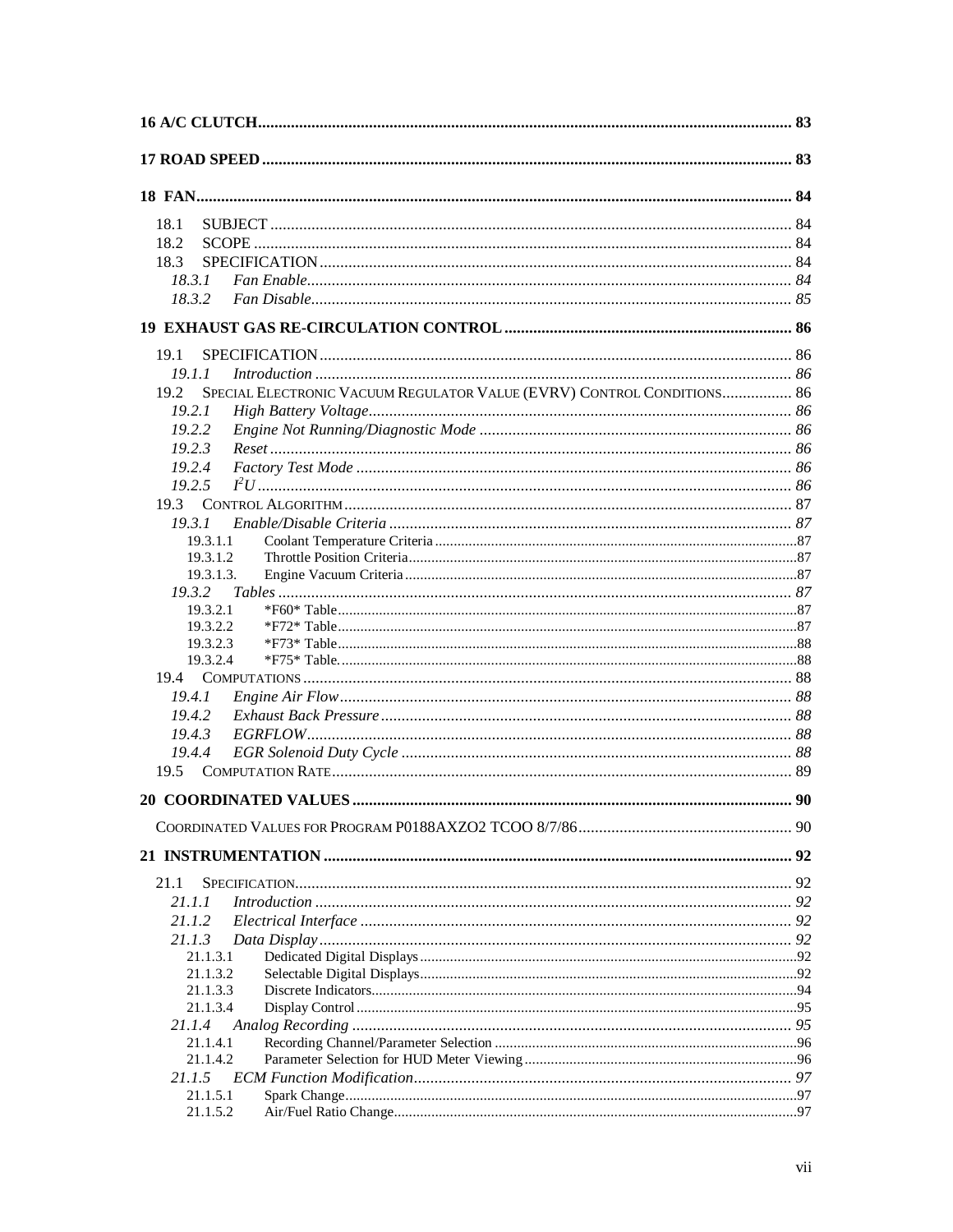**16 A/C CLUTCH** .......... **83**

**17 ROAD SPEED** .......... **83**

**18 FAN** .......... **84**

- 18.1 SUBJECT .......... 84
- 18.2 SCOPE .......... 84
- 18.3 SPECIFICATION .......... 84
  - *18.3.1 Fan Enable* .......... *84*
  - *18.3.2 Fan Disable* .......... *85*

**19 EXHAUST GAS RE-CIRCULATION CONTROL** .......... **86**

- 19.1 SPECIFICATION .......... 86
  - *19.1.1 Introduction* .......... *86*
- 19.2 SPECIAL ELECTRONIC VACUUM REGULATOR VALVE (EVRV) CONTROL CONDITIONS .......... 86
  - *19.2.1 High Battery Voltage* .......... *86*
  - *19.2.2 Engine Not Running/Diagnostic Mode* .......... *86*
  - *19.2.3 Reset* .......... *86*
  - *19.2.4 Factory Test Mode* .......... *86*
  - *19.2.5 $I^2U$* .......... *86*
- 19.3 CONTROL ALGORITHM .......... 87
  - *19.3.1 Enable/Disable Criteria* .......... *87*
    - 19.3.1.1 Coolant Temperature Criteria .......... 87
    - 19.3.1.2 Throttle Position Criteria .......... 87
    - 19.3.1.3. Engine Vacuum Criteria .......... 87
  - *19.3.2 Tables* .......... *87*
    - 19.3.2.1 *F60* Table .......... 87
    - 19.3.2.2 *F72* Table .......... 87
    - 19.3.2.3 *F73* Table .......... 88
    - 19.3.2.4 *F75* Table. .......... 88
- 19.4 COMPUTATIONS .......... 88
  - *19.4.1 Engine Air Flow* .......... *88*
  - *19.4.2 Exhaust Back Pressure* .......... *88*
  - *19.4.3 EGRFLOW* .......... *88*
  - *19.4.4 EGR Solenoid Duty Cycle* .......... *88*
- 19.5 COMPUTATION RATE .......... 89

**20 COORDINATED VALUES** .......... **90**

COORDINATED VALUES FOR PROGRAM P0188AXZO2 TCOO 8/7/86 .......... 90

**21 INSTRUMENTATION** .......... **92**

- 21.1 SPECIFICATION .......... 92
  - *21.1.1 Introduction* .......... *92*
  - *21.1.2 Electrical Interface* .......... *92*
  - *21.1.3 Data Display* .......... *92*
    - 21.1.3.1 Dedicated Digital Displays .......... 92
    - 21.1.3.2 Selectable Digital Displays .......... 92
    - 21.1.3.3 Discrete Indicators .......... 94
    - 21.1.3.4 Display Control .......... 95
  - *21.1.4 Analog Recording* .......... *95*
    - 21.1.4.1 Recording Channel/Parameter Selection .......... 96
    - 21.1.4.2 Parameter Selection for HUD Meter Viewing .......... 96
  - *21.1.5 ECM Function Modification* .......... *97*
    - 21.1.5.1 Spark Change .......... 97
    - 21.1.5.2 Air/Fuel Ratio Change .......... 97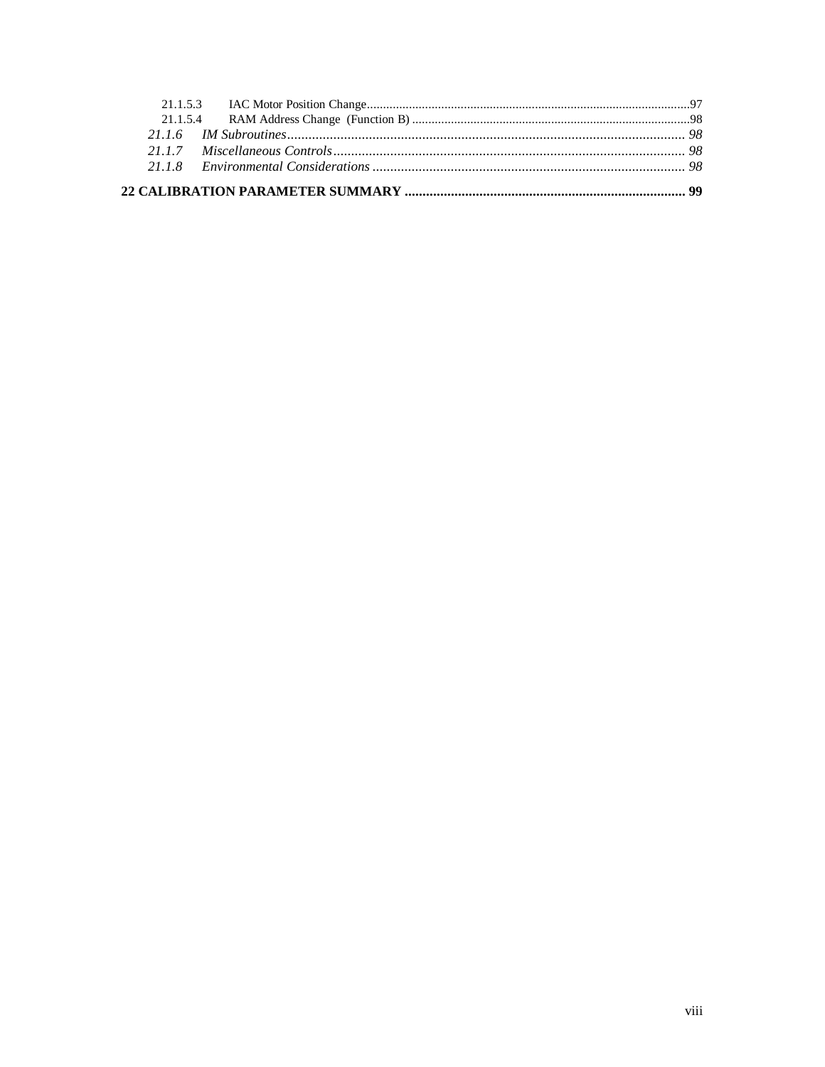21.1.5.3 IAC Motor Position Change....97
21.1.5.4 RAM Address Change (Function B) ....98

*21.1.6 IM Subroutines....98*

*21.1.7 Miscellaneous Controls....98*

*21.1.8 Environmental Considerations ....98*

**22 CALIBRATION PARAMETER SUMMARY .... 99**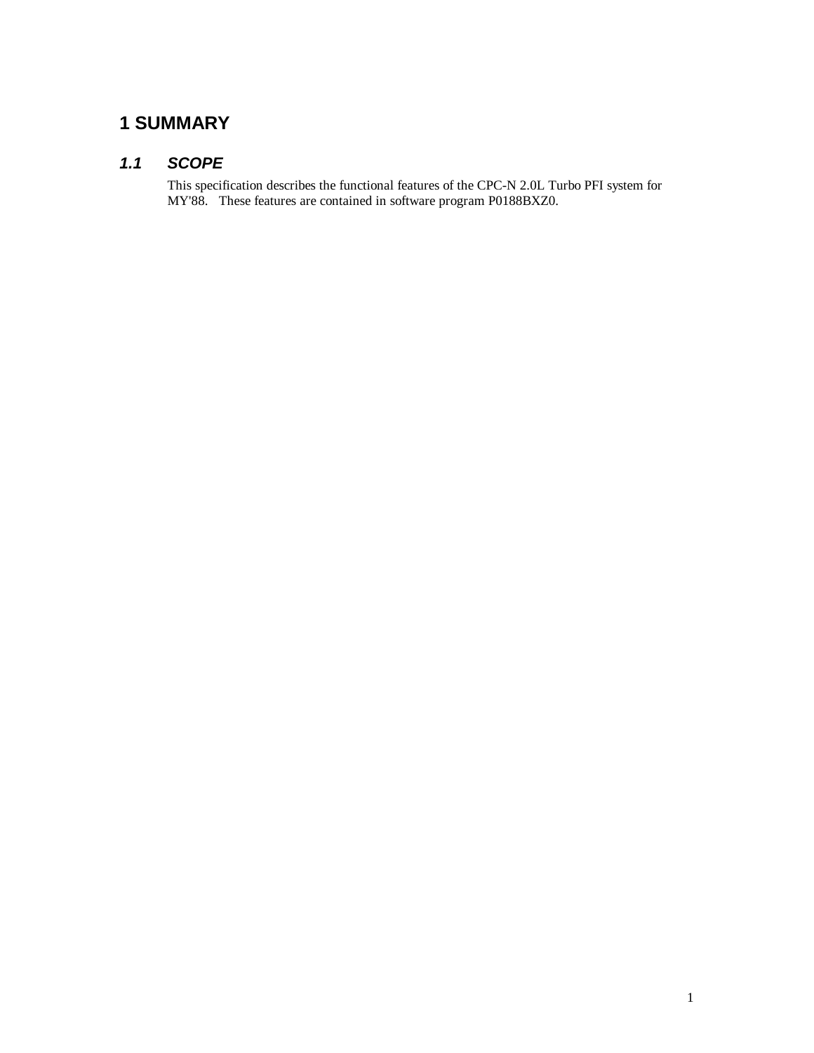# 1 SUMMARY

## 1.1 SCOPE

This specification describes the functional features of the CPC-N 2.0L Turbo PFI system for MY'88. These features are contained in software program P0188BXZ0.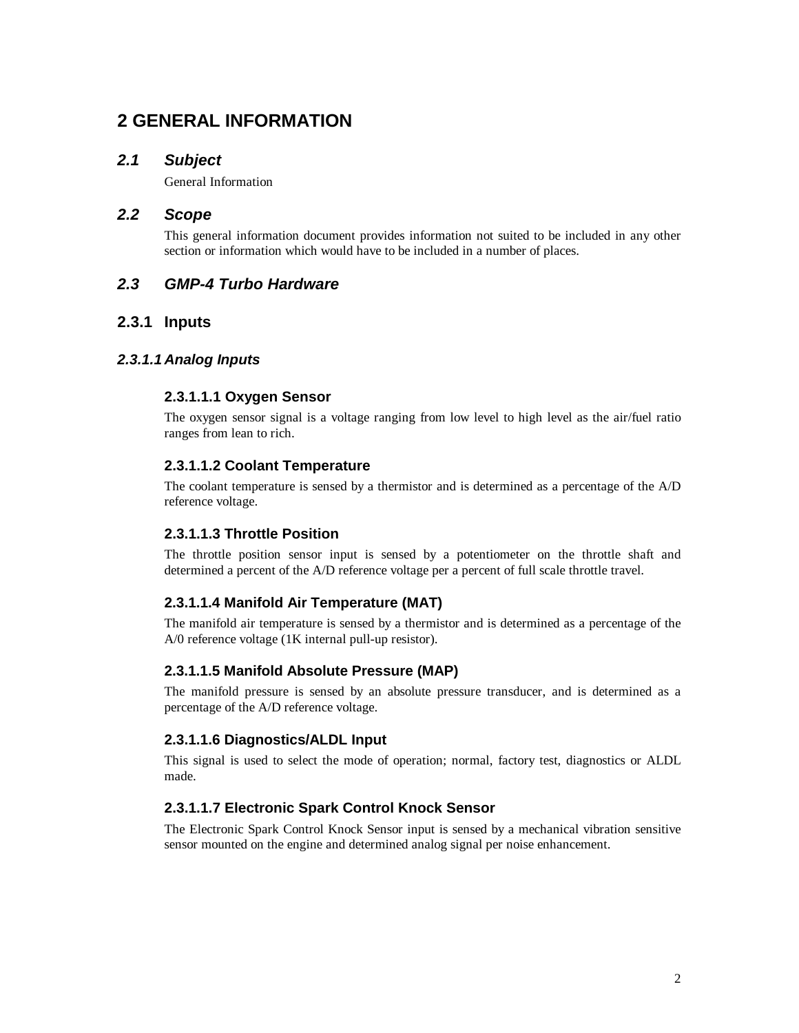# 2 GENERAL INFORMATION

## *2.1 Subject*

General Information

## *2.2 Scope*

This general information document provides information not suited to be included in any other section or information which would have to be included in a number of places.

## *2.3 GMP-4 Turbo Hardware*

### 2.3.1 Inputs

#### *2.3.1.1 Analog Inputs*

##### 2.3.1.1.1 Oxygen Sensor

The oxygen sensor signal is a voltage ranging from low level to high level as the air/fuel ratio ranges from lean to rich.

##### 2.3.1.1.2 Coolant Temperature

The coolant temperature is sensed by a thermistor and is determined as a percentage of the A/D reference voltage.

##### 2.3.1.1.3 Throttle Position

The throttle position sensor input is sensed by a potentiometer on the throttle shaft and determined a percent of the A/D reference voltage per a percent of full scale throttle travel.

##### 2.3.1.1.4 Manifold Air Temperature (MAT)

The manifold air temperature is sensed by a thermistor and is determined as a percentage of the A/0 reference voltage (1K internal pull-up resistor).

##### 2.3.1.1.5 Manifold Absolute Pressure (MAP)

The manifold pressure is sensed by an absolute pressure transducer, and is determined as a percentage of the A/D reference voltage.

##### 2.3.1.1.6 Diagnostics/ALDL Input

This signal is used to select the mode of operation; normal, factory test, diagnostics or ALDL made.

##### 2.3.1.1.7 Electronic Spark Control Knock Sensor

The Electronic Spark Control Knock Sensor input is sensed by a mechanical vibration sensitive sensor mounted on the engine and determined analog signal per noise enhancement.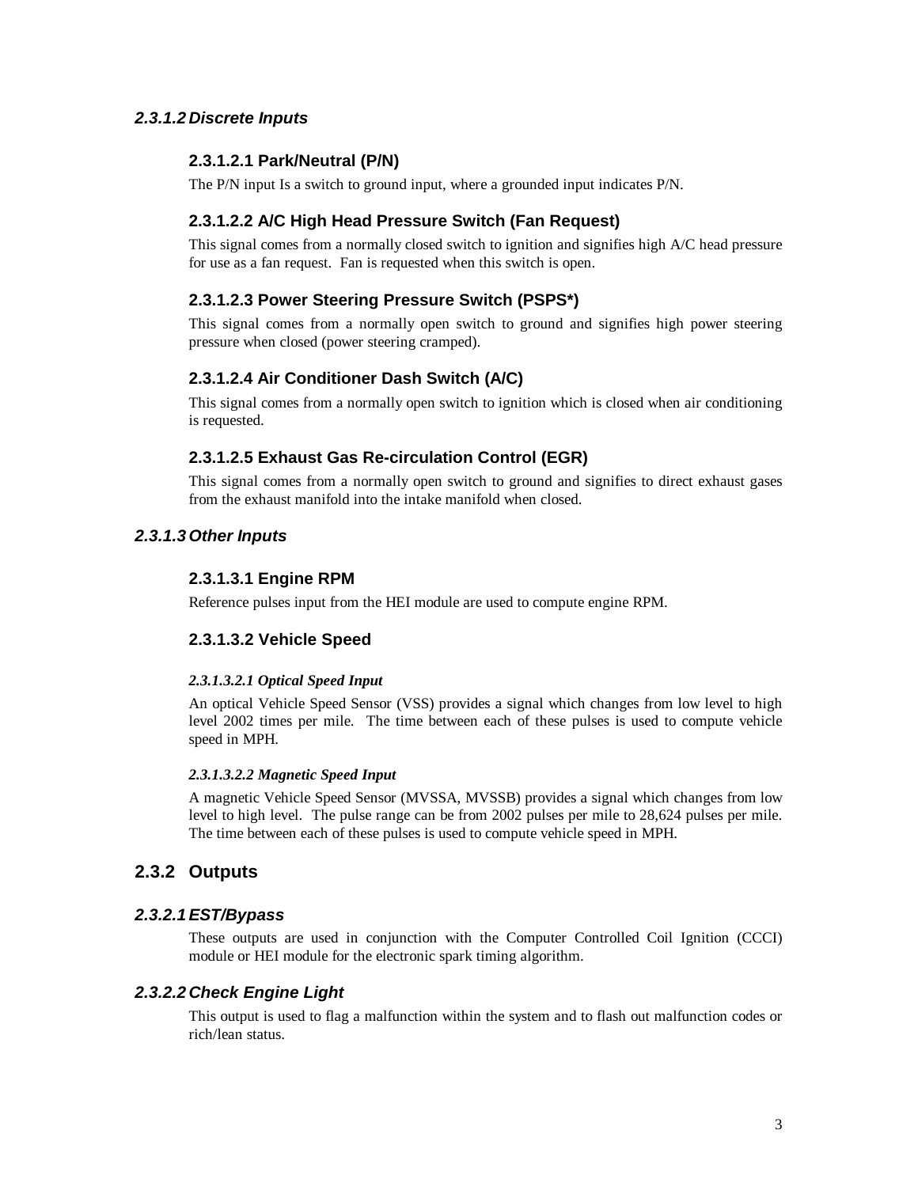#### 2.3.1.2 Discrete Inputs

##### 2.3.1.2.1 Park/Neutral (P/N)

The P/N input Is a switch to ground input, where a grounded input indicates P/N.

##### 2.3.1.2.2 A/C High Head Pressure Switch (Fan Request)

This signal comes from a normally closed switch to ignition and signifies high A/C head pressure for use as a fan request. Fan is requested when this switch is open.

##### 2.3.1.2.3 Power Steering Pressure Switch (PSPS*)

This signal comes from a normally open switch to ground and signifies high power steering pressure when closed (power steering cramped).

##### 2.3.1.2.4 Air Conditioner Dash Switch (A/C)

This signal comes from a normally open switch to ignition which is closed when air conditioning is requested.

##### 2.3.1.2.5 Exhaust Gas Re-circulation Control (EGR)

This signal comes from a normally open switch to ground and signifies to direct exhaust gases from the exhaust manifold into the intake manifold when closed.

#### 2.3.1.3 Other Inputs

##### 2.3.1.3.1 Engine RPM

Reference pulses input from the HEI module are used to compute engine RPM.

##### 2.3.1.3.2 Vehicle Speed

###### *2.3.1.3.2.1 Optical Speed Input*

An optical Vehicle Speed Sensor (VSS) provides a signal which changes from low level to high level 2002 times per mile. The time between each of these pulses is used to compute vehicle speed in MPH.

###### *2.3.1.3.2.2 Magnetic Speed Input*

A magnetic Vehicle Speed Sensor (MVSSA, MVSSB) provides a signal which changes from low level to high level. The pulse range can be from 2002 pulses per mile to 28,624 pulses per mile. The time between each of these pulses is used to compute vehicle speed in MPH.

### 2.3.2 Outputs

#### 2.3.2.1 EST/Bypass

These outputs are used in conjunction with the Computer Controlled Coil Ignition (CCCI) module or HEI module for the electronic spark timing algorithm.

#### 2.3.2.2 Check Engine Light

This output is used to flag a malfunction within the system and to flash out malfunction codes or rich/lean status.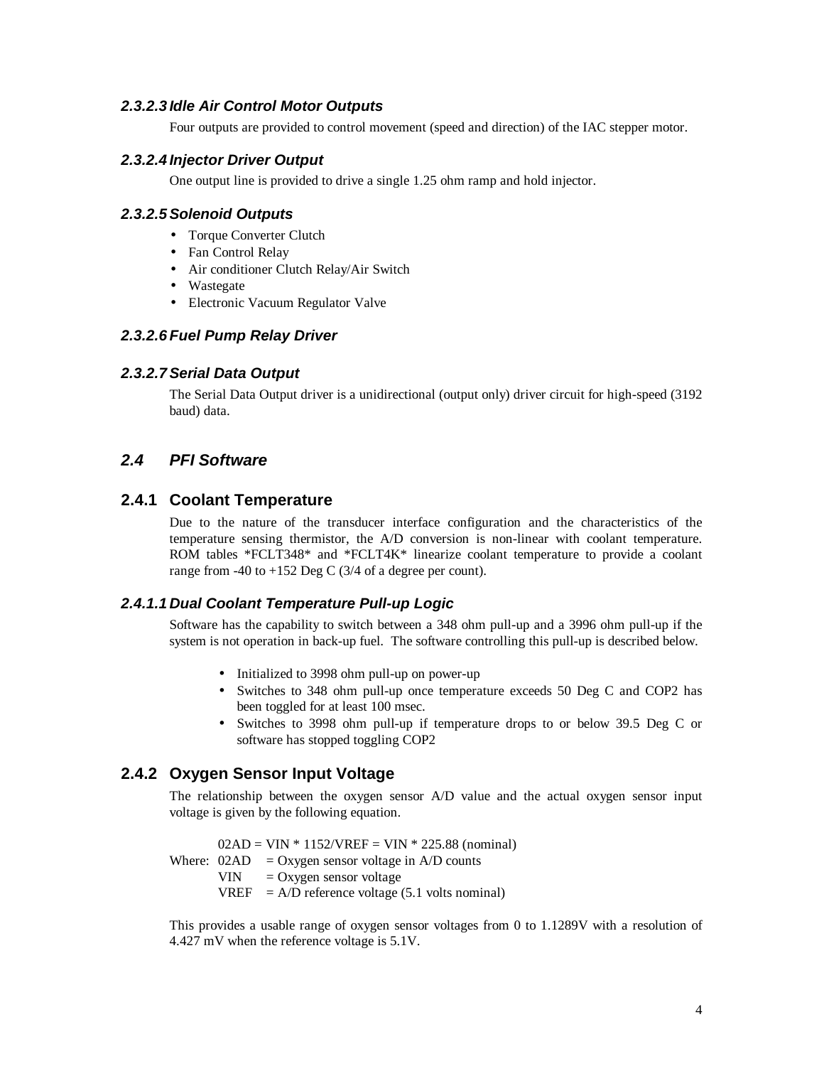#### 2.3.2.3 Idle Air Control Motor Outputs

Four outputs are provided to control movement (speed and direction) of the IAC stepper motor.

#### 2.3.2.4 Injector Driver Output

One output line is provided to drive a single 1.25 ohm ramp and hold injector.

#### 2.3.2.5 Solenoid Outputs

- Torque Converter Clutch
- Fan Control Relay
- Air conditioner Clutch Relay/Air Switch
- Wastegate
- Electronic Vacuum Regulator Valve

#### 2.3.2.6 Fuel Pump Relay Driver

#### 2.3.2.7 Serial Data Output

The Serial Data Output driver is a unidirectional (output only) driver circuit for high-speed (3192 baud) data.

## 2.4 PFI Software

### 2.4.1 Coolant Temperature

Due to the nature of the transducer interface configuration and the characteristics of the temperature sensing thermistor, the A/D conversion is non-linear with coolant temperature. ROM tables *FCLT348* and *FCLT4K* linearize coolant temperature to provide a coolant range from -40 to +152 Deg C (3/4 of a degree per count).

#### 2.4.1.1 Dual Coolant Temperature Pull-up Logic

Software has the capability to switch between a 348 ohm pull-up and a 3996 ohm pull-up if the system is not operation in back-up fuel. The software controlling this pull-up is described below.

- Initialized to 3998 ohm pull-up on power-up
- Switches to 348 ohm pull-up once temperature exceeds 50 Deg C and COP2 has been toggled for at least 100 msec.
- Switches to 3998 ohm pull-up if temperature drops to or below 39.5 Deg C or software has stopped toggling COP2

### 2.4.2 Oxygen Sensor Input Voltage

The relationship between the oxygen sensor A/D value and the actual oxygen sensor input voltage is given by the following equation.

$$02AD = VIN * 1152/VREF = VIN * 225.88 \text{ (nominal)}$$

Where: 02AD = Oxygen sensor voltage in A/D counts
VIN = Oxygen sensor voltage
VREF = A/D reference voltage (5.1 volts nominal)

This provides a usable range of oxygen sensor voltages from 0 to 1.1289V with a resolution of 4.427 mV when the reference voltage is 5.1V.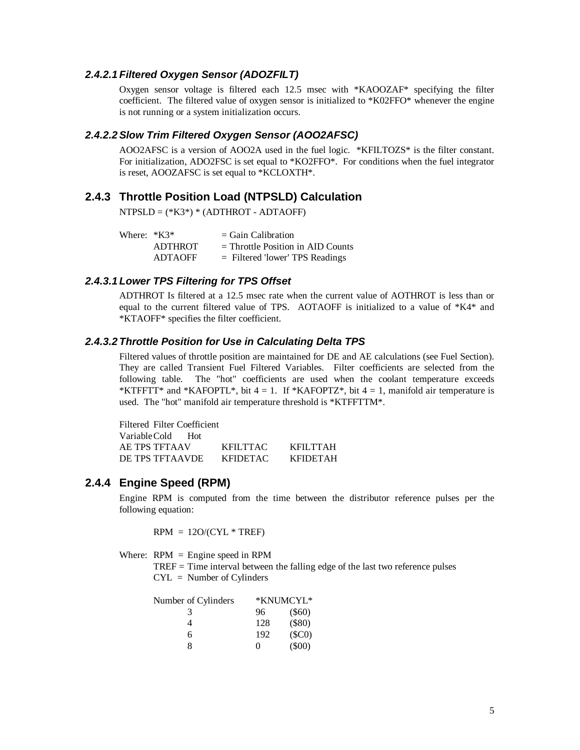#### 2.4.2.1 Filtered Oxygen Sensor (ADOZFILT)

Oxygen sensor voltage is filtered each 12.5 msec with *KAOOZAF* specifying the filter coefficient. The filtered value of oxygen sensor is initialized to *K02FFO* whenever the engine is not running or a system initialization occurs.

#### 2.4.2.2 Slow Trim Filtered Oxygen Sensor (AOO2AFSC)

AOO2AFSC is a version of AOO2A used in the fuel logic. *KFILTOZS* is the filter constant. For initialization, ADO2FSC is set equal to *KO2FFO*. For conditions when the fuel integrator is reset, AOOZAFSC is set equal to *KCLOXTH*.

### 2.4.3 Throttle Position Load (NTPSLD) Calculation

NTPSLD = (*K3*) * (ADTHROT - ADTAOFF)

Where: *K3* = Gain Calibration
ADTHROT = Throttle Position in AID Counts
ADTAOFF = Filtered 'lower' TPS Readings

#### 2.4.3.1 Lower TPS Filtering for TPS Offset

ADTHROT Is filtered at a 12.5 msec rate when the current value of AOTHROT is less than or equal to the current filtered value of TPS. AOTAOFF is initialized to a value of *K4* and *KTAOFF* specifies the filter coefficient.

#### 2.4.3.2 Throttle Position for Use in Calculating Delta TPS

Filtered values of throttle position are maintained for DE and AE calculations (see Fuel Section). They are called Transient Fuel Filtered Variables. Filter coefficients are selected from the following table. The "hot" coefficients are used when the coolant temperature exceeds *KTFFTT* and *KAFOPTL*, bit 4 = 1. If *KAFOPTZ*, bit 4 = 1, manifold air temperature is used. The "hot" manifold air temperature threshold is *KTFFTTM*.

| Filtered Variable | | Filter Coefficient Cold | Hot |
|---|---|---|---|
| AE TPS | TFTAAV | KFILTTAC | KFILTTAH |
| DE TPS | TFTAAVDE | KFIDETAC | KFIDETAH |

### 2.4.4 Engine Speed (RPM)

Engine RPM is computed from the time between the distributor reference pulses per the following equation:

RPM = 12O/(CYL * TREF)

Where: RPM = Engine speed in RPM
TREF = Time interval between the falling edge of the last two reference pulses
CYL = Number of Cylinders

| Number of Cylinders | *KNUMCYL* | |
|---|---|---|
| 3 | 96 | ($60) |
| 4 | 128 | ($80) |
| 6 | 192 | ($C0) |
| 8 | 0 | ($00) |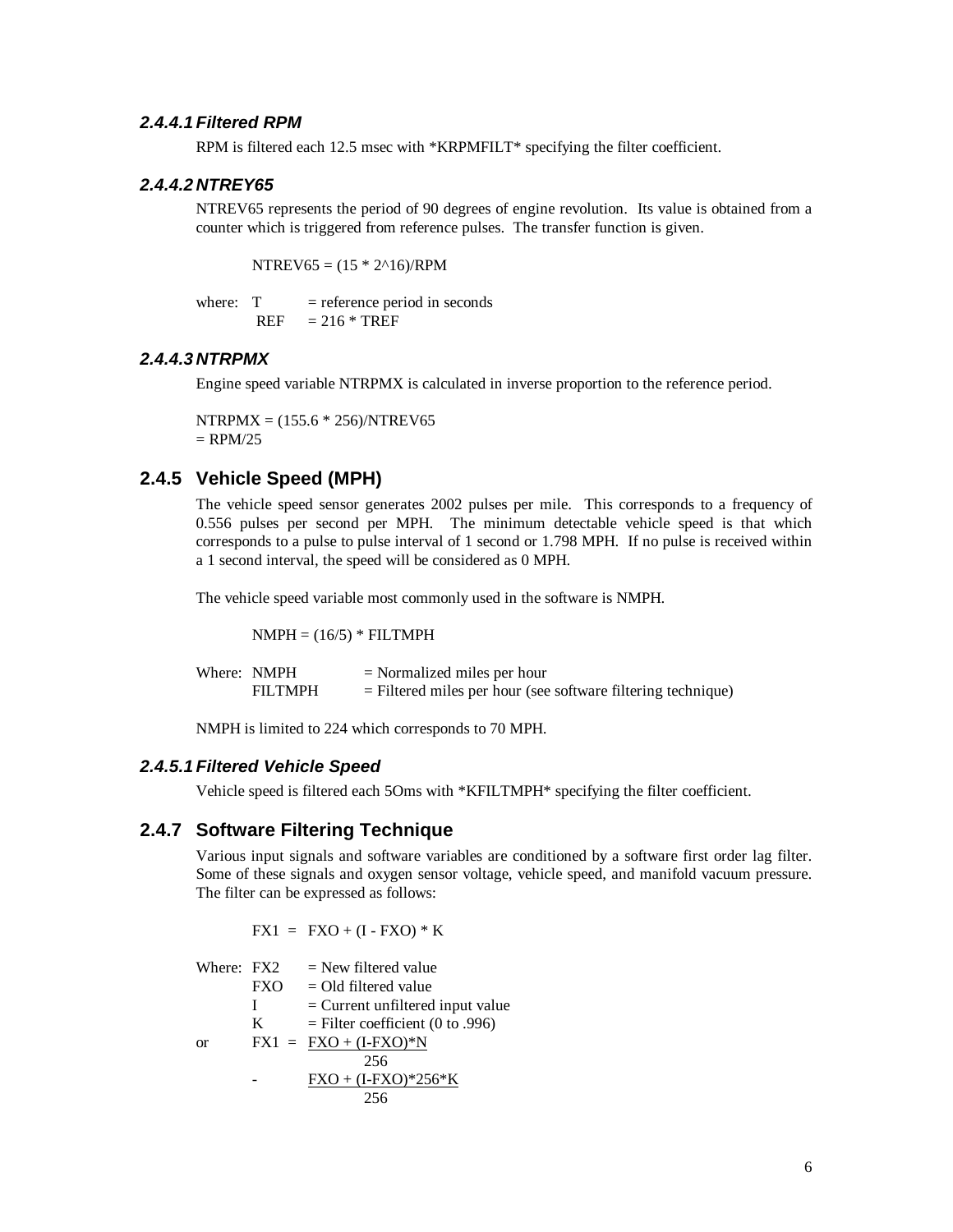#### 2.4.4.1 Filtered RPM

RPM is filtered each 12.5 msec with *KRPMFILT* specifying the filter coefficient.

#### 2.4.4.2 NTREY65

NTREV65 represents the period of 90 degrees of engine revolution. Its value is obtained from a counter which is triggered from reference pulses. The transfer function is given.

$$NTREV65 = (15 * 2^{16})/RPM$$

where: T = reference period in seconds
REF = 216 * TREF

#### 2.4.4.3 NTRPMX

Engine speed variable NTRPMX is calculated in inverse proportion to the reference period.

$$NTRPMX = (155.6 * 256)/NTREV65$$
$$= RPM/25$$

### 2.4.5 Vehicle Speed (MPH)

The vehicle speed sensor generates 2002 pulses per mile. This corresponds to a frequency of 0.556 pulses per second per MPH. The minimum detectable vehicle speed is that which corresponds to a pulse to pulse interval of 1 second or 1.798 MPH. If no pulse is received within a 1 second interval, the speed will be considered as 0 MPH.

The vehicle speed variable most commonly used in the software is NMPH.

$$NMPH = (16/5) * FILTMPH$$

Where: NMPH = Normalized miles per hour
FILTMPH = Filtered miles per hour (see software filtering technique)

NMPH is limited to 224 which corresponds to 70 MPH.

#### 2.4.5.1 Filtered Vehicle Speed

Vehicle speed is filtered each 5Oms with *KFILTMPH* specifying the filter coefficient.

### 2.4.7 Software Filtering Technique

Various input signals and software variables are conditioned by a software first order lag filter. Some of these signals and oxygen sensor voltage, vehicle speed, and manifold vacuum pressure. The filter can be expressed as follows:

$$FX1 = FXO + (I - FXO) * K$$

Where: FX2 = New filtered value
FXO = Old filtered value
I = Current unfiltered input value
K = Filter coefficient (0 to .996)

or

$$FX1 = \frac{FXO + (I\text{-}FXO)*N}{256}$$

$$- \frac{FXO + (I\text{-}FXO)*256*K}{256}$$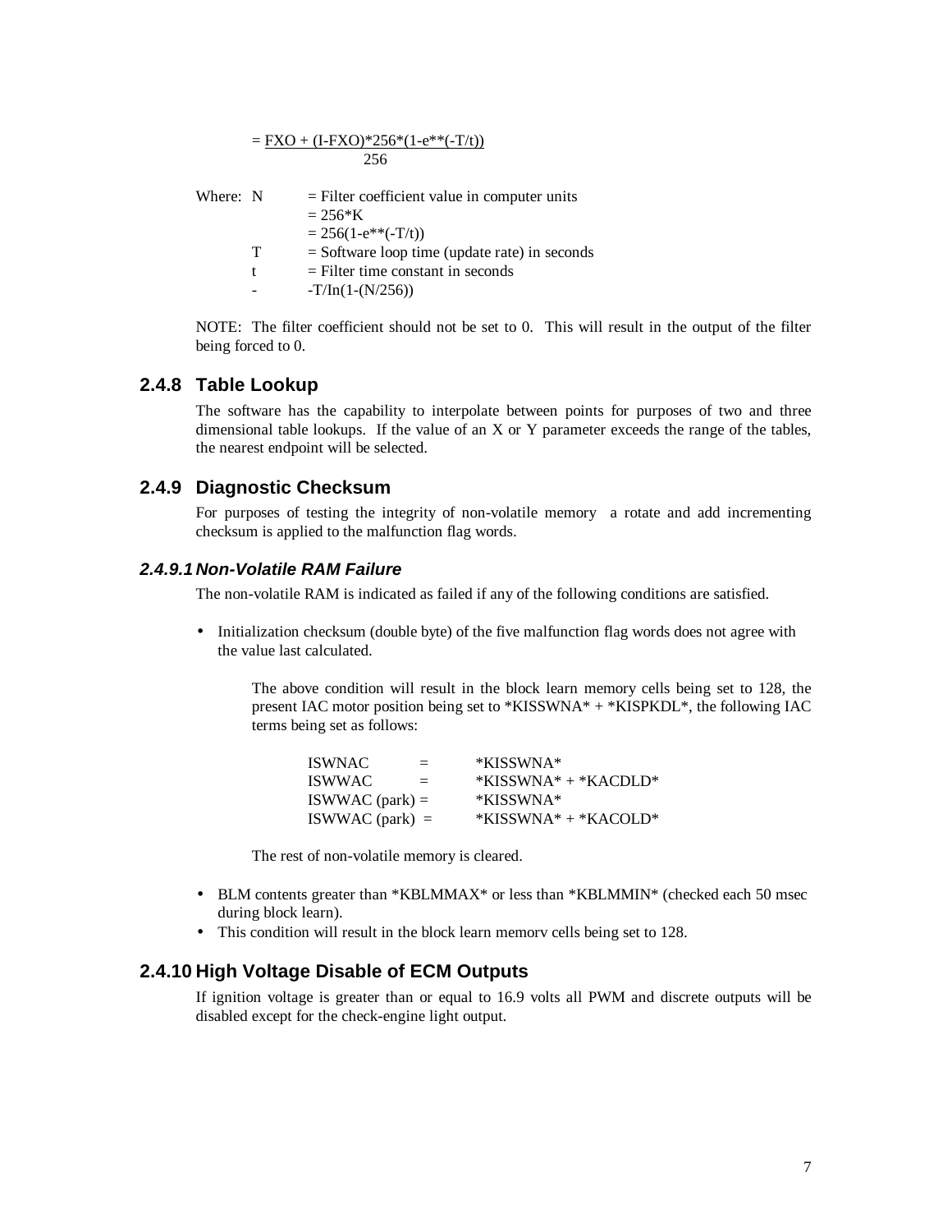$$= \frac{FXO + (I-FXO)*256*(1-e^{**}(-T/t))}{256}$$

Where: N = Filter coefficient value in computer units
= 256*K
= 256(1-e**(-T/t))

T = Software loop time (update rate) in seconds

t = Filter time constant in seconds

\- -T/In(1-(N/256))

NOTE: The filter coefficient should not be set to 0. This will result in the output of the filter being forced to 0.

## 2.4.8 Table Lookup

The software has the capability to interpolate between points for purposes of two and three dimensional table lookups. If the value of an X or Y parameter exceeds the range of the tables, the nearest endpoint will be selected.

## 2.4.9 Diagnostic Checksum

For purposes of testing the integrity of non-volatile memory a rotate and add incrementing checksum is applied to the malfunction flag words.

### *2.4.9.1 Non-Volatile RAM Failure*

The non-volatile RAM is indicated as failed if any of the following conditions are satisfied.

- Initialization checksum (double byte) of the five malfunction flag words does not agree with the value last calculated.

  The above condition will result in the block learn memory cells being set to 128, the present IAC motor position being set to *KISSWNA* + *KISPKDL*, the following IAC terms being set as follows:

  ISWNAC = *KISSWNA*
  ISWWAC = *KISSWNA* + *KACDLD*
  ISWWAC (park) = *KISSWNA*
  ISWWAC (park) = *KISSWNA* + *KACOLD*

  The rest of non-volatile memory is cleared.

- BLM contents greater than *KBLMMAX* or less than *KBLMMIN* (checked each 50 msec during block learn).
- This condition will result in the block learn memory cells being set to 128.

## 2.4.10 High Voltage Disable of ECM Outputs

If ignition voltage is greater than or equal to 16.9 volts all PWM and discrete outputs will be disabled except for the check-engine light output.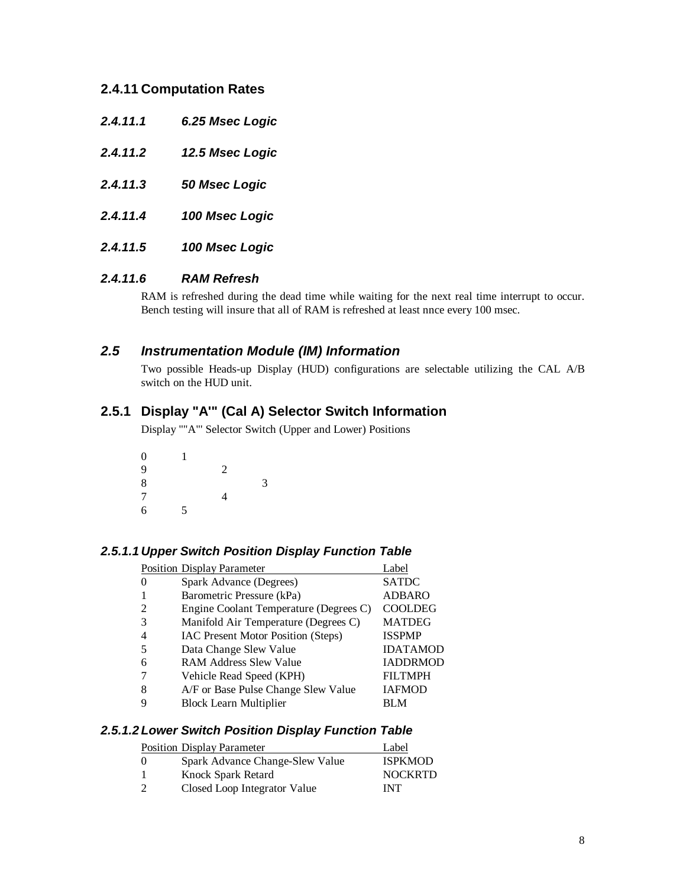## 2.4.11 Computation Rates

### *2.4.11.1 6.25 Msec Logic*

### *2.4.11.2 12.5 Msec Logic*

### *2.4.11.3 50 Msec Logic*

### *2.4.11.4 100 Msec Logic*

### *2.4.11.5 100 Msec Logic*

### *2.4.11.6 RAM Refresh*

RAM is refreshed during the dead time while waiting for the next real time interrupt to occur. Bench testing will insure that all of RAM is refreshed at least nnce every 100 msec.

## *2.5 Instrumentation Module (IM) Information*

Two possible Heads-up Display (HUD) configurations are selectable utilizing the CAL A/B switch on the HUD unit.

## 2.5.1 Display "A'" (Cal A) Selector Switch Information

Display ""A"' Selector Switch (Upper and Lower) Positions

```
0   1
9       2
8           3
7       4
6   5
```

### *2.5.1.1 Upper Switch Position Display Function Table*

| Position | Display Parameter | Label |
|---|---|---|
| 0 | Spark Advance (Degrees) | SATDC |
| 1 | Barometric Pressure (kPa) | ADBARO |
| 2 | Engine Coolant Temperature (Degrees C) | COOLDEG |
| 3 | Manifold Air Temperature (Degrees C) | MATDEG |
| 4 | IAC Present Motor Position (Steps) | ISSPMP |
| 5 | Data Change Slew Value | IDATAMOD |
| 6 | RAM Address Slew Value | IADDRMOD |
| 7 | Vehicle Read Speed (KPH) | FILTMPH |
| 8 | A/F or Base Pulse Change Slew Value | IAFMOD |
| 9 | Block Learn Multiplier | BLM |

### *2.5.1.2 Lower Switch Position Display Function Table*

| Position | Display Parameter | Label |
|---|---|---|
| 0 | Spark Advance Change-Slew Value | ISPKMOD |
| 1 | Knock Spark Retard | NOCKRTD |
| 2 | Closed Loop Integrator Value | INT |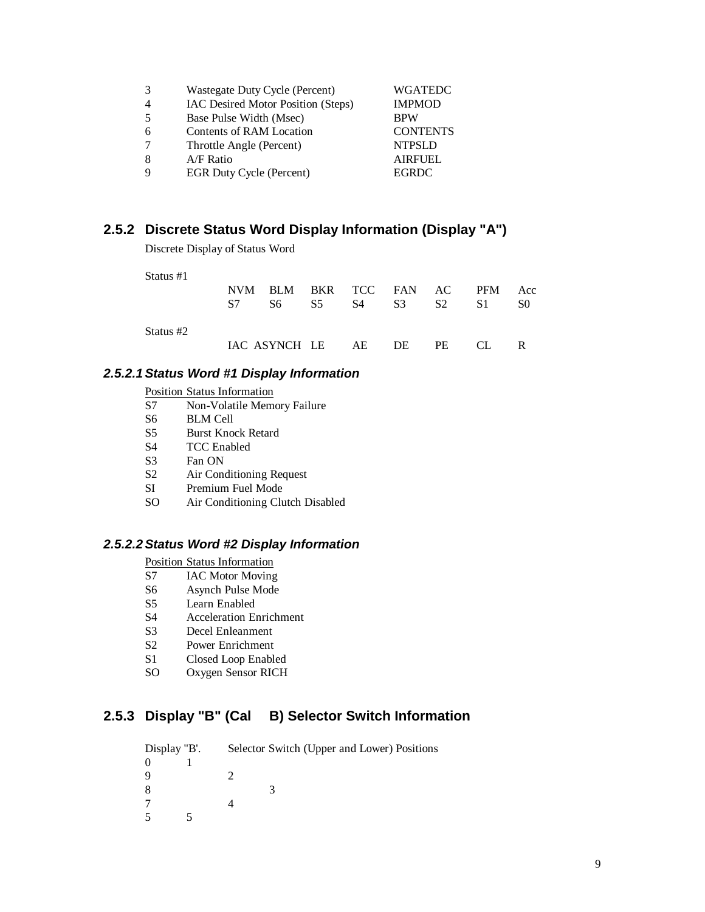| | | |
|---|---|---|
| 3 | Wastegate Duty Cycle (Percent) | WGATEDC |
| 4 | IAC Desired Motor Position (Steps) | IMPMOD |
| 5 | Base Pulse Width (Msec) | BPW |
| 6 | Contents of RAM Location | CONTENTS |
| 7 | Throttle Angle (Percent) | NTPSLD |
| 8 | A/F Ratio | AIRFUEL |
| 9 | EGR Duty Cycle (Percent) | EGRDC |

## 2.5.2 Discrete Status Word Display Information (Display "A")

Discrete Display of Status Word

Status #1

| NVM | BLM | BKR | TCC | FAN | AC | PFM | Acc |
|---|---|---|---|---|---|---|---|
| S7 | S6 | S5 | S4 | S3 | S2 | S1 | S0 |

Status #2

| IAC | ASYNCH | LE | AE | DE | PE | CL | R |
|---|---|---|---|---|---|---|---|

### *2.5.2.1 Status Word #1 Display Information*

| Position | Status Information |
|---|---|
| S7 | Non-Volatile Memory Failure |
| S6 | BLM Cell |
| S5 | Burst Knock Retard |
| S4 | TCC Enabled |
| S3 | Fan ON |
| S2 | Air Conditioning Request |
| SI | Premium Fuel Mode |
| SO | Air Conditioning Clutch Disabled |

### *2.5.2.2 Status Word #2 Display Information*

| Position | Status Information |
|---|---|
| S7 | IAC Motor Moving |
| S6 | Asynch Pulse Mode |
| S5 | Learn Enabled |
| S4 | Acceleration Enrichment |
| S3 | Decel Enleanment |
| S2 | Power Enrichment |
| S1 | Closed Loop Enabled |
| SO | Oxygen Sensor RICH |

## 2.5.3 Display "B" (Cal B) Selector Switch Information

Display "B'. Selector Switch (Upper and Lower) Positions

```
0    1
9        2
8            3
7        4
5    5
```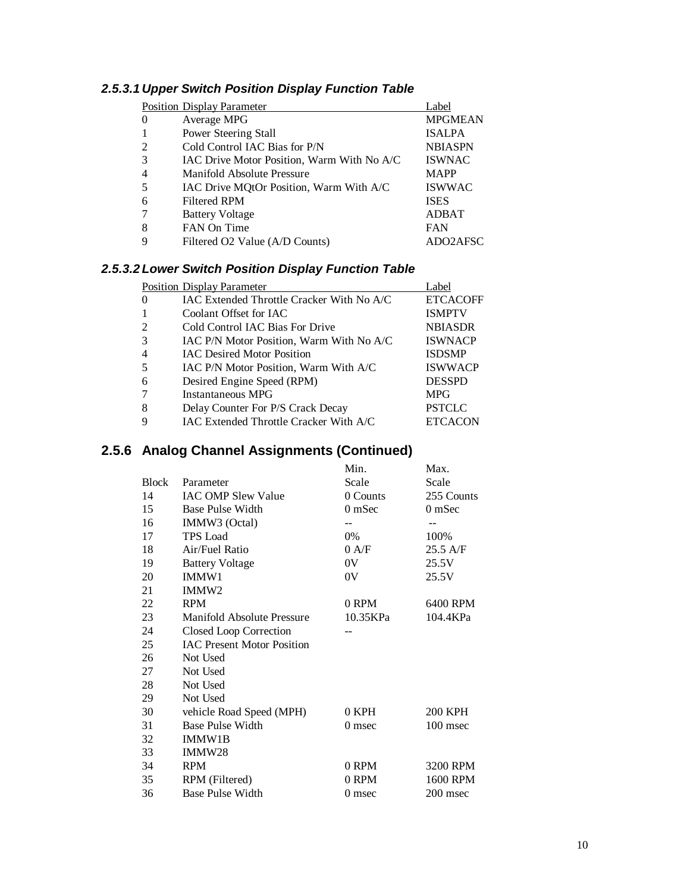### 2.5.3.1 Upper Switch Position Display Function Table

| Position | Display Parameter | Label |
|---|---|---|
| 0 | Average MPG | MPGMEAN |
| 1 | Power Steering Stall | ISALPA |
| 2 | Cold Control IAC Bias for P/N | NBIASPN |
| 3 | IAC Drive Motor Position, Warm With No A/C | ISWNAC |
| 4 | Manifold Absolute Pressure | MAPP |
| 5 | IAC Drive MQtOr Position, Warm With A/C | ISWWAC |
| 6 | Filtered RPM | ISES |
| 7 | Battery Voltage | ADBAT |
| 8 | FAN On Time | FAN |
| 9 | Filtered O2 Value (A/D Counts) | ADO2AFSC |

### 2.5.3.2 Lower Switch Position Display Function Table

| Position | Display Parameter | Label |
|---|---|---|
| 0 | IAC Extended Throttle Cracker With No A/C | ETCACOFF |
| 1 | Coolant Offset for IAC | ISMPTV |
| 2 | Cold Control IAC Bias For Drive | NBIASDR |
| 3 | IAC P/N Motor Position, Warm With No A/C | ISWNACP |
| 4 | IAC Desired Motor Position | ISDSMP |
| 5 | IAC P/N Motor Position, Warm With A/C | ISWWACP |
| 6 | Desired Engine Speed (RPM) | DESSPD |
| 7 | Instantaneous MPG | MPG |
| 8 | Delay Counter For P/S Crack Decay | PSTCLC |
| 9 | IAC Extended Throttle Cracker With A/C | ETCACON |

## 2.5.6 Analog Channel Assignments (Continued)

| Block | Parameter | Min. Scale | Max. Scale |
|---|---|---|---|
| 14 | IAC OMP Slew Value | 0 Counts | 255 Counts |
| 15 | Base Pulse Width | 0 mSec | 0 mSec |
| 16 | IMMW3 (Octal) | -- | -- |
| 17 | TPS Load | 0% | 100% |
| 18 | Air/Fuel Ratio | 0 A/F | 25.5 A/F |
| 19 | Battery Voltage | 0V | 25.5V |
| 20 | IMMW1 | 0V | 25.5V |
| 21 | IMMW2 | | |
| 22 | RPM | 0 RPM | 6400 RPM |
| 23 | Manifold Absolute Pressure | 10.35KPa | 104.4KPa |
| 24 | Closed Loop Correction | -- | |
| 25 | IAC Present Motor Position | | |
| 26 | Not Used | | |
| 27 | Not Used | | |
| 28 | Not Used | | |
| 29 | Not Used | | |
| 30 | vehicle Road Speed (MPH) | 0 KPH | 200 KPH |
| 31 | Base Pulse Width | 0 msec | 100 msec |
| 32 | IMMW1B | | |
| 33 | IMMW28 | | |
| 34 | RPM | 0 RPM | 3200 RPM |
| 35 | RPM (Filtered) | 0 RPM | 1600 RPM |
| 36 | Base Pulse Width | 0 msec | 200 msec |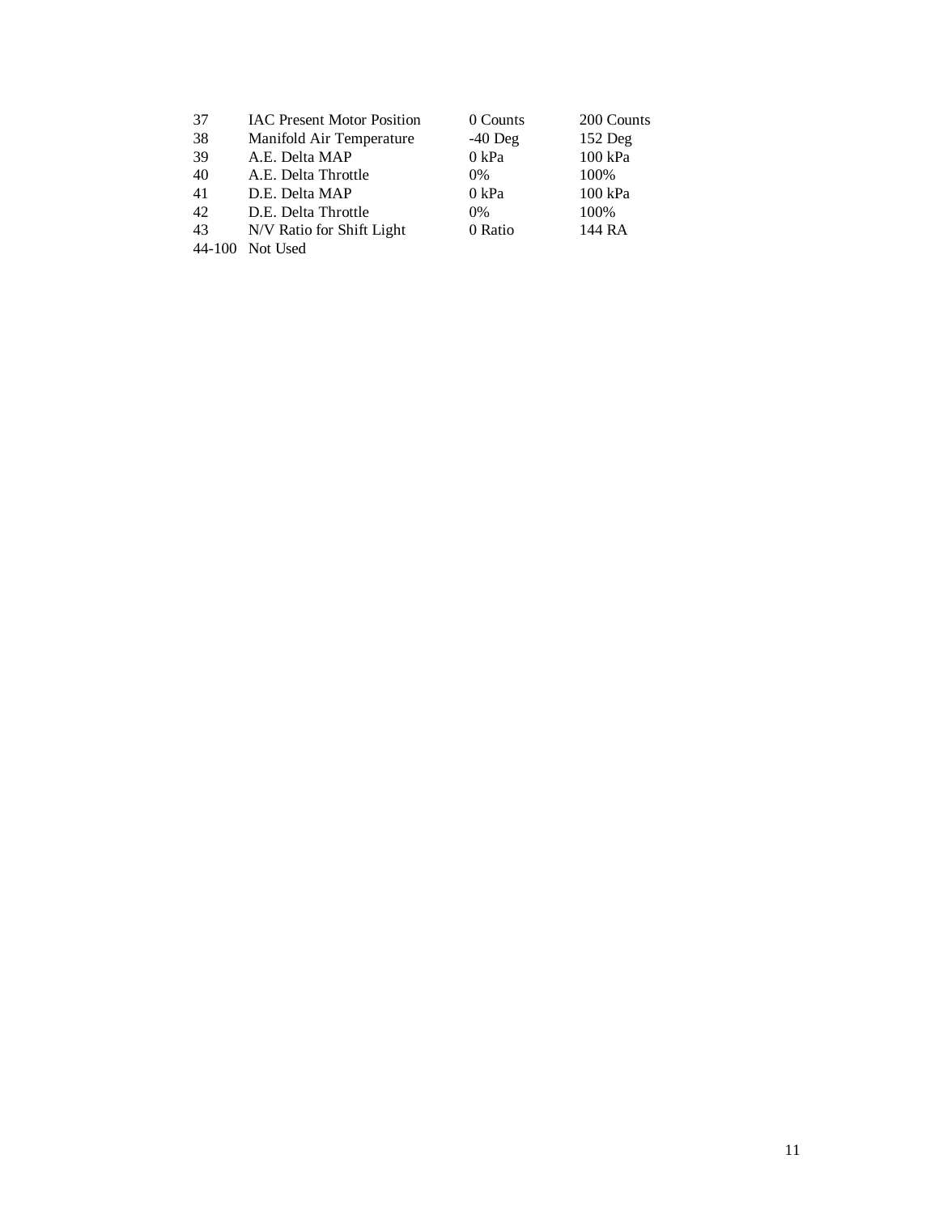| | | | |
|---|---|---|---|
| 37 | IAC Present Motor Position | 0 Counts | 200 Counts |
| 38 | Manifold Air Temperature | -40 Deg | 152 Deg |
| 39 | A.E. Delta MAP | 0 kPa | 100 kPa |
| 40 | A.E. Delta Throttle | 0% | 100% |
| 41 | D.E. Delta MAP | 0 kPa | 100 kPa |
| 42 | D.E. Delta Throttle | 0% | 100% |
| 43 | N/V Ratio for Shift Light | 0 Ratio | 144 RA |
| 44-100 | Not Used | | |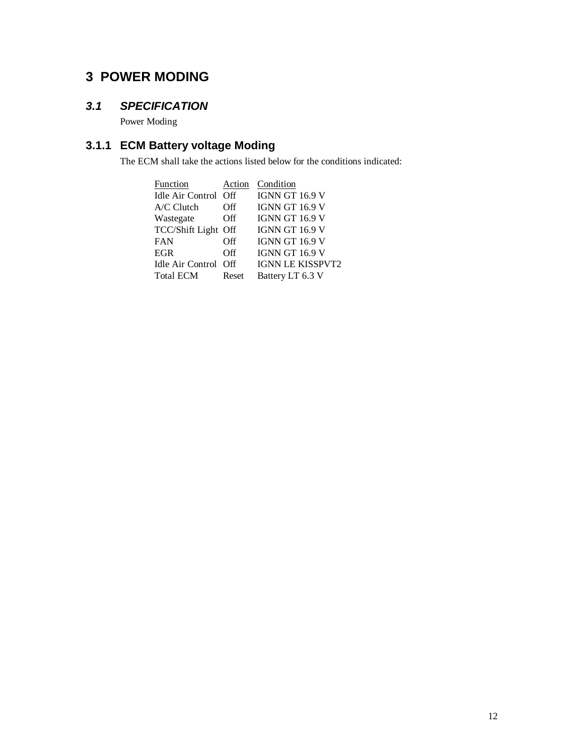# 3 POWER MODING

## *3.1 SPECIFICATION*

Power Moding

### 3.1.1 ECM Battery voltage Moding

The ECM shall take the actions listed below for the conditions indicated:

| Function | Action | Condition |
|---|---|---|
| Idle Air Control | Off | IGNN GT 16.9 V |
| A/C Clutch | Off | IGNN GT 16.9 V |
| Wastegate | Off | IGNN GT 16.9 V |
| TCC/Shift Light | Off | IGNN GT 16.9 V |
| FAN | Off | IGNN GT 16.9 V |
| EGR | Off | IGNN GT 16.9 V |
| Idle Air Control | Off | IGNN LE KISSPVT2 |
| Total ECM | Reset | Battery LT 6.3 V |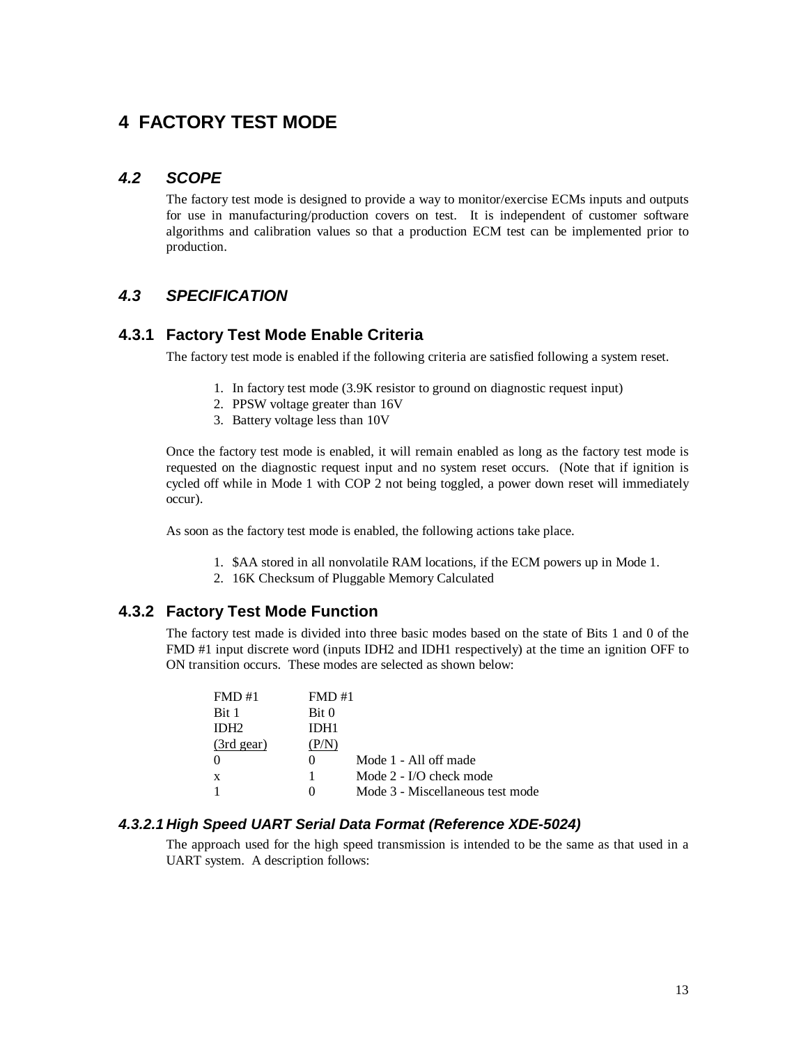# 4 FACTORY TEST MODE

## *4.2 SCOPE*

The factory test mode is designed to provide a way to monitor/exercise ECMs inputs and outputs for use in manufacturing/production covers on test. It is independent of customer software algorithms and calibration values so that a production ECM test can be implemented prior to production.

## *4.3 SPECIFICATION*

### 4.3.1 Factory Test Mode Enable Criteria

The factory test mode is enabled if the following criteria are satisfied following a system reset.

1. In factory test mode (3.9K resistor to ground on diagnostic request input)
2. PPSW voltage greater than 16V
3. Battery voltage less than 10V

Once the factory test mode is enabled, it will remain enabled as long as the factory test mode is requested on the diagnostic request input and no system reset occurs. (Note that if ignition is cycled off while in Mode 1 with COP 2 not being toggled, a power down reset will immediately occur).

As soon as the factory test mode is enabled, the following actions take place.

1. $AA stored in all nonvolatile RAM locations, if the ECM powers up in Mode 1.
2. 16K Checksum of Pluggable Memory Calculated

### 4.3.2 Factory Test Mode Function

The factory test made is divided into three basic modes based on the state of Bits 1 and 0 of the FMD #1 input discrete word (inputs IDH2 and IDH1 respectively) at the time an ignition OFF to ON transition occurs. These modes are selected as shown below:

| FMD #1 Bit 1 IDH2 (3rd gear) | FMD #1 Bit 0 IDH1 (P/N) | |
|---|---|---|
| 0 | 0 | Mode 1 - All off made |
| x | 1 | Mode 2 - I/O check mode |
| 1 | 0 | Mode 3 - Miscellaneous test mode |

#### *4.3.2.1 High Speed UART Serial Data Format (Reference XDE-5024)*

The approach used for the high speed transmission is intended to be the same as that used in a UART system. A description follows: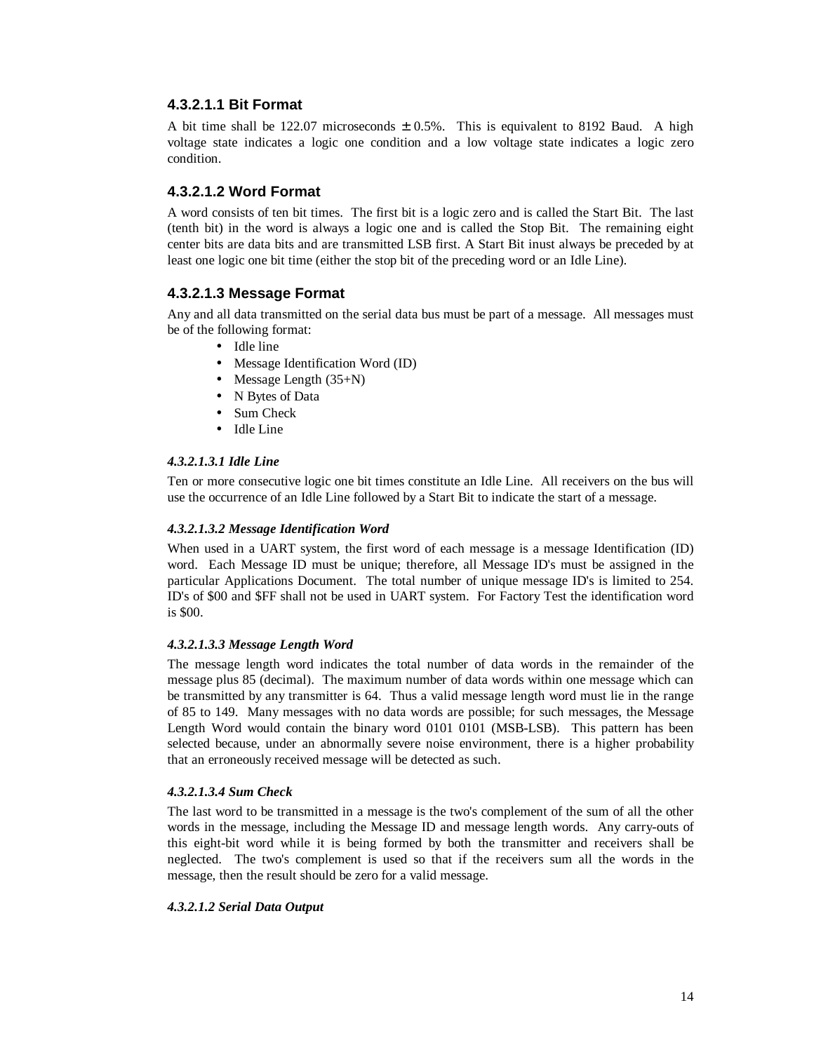#### 4.3.2.1.1 Bit Format

A bit time shall be 122.07 microseconds ± 0.5%. This is equivalent to 8192 Baud. A high voltage state indicates a logic one condition and a low voltage state indicates a logic zero condition.

#### 4.3.2.1.2 Word Format

A word consists of ten bit times. The first bit is a logic zero and is called the Start Bit. The last (tenth bit) in the word is always a logic one and is called the Stop Bit. The remaining eight center bits are data bits and are transmitted LSB first. A Start Bit inust always be preceded by at least one logic one bit time (either the stop bit of the preceding word or an Idle Line).

#### 4.3.2.1.3 Message Format

Any and all data transmitted on the serial data bus must be part of a message. All messages must be of the following format:

- Idle line
- Message Identification Word (ID)
- Message Length (35+N)
- N Bytes of Data
- Sum Check
- Idle Line

##### *4.3.2.1.3.1 Idle Line*

Ten or more consecutive logic one bit times constitute an Idle Line. All receivers on the bus will use the occurrence of an Idle Line followed by a Start Bit to indicate the start of a message.

##### *4.3.2.1.3.2 Message Identification Word*

When used in a UART system, the first word of each message is a message Identification (ID) word. Each Message ID must be unique; therefore, all Message ID's must be assigned in the particular Applications Document. The total number of unique message ID's is limited to 254. ID's of $00 and $FF shall not be used in UART system. For Factory Test the identification word is $00.

##### *4.3.2.1.3.3 Message Length Word*

The message length word indicates the total number of data words in the remainder of the message plus 85 (decimal). The maximum number of data words within one message which can be transmitted by any transmitter is 64. Thus a valid message length word must lie in the range of 85 to 149. Many messages with no data words are possible; for such messages, the Message Length Word would contain the binary word 0101 0101 (MSB-LSB). This pattern has been selected because, under an abnormally severe noise environment, there is a higher probability that an erroneously received message will be detected as such.

##### *4.3.2.1.3.4 Sum Check*

The last word to be transmitted in a message is the two's complement of the sum of all the other words in the message, including the Message ID and message length words. Any carry-outs of this eight-bit word while it is being formed by both the transmitter and receivers shall be neglected. The two's complement is used so that if the receivers sum all the words in the message, then the result should be zero for a valid message.

##### *4.3.2.1.2 Serial Data Output*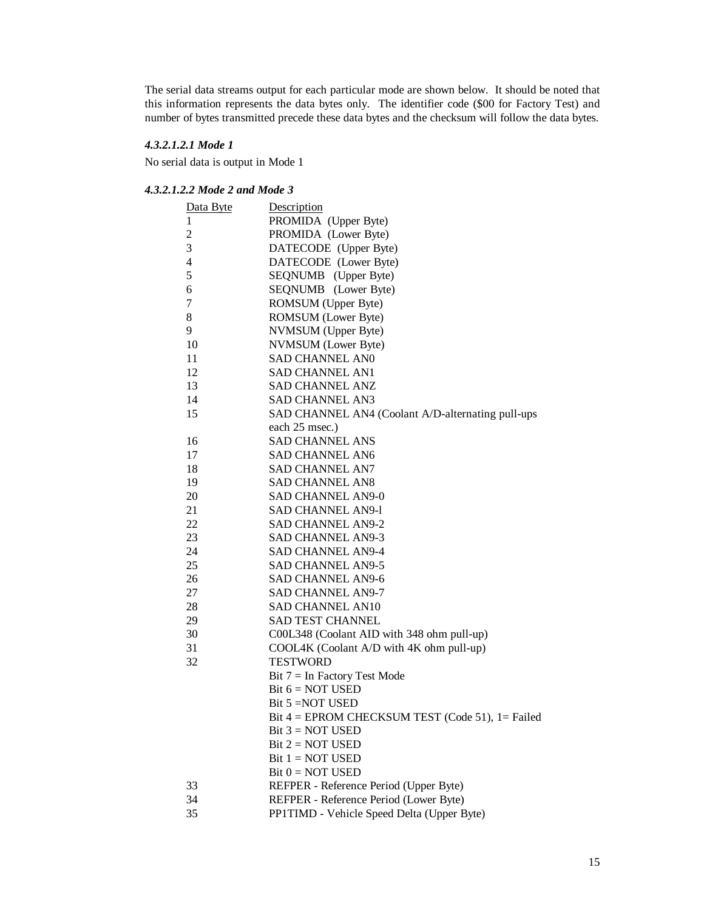The serial data streams output for each particular mode are shown below. It should be noted that this information represents the data bytes only. The identifier code ($00 for Factory Test) and number of bytes transmitted precede these data bytes and the checksum will follow the data bytes.

#### *4.3.2.1.2.1 Mode 1*

No serial data is output in Mode 1

#### *4.3.2.1.2.2 Mode 2 and Mode 3*

| Data Byte | Description |
|---|---|
| 1 | PROMIDA (Upper Byte) |
| 2 | PROMIDA (Lower Byte) |
| 3 | DATECODE (Upper Byte) |
| 4 | DATECODE (Lower Byte) |
| 5 | SEQNUMB (Upper Byte) |
| 6 | SEQNUMB (Lower Byte) |
| 7 | ROMSUM (Upper Byte) |
| 8 | ROMSUM (Lower Byte) |
| 9 | NVMSUM (Upper Byte) |
| 10 | NVMSUM (Lower Byte) |
| 11 | SAD CHANNEL AN0 |
| 12 | SAD CHANNEL AN1 |
| 13 | SAD CHANNEL ANZ |
| 14 | SAD CHANNEL AN3 |
| 15 | SAD CHANNEL AN4 (Coolant A/D-alternating pull-ups each 25 msec.) |
| 16 | SAD CHANNEL ANS |
| 17 | SAD CHANNEL AN6 |
| 18 | SAD CHANNEL AN7 |
| 19 | SAD CHANNEL AN8 |
| 20 | SAD CHANNEL AN9-0 |
| 21 | SAD CHANNEL AN9-l |
| 22 | SAD CHANNEL AN9-2 |
| 23 | SAD CHANNEL AN9-3 |
| 24 | SAD CHANNEL AN9-4 |
| 25 | SAD CHANNEL AN9-5 |
| 26 | SAD CHANNEL AN9-6 |
| 27 | SAD CHANNEL AN9-7 |
| 28 | SAD CHANNEL AN10 |
| 29 | SAD TEST CHANNEL |
| 30 | C00L348 (Coolant AID with 348 ohm pull-up) |
| 31 | COOL4K (Coolant A/D with 4K ohm pull-up) |
| 32 | TESTWORD<br>Bit 7 = In Factory Test Mode<br>Bit 6 = NOT USED<br>Bit 5 =NOT USED<br>Bit 4 = EPROM CHECKSUM TEST (Code 51), 1= Failed<br>Bit 3 = NOT USED<br>Bit 2 = NOT USED<br>Bit 1 = NOT USED<br>Bit 0 = NOT USED |
| 33 | REFPER - Reference Period (Upper Byte) |
| 34 | REFPER - Reference Period (Lower Byte) |
| 35 | PP1TIMD - Vehicle Speed Delta (Upper Byte) |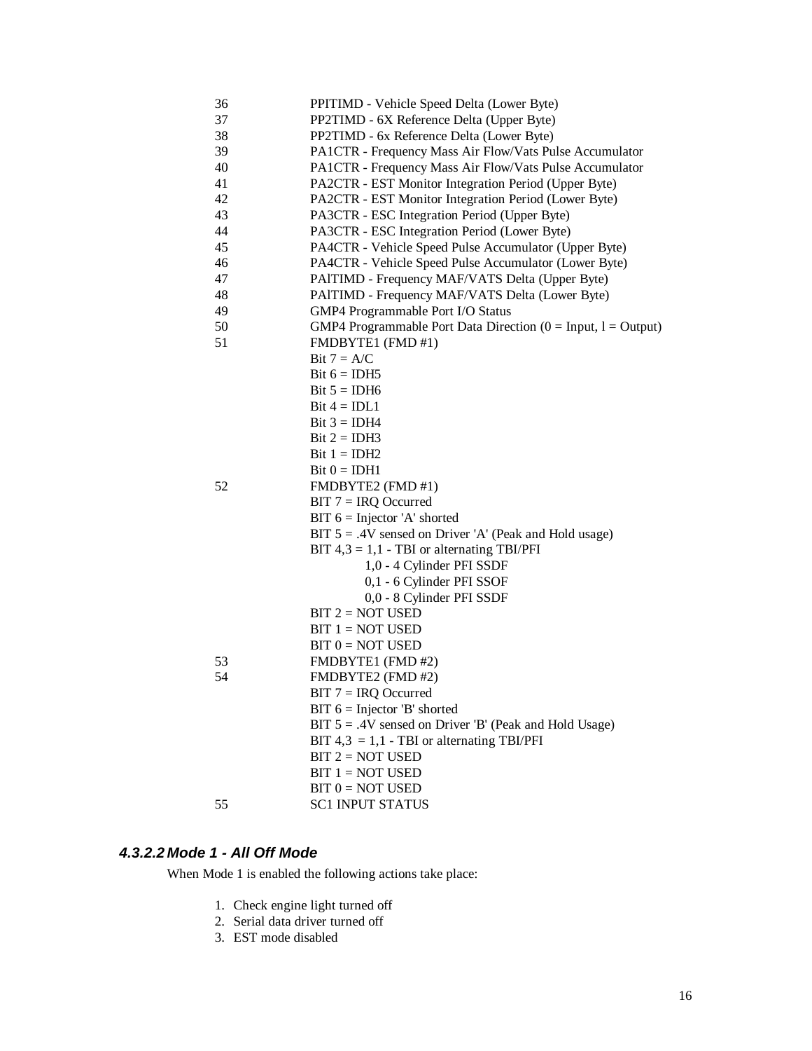| | |
|---|---|
| 36 | PPITIMD - Vehicle Speed Delta (Lower Byte) |
| 37 | PP2TIMD - 6X Reference Delta (Upper Byte) |
| 38 | PP2TIMD - 6x Reference Delta (Lower Byte) |
| 39 | PA1CTR - Frequency Mass Air Flow/Vats Pulse Accumulator |
| 40 | PA1CTR - Frequency Mass Air Flow/Vats Pulse Accumulator |
| 41 | PA2CTR - EST Monitor Integration Period (Upper Byte) |
| 42 | PA2CTR - EST Monitor Integration Period (Lower Byte) |
| 43 | PA3CTR - ESC Integration Period (Upper Byte) |
| 44 | PA3CTR - ESC Integration Period (Lower Byte) |
| 45 | PA4CTR - Vehicle Speed Pulse Accumulator (Upper Byte) |
| 46 | PA4CTR - Vehicle Speed Pulse Accumulator (Lower Byte) |
| 47 | PAlTIMD - Frequency MAF/VATS Delta (Upper Byte) |
| 48 | PAlTIMD - Frequency MAF/VATS Delta (Lower Byte) |
| 49 | GMP4 Programmable Port I/O Status |
| 50 | GMP4 Programmable Port Data Direction (0 = Input, l = Output) |
| 51 | FMDBYTE1 (FMD #1) |
| | Bit 7 = A/C |
| | Bit 6 = IDH5 |
| | Bit 5 = IDH6 |
| | Bit 4 = IDL1 |
| | Bit 3 = IDH4 |
| | Bit 2 = IDH3 |
| | Bit 1 = IDH2 |
| | Bit 0 = IDH1 |
| 52 | FMDBYTE2 (FMD #1) |
| | BIT 7 = IRQ Occurred |
| | BIT 6 = Injector 'A' shorted |
| | BIT 5 = .4V sensed on Driver 'A' (Peak and Hold usage) |
| | BIT 4,3 = 1,1 - TBI or alternating TBI/PFI |
| | 1,0 - 4 Cylinder PFI SSDF |
| | 0,1 - 6 Cylinder PFI SSOF |
| | 0,0 - 8 Cylinder PFI SSDF |
| | BIT 2 = NOT USED |
| | BIT 1 = NOT USED |
| | BIT 0 = NOT USED |
| 53 | FMDBYTE1 (FMD #2) |
| 54 | FMDBYTE2 (FMD #2) |
| | BIT 7 = IRQ Occurred |
| | BIT 6 = Injector 'B' shorted |
| | BIT 5 = .4V sensed on Driver 'B' (Peak and Hold Usage) |
| | BIT 4,3 = 1,1 - TBI or alternating TBI/PFI |
| | BIT 2 = NOT USED |
| | BIT 1 = NOT USED |
| | BIT 0 = NOT USED |
| 55 | SC1 INPUT STATUS |

#### *4.3.2.2 Mode 1 - All Off Mode*

When Mode 1 is enabled the following actions take place:

1. Check engine light turned off
2. Serial data driver turned off
3. EST mode disabled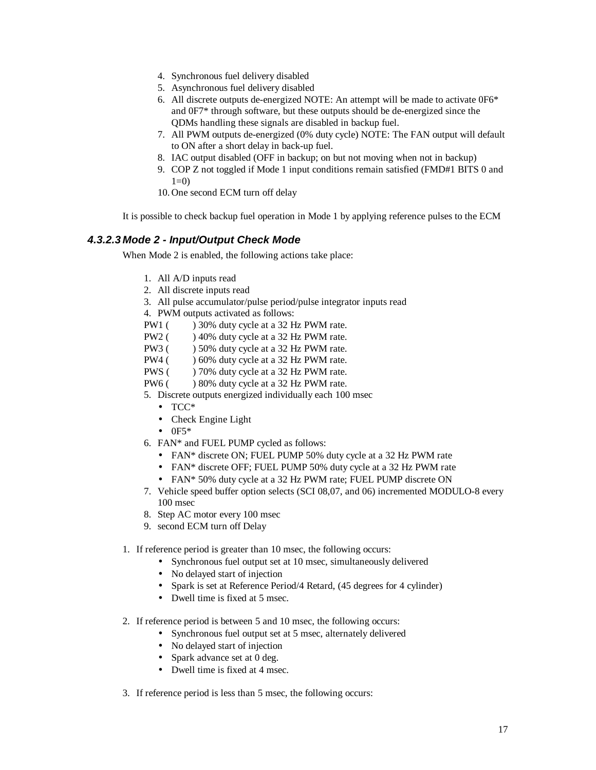4. Synchronous fuel delivery disabled
5. Asynchronous fuel delivery disabled
6. All discrete outputs de-energized NOTE: An attempt will be made to activate 0F6* and 0F7* through software, but these outputs should be de-energized since the QDMs handling these signals are disabled in backup fuel.
7. All PWM outputs de-energized (0% duty cycle) NOTE: The FAN output will default to ON after a short delay in back-up fuel.
8. IAC output disabled (OFF in backup; on but not moving when not in backup)
9. COP Z not toggled if Mode 1 input conditions remain satisfied (FMD#1 BITS 0 and 1=0)
10. One second ECM turn off delay

It is possible to check backup fuel operation in Mode 1 by applying reference pulses to the ECM

### 4.3.2.3 Mode 2 - Input/Output Check Mode

When Mode 2 is enabled, the following actions take place:

1. All A/D inputs read
2. All discrete inputs read
3. All pulse accumulator/pulse period/pulse integrator inputs read
4. PWM outputs activated as follows:

   PW1 (       ) 30% duty cycle at a 32 Hz PWM rate.
   PW2 (       ) 40% duty cycle at a 32 Hz PWM rate.
   PW3 (       ) 50% duty cycle at a 32 Hz PWM rate.
   PW4 (       ) 60% duty cycle at a 32 Hz PWM rate.
   PWS (       ) 70% duty cycle at a 32 Hz PWM rate.
   PW6 (       ) 80% duty cycle at a 32 Hz PWM rate.
5. Discrete outputs energized individually each 100 msec
   - TCC*
   - Check Engine Light
   - 0F5*
6. FAN* and FUEL PUMP cycled as follows:
   - FAN* discrete ON; FUEL PUMP 50% duty cycle at a 32 Hz PWM rate
   - FAN* discrete OFF; FUEL PUMP 50% duty cycle at a 32 Hz PWM rate
   - FAN* 50% duty cycle at a 32 Hz PWM rate; FUEL PUMP discrete ON
7. Vehicle speed buffer option selects (SCI 08,07, and 06) incremented MODULO-8 every 100 msec
8. Step AC motor every 100 msec
9. second ECM turn off Delay

1. If reference period is greater than 10 msec, the following occurs:
   - Synchronous fuel output set at 10 msec, simultaneously delivered
   - No delayed start of injection
   - Spark is set at Reference Period/4 Retard, (45 degrees for 4 cylinder)
   - Dwell time is fixed at 5 msec.

2. If reference period is between 5 and 10 msec, the following occurs:
   - Synchronous fuel output set at 5 msec, alternately delivered
   - No delayed start of injection
   - Spark advance set at 0 deg.
   - Dwell time is fixed at 4 msec.

3. If reference period is less than 5 msec, the following occurs: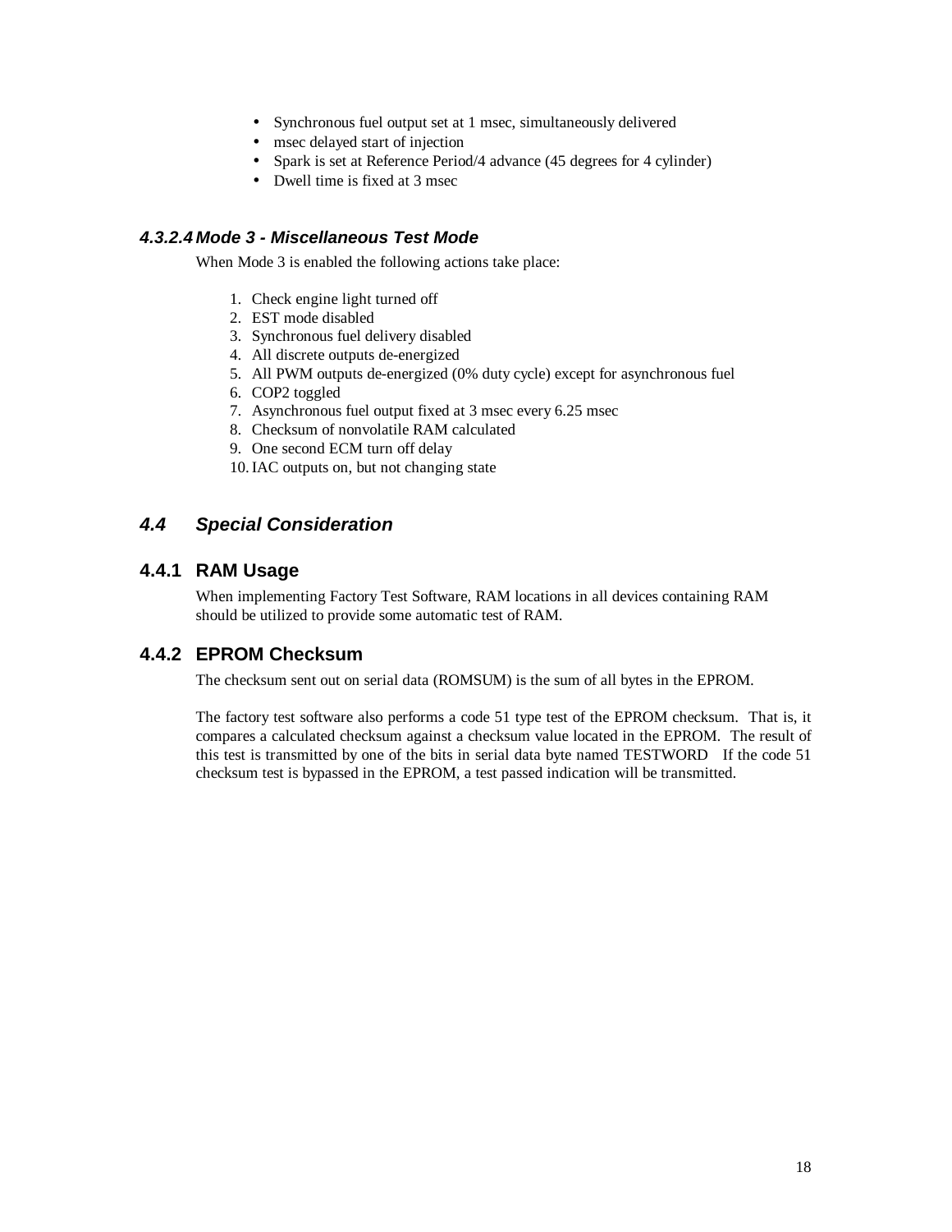- Synchronous fuel output set at 1 msec, simultaneously delivered
- msec delayed start of injection
- Spark is set at Reference Period/4 advance (45 degrees for 4 cylinder)
- Dwell time is fixed at 3 msec

#### *4.3.2.4 Mode 3 - Miscellaneous Test Mode*

When Mode 3 is enabled the following actions take place:

1. Check engine light turned off
2. EST mode disabled
3. Synchronous fuel delivery disabled
4. All discrete outputs de-energized
5. All PWM outputs de-energized (0% duty cycle) except for asynchronous fuel
6. COP2 toggled
7. Asynchronous fuel output fixed at 3 msec every 6.25 msec
8. Checksum of nonvolatile RAM calculated
9. One second ECM turn off delay
10. IAC outputs on, but not changing state

## *4.4 Special Consideration*

### 4.4.1 RAM Usage

When implementing Factory Test Software, RAM locations in all devices containing RAM should be utilized to provide some automatic test of RAM.

### 4.4.2 EPROM Checksum

The checksum sent out on serial data (ROMSUM) is the sum of all bytes in the EPROM.

The factory test software also performs a code 51 type test of the EPROM checksum. That is, it compares a calculated checksum against a checksum value located in the EPROM. The result of this test is transmitted by one of the bits in serial data byte named TESTWORD If the code 51 checksum test is bypassed in the EPROM, a test passed indication will be transmitted.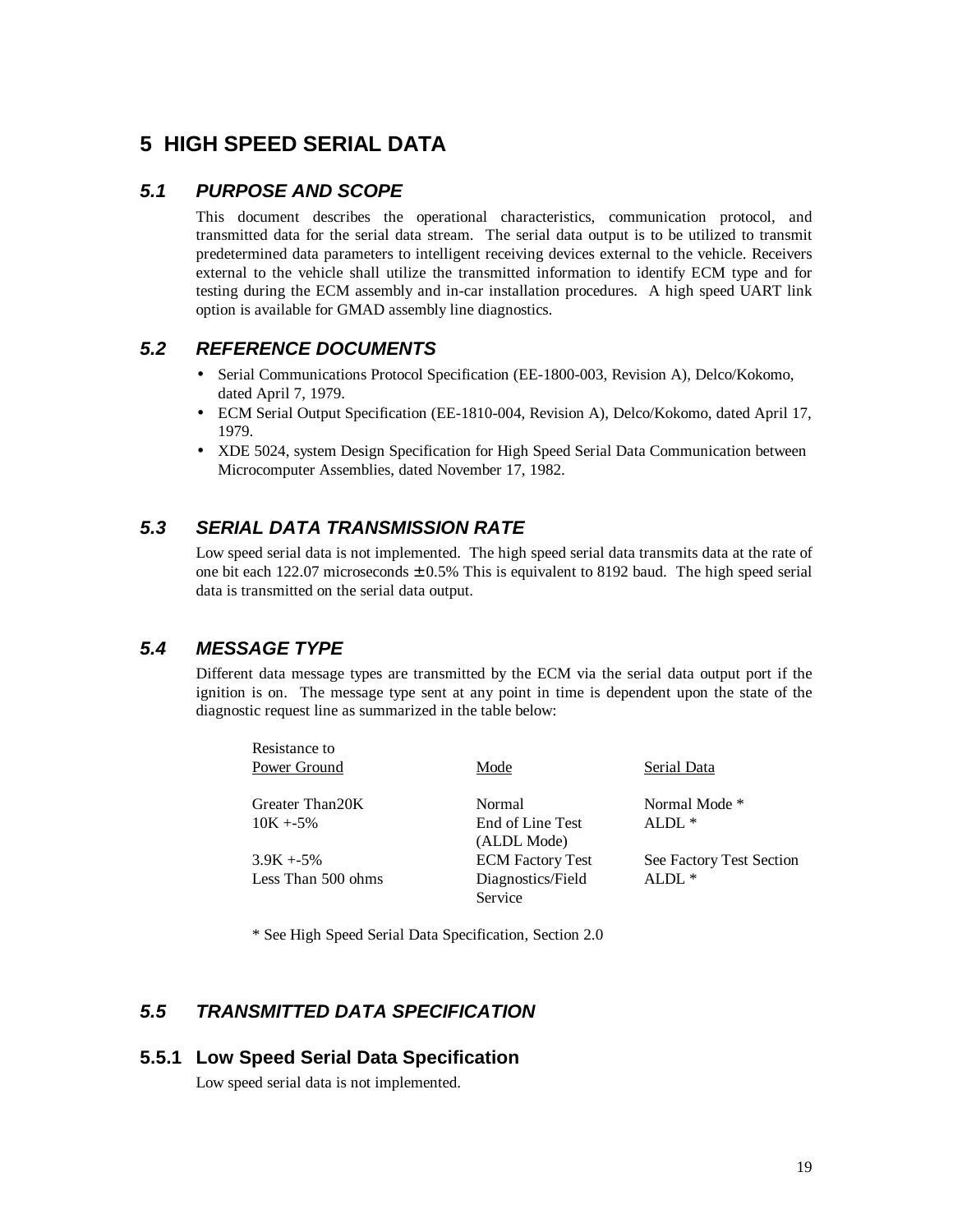# 5 HIGH SPEED SERIAL DATA

## 5.1 PURPOSE AND SCOPE

This document describes the operational characteristics, communication protocol, and transmitted data for the serial data stream. The serial data output is to be utilized to transmit predetermined data parameters to intelligent receiving devices external to the vehicle. Receivers external to the vehicle shall utilize the transmitted information to identify ECM type and for testing during the ECM assembly and in-car installation procedures. A high speed UART link option is available for GMAD assembly line diagnostics.

## 5.2 REFERENCE DOCUMENTS

- Serial Communications Protocol Specification (EE-1800-003, Revision A), Delco/Kokomo, dated April 7, 1979.
- ECM Serial Output Specification (EE-1810-004, Revision A), Delco/Kokomo, dated April 17, 1979.
- XDE 5024, system Design Specification for High Speed Serial Data Communication between Microcomputer Assemblies, dated November 17, 1982.

## 5.3 SERIAL DATA TRANSMISSION RATE

Low speed serial data is not implemented. The high speed serial data transmits data at the rate of one bit each 122.07 microseconds ± 0.5% This is equivalent to 8192 baud. The high speed serial data is transmitted on the serial data output.

## 5.4 MESSAGE TYPE

Different data message types are transmitted by the ECM via the serial data output port if the ignition is on. The message type sent at any point in time is dependent upon the state of the diagnostic request line as summarized in the table below:

| Resistance to Power Ground | Mode | Serial Data |
|---|---|---|
| Greater Than20K | Normal | Normal Mode * |
| 10K +-5% | End of Line Test (ALDL Mode) | ALDL * |
| 3.9K +-5% | ECM Factory Test | See Factory Test Section |
| Less Than 500 ohms | Diagnostics/Field Service | ALDL * |

* See High Speed Serial Data Specification, Section 2.0

## 5.5 TRANSMITTED DATA SPECIFICATION

### 5.5.1 Low Speed Serial Data Specification

Low speed serial data is not implemented.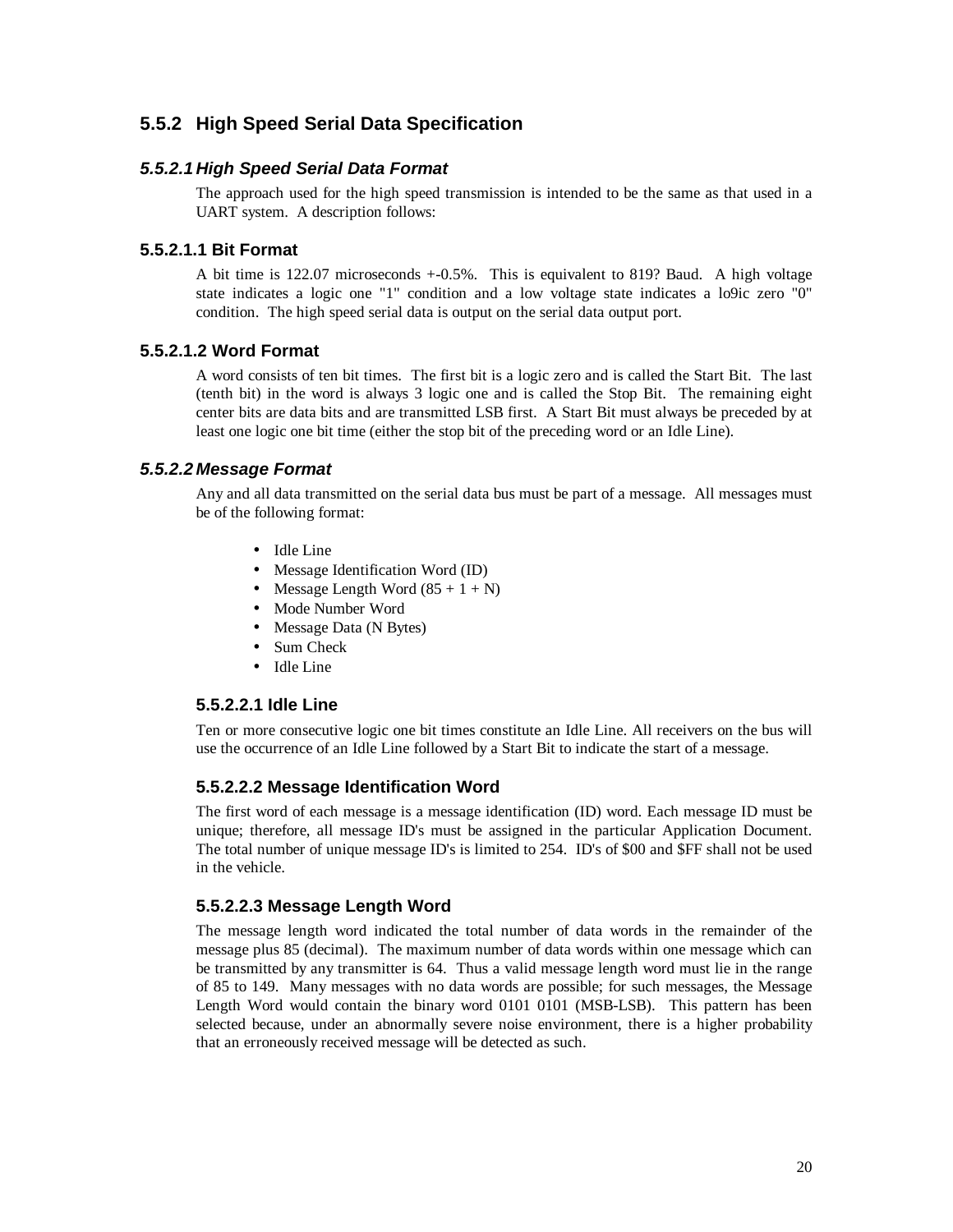## 5.5.2 High Speed Serial Data Specification

### *5.5.2.1 High Speed Serial Data Format*

The approach used for the high speed transmission is intended to be the same as that used in a UART system. A description follows:

#### 5.5.2.1.1 Bit Format

A bit time is 122.07 microseconds +-0.5%. This is equivalent to 819? Baud. A high voltage state indicates a logic one "1" condition and a low voltage state indicates a lo9ic zero "0" condition. The high speed serial data is output on the serial data output port.

#### 5.5.2.1.2 Word Format

A word consists of ten bit times. The first bit is a logic zero and is called the Start Bit. The last (tenth bit) in the word is always 3 logic one and is called the Stop Bit. The remaining eight center bits are data bits and are transmitted LSB first. A Start Bit must always be preceded by at least one logic one bit time (either the stop bit of the preceding word or an Idle Line).

### *5.5.2.2 Message Format*

Any and all data transmitted on the serial data bus must be part of a message. All messages must be of the following format:

- Idle Line
- Message Identification Word (ID)
- Message Length Word (85 + 1 + N)
- Mode Number Word
- Message Data (N Bytes)
- Sum Check
- Idle Line

#### 5.5.2.2.1 Idle Line

Ten or more consecutive logic one bit times constitute an Idle Line. All receivers on the bus will use the occurrence of an Idle Line followed by a Start Bit to indicate the start of a message.

#### 5.5.2.2.2 Message Identification Word

The first word of each message is a message identification (ID) word. Each message ID must be unique; therefore, all message ID's must be assigned in the particular Application Document. The total number of unique message ID's is limited to 254. ID's of $00 and $FF shall not be used in the vehicle.

#### 5.5.2.2.3 Message Length Word

The message length word indicated the total number of data words in the remainder of the message plus 85 (decimal). The maximum number of data words within one message which can be transmitted by any transmitter is 64. Thus a valid message length word must lie in the range of 85 to 149. Many messages with no data words are possible; for such messages, the Message Length Word would contain the binary word 0101 0101 (MSB-LSB). This pattern has been selected because, under an abnormally severe noise environment, there is a higher probability that an erroneously received message will be detected as such.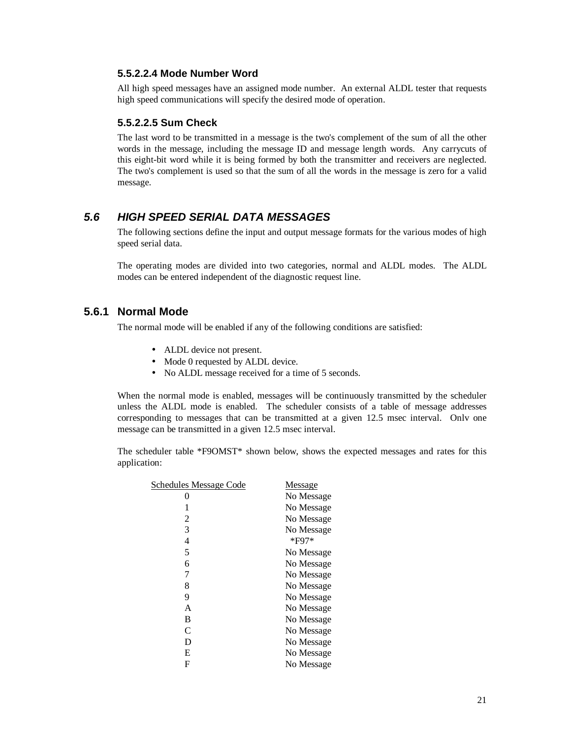#### 5.5.2.2.4 Mode Number Word

All high speed messages have an assigned mode number. An external ALDL tester that requests high speed communications will specify the desired mode of operation.

#### 5.5.2.2.5 Sum Check

The last word to be transmitted in a message is the two's complement of the sum of all the other words in the message, including the message ID and message length words. Any carrycuts of this eight-bit word while it is being formed by both the transmitter and receivers are neglected. The two's complement is used so that the sum of all the words in the message is zero for a valid message.

## *5.6 HIGH SPEED SERIAL DATA MESSAGES*

The following sections define the input and output message formats for the various modes of high speed serial data.

The operating modes are divided into two categories, normal and ALDL modes. The ALDL modes can be entered independent of the diagnostic request line.

### 5.6.1 Normal Mode

The normal mode will be enabled if any of the following conditions are satisfied:

- ALDL device not present.
- Mode 0 requested by ALDL device.
- No ALDL message received for a time of 5 seconds.

When the normal mode is enabled, messages will be continuously transmitted by the scheduler unless the ALDL mode is enabled. The scheduler consists of a table of message addresses corresponding to messages that can be transmitted at a given 12.5 msec interval. Onlv one message can be transmitted in a given 12.5 msec interval.

The scheduler table *F9OMST* shown below, shows the expected messages and rates for this application:

| Schedules Message Code | Message |
|---|---|
| 0 | No Message |
| 1 | No Message |
| 2 | No Message |
| 3 | No Message |
| 4 | *F97* |
| 5 | No Message |
| 6 | No Message |
| 7 | No Message |
| 8 | No Message |
| 9 | No Message |
| A | No Message |
| B | No Message |
| C | No Message |
| D | No Message |
| E | No Message |
| F | No Message |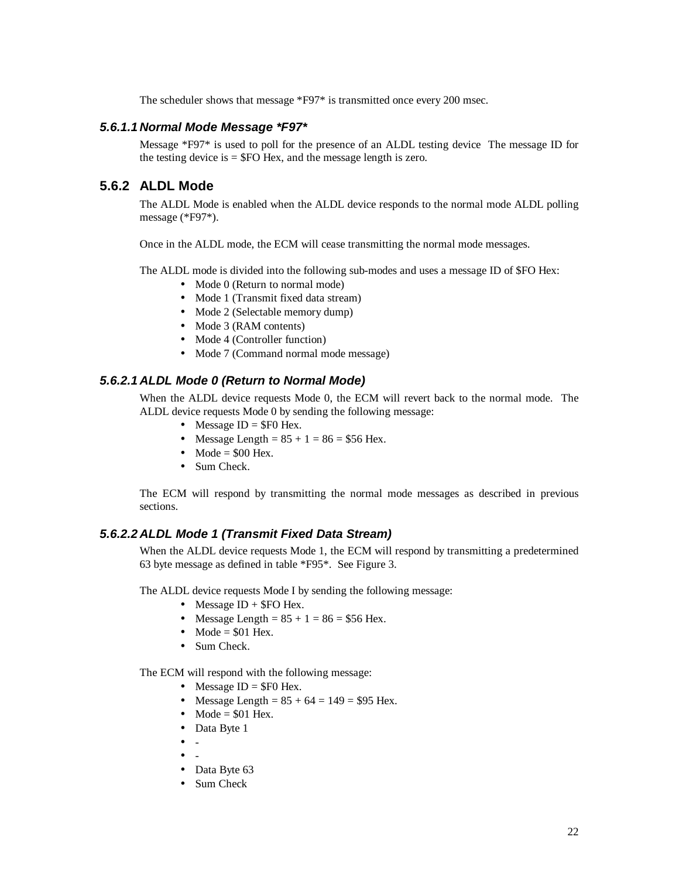The scheduler shows that message *F97* is transmitted once every 200 msec.

#### *5.6.1.1 Normal Mode Message *F97**

Message *F97* is used to poll for the presence of an ALDL testing device  The message ID for the testing device is = $FO Hex, and the message length is zero.

### 5.6.2 ALDL Mode

The ALDL Mode is enabled when the ALDL device responds to the normal mode ALDL polling message (*F97*).

Once in the ALDL mode, the ECM will cease transmitting the normal mode messages.

The ALDL mode is divided into the following sub-modes and uses a message ID of $FO Hex:

- Mode 0 (Return to normal mode)
- Mode 1 (Transmit fixed data stream)
- Mode 2 (Selectable memory dump)
- Mode 3 (RAM contents)
- Mode 4 (Controller function)
- Mode 7 (Command normal mode message)

#### *5.6.2.1 ALDL Mode 0 (Return to Normal Mode)*

When the ALDL device requests Mode 0, the ECM will revert back to the normal mode.  The ALDL device requests Mode 0 by sending the following message:

- Message ID = $F0 Hex.
- Message Length = 85 + 1 = 86 = $56 Hex.
- Mode = $00 Hex.
- Sum Check.

The ECM will respond by transmitting the normal mode messages as described in previous sections.

#### *5.6.2.2 ALDL Mode 1 (Transmit Fixed Data Stream)*

When the ALDL device requests Mode 1, the ECM will respond by transmitting a predetermined 63 byte message as defined in table *F95*.  See Figure 3.

The ALDL device requests Mode I by sending the following message:

- Message ID + $FO Hex.
- Message Length = 85 + 1 = 86 = $56 Hex.
- Mode = $01 Hex.
- Sum Check.

The ECM will respond with the following message:

- Message ID = $F0 Hex.
- Message Length = 85 + 64 = 149 = $95 Hex.
- Mode = $01 Hex.
- Data Byte 1
- -
- -
- Data Byte 63
- Sum Check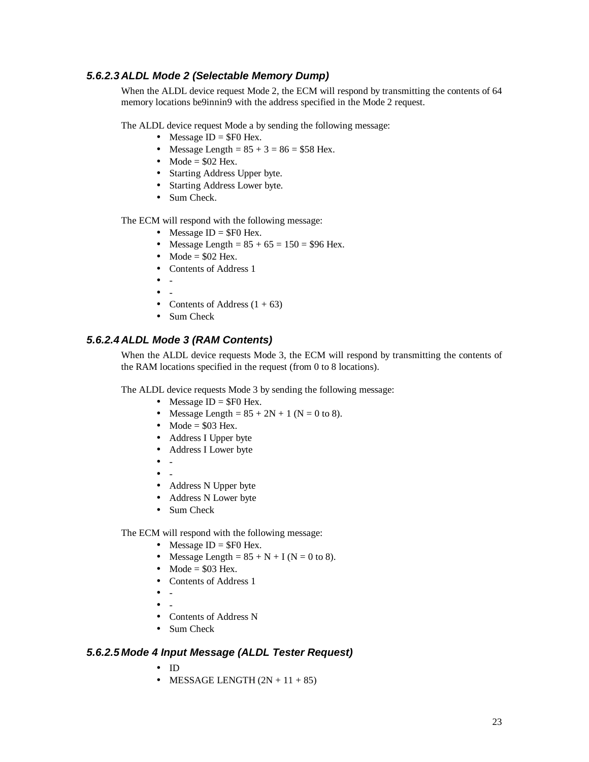### 5.6.2.3 ALDL Mode 2 (Selectable Memory Dump)

When the ALDL device request Mode 2, the ECM will respond by transmitting the contents of 64 memory locations be9innin9 with the address specified in the Mode 2 request.

The ALDL device request Mode a by sending the following message:

- Message ID = $F0 Hex.
- Message Length = 85 + 3 = 86 = $58 Hex.
- Mode = $02 Hex.
- Starting Address Upper byte.
- Starting Address Lower byte.
- Sum Check.

The ECM will respond with the following message:

- Message ID = $F0 Hex.
- Message Length = 85 + 65 = 150 = $96 Hex.
- Mode = $02 Hex.
- Contents of Address 1
- -
- -
- Contents of Address (1 + 63)
- Sum Check

### 5.6.2.4 ALDL Mode 3 (RAM Contents)

When the ALDL device requests Mode 3, the ECM will respond by transmitting the contents of the RAM locations specified in the request (from 0 to 8 locations).

The ALDL device requests Mode 3 by sending the following message:

- Message ID = $F0 Hex.
- Message Length = 85 + 2N + 1 (N = 0 to 8).
- Mode = $03 Hex.
- Address I Upper byte
- Address I Lower byte
- -
- -
- Address N Upper byte
- Address N Lower byte
- Sum Check

The ECM will respond with the following message:

- Message ID = $F0 Hex.
- Message Length = 85 + N + I (N = 0 to 8).
- Mode = $03 Hex.
- Contents of Address 1
- -
- -
- Contents of Address N
- Sum Check

### 5.6.2.5 Mode 4 Input Message (ALDL Tester Request)

- ID
- MESSAGE LENGTH (2N + 11 + 85)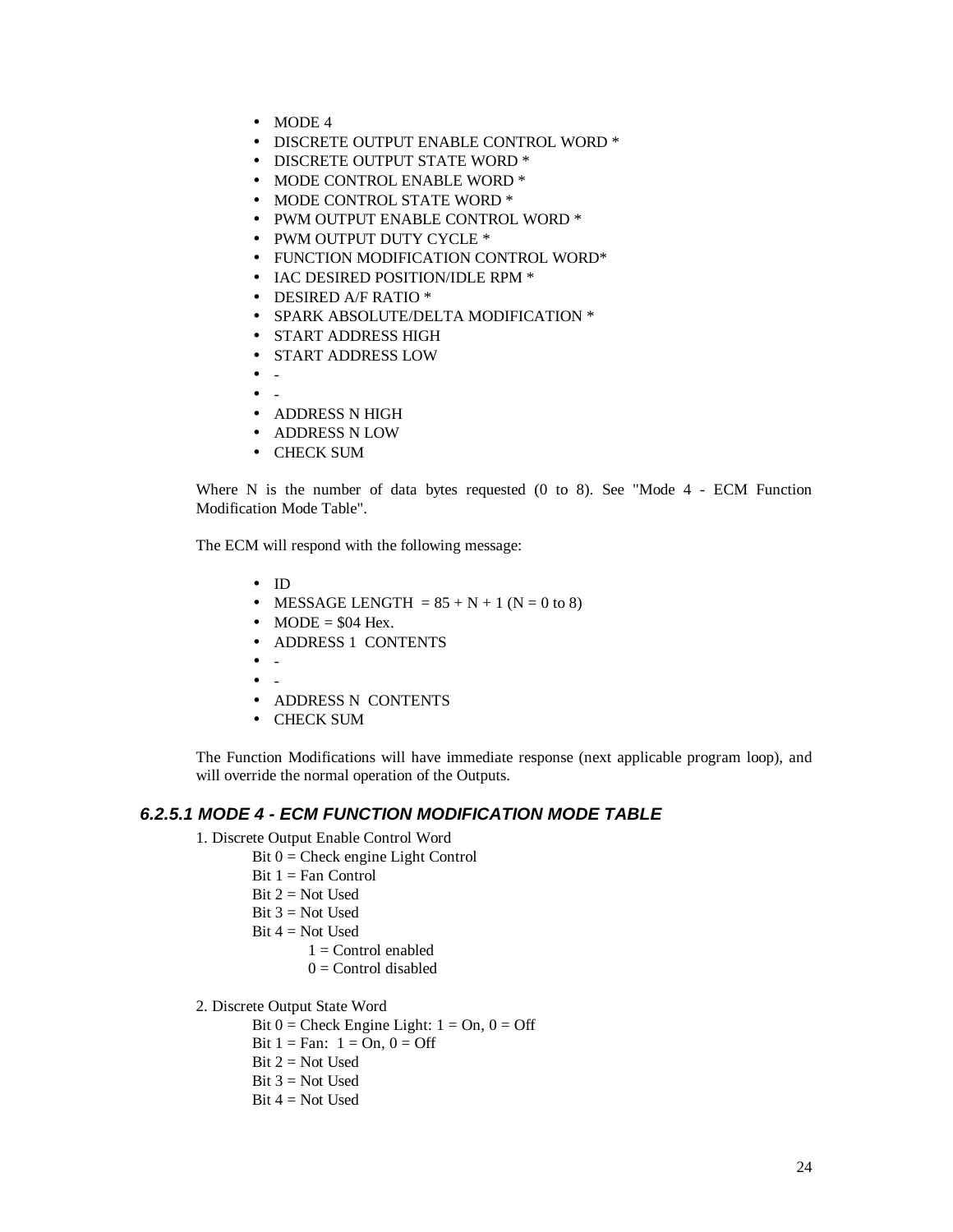- MODE 4
- DISCRETE OUTPUT ENABLE CONTROL WORD *
- DISCRETE OUTPUT STATE WORD *
- MODE CONTROL ENABLE WORD *
- MODE CONTROL STATE WORD *
- PWM OUTPUT ENABLE CONTROL WORD *
- PWM OUTPUT DUTY CYCLE *
- FUNCTION MODIFICATION CONTROL WORD*
- IAC DESIRED POSITION/IDLE RPM *
- DESIRED A/F RATIO *
- SPARK ABSOLUTE/DELTA MODIFICATION *
- START ADDRESS HIGH
- START ADDRESS LOW
- -
- -
- ADDRESS N HIGH
- ADDRESS N LOW
- CHECK SUM

Where N is the number of data bytes requested (0 to 8). See "Mode 4 - ECM Function Modification Mode Table".

The ECM will respond with the following message:

- ID
- MESSAGE LENGTH = 85 + N + 1 (N = 0 to 8)
- MODE = $04 Hex.
- ADDRESS 1 CONTENTS
- -
- -
- ADDRESS N CONTENTS
- CHECK SUM

The Function Modifications will have immediate response (next applicable program loop), and will override the normal operation of the Outputs.

### *6.2.5.1 MODE 4 - ECM FUNCTION MODIFICATION MODE TABLE*

1. Discrete Output Enable Control Word
   - Bit 0 = Check engine Light Control
   - Bit 1 = Fan Control
   - Bit 2 = Not Used
   - Bit 3 = Not Used
   - Bit 4 = Not Used
     - 1 = Control enabled
     - 0 = Control disabled

2. Discrete Output State Word
   - Bit 0 = Check Engine Light: 1 = On, 0 = Off
   - Bit 1 = Fan: 1 = On, 0 = Off
   - Bit 2 = Not Used
   - Bit 3 = Not Used
   - Bit 4 = Not Used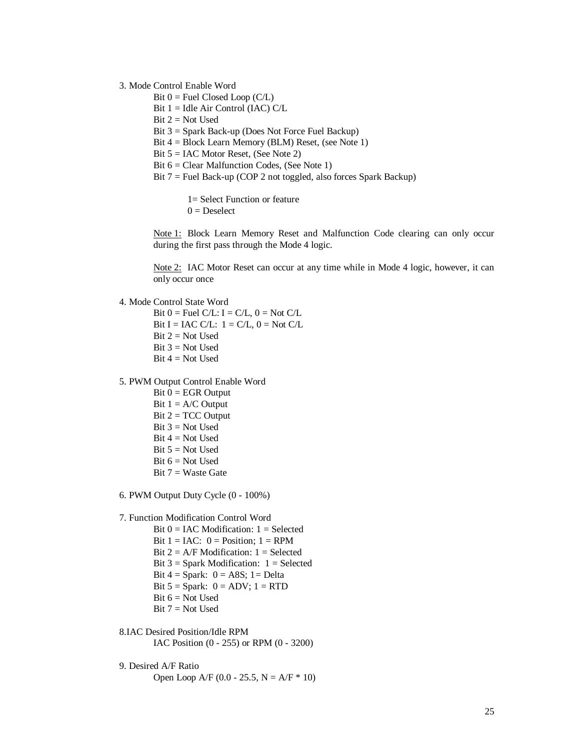3. Mode Control Enable Word

Bit 0 = Fuel Closed Loop (C/L)
Bit 1 = Idle Air Control (IAC) C/L
Bit 2 = Not Used
Bit 3 = Spark Back-up (Does Not Force Fuel Backup)
Bit 4 = Block Learn Memory (BLM) Reset, (see Note 1)
Bit 5 = IAC Motor Reset, (See Note 2)
Bit 6 = Clear Malfunction Codes, (See Note 1)
Bit 7 = Fuel Back-up (COP 2 not toggled, also forces Spark Backup)

1= Select Function or feature
0 = Deselect

Note 1: Block Learn Memory Reset and Malfunction Code clearing can only occur during the first pass through the Mode 4 logic.

Note 2: IAC Motor Reset can occur at any time while in Mode 4 logic, however, it can only occur once

4. Mode Control State Word

Bit 0 = Fuel C/L: I = C/L, 0 = Not C/L
Bit I = IAC C/L: 1 = C/L, 0 = Not C/L
Bit 2 = Not Used
Bit 3 = Not Used
Bit 4 = Not Used

5. PWM Output Control Enable Word

Bit 0 = EGR Output
Bit 1 = A/C Output
Bit 2 = TCC Output
Bit 3 = Not Used
Bit 4 = Not Used
Bit 5 = Not Used
Bit 6 = Not Used
Bit 7 = Waste Gate

6. PWM Output Duty Cycle (0 - 100%)

7. Function Modification Control Word

Bit 0 = IAC Modification: 1 = Selected
Bit 1 = IAC: 0 = Position; 1 = RPM
Bit 2 = A/F Modification: 1 = Selected
Bit 3 = Spark Modification: 1 = Selected
Bit 4 = Spark: 0 = A8S; 1= Delta
Bit 5 = Spark: 0 = ADV; 1 = RTD
Bit 6 = Not Used
Bit 7 = Not Used

8.IAC Desired Position/Idle RPM

IAC Position (0 - 255) or RPM (0 - 3200)

9. Desired A/F Ratio

Open Loop A/F (0.0 - 25.5, N = A/F * 10)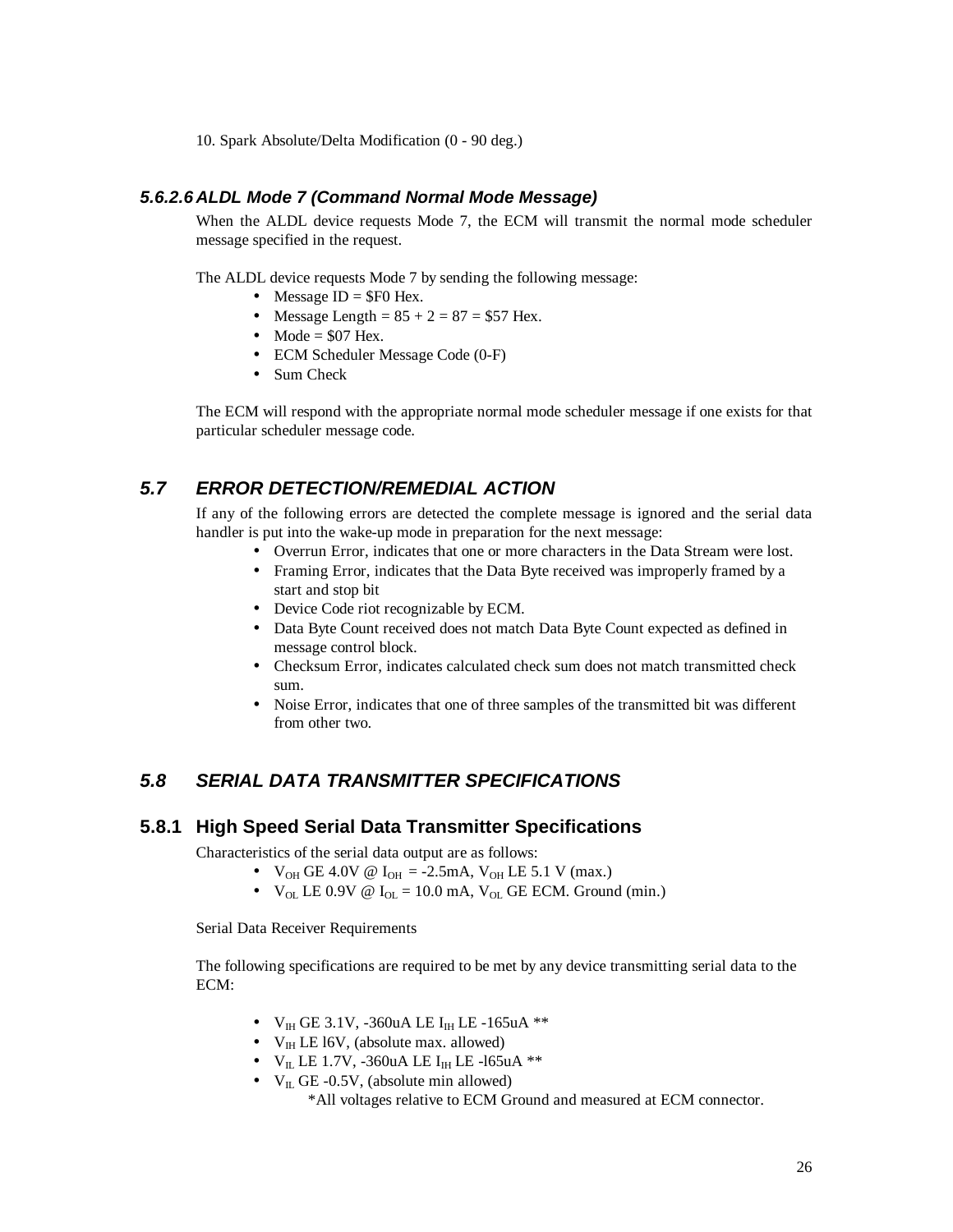10. Spark Absolute/Delta Modification (0 - 90 deg.)

#### *5.6.2.6 ALDL Mode 7 (Command Normal Mode Message)*

When the ALDL device requests Mode 7, the ECM will transmit the normal mode scheduler message specified in the request.

The ALDL device requests Mode 7 by sending the following message:

- Message ID = $F0 Hex.
- Message Length = 85 + 2 = 87 = $57 Hex.
- Mode = $07 Hex.
- ECM Scheduler Message Code (0-F)
- Sum Check

The ECM will respond with the appropriate normal mode scheduler message if one exists for that particular scheduler message code.

## *5.7 ERROR DETECTION/REMEDIAL ACTION*

If any of the following errors are detected the complete message is ignored and the serial data handler is put into the wake-up mode in preparation for the next message:

- Overrun Error, indicates that one or more characters in the Data Stream were lost.
- Framing Error, indicates that the Data Byte received was improperly framed by a start and stop bit
- Device Code riot recognizable by ECM.
- Data Byte Count received does not match Data Byte Count expected as defined in message control block.
- Checksum Error, indicates calculated check sum does not match transmitted check sum.
- Noise Error, indicates that one of three samples of the transmitted bit was different from other two.

## *5.8 SERIAL DATA TRANSMITTER SPECIFICATIONS*

### 5.8.1 High Speed Serial Data Transmitter Specifications

Characteristics of the serial data output are as follows:

- $V_{OH}$ GE 4.0V @ $I_{OH}$ = -2.5mA, $V_{OH}$ LE 5.1 V (max.)
- $V_{OL}$ LE 0.9V @ $I_{OL}$ = 10.0 mA, $V_{OL}$ GE ECM. Ground (min.)

Serial Data Receiver Requirements

The following specifications are required to be met by any device transmitting serial data to the ECM:

- $V_{IH}$ GE 3.1V, -360uA LE $I_{IH}$ LE -165uA **
- $V_{IH}$ LE l6V, (absolute max. allowed)
- $V_{IL}$ LE 1.7V, -360uA LE $I_{IH}$ LE -l65uA **
- $V_{IL}$ GE -0.5V, (absolute min allowed)

  *All voltages relative to ECM Ground and measured at ECM connector.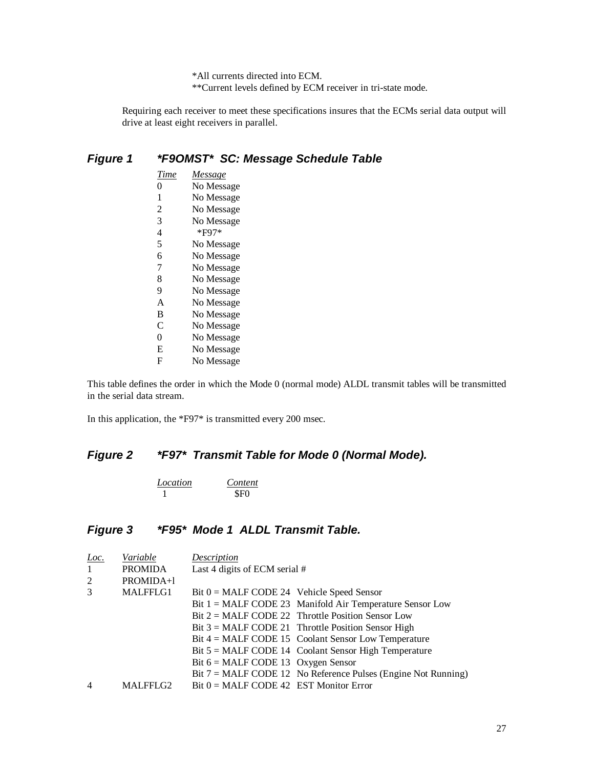*All currents directed into ECM.
**Current levels defined by ECM receiver in tri-state mode.

Requiring each receiver to meet these specifications insures that the ECMs serial data output will drive at least eight receivers in parallel.

### *Figure 1 *F9OMST* SC: Message Schedule Table*

| *Time* | *Message* |
|---|---|
| 0 | No Message |
| 1 | No Message |
| 2 | No Message |
| 3 | No Message |
| 4 | *F97* |
| 5 | No Message |
| 6 | No Message |
| 7 | No Message |
| 8 | No Message |
| 9 | No Message |
| A | No Message |
| B | No Message |
| C | No Message |
| 0 | No Message |
| E | No Message |
| F | No Message |

This table defines the order in which the Mode 0 (normal mode) ALDL transmit tables will be transmitted in the serial data stream.

In this application, the *F97* is transmitted every 200 msec.

### *Figure 2 *F97* Transmit Table for Mode 0 (Normal Mode).*

| *Location* | *Content* |
|---|---|
| 1 | $F0 |

### *Figure 3 *F95* Mode 1 ALDL Transmit Table.*

| *Loc.* | *Variable* | *Description* |
|---|---|---|
| 1 | PROMIDA | Last 4 digits of ECM serial # |
| 2 | PROMIDA+l | |
| 3 | MALFFLG1 | Bit 0 = MALF CODE 24 Vehicle Speed Sensor |
| | | Bit 1 = MALF CODE 23 Manifold Air Temperature Sensor Low |
| | | Bit 2 = MALF CODE 22 Throttle Position Sensor Low |
| | | Bit 3 = MALF CODE 21 Throttle Position Sensor High |
| | | Bit 4 = MALF CODE 15 Coolant Sensor Low Temperature |
| | | Bit 5 = MALF CODE 14 Coolant Sensor High Temperature |
| | | Bit 6 = MALF CODE 13 Oxygen Sensor |
| | | Bit 7 = MALF CODE 12 No Reference Pulses (Engine Not Running) |
| 4 | MALFFLG2 | Bit 0 = MALF CODE 42 EST Monitor Error |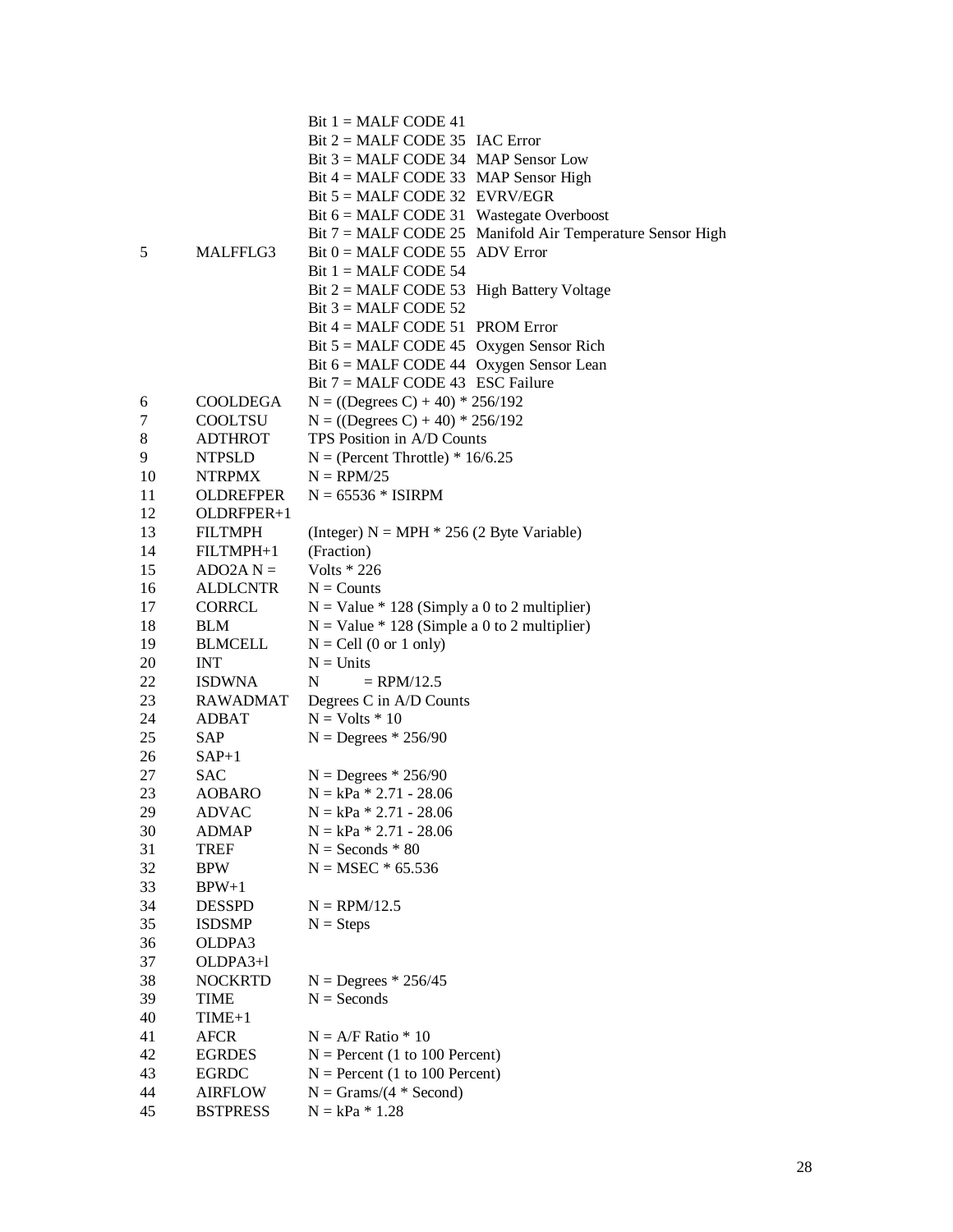| | | |
|---|---|---|
| | | Bit 1 = MALF CODE 41 |
| | | Bit 2 = MALF CODE 35  IAC Error |
| | | Bit 3 = MALF CODE 34  MAP Sensor Low |
| | | Bit 4 = MALF CODE 33  MAP Sensor High |
| | | Bit 5 = MALF CODE 32  EVRV/EGR |
| | | Bit 6 = MALF CODE 31  Wastegate Overboost |
| | | Bit 7 = MALF CODE 25  Manifold Air Temperature Sensor High |
| 5 | MALFFLG3 | Bit 0 = MALF CODE 55  ADV Error |
| | | Bit 1 = MALF CODE 54 |
| | | Bit 2 = MALF CODE 53  High Battery Voltage |
| | | Bit 3 = MALF CODE 52 |
| | | Bit 4 = MALF CODE 51  PROM Error |
| | | Bit 5 = MALF CODE 45  Oxygen Sensor Rich |
| | | Bit 6 = MALF CODE 44  Oxygen Sensor Lean |
| | | Bit 7 = MALF CODE 43  ESC Failure |
| 6 | COOLDEGA | N = ((Degrees C) + 40) * 256/192 |
| 7 | COOLTSU | N = ((Degrees C) + 40) * 256/192 |
| 8 | ADTHROT | TPS Position in A/D Counts |
| 9 | NTPSLD | N = (Percent Throttle) * 16/6.25 |
| 10 | NTRPMX | N = RPM/25 |
| 11 | OLDREFPER | N = 65536 * ISIRPM |
| 12 | OLDRFPER+1 | |
| 13 | FILTMPH | (Integer) N = MPH * 256 (2 Byte Variable) |
| 14 | FILTMPH+1 | (Fraction) |
| 15 | ADO2A N = | Volts * 226 |
| 16 | ALDLCNTR | N = Counts |
| 17 | CORRCL | N = Value * 128 (Simply a 0 to 2 multiplier) |
| 18 | BLM | N = Value * 128 (Simple a 0 to 2 multiplier) |
| 19 | BLMCELL | N = Cell (0 or 1 only) |
| 20 | INT | N = Units |
| 22 | ISDWNA | N = RPM/12.5 |
| 23 | RAWADMAT | Degrees C in A/D Counts |
| 24 | ADBAT | N = Volts * 10 |
| 25 | SAP | N = Degrees * 256/90 |
| 26 | SAP+1 | |
| 27 | SAC | N = Degrees * 256/90 |
| 23 | AOBARO | N = kPa * 2.71 - 28.06 |
| 29 | ADVAC | N = kPa * 2.71 - 28.06 |
| 30 | ADMAP | N = kPa * 2.71 - 28.06 |
| 31 | TREF | N = Seconds * 80 |
| 32 | BPW | N = MSEC * 65.536 |
| 33 | BPW+1 | |
| 34 | DESSPD | N = RPM/12.5 |
| 35 | ISDSMP | N = Steps |
| 36 | OLDPA3 | |
| 37 | OLDPA3+l | |
| 38 | NOCKRTD | N = Degrees * 256/45 |
| 39 | TIME | N = Seconds |
| 40 | TIME+1 | |
| 41 | AFCR | N = A/F Ratio * 10 |
| 42 | EGRDES | N = Percent (1 to 100 Percent) |
| 43 | EGRDC | N = Percent (1 to 100 Percent) |
| 44 | AIRFLOW | N = Grams/(4 * Second) |
| 45 | BSTPRESS | N = kPa * 1.28 |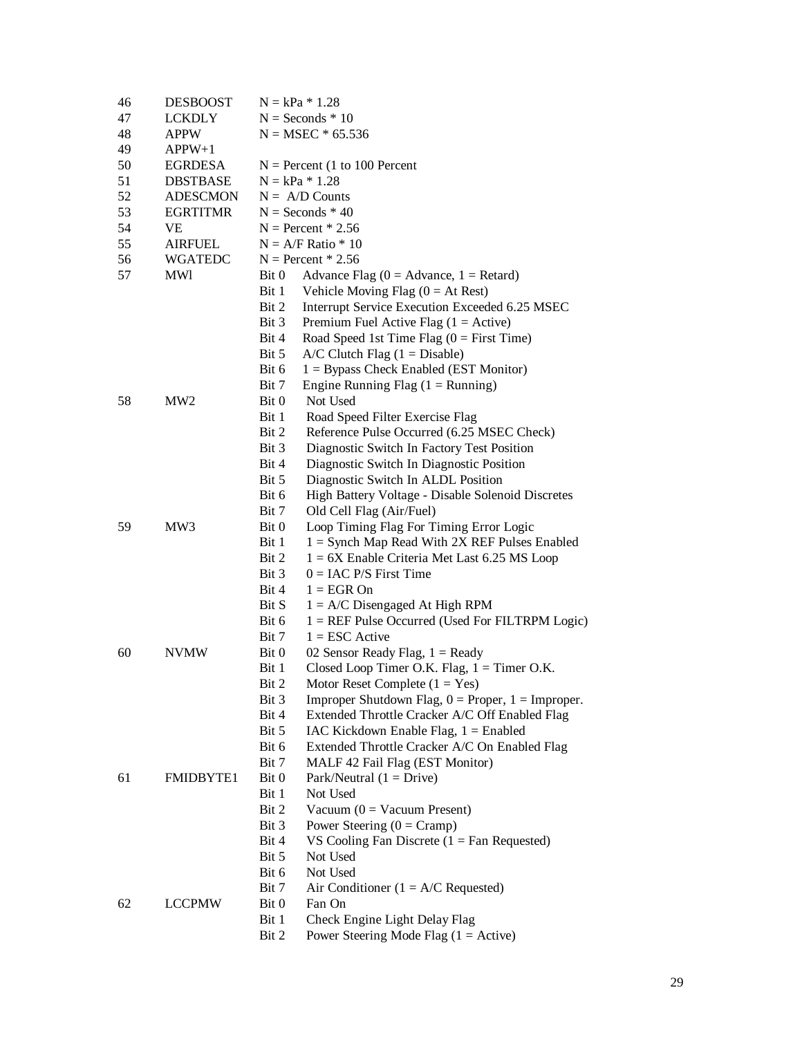| | | | |
|---|---|---|---|
| 46 | DESBOOST | N = kPa * 1.28 | |
| 47 | LCKDLY | N = Seconds * 10 | |
| 48 | APPW | N = MSEC * 65.536 | |
| 49 | APPW+1 | | |
| 50 | EGRDESA | N = Percent (1 to 100 Percent | |
| 51 | DBSTBASE | N = kPa * 1.28 | |
| 52 | ADESCMON | N = A/D Counts | |
| 53 | EGRTITMR | N = Seconds * 40 | |
| 54 | VE | N = Percent * 2.56 | |
| 55 | AIRFUEL | N = A/F Ratio * 10 | |
| 56 | WGATEDC | N = Percent * 2.56 | |
| 57 | MWl | Bit 0 | Advance Flag (0 = Advance, 1 = Retard) |
| | | Bit 1 | Vehicle Moving Flag (0 = At Rest) |
| | | Bit 2 | Interrupt Service Execution Exceeded 6.25 MSEC |
| | | Bit 3 | Premium Fuel Active Flag (1 = Active) |
| | | Bit 4 | Road Speed 1st Time Flag (0 = First Time) |
| | | Bit 5 | A/C Clutch Flag (1 = Disable) |
| | | Bit 6 | 1 = Bypass Check Enabled (EST Monitor) |
| | | Bit 7 | Engine Running Flag (1 = Running) |
| 58 | MW2 | Bit 0 | Not Used |
| | | Bit 1 | Road Speed Filter Exercise Flag |
| | | Bit 2 | Reference Pulse Occurred (6.25 MSEC Check) |
| | | Bit 3 | Diagnostic Switch In Factory Test Position |
| | | Bit 4 | Diagnostic Switch In Diagnostic Position |
| | | Bit 5 | Diagnostic Switch In ALDL Position |
| | | Bit 6 | High Battery Voltage - Disable Solenoid Discretes |
| | | Bit 7 | Old Cell Flag (Air/Fuel) |
| 59 | MW3 | Bit 0 | Loop Timing Flag For Timing Error Logic |
| | | Bit 1 | 1 = Synch Map Read With 2X REF Pulses Enabled |
| | | Bit 2 | 1 = 6X Enable Criteria Met Last 6.25 MS Loop |
| | | Bit 3 | 0 = IAC P/S First Time |
| | | Bit 4 | 1 = EGR On |
| | | Bit S | 1 = A/C Disengaged At High RPM |
| | | Bit 6 | 1 = REF Pulse Occurred (Used For FILTRPM Logic) |
| | | Bit 7 | 1 = ESC Active |
| 60 | NVMW | Bit 0 | 02 Sensor Ready Flag, 1 = Ready |
| | | Bit 1 | Closed Loop Timer O.K. Flag, 1 = Timer O.K. |
| | | Bit 2 | Motor Reset Complete (1 = Yes) |
| | | Bit 3 | Improper Shutdown Flag, 0 = Proper, 1 = Improper. |
| | | Bit 4 | Extended Throttle Cracker A/C Off Enabled Flag |
| | | Bit 5 | IAC Kickdown Enable Flag, 1 = Enabled |
| | | Bit 6 | Extended Throttle Cracker A/C On Enabled Flag |
| | | Bit 7 | MALF 42 Fail Flag (EST Monitor) |
| 61 | FMIDBYTE1 | Bit 0 | Park/Neutral (1 = Drive) |
| | | Bit 1 | Not Used |
| | | Bit 2 | Vacuum (0 = Vacuum Present) |
| | | Bit 3 | Power Steering (0 = Cramp) |
| | | Bit 4 | VS Cooling Fan Discrete (1 = Fan Requested) |
| | | Bit 5 | Not Used |
| | | Bit 6 | Not Used |
| | | Bit 7 | Air Conditioner (1 = A/C Requested) |
| 62 | LCCPMW | Bit 0 | Fan On |
| | | Bit 1 | Check Engine Light Delay Flag |
| | | Bit 2 | Power Steering Mode Flag (1 = Active) |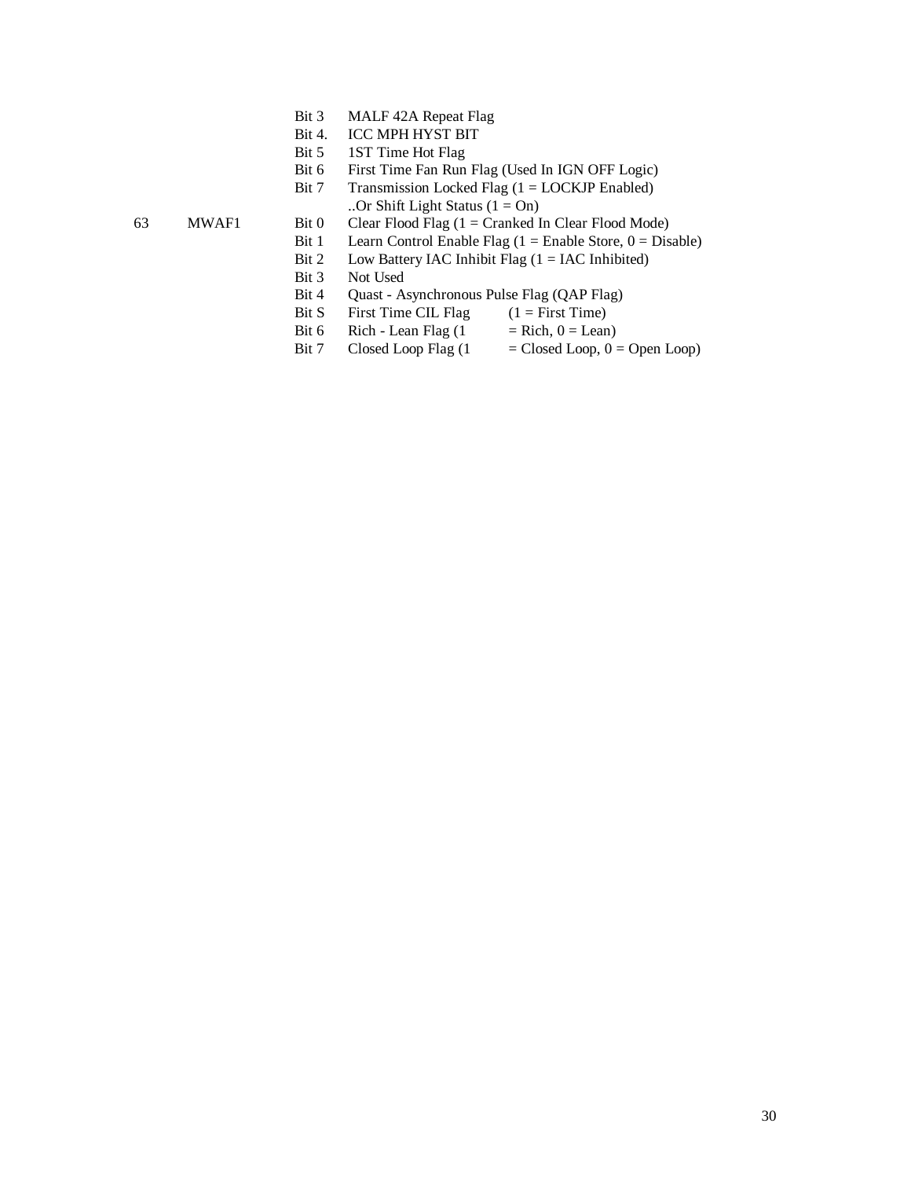| | | | |
|---|---|---|---|
| | | Bit 3 | MALF 42A Repeat Flag |
| | | Bit 4. | ICC MPH HYST BIT |
| | | Bit 5 | 1ST Time Hot Flag |
| | | Bit 6 | First Time Fan Run Flag (Used In IGN OFF Logic) |
| | | Bit 7 | Transmission Locked Flag (1 = LOCKJP Enabled) ..Or Shift Light Status (1 = On) |
| 63 | MWAF1 | Bit 0 | Clear Flood Flag (1 = Cranked In Clear Flood Mode) |
| | | Bit 1 | Learn Control Enable Flag (1 = Enable Store, 0 = Disable) |
| | | Bit 2 | Low Battery IAC Inhibit Flag (1 = IAC Inhibited) |
| | | Bit 3 | Not Used |
| | | Bit 4 | Quast - Asynchronous Pulse Flag (QAP Flag) |
| | | Bit S | First Time CIL Flag (1 = First Time) |
| | | Bit 6 | Rich - Lean Flag (1 = Rich, 0 = Lean) |
| | | Bit 7 | Closed Loop Flag (1 = Closed Loop, 0 = Open Loop) |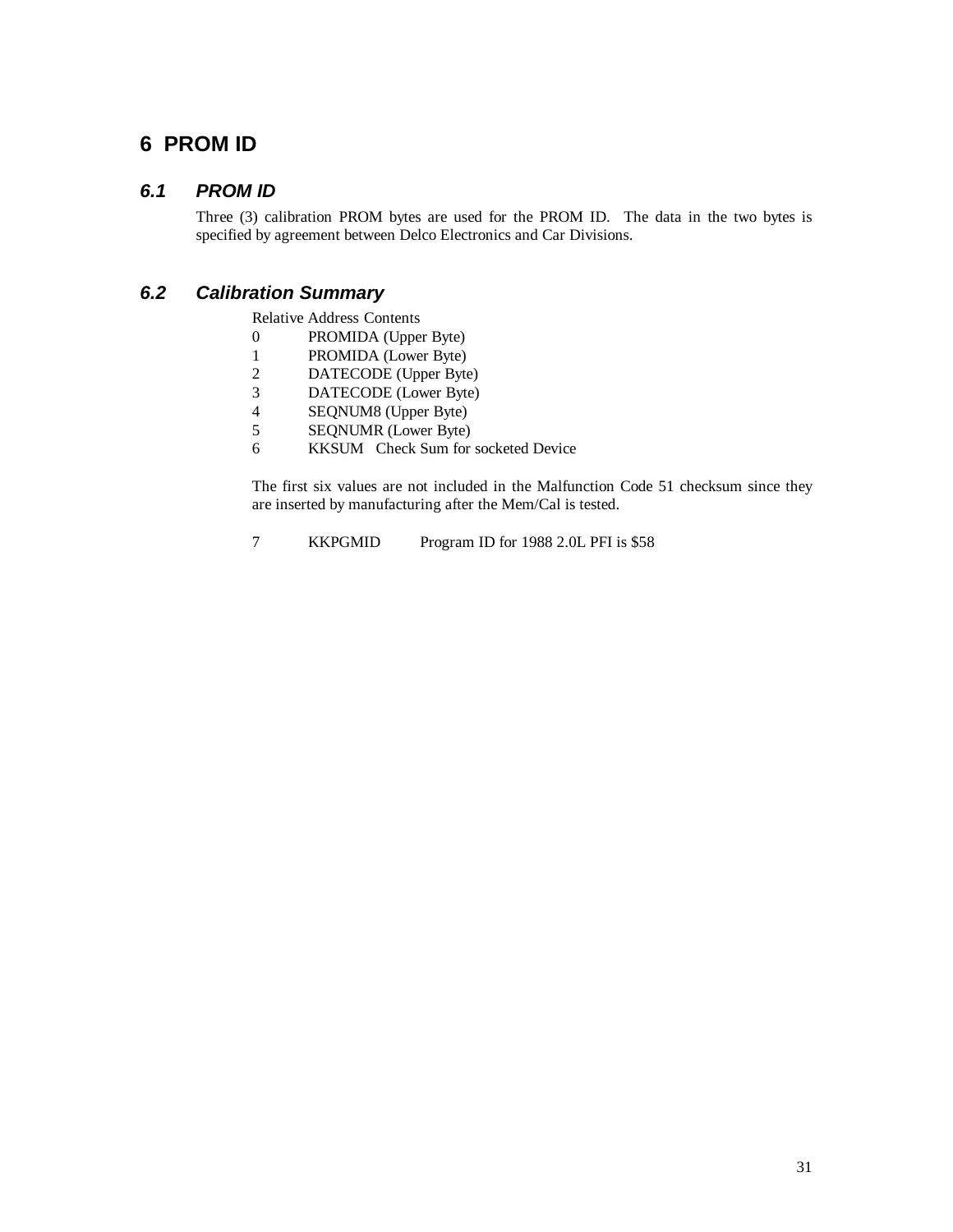# 6 PROM ID

## 6.1 PROM ID

Three (3) calibration PROM bytes are used for the PROM ID. The data in the two bytes is specified by agreement between Delco Electronics and Car Divisions.

## 6.2 Calibration Summary

| Relative Address | Contents |
|---|---|
| 0 | PROMIDA (Upper Byte) |
| 1 | PROMIDA (Lower Byte) |
| 2 | DATECODE (Upper Byte) |
| 3 | DATECODE (Lower Byte) |
| 4 | SEQNUM8 (Upper Byte) |
| 5 | SEQNUMR (Lower Byte) |
| 6 | KKSUM Check Sum for socketed Device |

The first six values are not included in the Malfunction Code 51 checksum since they are inserted by manufacturing after the Mem/Cal is tested.

| | | |
|---|---|---|
| 7 | KKPGMID | Program ID for 1988 2.0L PFI is $58 |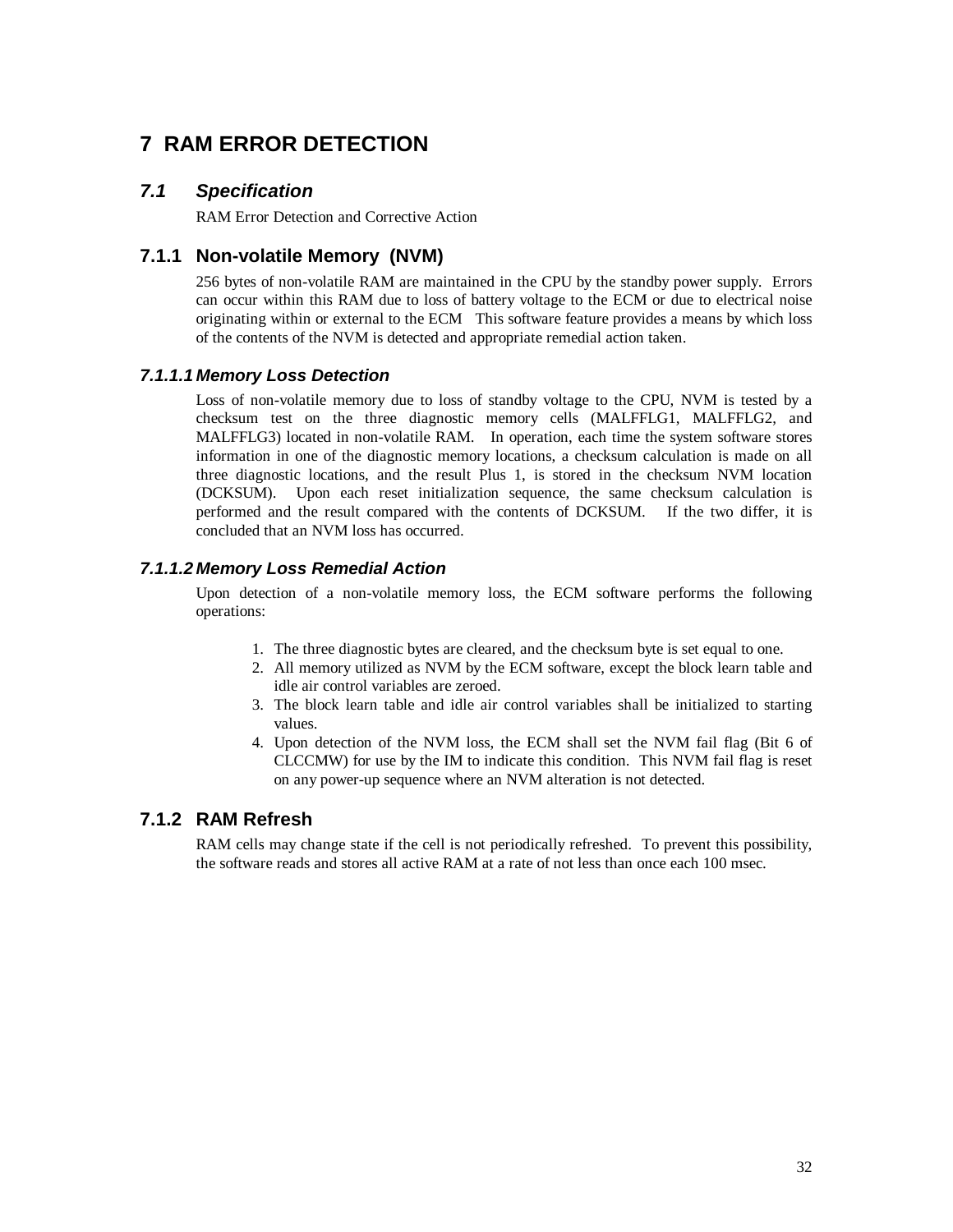# 7 RAM ERROR DETECTION

## *7.1 Specification*

RAM Error Detection and Corrective Action

### 7.1.1 Non-volatile Memory (NVM)

256 bytes of non-volatile RAM are maintained in the CPU by the standby power supply. Errors can occur within this RAM due to loss of battery voltage to the ECM or due to electrical noise originating within or external to the ECM This software feature provides a means by which loss of the contents of the NVM is detected and appropriate remedial action taken.

#### *7.1.1.1 Memory Loss Detection*

Loss of non-volatile memory due to loss of standby voltage to the CPU, NVM is tested by a checksum test on the three diagnostic memory cells (MALFFLG1, MALFFLG2, and MALFFLG3) located in non-volatile RAM. In operation, each time the system software stores information in one of the diagnostic memory locations, a checksum calculation is made on all three diagnostic locations, and the result Plus 1, is stored in the checksum NVM location (DCKSUM). Upon each reset initialization sequence, the same checksum calculation is performed and the result compared with the contents of DCKSUM. If the two differ, it is concluded that an NVM loss has occurred.

#### *7.1.1.2 Memory Loss Remedial Action*

Upon detection of a non-volatile memory loss, the ECM software performs the following operations:

1. The three diagnostic bytes are cleared, and the checksum byte is set equal to one.
2. All memory utilized as NVM by the ECM software, except the block learn table and idle air control variables are zeroed.
3. The block learn table and idle air control variables shall be initialized to starting values.
4. Upon detection of the NVM loss, the ECM shall set the NVM fail flag (Bit 6 of CLCCMW) for use by the IM to indicate this condition. This NVM fail flag is reset on any power-up sequence where an NVM alteration is not detected.

### 7.1.2 RAM Refresh

RAM cells may change state if the cell is not periodically refreshed. To prevent this possibility, the software reads and stores all active RAM at a rate of not less than once each 100 msec.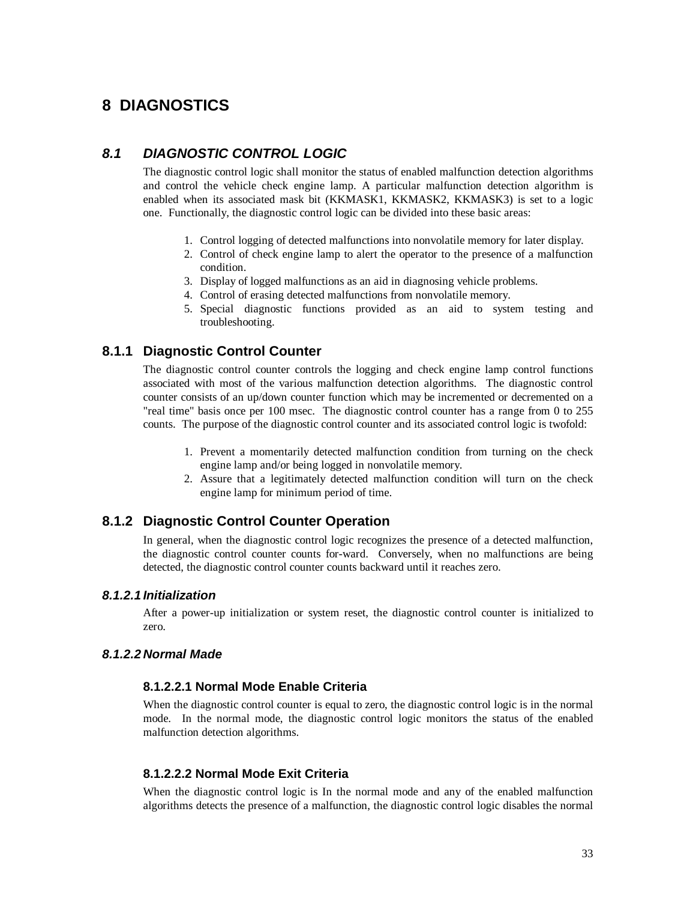# 8 DIAGNOSTICS

## *8.1 DIAGNOSTIC CONTROL LOGIC*

The diagnostic control logic shall monitor the status of enabled malfunction detection algorithms and control the vehicle check engine lamp. A particular malfunction detection algorithm is enabled when its associated mask bit (KKMASK1, KKMASK2, KKMASK3) is set to a logic one. Functionally, the diagnostic control logic can be divided into these basic areas:

1. Control logging of detected malfunctions into nonvolatile memory for later display.
2. Control of check engine lamp to alert the operator to the presence of a malfunction condition.
3. Display of logged malfunctions as an aid in diagnosing vehicle problems.
4. Control of erasing detected malfunctions from nonvolatile memory.
5. Special diagnostic functions provided as an aid to system testing and troubleshooting.

### 8.1.1 Diagnostic Control Counter

The diagnostic control counter controls the logging and check engine lamp control functions associated with most of the various malfunction detection algorithms. The diagnostic control counter consists of an up/down counter function which may be incremented or decremented on a "real time" basis once per 100 msec. The diagnostic control counter has a range from 0 to 255 counts. The purpose of the diagnostic control counter and its associated control logic is twofold:

1. Prevent a momentarily detected malfunction condition from turning on the check engine lamp and/or being logged in nonvolatile memory.
2. Assure that a legitimately detected malfunction condition will turn on the check engine lamp for minimum period of time.

### 8.1.2 Diagnostic Control Counter Operation

In general, when the diagnostic control logic recognizes the presence of a detected malfunction, the diagnostic control counter counts for-ward. Conversely, when no malfunctions are being detected, the diagnostic control counter counts backward until it reaches zero.

#### *8.1.2.1 Initialization*

After a power-up initialization or system reset, the diagnostic control counter is initialized to zero.

#### *8.1.2.2 Normal Made*

##### 8.1.2.2.1 Normal Mode Enable Criteria

When the diagnostic control counter is equal to zero, the diagnostic control logic is in the normal mode. In the normal mode, the diagnostic control logic monitors the status of the enabled malfunction detection algorithms.

##### 8.1.2.2.2 Normal Mode Exit Criteria

When the diagnostic control logic is In the normal mode and any of the enabled malfunction algorithms detects the presence of a malfunction, the diagnostic control logic disables the normal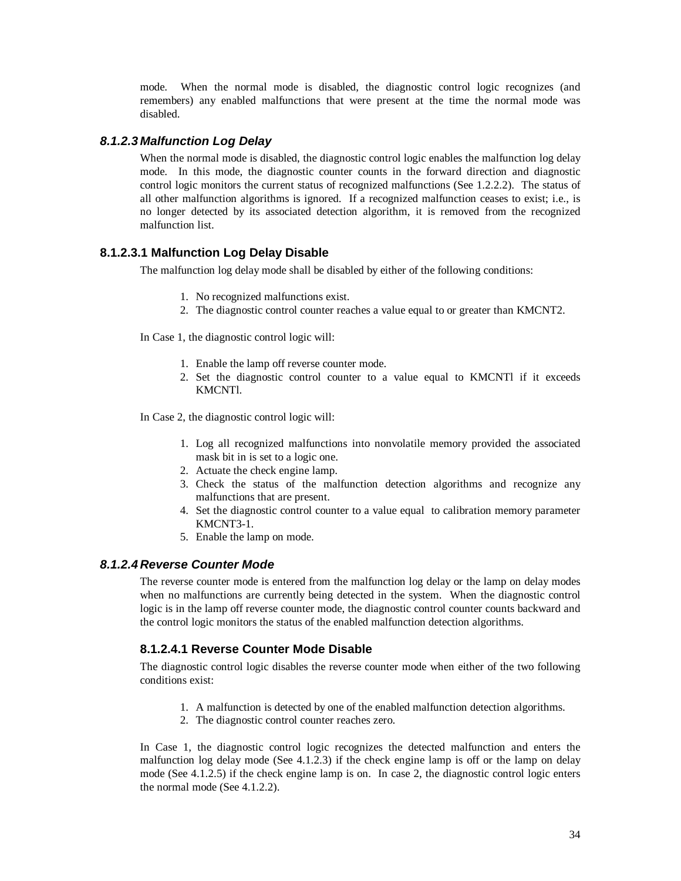mode. When the normal mode is disabled, the diagnostic control logic recognizes (and remembers) any enabled malfunctions that were present at the time the normal mode was disabled.

### *8.1.2.3 Malfunction Log Delay*

When the normal mode is disabled, the diagnostic control logic enables the malfunction log delay mode. In this mode, the diagnostic counter counts in the forward direction and diagnostic control logic monitors the current status of recognized malfunctions (See 1.2.2.2). The status of all other malfunction algorithms is ignored. If a recognized malfunction ceases to exist; i.e., is no longer detected by its associated detection algorithm, it is removed from the recognized malfunction list.

#### 8.1.2.3.1 Malfunction Log Delay Disable

The malfunction log delay mode shall be disabled by either of the following conditions:

1. No recognized malfunctions exist.
2. The diagnostic control counter reaches a value equal to or greater than KMCNT2.

In Case 1, the diagnostic control logic will:

1. Enable the lamp off reverse counter mode.
2. Set the diagnostic control counter to a value equal to KMCNTl if it exceeds KMCNTl.

In Case 2, the diagnostic control logic will:

1. Log all recognized malfunctions into nonvolatile memory provided the associated mask bit in is set to a logic one.
2. Actuate the check engine lamp.
3. Check the status of the malfunction detection algorithms and recognize any malfunctions that are present.
4. Set the diagnostic control counter to a value equal to calibration memory parameter KMCNT3-1.
5. Enable the lamp on mode.

### *8.1.2.4 Reverse Counter Mode*

The reverse counter mode is entered from the malfunction log delay or the lamp on delay modes when no malfunctions are currently being detected in the system. When the diagnostic control logic is in the lamp off reverse counter mode, the diagnostic control counter counts backward and the control logic monitors the status of the enabled malfunction detection algorithms.

#### 8.1.2.4.1 Reverse Counter Mode Disable

The diagnostic control logic disables the reverse counter mode when either of the two following conditions exist:

1. A malfunction is detected by one of the enabled malfunction detection algorithms.
2. The diagnostic control counter reaches zero.

In Case 1, the diagnostic control logic recognizes the detected malfunction and enters the malfunction log delay mode (See 4.1.2.3) if the check engine lamp is off or the lamp on delay mode (See 4.1.2.5) if the check engine lamp is on. In case 2, the diagnostic control logic enters the normal mode (See 4.1.2.2).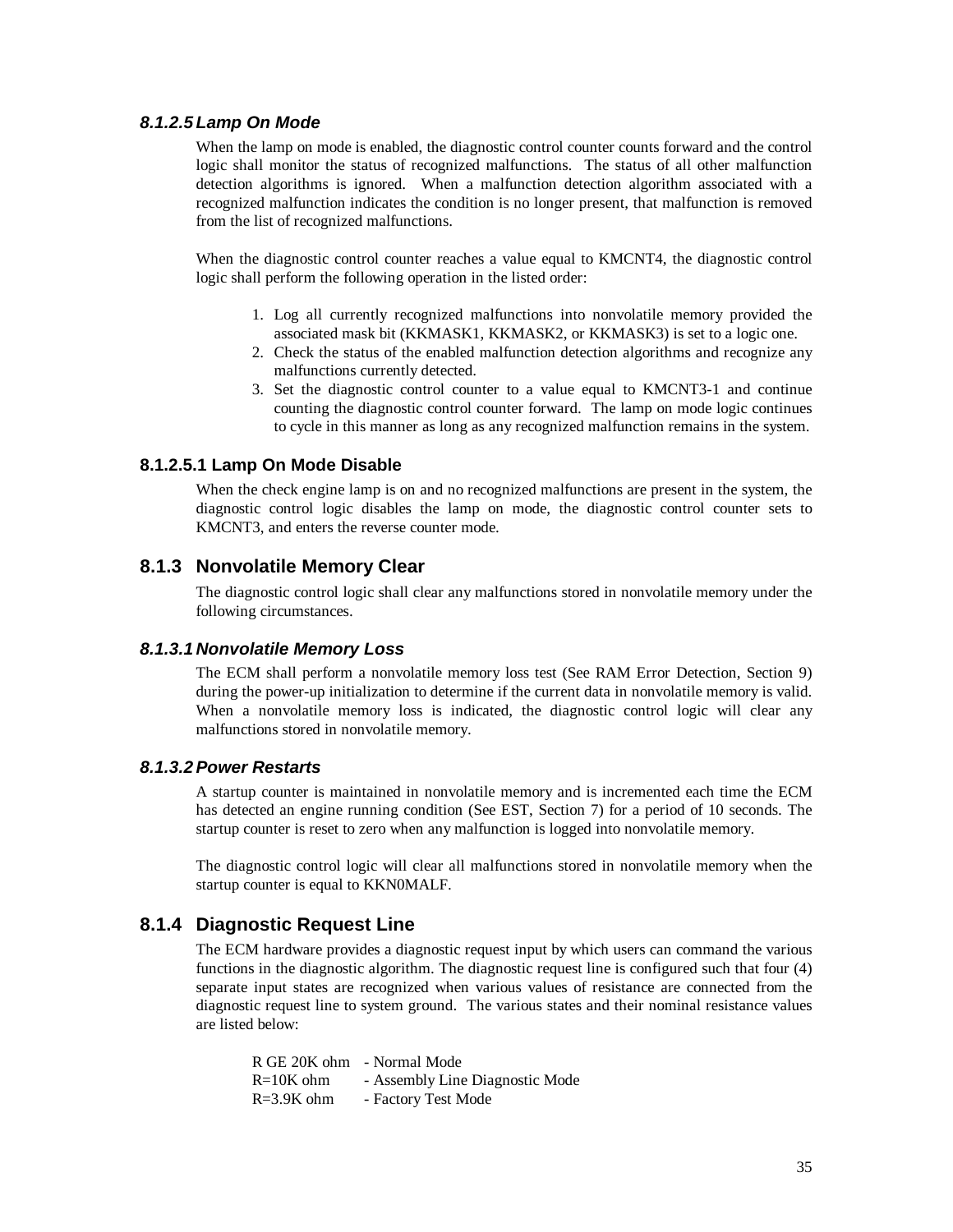#### *8.1.2.5 Lamp On Mode*

When the lamp on mode is enabled, the diagnostic control counter counts forward and the control logic shall monitor the status of recognized malfunctions. The status of all other malfunction detection algorithms is ignored. When a malfunction detection algorithm associated with a recognized malfunction indicates the condition is no longer present, that malfunction is removed from the list of recognized malfunctions.

When the diagnostic control counter reaches a value equal to KMCNT4, the diagnostic control logic shall perform the following operation in the listed order:

1. Log all currently recognized malfunctions into nonvolatile memory provided the associated mask bit (KKMASK1, KKMASK2, or KKMASK3) is set to a logic one.
2. Check the status of the enabled malfunction detection algorithms and recognize any malfunctions currently detected.
3. Set the diagnostic control counter to a value equal to KMCNT3-1 and continue counting the diagnostic control counter forward. The lamp on mode logic continues to cycle in this manner as long as any recognized malfunction remains in the system.

#### 8.1.2.5.1 Lamp On Mode Disable

When the check engine lamp is on and no recognized malfunctions are present in the system, the diagnostic control logic disables the lamp on mode, the diagnostic control counter sets to KMCNT3, and enters the reverse counter mode.

### 8.1.3 Nonvolatile Memory Clear

The diagnostic control logic shall clear any malfunctions stored in nonvolatile memory under the following circumstances.

#### *8.1.3.1 Nonvolatile Memory Loss*

The ECM shall perform a nonvolatile memory loss test (See RAM Error Detection, Section 9) during the power-up initialization to determine if the current data in nonvolatile memory is valid. When a nonvolatile memory loss is indicated, the diagnostic control logic will clear any malfunctions stored in nonvolatile memory.

#### *8.1.3.2 Power Restarts*

A startup counter is maintained in nonvolatile memory and is incremented each time the ECM has detected an engine running condition (See EST, Section 7) for a period of 10 seconds. The startup counter is reset to zero when any malfunction is logged into nonvolatile memory.

The diagnostic control logic will clear all malfunctions stored in nonvolatile memory when the startup counter is equal to KKN0MALF.

### 8.1.4 Diagnostic Request Line

The ECM hardware provides a diagnostic request input by which users can command the various functions in the diagnostic algorithm. The diagnostic request line is configured such that four (4) separate input states are recognized when various values of resistance are connected from the diagnostic request line to system ground. The various states and their nominal resistance values are listed below:

R GE 20K ohm - Normal Mode
R=10K ohm - Assembly Line Diagnostic Mode
R=3.9K ohm - Factory Test Mode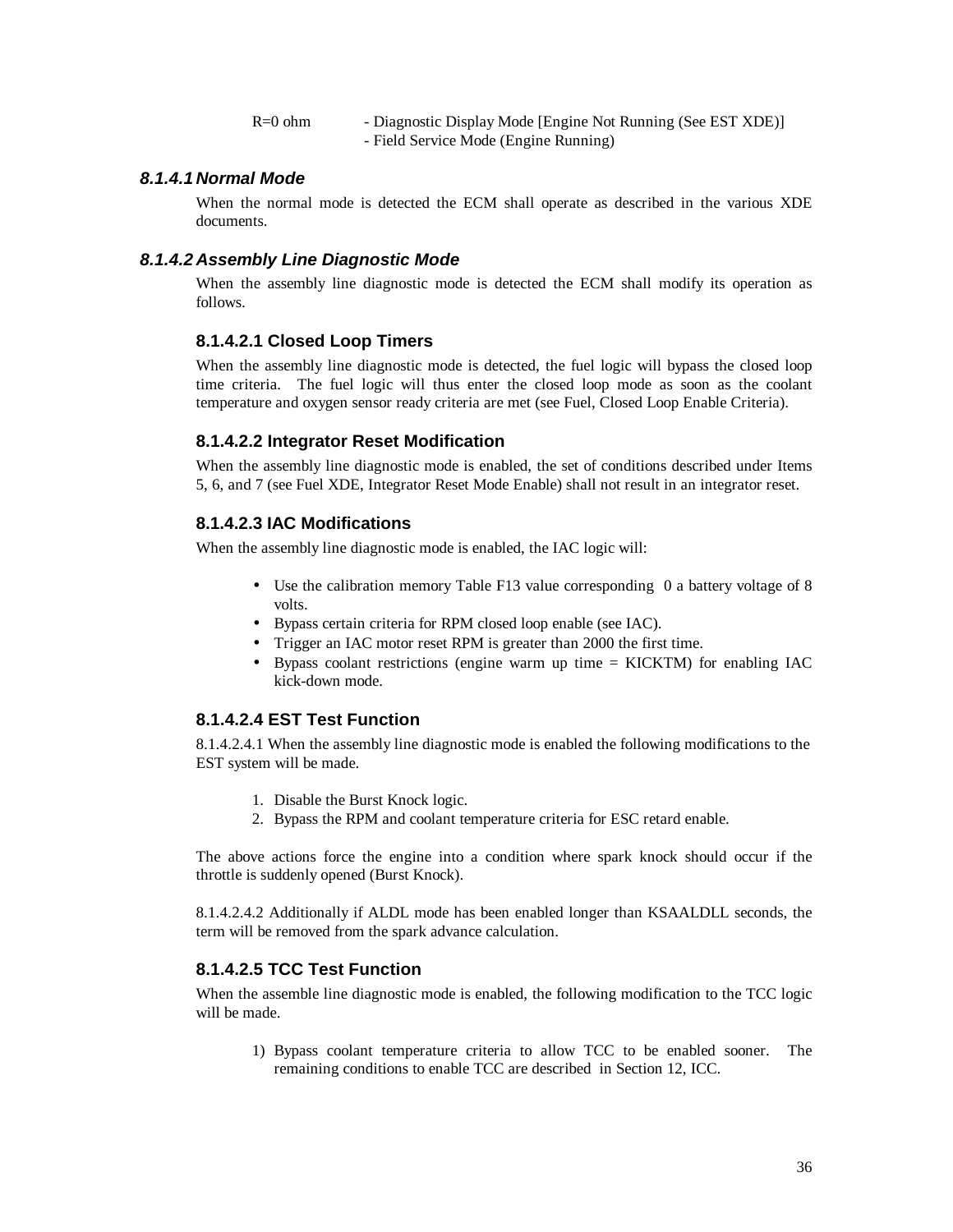R=0 ohm - Diagnostic Display Mode [Engine Not Running (See EST XDE)]
- Field Service Mode (Engine Running)

### *8.1.4.1 Normal Mode*

When the normal mode is detected the ECM shall operate as described in the various XDE documents.

### *8.1.4.2 Assembly Line Diagnostic Mode*

When the assembly line diagnostic mode is detected the ECM shall modify its operation as follows.

#### 8.1.4.2.1 Closed Loop Timers

When the assembly line diagnostic mode is detected, the fuel logic will bypass the closed loop time criteria. The fuel logic will thus enter the closed loop mode as soon as the coolant temperature and oxygen sensor ready criteria are met (see Fuel, Closed Loop Enable Criteria).

#### 8.1.4.2.2 Integrator Reset Modification

When the assembly line diagnostic mode is enabled, the set of conditions described under Items 5, 6, and 7 (see Fuel XDE, Integrator Reset Mode Enable) shall not result in an integrator reset.

#### 8.1.4.2.3 IAC Modifications

When the assembly line diagnostic mode is enabled, the IAC logic will:

- Use the calibration memory Table F13 value corresponding 0 a battery voltage of 8 volts.
- Bypass certain criteria for RPM closed loop enable (see IAC).
- Trigger an IAC motor reset RPM is greater than 2000 the first time.
- Bypass coolant restrictions (engine warm up time = KICKTM) for enabling IAC kick-down mode.

#### 8.1.4.2.4 EST Test Function

8.1.4.2.4.1 When the assembly line diagnostic mode is enabled the following modifications to the EST system will be made.

1. Disable the Burst Knock logic.
2. Bypass the RPM and coolant temperature criteria for ESC retard enable.

The above actions force the engine into a condition where spark knock should occur if the throttle is suddenly opened (Burst Knock).

8.1.4.2.4.2 Additionally if ALDL mode has been enabled longer than KSAALDLL seconds, the term will be removed from the spark advance calculation.

#### 8.1.4.2.5 TCC Test Function

When the assemble line diagnostic mode is enabled, the following modification to the TCC logic will be made.

1) Bypass coolant temperature criteria to allow TCC to be enabled sooner. The remaining conditions to enable TCC are described in Section 12, ICC.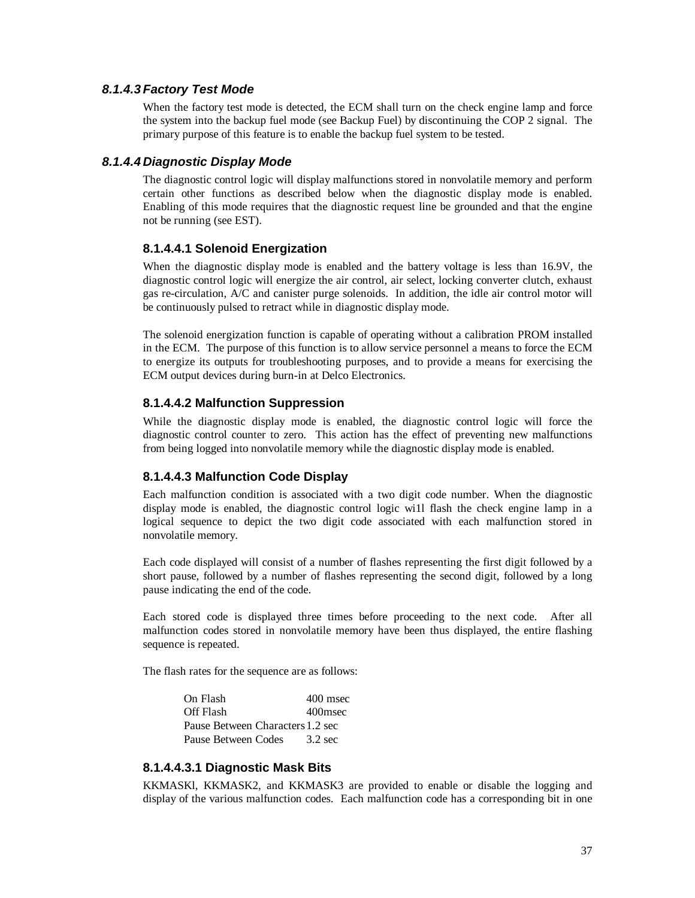### *8.1.4.3 Factory Test Mode*

When the factory test mode is detected, the ECM shall turn on the check engine lamp and force the system into the backup fuel mode (see Backup Fuel) by discontinuing the COP 2 signal. The primary purpose of this feature is to enable the backup fuel system to be tested.

### *8.1.4.4 Diagnostic Display Mode*

The diagnostic control logic will display malfunctions stored in nonvolatile memory and perform certain other functions as described below when the diagnostic display mode is enabled. Enabling of this mode requires that the diagnostic request line be grounded and that the engine not be running (see EST).

#### 8.1.4.4.1 Solenoid Energization

When the diagnostic display mode is enabled and the battery voltage is less than 16.9V, the diagnostic control logic will energize the air control, air select, locking converter clutch, exhaust gas re-circulation, A/C and canister purge solenoids. In addition, the idle air control motor will be continuously pulsed to retract while in diagnostic display mode.

The solenoid energization function is capable of operating without a calibration PROM installed in the ECM. The purpose of this function is to allow service personnel a means to force the ECM to energize its outputs for troubleshooting purposes, and to provide a means for exercising the ECM output devices during burn-in at Delco Electronics.

#### 8.1.4.4.2 Malfunction Suppression

While the diagnostic display mode is enabled, the diagnostic control logic will force the diagnostic control counter to zero. This action has the effect of preventing new malfunctions from being logged into nonvolatile memory while the diagnostic display mode is enabled.

#### 8.1.4.4.3 Malfunction Code Display

Each malfunction condition is associated with a two digit code number. When the diagnostic display mode is enabled, the diagnostic control logic wi1l flash the check engine lamp in a logical sequence to depict the two digit code associated with each malfunction stored in nonvolatile memory.

Each code displayed will consist of a number of flashes representing the first digit followed by a short pause, followed by a number of flashes representing the second digit, followed by a long pause indicating the end of the code.

Each stored code is displayed three times before proceeding to the next code. After all malfunction codes stored in nonvolatile memory have been thus displayed, the entire flashing sequence is repeated.

The flash rates for the sequence are as follows:

| | |
|---|---|
| On Flash | 400 msec |
| Off Flash | 400msec |
| Pause Between Characters | 1.2 sec |
| Pause Between Codes | 3.2 sec |

#### 8.1.4.4.3.1 Diagnostic Mask Bits

KKMASKl, KKMASK2, and KKMASK3 are provided to enable or disable the logging and display of the various malfunction codes. Each malfunction code has a corresponding bit in one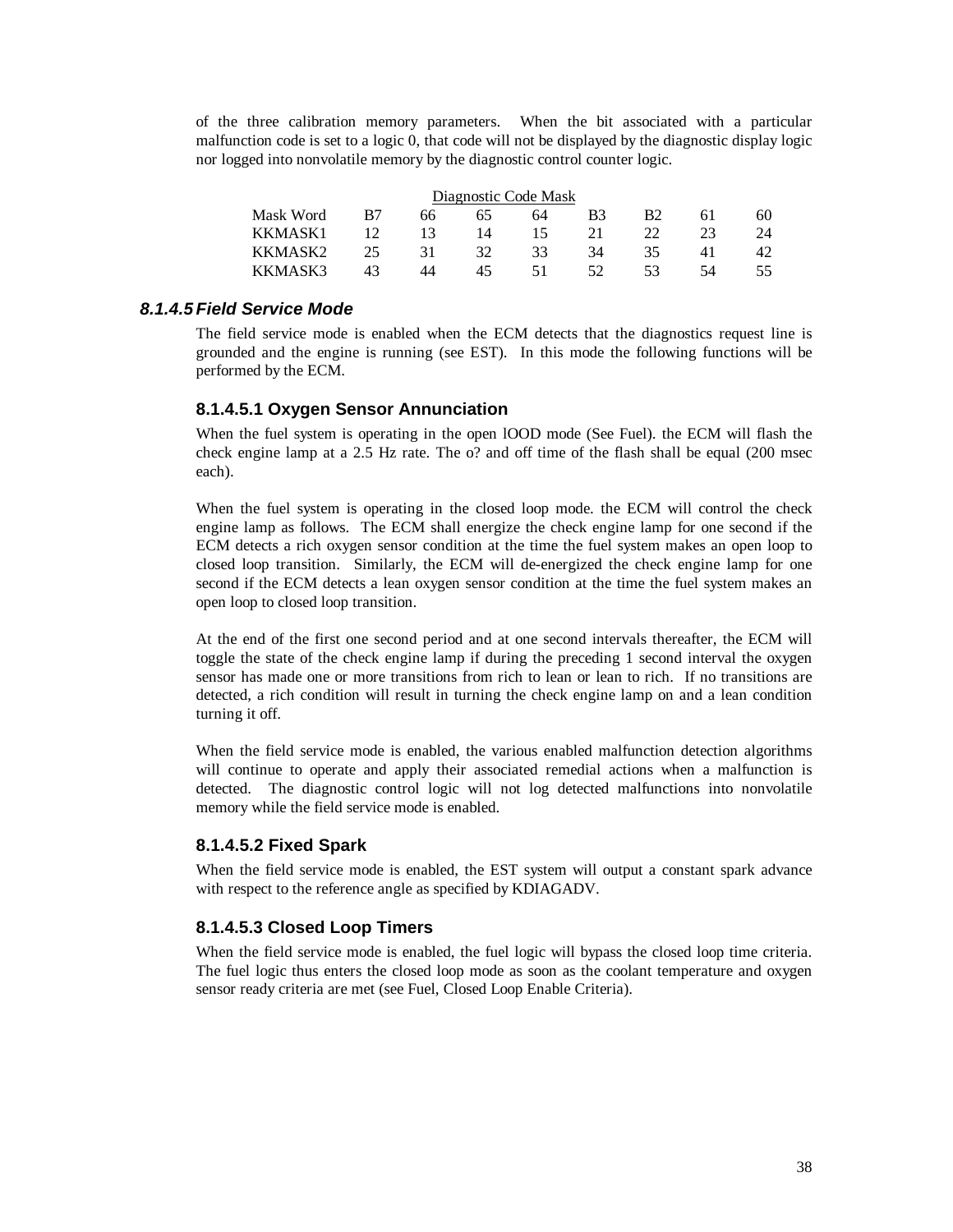of the three calibration memory parameters. When the bit associated with a particular malfunction code is set to a logic 0, that code will not be displayed by the diagnostic display logic nor logged into nonvolatile memory by the diagnostic control counter logic.

Diagnostic Code Mask

| Mask Word | B7 | 66 | 65 | 64 | B3 | B2 | 61 | 60 |
|---|---|---|---|---|---|---|---|---|
| KKMASK1 | 12 | 13 | 14 | 15 | 21 | 22 | 23 | 24 |
| KKMASK2 | 25 | 31 | 32 | 33 | 34 | 35 | 41 | 42 |
| KKMASK3 | 43 | 44 | 45 | 51 | 52 | 53 | 54 | 55 |

### *8.1.4.5 Field Service Mode*

The field service mode is enabled when the ECM detects that the diagnostics request line is grounded and the engine is running (see EST). In this mode the following functions will be performed by the ECM.

#### 8.1.4.5.1 Oxygen Sensor Annunciation

When the fuel system is operating in the open lOOD mode (See Fuel). the ECM will flash the check engine lamp at a 2.5 Hz rate. The o? and off time of the flash shall be equal (200 msec each).

When the fuel system is operating in the closed loop mode. the ECM will control the check engine lamp as follows. The ECM shall energize the check engine lamp for one second if the ECM detects a rich oxygen sensor condition at the time the fuel system makes an open loop to closed loop transition. Similarly, the ECM will de-energized the check engine lamp for one second if the ECM detects a lean oxygen sensor condition at the time the fuel system makes an open loop to closed loop transition.

At the end of the first one second period and at one second intervals thereafter, the ECM will toggle the state of the check engine lamp if during the preceding 1 second interval the oxygen sensor has made one or more transitions from rich to lean or lean to rich. If no transitions are detected, a rich condition will result in turning the check engine lamp on and a lean condition turning it off.

When the field service mode is enabled, the various enabled malfunction detection algorithms will continue to operate and apply their associated remedial actions when a malfunction is detected. The diagnostic control logic will not log detected malfunctions into nonvolatile memory while the field service mode is enabled.

#### 8.1.4.5.2 Fixed Spark

When the field service mode is enabled, the EST system will output a constant spark advance with respect to the reference angle as specified by KDIAGADV.

#### 8.1.4.5.3 Closed Loop Timers

When the field service mode is enabled, the fuel logic will bypass the closed loop time criteria. The fuel logic thus enters the closed loop mode as soon as the coolant temperature and oxygen sensor ready criteria are met (see Fuel, Closed Loop Enable Criteria).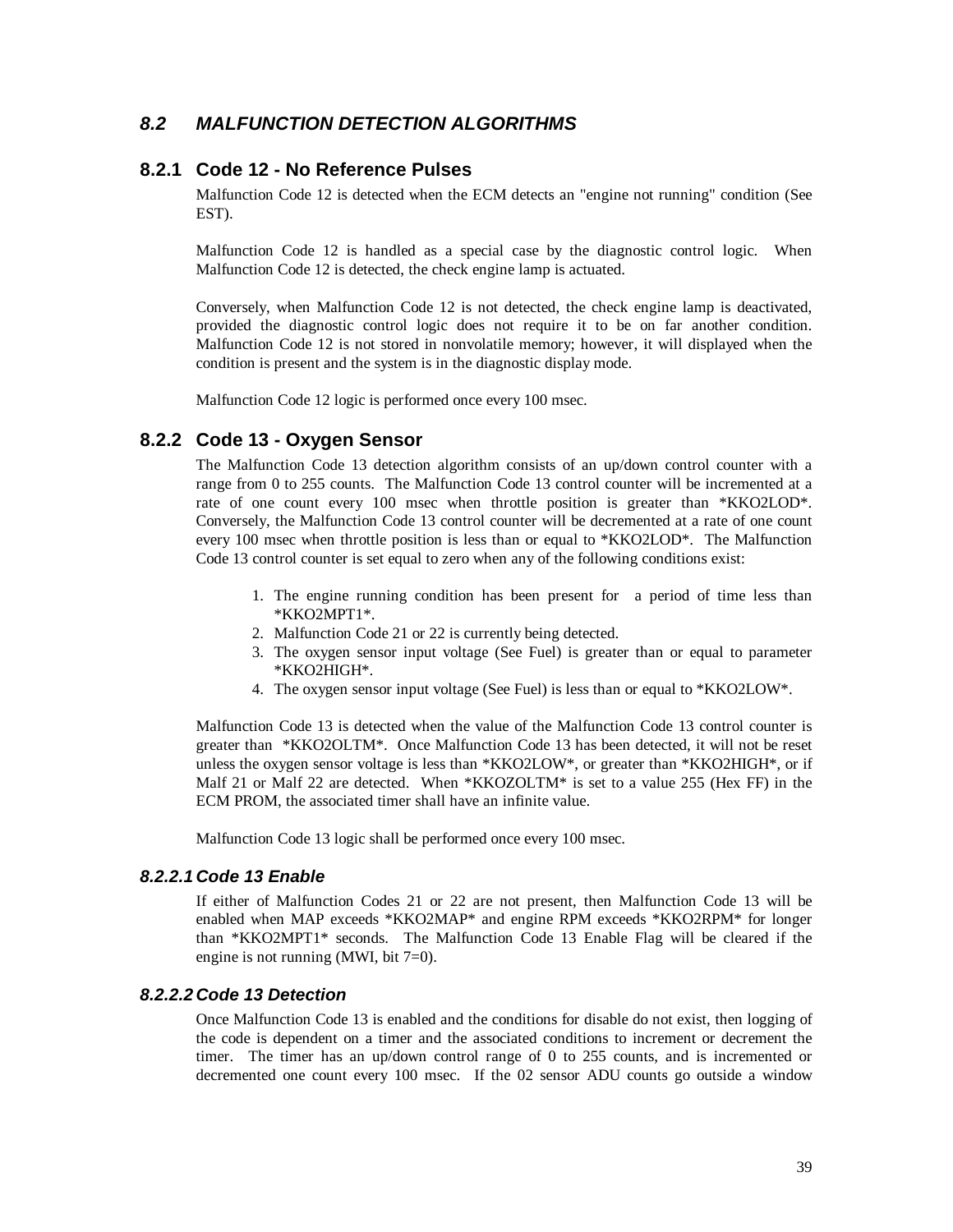## 8.2 *MALFUNCTION DETECTION ALGORITHMS*

### 8.2.1 Code 12 - No Reference Pulses

Malfunction Code 12 is detected when the ECM detects an "engine not running" condition (See EST).

Malfunction Code 12 is handled as a special case by the diagnostic control logic. When Malfunction Code 12 is detected, the check engine lamp is actuated.

Conversely, when Malfunction Code 12 is not detected, the check engine lamp is deactivated, provided the diagnostic control logic does not require it to be on far another condition. Malfunction Code 12 is not stored in nonvolatile memory; however, it will displayed when the condition is present and the system is in the diagnostic display mode.

Malfunction Code 12 logic is performed once every 100 msec.

### 8.2.2 Code 13 - Oxygen Sensor

The Malfunction Code 13 detection algorithm consists of an up/down control counter with a range from 0 to 255 counts. The Malfunction Code 13 control counter will be incremented at a rate of one count every 100 msec when throttle position is greater than *KKO2LOD*. Conversely, the Malfunction Code 13 control counter will be decremented at a rate of one count every 100 msec when throttle position is less than or equal to *KKO2LOD*. The Malfunction Code 13 control counter is set equal to zero when any of the following conditions exist:

1. The engine running condition has been present for a period of time less than *KKO2MPT1*.
2. Malfunction Code 21 or 22 is currently being detected.
3. The oxygen sensor input voltage (See Fuel) is greater than or equal to parameter *KKO2HIGH*.
4. The oxygen sensor input voltage (See Fuel) is less than or equal to *KKO2LOW*.

Malfunction Code 13 is detected when the value of the Malfunction Code 13 control counter is greater than *KKO2OLTM*. Once Malfunction Code 13 has been detected, it will not be reset unless the oxygen sensor voltage is less than *KKO2LOW*, or greater than *KKO2HIGH*, or if Malf 21 or Malf 22 are detected. When *KKOZOLTM* is set to a value 255 (Hex FF) in the ECM PROM, the associated timer shall have an infinite value.

Malfunction Code 13 logic shall be performed once every 100 msec.

#### *8.2.2.1 Code 13 Enable*

If either of Malfunction Codes 21 or 22 are not present, then Malfunction Code 13 will be enabled when MAP exceeds *KKO2MAP* and engine RPM exceeds *KKO2RPM* for longer than *KKO2MPT1* seconds. The Malfunction Code 13 Enable Flag will be cleared if the engine is not running (MWI, bit 7=0).

#### *8.2.2.2 Code 13 Detection*

Once Malfunction Code 13 is enabled and the conditions for disable do not exist, then logging of the code is dependent on a timer and the associated conditions to increment or decrement the timer. The timer has an up/down control range of 0 to 255 counts, and is incremented or decremented one count every 100 msec. If the 02 sensor ADU counts go outside a window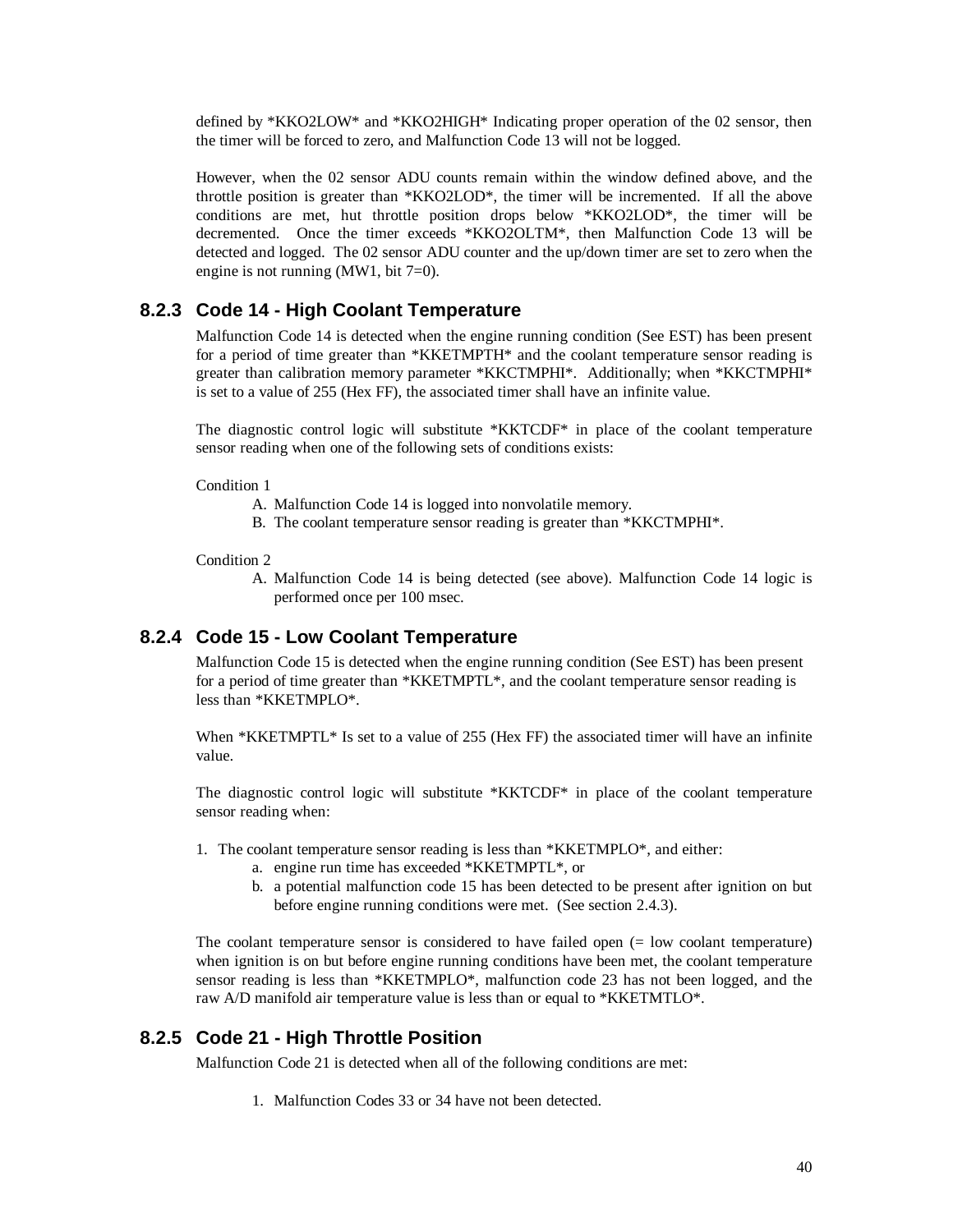defined by *KKO2LOW* and *KKO2HIGH* Indicating proper operation of the 02 sensor, then the timer will be forced to zero, and Malfunction Code 13 will not be logged.

However, when the 02 sensor ADU counts remain within the window defined above, and the throttle position is greater than *KKO2LOD*, the timer will be incremented. If all the above conditions are met, hut throttle position drops below *KKO2LOD*, the timer will be decremented. Once the timer exceeds *KKO2OLTM*, then Malfunction Code 13 will be detected and logged. The 02 sensor ADU counter and the up/down timer are set to zero when the engine is not running (MW1, bit 7=0).

### 8.2.3 Code 14 - High Coolant Temperature

Malfunction Code 14 is detected when the engine running condition (See EST) has been present for a period of time greater than *KKETMPTH* and the coolant temperature sensor reading is greater than calibration memory parameter *KKCTMPHI*. Additionally; when *KKCTMPHI* is set to a value of 255 (Hex FF), the associated timer shall have an infinite value.

The diagnostic control logic will substitute *KKTCDF* in place of the coolant temperature sensor reading when one of the following sets of conditions exists:

Condition 1

A. Malfunction Code 14 is logged into nonvolatile memory.
B. The coolant temperature sensor reading is greater than *KKCTMPHI*.

Condition 2

A. Malfunction Code 14 is being detected (see above). Malfunction Code 14 logic is performed once per 100 msec.

### 8.2.4 Code 15 - Low Coolant Temperature

Malfunction Code 15 is detected when the engine running condition (See EST) has been present for a period of time greater than *KKETMPTL*, and the coolant temperature sensor reading is less than *KKETMPLO*.

When *KKETMPTL* Is set to a value of 255 (Hex FF) the associated timer will have an infinite value.

The diagnostic control logic will substitute *KKTCDF* in place of the coolant temperature sensor reading when:

1. The coolant temperature sensor reading is less than *KKETMPLO*, and either:
   a. engine run time has exceeded *KKETMPTL*, or
   b. a potential malfunction code 15 has been detected to be present after ignition on but before engine running conditions were met. (See section 2.4.3).

The coolant temperature sensor is considered to have failed open (= low coolant temperature) when ignition is on but before engine running conditions have been met, the coolant temperature sensor reading is less than *KKETMPLO*, malfunction code 23 has not been logged, and the raw A/D manifold air temperature value is less than or equal to *KKETMTLO*.

### 8.2.5 Code 21 - High Throttle Position

Malfunction Code 21 is detected when all of the following conditions are met:

1. Malfunction Codes 33 or 34 have not been detected.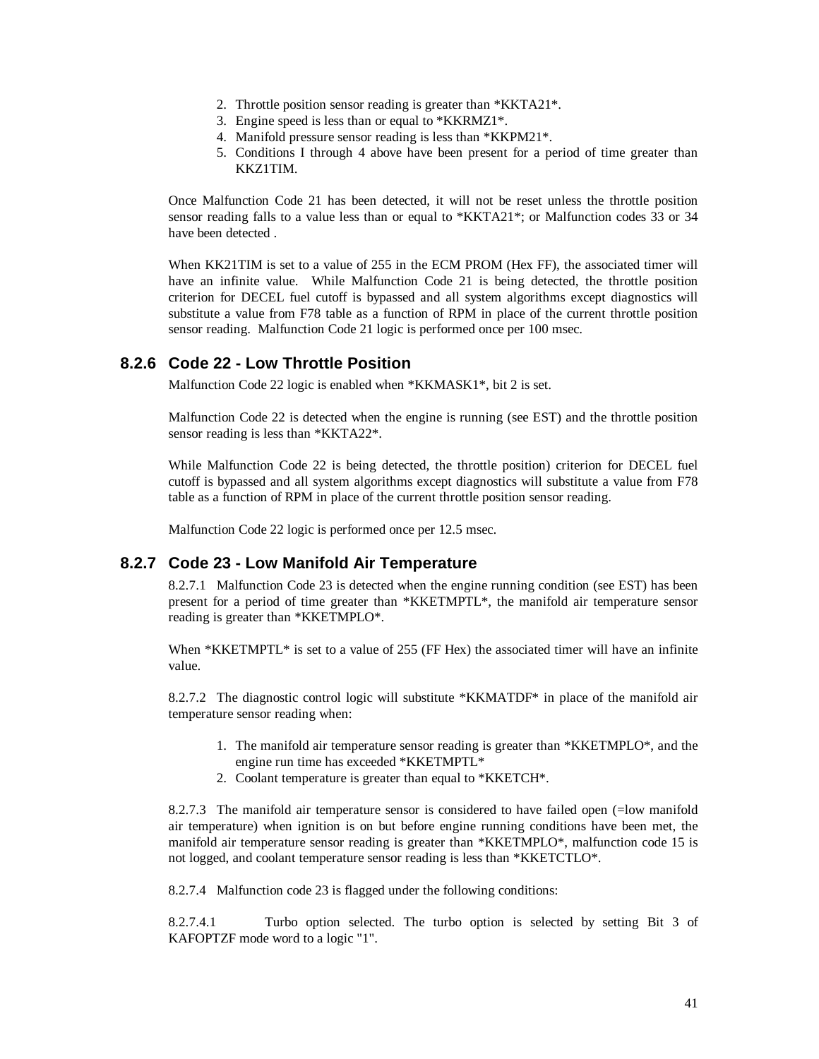2. Throttle position sensor reading is greater than *KKTA21*.
3. Engine speed is less than or equal to *KKRMZ1*.
4. Manifold pressure sensor reading is less than *KKPM21*.
5. Conditions I through 4 above have been present for a period of time greater than KKZ1TIM.

Once Malfunction Code 21 has been detected, it will not be reset unless the throttle position sensor reading falls to a value less than or equal to *KKTA21*; or Malfunction codes 33 or 34 have been detected .

When KK21TIM is set to a value of 255 in the ECM PROM (Hex FF), the associated timer will have an infinite value. While Malfunction Code 21 is being detected, the throttle position criterion for DECEL fuel cutoff is bypassed and all system algorithms except diagnostics will substitute a value from F78 table as a function of RPM in place of the current throttle position sensor reading. Malfunction Code 21 logic is performed once per 100 msec.

### 8.2.6 Code 22 - Low Throttle Position

Malfunction Code 22 logic is enabled when *KKMASK1*, bit 2 is set.

Malfunction Code 22 is detected when the engine is running (see EST) and the throttle position sensor reading is less than *KKTA22*.

While Malfunction Code 22 is being detected, the throttle position) criterion for DECEL fuel cutoff is bypassed and all system algorithms except diagnostics will substitute a value from F78 table as a function of RPM in place of the current throttle position sensor reading.

Malfunction Code 22 logic is performed once per 12.5 msec.

### 8.2.7 Code 23 - Low Manifold Air Temperature

8.2.7.1 Malfunction Code 23 is detected when the engine running condition (see EST) has been present for a period of time greater than *KKETMPTL*, the manifold air temperature sensor reading is greater than *KKETMPLO*.

When *KKETMPTL* is set to a value of 255 (FF Hex) the associated timer will have an infinite value.

8.2.7.2 The diagnostic control logic will substitute *KKMATDF* in place of the manifold air temperature sensor reading when:

1. The manifold air temperature sensor reading is greater than *KKETMPLO*, and the engine run time has exceeded *KKETMPTL*
2. Coolant temperature is greater than equal to *KKETCH*.

8.2.7.3 The manifold air temperature sensor is considered to have failed open (=low manifold air temperature) when ignition is on but before engine running conditions have been met, the manifold air temperature sensor reading is greater than *KKETMPLO*, malfunction code 15 is not logged, and coolant temperature sensor reading is less than *KKETCTLO*.

8.2.7.4 Malfunction code 23 is flagged under the following conditions:

8.2.7.4.1 Turbo option selected. The turbo option is selected by setting Bit 3 of KAFOPTZF mode word to a logic "1".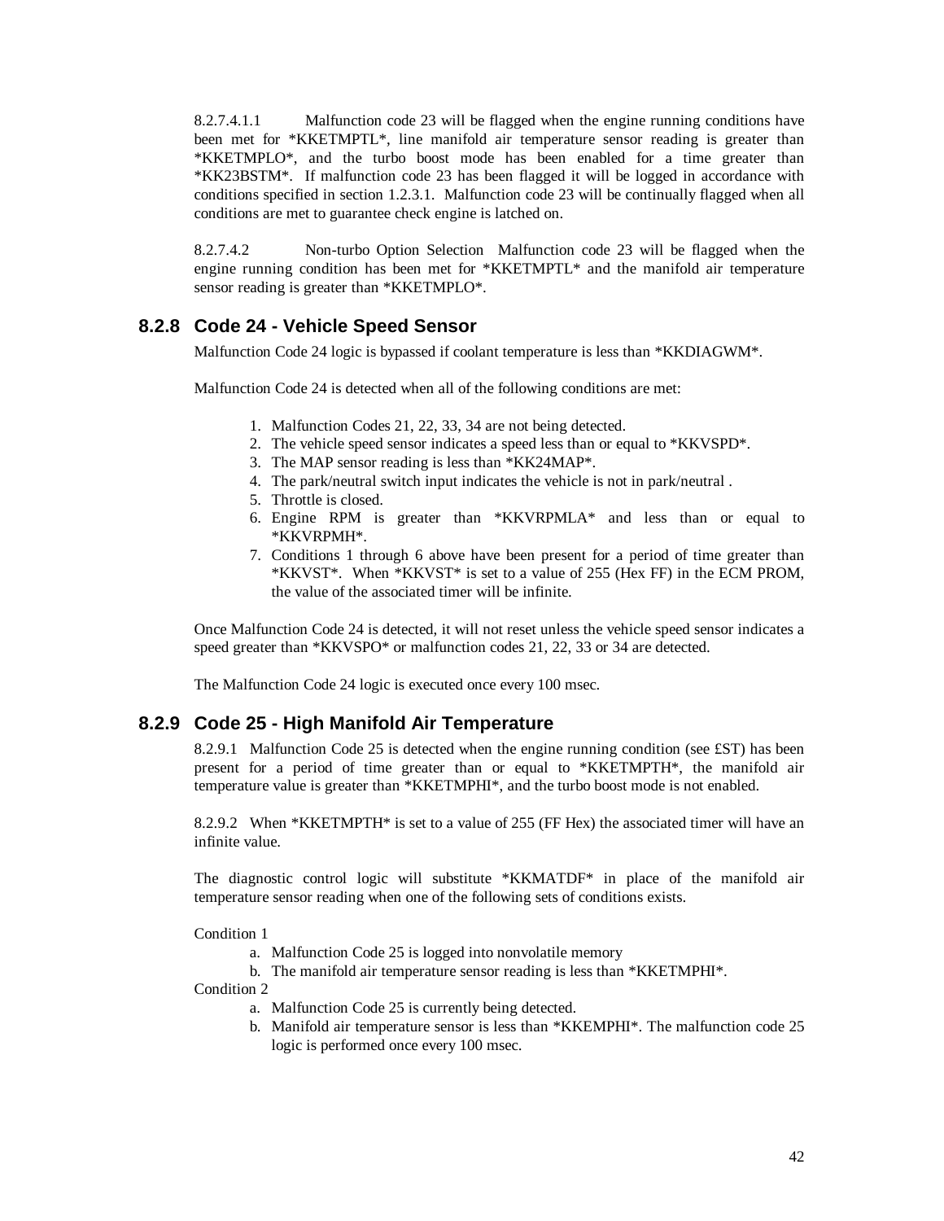8.2.7.4.1.1 Malfunction code 23 will be flagged when the engine running conditions have been met for *KKETMPTL*, line manifold air temperature sensor reading is greater than *KKETMPLO*, and the turbo boost mode has been enabled for a time greater than *KK23BSTM*. If malfunction code 23 has been flagged it will be logged in accordance with conditions specified in section 1.2.3.1. Malfunction code 23 will be continually flagged when all conditions are met to guarantee check engine is latched on.

8.2.7.4.2 Non-turbo Option Selection Malfunction code 23 will be flagged when the engine running condition has been met for *KKETMPTL* and the manifold air temperature sensor reading is greater than *KKETMPLO*.

### 8.2.8 Code 24 - Vehicle Speed Sensor

Malfunction Code 24 logic is bypassed if coolant temperature is less than *KKDIAGWM*.

Malfunction Code 24 is detected when all of the following conditions are met:

1. Malfunction Codes 21, 22, 33, 34 are not being detected.
2. The vehicle speed sensor indicates a speed less than or equal to *KKVSPD*.
3. The MAP sensor reading is less than *KK24MAP*.
4. The park/neutral switch input indicates the vehicle is not in park/neutral .
5. Throttle is closed.
6. Engine RPM is greater than *KKVRPMLA* and less than or equal to *KKVRPMH*.
7. Conditions 1 through 6 above have been present for a period of time greater than *KKVST*. When *KKVST* is set to a value of 255 (Hex FF) in the ECM PROM, the value of the associated timer will be infinite.

Once Malfunction Code 24 is detected, it will not reset unless the vehicle speed sensor indicates a speed greater than *KKVSPO* or malfunction codes 21, 22, 33 or 34 are detected.

The Malfunction Code 24 logic is executed once every 100 msec.

### 8.2.9 Code 25 - High Manifold Air Temperature

8.2.9.1 Malfunction Code 25 is detected when the engine running condition (see £ST) has been present for a period of time greater than or equal to *KKETMPTH*, the manifold air temperature value is greater than *KKETMPHI*, and the turbo boost mode is not enabled.

8.2.9.2 When *KKETMPTH* is set to a value of 255 (FF Hex) the associated timer will have an infinite value.

The diagnostic control logic will substitute *KKMATDF* in place of the manifold air temperature sensor reading when one of the following sets of conditions exists.

Condition 1

a. Malfunction Code 25 is logged into nonvolatile memory
b. The manifold air temperature sensor reading is less than *KKETMPHI*.

Condition 2

a. Malfunction Code 25 is currently being detected.
b. Manifold air temperature sensor is less than *KKEMPHI*. The malfunction code 25 logic is performed once every 100 msec.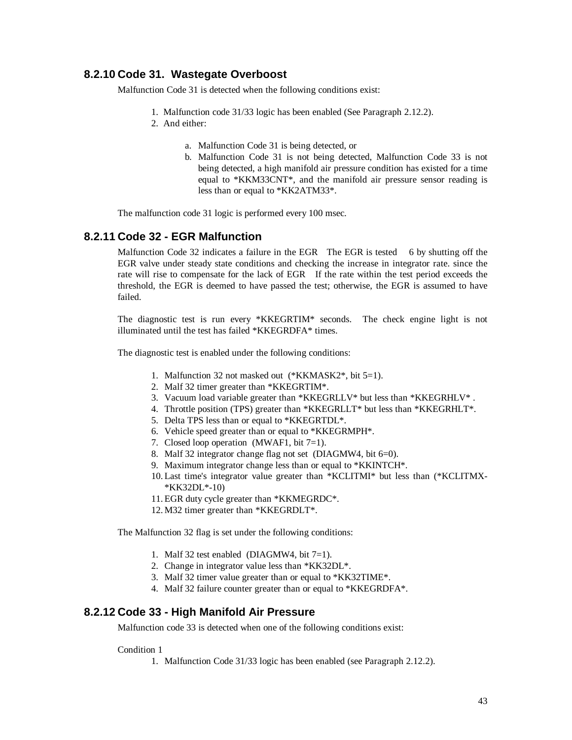## 8.2.10 Code 31. Wastegate Overboost

Malfunction Code 31 is detected when the following conditions exist:

1. Malfunction code 31/33 logic has been enabled (See Paragraph 2.12.2).
2. And either:

   a. Malfunction Code 31 is being detected, or
   b. Malfunction Code 31 is not being detected, Malfunction Code 33 is not being detected, a high manifold air pressure condition has existed for a time equal to *KKM33CNT*, and the manifold air pressure sensor reading is less than or equal to *KK2ATM33*.

The malfunction code 31 logic is performed every 100 msec.

## 8.2.11 Code 32 - EGR Malfunction

Malfunction Code 32 indicates a failure in the EGR The EGR is tested 6 by shutting off the EGR valve under steady state conditions and checking the increase in integrator rate. since the rate will rise to compensate for the lack of EGR If the rate within the test period exceeds the threshold, the EGR is deemed to have passed the test; otherwise, the EGR is assumed to have failed.

The diagnostic test is run every *KKEGRTIM* seconds. The check engine light is not illuminated until the test has failed *KKEGRDFA* times.

The diagnostic test is enabled under the following conditions:

1. Malfunction 32 not masked out (*KKMASK2*, bit 5=1).
2. Malf 32 timer greater than *KKEGRTIM*.
3. Vacuum load variable greater than *KKEGRLLV* but less than *KKEGRHLV* .
4. Throttle position (TPS) greater than *KKEGRLLT* but less than *KKEGRHLT*.
5. Delta TPS less than or equal to *KKEGRTDL*.
6. Vehicle speed greater than or equal to *KKEGRMPH*.
7. Closed loop operation (MWAF1, bit 7=1).
8. Malf 32 integrator change flag not set (DIAGMW4, bit 6=0).
9. Maximum integrator change less than or equal to *KKINTCH*.
10. Last time's integrator value greater than *KCLITMI* but less than (*KCLITMX-*KK32DL*-10)
11. EGR duty cycle greater than *KKMEGRDC*.
12. M32 timer greater than *KKEGRDLT*.

The Malfunction 32 flag is set under the following conditions:

1. Malf 32 test enabled (DIAGMW4, bit 7=1).
2. Change in integrator value less than *KK32DL*.
3. Malf 32 timer value greater than or equal to *KK32TIME*.
4. Malf 32 failure counter greater than or equal to *KKEGRDFA*.

## 8.2.12 Code 33 - High Manifold Air Pressure

Malfunction code 33 is detected when one of the following conditions exist:

Condition 1

1. Malfunction Code 31/33 logic has been enabled (see Paragraph 2.12.2).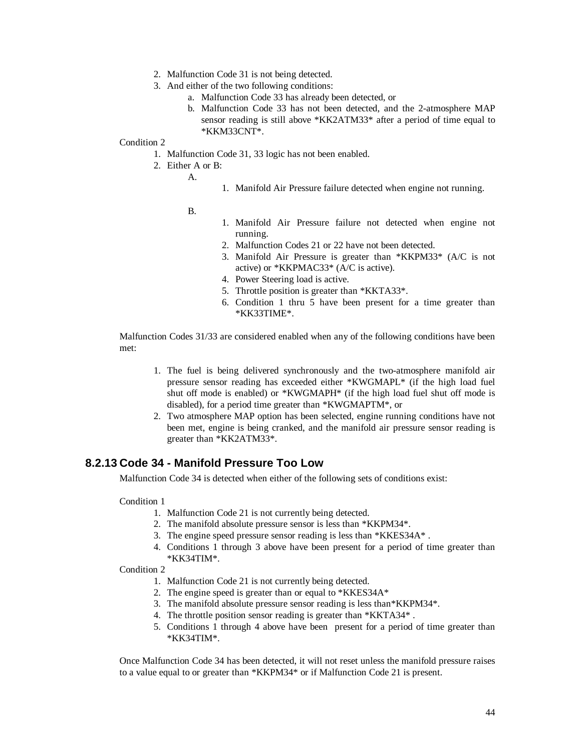2. Malfunction Code 31 is not being detected.
3. And either of the two following conditions:
    a. Malfunction Code 33 has already been detected, or
    b. Malfunction Code 33 has not been detected, and the 2-atmosphere MAP sensor reading is still above *KK2ATM33* after a period of time equal to *KKM33CNT*.

Condition 2

1. Malfunction Code 31, 33 logic has not been enabled.
2. Either A or B:

    A.

    1. Manifold Air Pressure failure detected when engine not running.

    B.

    1. Manifold Air Pressure failure not detected when engine not running.
    2. Malfunction Codes 21 or 22 have not been detected.
    3. Manifold Air Pressure is greater than *KKPM33* (A/C is not active) or *KKPMAC33* (A/C is active).
    4. Power Steering load is active.
    5. Throttle position is greater than *KKTA33*.
    6. Condition 1 thru 5 have been present for a time greater than *KK33TIME*.

Malfunction Codes 31/33 are considered enabled when any of the following conditions have been met:

1. The fuel is being delivered synchronously and the two-atmosphere manifold air pressure sensor reading has exceeded either *KWGMAPL* (if the high load fuel shut off mode is enabled) or *KWGMAPH* (if the high load fuel shut off mode is disabled), for a period time greater than *KWGMAPTM*, or
2. Two atmosphere MAP option has been selected, engine running conditions have not been met, engine is being cranked, and the manifold air pressure sensor reading is greater than *KK2ATM33*.

### 8.2.13 Code 34 - Manifold Pressure Too Low

Malfunction Code 34 is detected when either of the following sets of conditions exist:

Condition 1

1. Malfunction Code 21 is not currently being detected.
2. The manifold absolute pressure sensor is less than *KKPM34*.
3. The engine speed pressure sensor reading is less than *KKES34A* .
4. Conditions 1 through 3 above have been present for a period of time greater than *KK34TIM*.

Condition 2

1. Malfunction Code 21 is not currently being detected.
2. The engine speed is greater than or equal to *KKES34A*
3. The manifold absolute pressure sensor reading is less than*KKPM34*.
4. The throttle position sensor reading is greater than *KKTA34* .
5. Conditions 1 through 4 above have been present for a period of time greater than *KK34TIM*.

Once Malfunction Code 34 has been detected, it will not reset unless the manifold pressure raises to a value equal to or greater than *KKPM34* or if Malfunction Code 21 is present.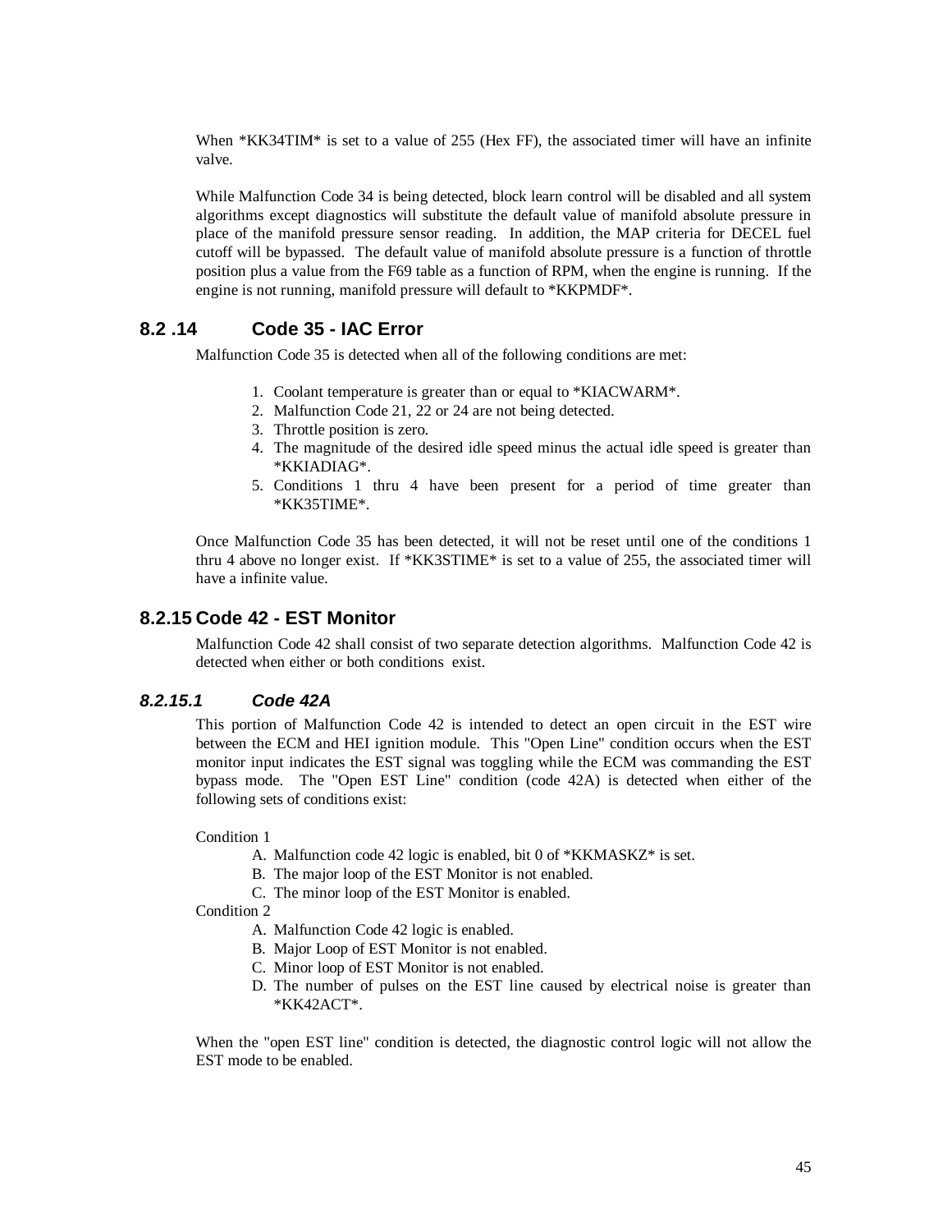When *KK34TIM* is set to a value of 255 (Hex FF), the associated timer will have an infinite valve.

While Malfunction Code 34 is being detected, block learn control will be disabled and all system algorithms except diagnostics will substitute the default value of manifold absolute pressure in place of the manifold pressure sensor reading. In addition, the MAP criteria for DECEL fuel cutoff will be bypassed. The default value of manifold absolute pressure is a function of throttle position plus a value from the F69 table as a function of RPM, when the engine is running. If the engine is not running, manifold pressure will default to *KKPMDF*.

## 8.2 .14 Code 35 - IAC Error

Malfunction Code 35 is detected when all of the following conditions are met:

1. Coolant temperature is greater than or equal to *KIACWARM*.
2. Malfunction Code 21, 22 or 24 are not being detected.
3. Throttle position is zero.
4. The magnitude of the desired idle speed minus the actual idle speed is greater than *KKIADIAG*.
5. Conditions 1 thru 4 have been present for a period of time greater than *KK35TIME*.

Once Malfunction Code 35 has been detected, it will not be reset until one of the conditions 1 thru 4 above no longer exist. If *KK3STIME* is set to a value of 255, the associated timer will have a infinite value.

## 8.2.15 Code 42 - EST Monitor

Malfunction Code 42 shall consist of two separate detection algorithms. Malfunction Code 42 is detected when either or both conditions exist.

### *8.2.15.1 Code 42A*

This portion of Malfunction Code 42 is intended to detect an open circuit in the EST wire between the ECM and HEI ignition module. This "Open Line" condition occurs when the EST monitor input indicates the EST signal was toggling while the ECM was commanding the EST bypass mode. The "Open EST Line" condition (code 42A) is detected when either of the following sets of conditions exist:

Condition 1

A. Malfunction code 42 logic is enabled, bit 0 of *KKMASKZ* is set.
B. The major loop of the EST Monitor is not enabled.
C. The minor loop of the EST Monitor is enabled.

Condition 2

A. Malfunction Code 42 logic is enabled.
B. Major Loop of EST Monitor is not enabled.
C. Minor loop of EST Monitor is not enabled.
D. The number of pulses on the EST line caused by electrical noise is greater than *KK42ACT*.

When the "open EST line" condition is detected, the diagnostic control logic will not allow the EST mode to be enabled.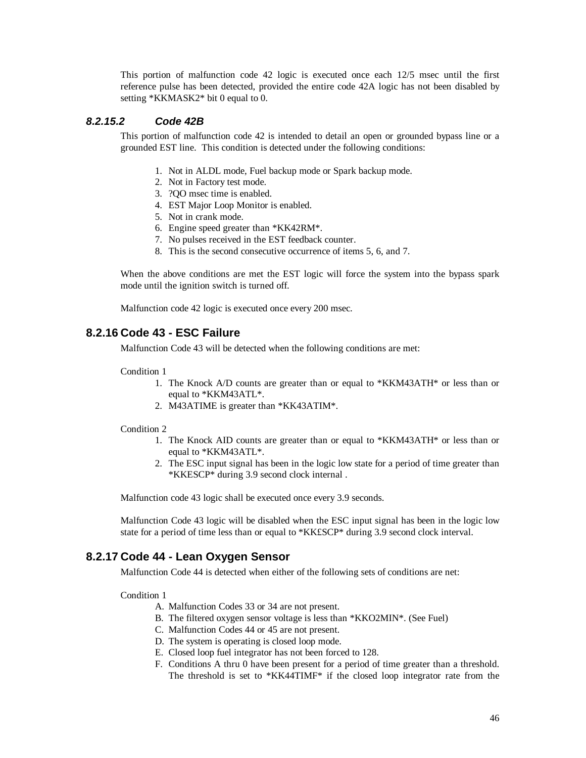This portion of malfunction code 42 logic is executed once each 12/5 msec until the first reference pulse has been detected, provided the entire code 42A logic has not been disabled by setting *KKMASK2* bit 0 equal to 0.

#### *8.2.15.2 Code 42B*

This portion of malfunction code 42 is intended to detail an open or grounded bypass line or a grounded EST line. This condition is detected under the following conditions:

1. Not in ALDL mode, Fuel backup mode or Spark backup mode.
2. Not in Factory test mode.
3. ?QO msec time is enabled.
4. EST Major Loop Monitor is enabled.
5. Not in crank mode.
6. Engine speed greater than *KK42RM*.
7. No pulses received in the EST feedback counter.
8. This is the second consecutive occurrence of items 5, 6, and 7.

When the above conditions are met the EST logic will force the system into the bypass spark mode until the ignition switch is turned off.

Malfunction code 42 logic is executed once every 200 msec.

### 8.2.16 Code 43 - ESC Failure

Malfunction Code 43 will be detected when the following conditions are met:

Condition 1

1. The Knock A/D counts are greater than or equal to *KKM43ATH* or less than or equal to *KKM43ATL*.
2. M43ATIME is greater than *KK43ATIM*.

Condition 2

1. The Knock AID counts are greater than or equal to *KKM43ATH* or less than or equal to *KKM43ATL*.
2. The ESC input signal has been in the logic low state for a period of time greater than *KKESCP* during 3.9 second clock internal .

Malfunction code 43 logic shall be executed once every 3.9 seconds.

Malfunction Code 43 logic will be disabled when the ESC input signal has been in the logic low state for a period of time less than or equal to *KK£SCP* during 3.9 second clock interval.

### 8.2.17 Code 44 - Lean Oxygen Sensor

Malfunction Code 44 is detected when either of the following sets of conditions are net:

Condition 1

A. Malfunction Codes 33 or 34 are not present.
B. The filtered oxygen sensor voltage is less than *KKO2MIN*. (See Fuel)
C. Malfunction Codes 44 or 45 are not present.
D. The system is operating is closed loop mode.
E. Closed loop fuel integrator has not been forced to 128.
F. Conditions A thru 0 have been present for a period of time greater than a threshold. The threshold is set to *KK44TIMF* if the closed loop integrator rate from the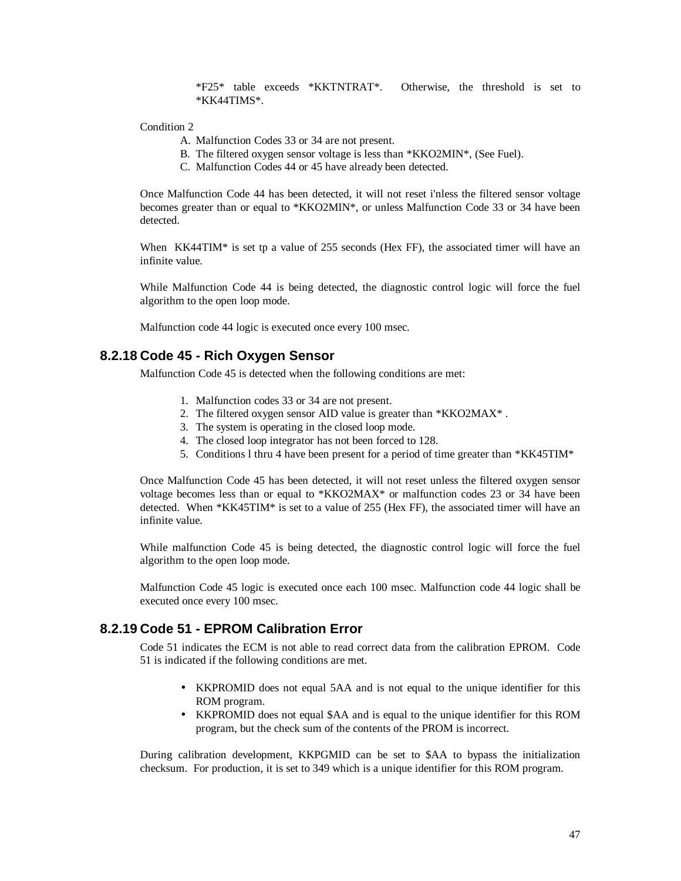*F25* table exceeds *KKTNTRAT*. Otherwise, the threshold is set to *KK44TIMS*.

Condition 2

A. Malfunction Codes 33 or 34 are not present.
B. The filtered oxygen sensor voltage is less than *KKO2MIN*, (See Fuel).
C. Malfunction Codes 44 or 45 have already been detected.

Once Malfunction Code 44 has been detected, it will not reset i'nless the filtered sensor voltage becomes greater than or equal to *KKO2MIN*, or unless Malfunction Code 33 or 34 have been detected.

When KK44TIM* is set tp a value of 255 seconds (Hex FF), the associated timer will have an infinite value.

While Malfunction Code 44 is being detected, the diagnostic control logic will force the fuel algorithm to the open loop mode.

Malfunction code 44 logic is executed once every 100 msec.

### 8.2.18 Code 45 - Rich Oxygen Sensor

Malfunction Code 45 is detected when the following conditions are met:

1. Malfunction codes 33 or 34 are not present.
2. The filtered oxygen sensor AID value is greater than *KKO2MAX* .
3. The system is operating in the closed loop mode.
4. The closed loop integrator has not been forced to 128.
5. Conditions l thru 4 have been present for a period of time greater than *KK45TIM*

Once Malfunction Code 45 has been detected, it will not reset unless the filtered oxygen sensor voltage becomes less than or equal to *KKO2MAX* or malfunction codes 23 or 34 have been detected. When *KK45TIM* is set to a value of 255 (Hex FF), the associated timer will have an infinite value.

While malfunction Code 45 is being detected, the diagnostic control logic will force the fuel algorithm to the open loop mode.

Malfunction Code 45 logic is executed once each 100 msec. Malfunction code 44 logic shall be executed once every 100 msec.

### 8.2.19 Code 51 - EPROM Calibration Error

Code 51 indicates the ECM is not able to read correct data from the calibration EPROM. Code 51 is indicated if the following conditions are met.

- KKPROMID does not equal 5AA and is not equal to the unique identifier for this ROM program.
- KKPROMID does not equal $AA and is equal to the unique identifier for this ROM program, but the check sum of the contents of the PROM is incorrect.

During calibration development, KKPGMID can be set to $AA to bypass the initialization checksum. For production, it is set to 349 which is a unique identifier for this ROM program.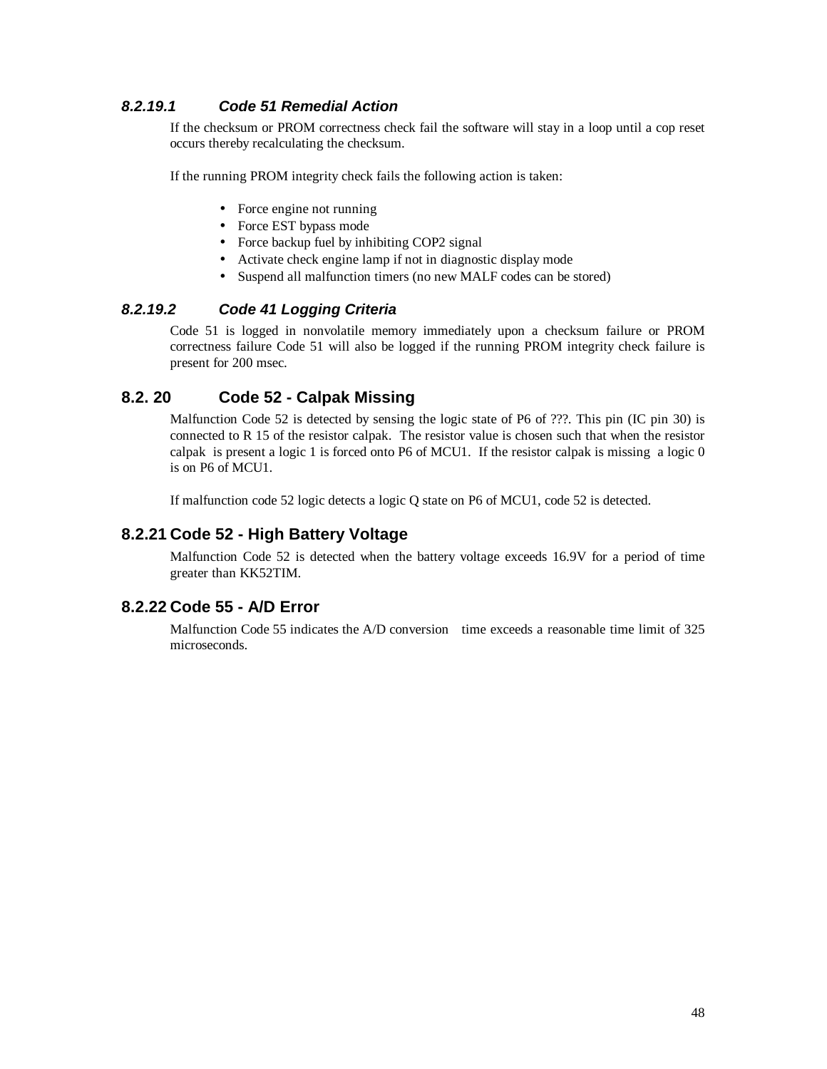#### 8.2.19.1 Code 51 Remedial Action

If the checksum or PROM correctness check fail the software will stay in a loop until a cop reset occurs thereby recalculating the checksum.

If the running PROM integrity check fails the following action is taken:

- Force engine not running
- Force EST bypass mode
- Force backup fuel by inhibiting COP2 signal
- Activate check engine lamp if not in diagnostic display mode
- Suspend all malfunction timers (no new MALF codes can be stored)

#### 8.2.19.2 Code 41 Logging Criteria

Code 51 is logged in nonvolatile memory immediately upon a checksum failure or PROM correctness failure Code 51 will also be logged if the running PROM integrity check failure is present for 200 msec.

### 8.2. 20 Code 52 - Calpak Missing

Malfunction Code 52 is detected by sensing the logic state of P6 of ???. This pin (IC pin 30) is connected to R 15 of the resistor calpak. The resistor value is chosen such that when the resistor calpak is present a logic 1 is forced onto P6 of MCU1. If the resistor calpak is missing a logic 0 is on P6 of MCU1.

If malfunction code 52 logic detects a logic Q state on P6 of MCU1, code 52 is detected.

### 8.2.21 Code 52 - High Battery Voltage

Malfunction Code 52 is detected when the battery voltage exceeds 16.9V for a period of time greater than KK52TIM.

### 8.2.22 Code 55 - A/D Error

Malfunction Code 55 indicates the A/D conversion time exceeds a reasonable time limit of 325 microseconds.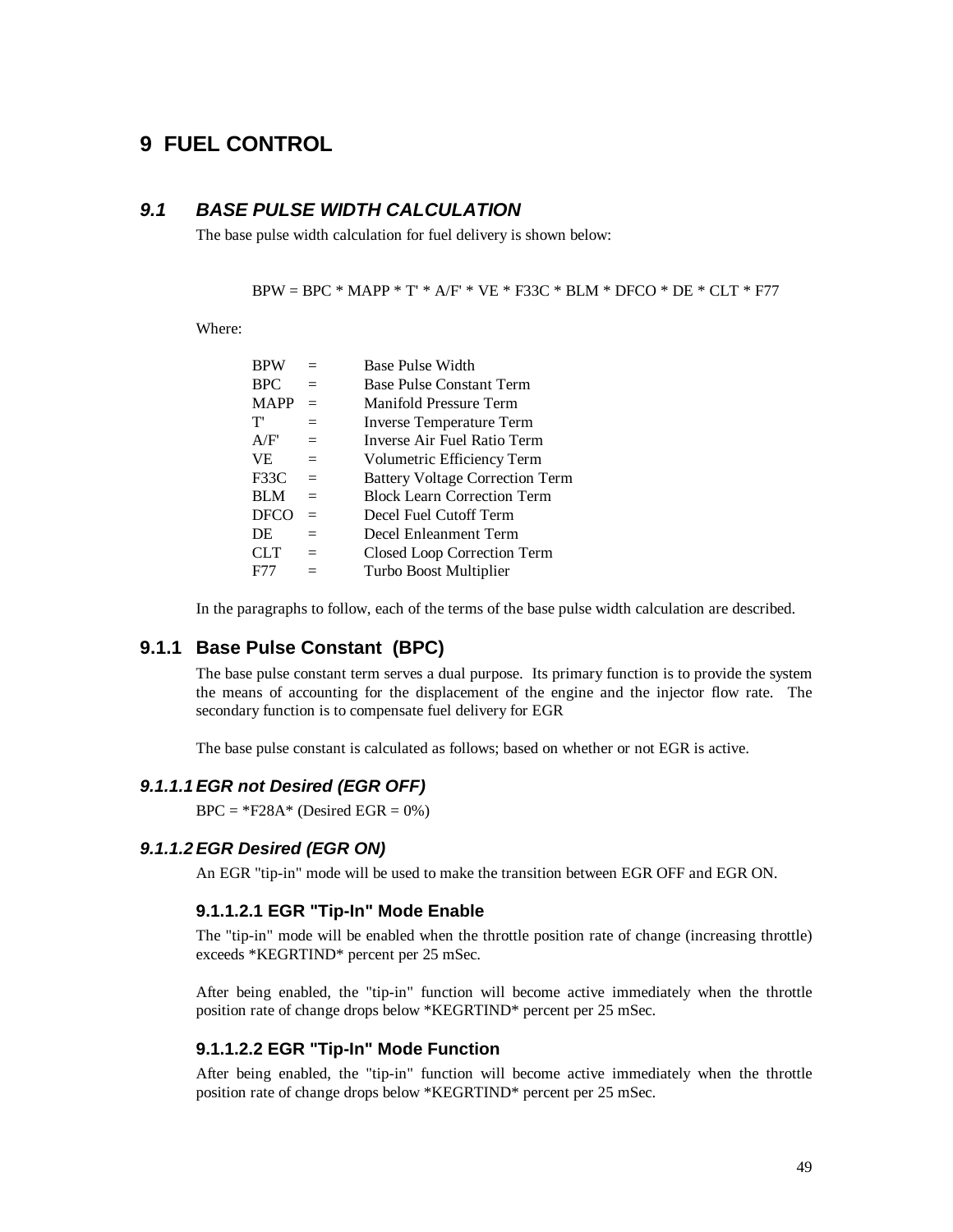# 9 FUEL CONTROL

## *9.1 BASE PULSE WIDTH CALCULATION*

The base pulse width calculation for fuel delivery is shown below:

BPW = BPC * MAPP * T' * A/F' * VE * F33C * BLM * DFCO * DE * CLT * F77

Where:

| | | |
|---|---|---|
| BPW | = | Base Pulse Width |
| BPC | = | Base Pulse Constant Term |
| MAPP | = | Manifold Pressure Term |
| T' | = | Inverse Temperature Term |
| A/F' | = | Inverse Air Fuel Ratio Term |
| VE | = | Volumetric Efficiency Term |
| F33C | = | Battery Voltage Correction Term |
| BLM | = | Block Learn Correction Term |
| DFCO | = | Decel Fuel Cutoff Term |
| DE | = | Decel Enleanment Term |
| CLT | = | Closed Loop Correction Term |
| F77 | = | Turbo Boost Multiplier |

In the paragraphs to follow, each of the terms of the base pulse width calculation are described.

### 9.1.1 Base Pulse Constant (BPC)

The base pulse constant term serves a dual purpose. Its primary function is to provide the system the means of accounting for the displacement of the engine and the injector flow rate. The secondary function is to compensate fuel delivery for EGR

The base pulse constant is calculated as follows; based on whether or not EGR is active.

#### *9.1.1.1 EGR not Desired (EGR OFF)*

BPC = *F28A* (Desired EGR = 0%)

#### *9.1.1.2 EGR Desired (EGR ON)*

An EGR "tip-in" mode will be used to make the transition between EGR OFF and EGR ON.

##### 9.1.1.2.1 EGR "Tip-In" Mode Enable

The "tip-in" mode will be enabled when the throttle position rate of change (increasing throttle) exceeds *KEGRTIND* percent per 25 mSec.

After being enabled, the "tip-in" function will become active immediately when the throttle position rate of change drops below *KEGRTIND* percent per 25 mSec.

##### 9.1.1.2.2 EGR "Tip-In" Mode Function

After being enabled, the "tip-in" function will become active immediately when the throttle position rate of change drops below *KEGRTIND* percent per 25 mSec.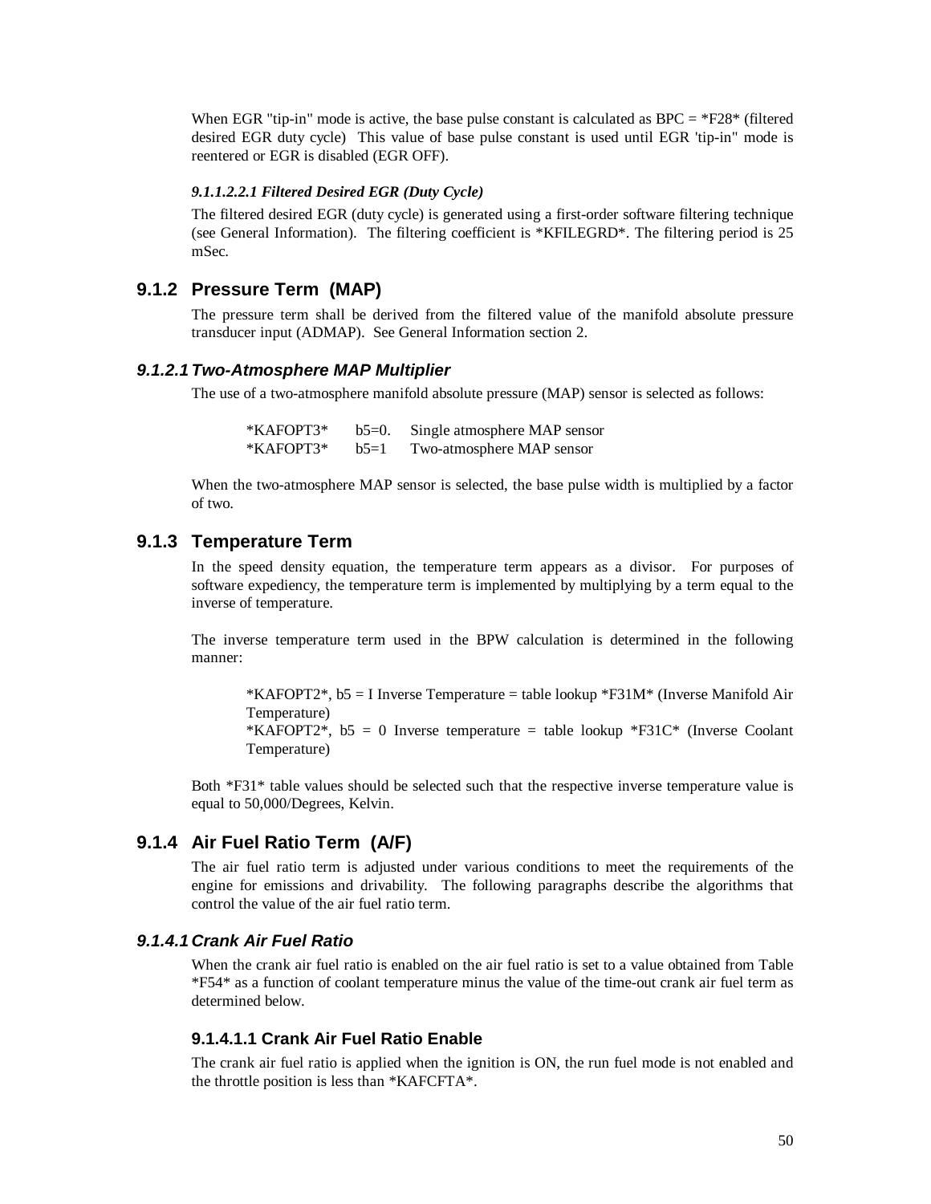When EGR "tip-in" mode is active, the base pulse constant is calculated as BPC = *F28* (filtered desired EGR duty cycle)  This value of base pulse constant is used until EGR 'tip-in" mode is reentered or EGR is disabled (EGR OFF).

#### *9.1.1.2.2.1 Filtered Desired EGR (Duty Cycle)*

The filtered desired EGR (duty cycle) is generated using a first-order software filtering technique (see General Information).  The filtering coefficient is *KFILEGRD*. The filtering period is 25 mSec.

## 9.1.2  Pressure Term  (MAP)

The pressure term shall be derived from the filtered value of the manifold absolute pressure transducer input (ADMAP).  See General Information section 2.

### *9.1.2.1 Two-Atmosphere MAP Multiplier*

The use of a two-atmosphere manifold absolute pressure (MAP) sensor is selected as follows:

| | | |
|---|---|---|
| *KAFOPT3* | b5=0. | Single atmosphere MAP sensor |
| *KAFOPT3* | b5=1 | Two-atmosphere MAP sensor |

When the two-atmosphere MAP sensor is selected, the base pulse width is multiplied by a factor of two.

## 9.1.3  Temperature Term

In the speed density equation, the temperature term appears as a divisor.  For purposes of software expediency, the temperature term is implemented by multiplying by a term equal to the inverse of temperature.

The inverse temperature term used in the BPW calculation is determined in the following manner:

*KAFOPT2*, b5 = I Inverse Temperature = table lookup *F31M* (Inverse Manifold Air Temperature)
*KAFOPT2*, b5 = 0 Inverse temperature = table lookup *F31C* (Inverse Coolant Temperature)

Both *F31* table values should be selected such that the respective inverse temperature value is equal to 50,000/Degrees, Kelvin.

## 9.1.4  Air Fuel Ratio Term  (A/F)

The air fuel ratio term is adjusted under various conditions to meet the requirements of the engine for emissions and drivability.  The following paragraphs describe the algorithms that control the value of the air fuel ratio term.

### *9.1.4.1 Crank Air Fuel Ratio*

When the crank air fuel ratio is enabled on the air fuel ratio is set to a value obtained from Table *F54* as a function of coolant temperature minus the value of the time-out crank air fuel term as determined below.

#### 9.1.4.1.1 Crank Air Fuel Ratio Enable

The crank air fuel ratio is applied when the ignition is ON, the run fuel mode is not enabled and the throttle position is less than *KAFCFTA*.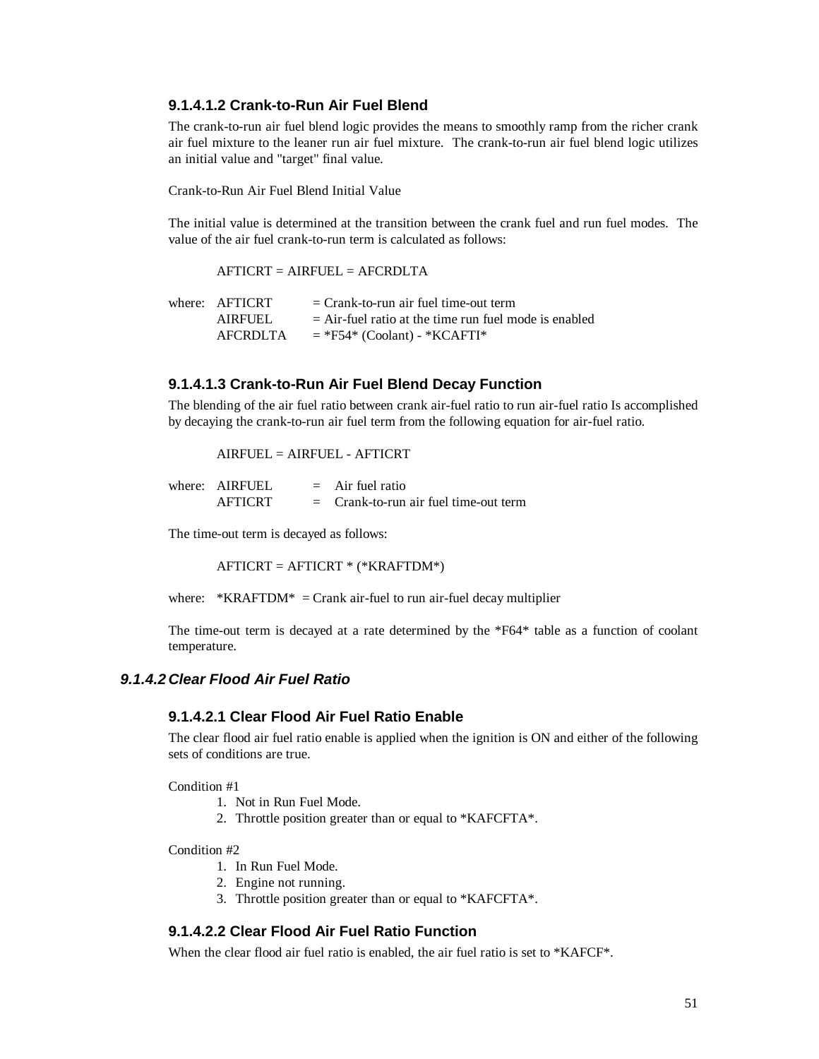#### 9.1.4.1.2 Crank-to-Run Air Fuel Blend

The crank-to-run air fuel blend logic provides the means to smoothly ramp from the richer crank air fuel mixture to the leaner run air fuel mixture. The crank-to-run air fuel blend logic utilizes an initial value and "target" final value.

Crank-to-Run Air Fuel Blend Initial Value

The initial value is determined at the transition between the crank fuel and run fuel modes. The value of the air fuel crank-to-run term is calculated as follows:

AFTICRT = AIRFUEL = AFCRDLTA

where: AFTICRT = Crank-to-run air fuel time-out term
AIRFUEL = Air-fuel ratio at the time run fuel mode is enabled
AFCRDLTA = *F54* (Coolant) - *KCAFTI*

#### 9.1.4.1.3 Crank-to-Run Air Fuel Blend Decay Function

The blending of the air fuel ratio between crank air-fuel ratio to run air-fuel ratio Is accomplished by decaying the crank-to-run air fuel term from the following equation for air-fuel ratio.

AIRFUEL = AIRFUEL - AFTICRT

where: AIRFUEL = Air fuel ratio
AFTICRT = Crank-to-run air fuel time-out term

The time-out term is decayed as follows:

AFTICRT = AFTICRT * (*KRAFTDM*)

where: *KRAFTDM* = Crank air-fuel to run air-fuel decay multiplier

The time-out term is decayed at a rate determined by the *F64* table as a function of coolant temperature.

### *9.1.4.2 Clear Flood Air Fuel Ratio*

#### 9.1.4.2.1 Clear Flood Air Fuel Ratio Enable

The clear flood air fuel ratio enable is applied when the ignition is ON and either of the following sets of conditions are true.

Condition #1

1. Not in Run Fuel Mode.
2. Throttle position greater than or equal to *KAFCFTA*.

Condition #2

1. In Run Fuel Mode.
2. Engine not running.
3. Throttle position greater than or equal to *KAFCFTA*.

#### 9.1.4.2.2 Clear Flood Air Fuel Ratio Function

When the clear flood air fuel ratio is enabled, the air fuel ratio is set to *KAFCF*.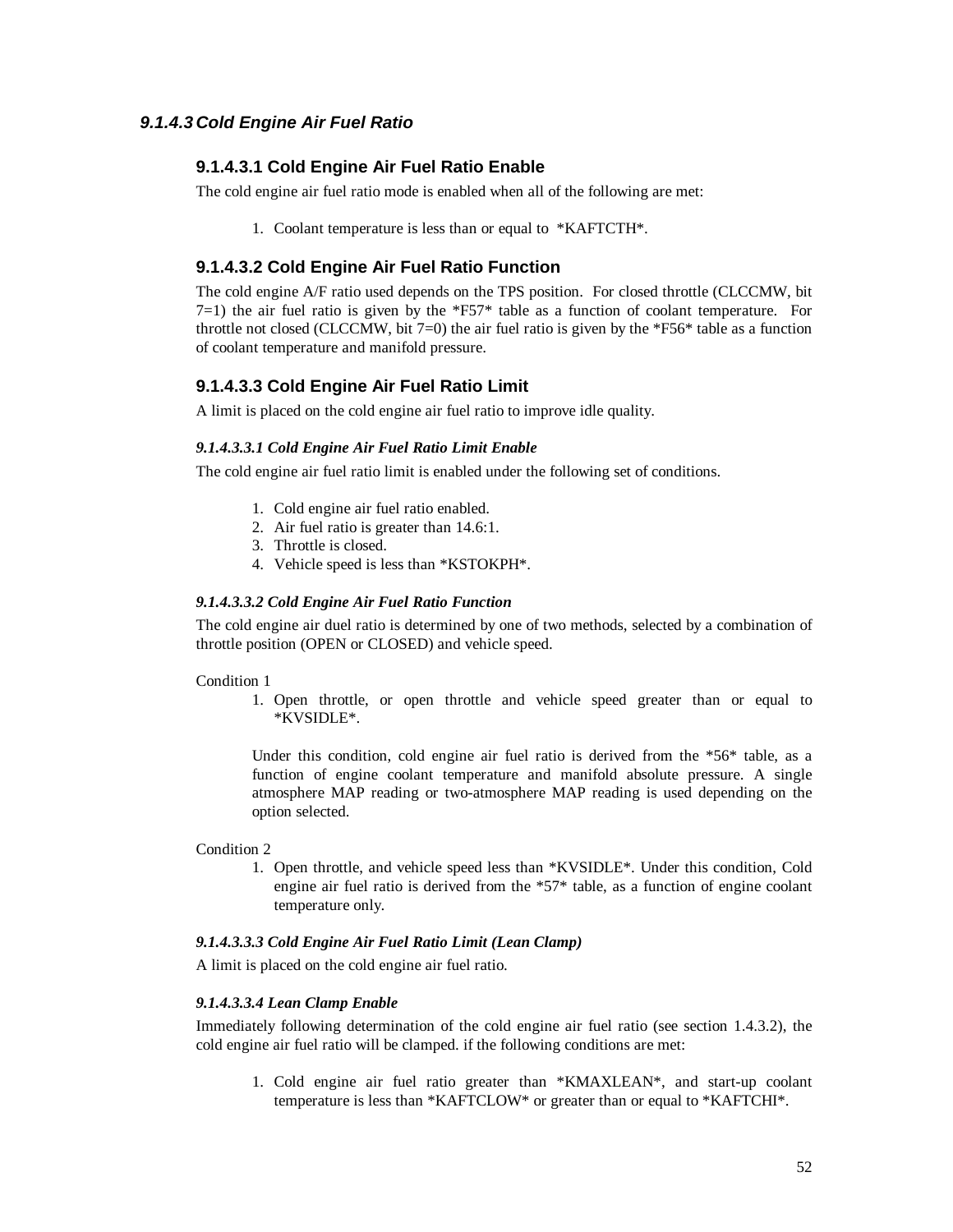### 9.1.4.3 Cold Engine Air Fuel Ratio

#### 9.1.4.3.1 Cold Engine Air Fuel Ratio Enable

The cold engine air fuel ratio mode is enabled when all of the following are met:

1. Coolant temperature is less than or equal to *KAFTCTH*.

#### 9.1.4.3.2 Cold Engine Air Fuel Ratio Function

The cold engine A/F ratio used depends on the TPS position. For closed throttle (CLCCMW, bit 7=1) the air fuel ratio is given by the *F57* table as a function of coolant temperature. For throttle not closed (CLCCMW, bit 7=0) the air fuel ratio is given by the *F56* table as a function of coolant temperature and manifold pressure.

#### 9.1.4.3.3 Cold Engine Air Fuel Ratio Limit

A limit is placed on the cold engine air fuel ratio to improve idle quality.

##### *9.1.4.3.3.1 Cold Engine Air Fuel Ratio Limit Enable*

The cold engine air fuel ratio limit is enabled under the following set of conditions.

1. Cold engine air fuel ratio enabled.
2. Air fuel ratio is greater than 14.6:1.
3. Throttle is closed.
4. Vehicle speed is less than *KSTOKPH*.

##### *9.1.4.3.3.2 Cold Engine Air Fuel Ratio Function*

The cold engine air duel ratio is determined by one of two methods, selected by a combination of throttle position (OPEN or CLOSED) and vehicle speed.

Condition 1

1. Open throttle, or open throttle and vehicle speed greater than or equal to *KVSIDLE*.

   Under this condition, cold engine air fuel ratio is derived from the *56* table, as a function of engine coolant temperature and manifold absolute pressure. A single atmosphere MAP reading or two-atmosphere MAP reading is used depending on the option selected.

Condition 2

1. Open throttle, and vehicle speed less than *KVSIDLE*. Under this condition, Cold engine air fuel ratio is derived from the *57* table, as a function of engine coolant temperature only.

##### *9.1.4.3.3.3 Cold Engine Air Fuel Ratio Limit (Lean Clamp)*

A limit is placed on the cold engine air fuel ratio.

##### *9.1.4.3.3.4 Lean Clamp Enable*

Immediately following determination of the cold engine air fuel ratio (see section 1.4.3.2), the cold engine air fuel ratio will be clamped. if the following conditions are met:

1. Cold engine air fuel ratio greater than *KMAXLEAN*, and start-up coolant temperature is less than *KAFTCLOW* or greater than or equal to *KAFTCHI*.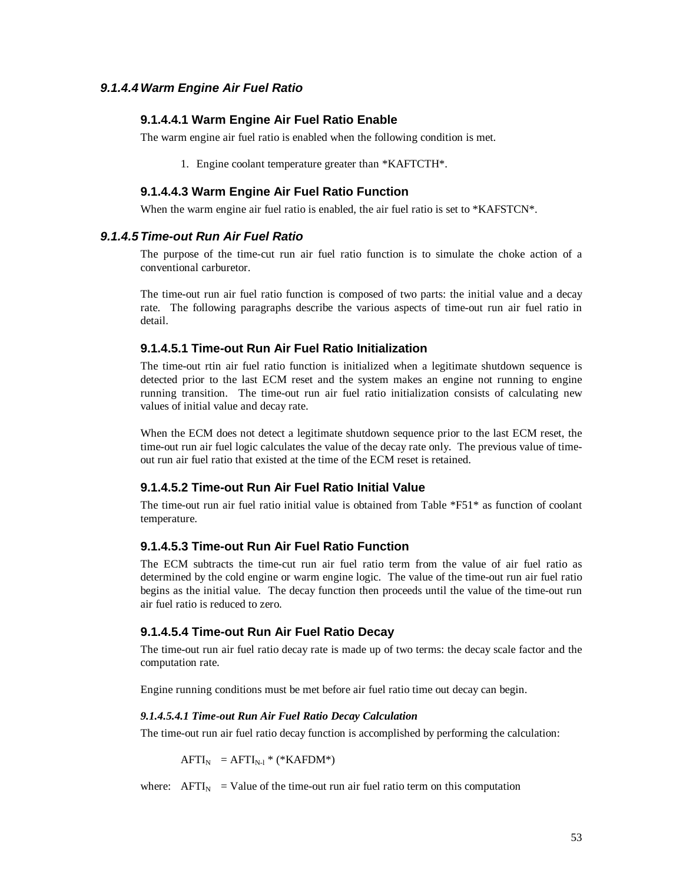### *9.1.4.4 Warm Engine Air Fuel Ratio*

#### 9.1.4.4.1 Warm Engine Air Fuel Ratio Enable

The warm engine air fuel ratio is enabled when the following condition is met.

1. Engine coolant temperature greater than *KAFTCTH*.

#### 9.1.4.4.3 Warm Engine Air Fuel Ratio Function

When the warm engine air fuel ratio is enabled, the air fuel ratio is set to *KAFSTCN*.

### *9.1.4.5 Time-out Run Air Fuel Ratio*

The purpose of the time-cut run air fuel ratio function is to simulate the choke action of a conventional carburetor.

The time-out run air fuel ratio function is composed of two parts: the initial value and a decay rate. The following paragraphs describe the various aspects of time-out run air fuel ratio in detail.

#### 9.1.4.5.1 Time-out Run Air Fuel Ratio Initialization

The time-out rtin air fuel ratio function is initialized when a legitimate shutdown sequence is detected prior to the last ECM reset and the system makes an engine not running to engine running transition. The time-out run air fuel ratio initialization consists of calculating new values of initial value and decay rate.

When the ECM does not detect a legitimate shutdown sequence prior to the last ECM reset, the time-out run air fuel logic calculates the value of the decay rate only. The previous value of time-out run air fuel ratio that existed at the time of the ECM reset is retained.

#### 9.1.4.5.2 Time-out Run Air Fuel Ratio Initial Value

The time-out run air fuel ratio initial value is obtained from Table *F51* as function of coolant temperature.

#### 9.1.4.5.3 Time-out Run Air Fuel Ratio Function

The ECM subtracts the time-cut run air fuel ratio term from the value of air fuel ratio as determined by the cold engine or warm engine logic. The value of the time-out run air fuel ratio begins as the initial value. The decay function then proceeds until the value of the time-out run air fuel ratio is reduced to zero.

#### 9.1.4.5.4 Time-out Run Air Fuel Ratio Decay

The time-out run air fuel ratio decay rate is made up of two terms: the decay scale factor and the computation rate.

Engine running conditions must be met before air fuel ratio time out decay can begin.

##### *9.1.4.5.4.1 Time-out Run Air Fuel Ratio Decay Calculation*

The time-out run air fuel ratio decay function is accomplished by performing the calculation:

$$AFTI_N = AFTI_{N-1} * (*KAFDM*)$$

where: $AFTI_N$ = Value of the time-out run air fuel ratio term on this computation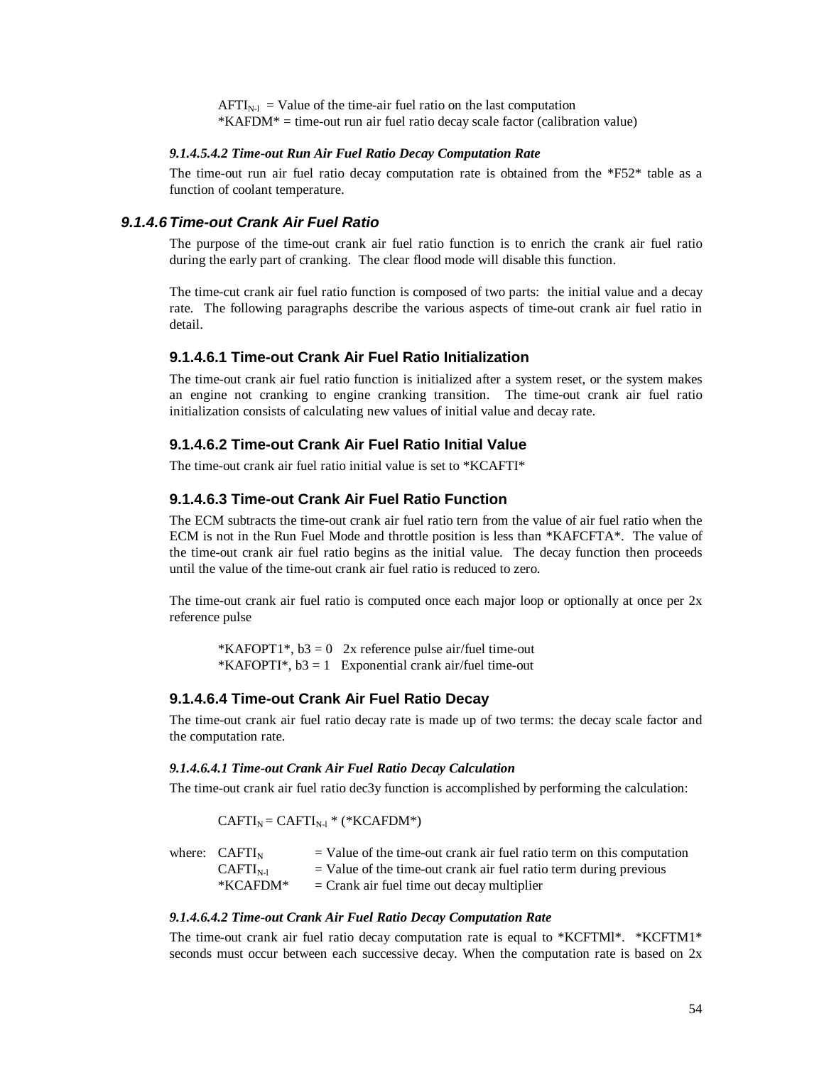$AFTI_{N-l}$ = Value of the time-air fuel ratio on the last computation
*KAFDM* = time-out run air fuel ratio decay scale factor (calibration value)

##### *9.1.4.5.4.2 Time-out Run Air Fuel Ratio Decay Computation Rate*

The time-out run air fuel ratio decay computation rate is obtained from the *F52* table as a function of coolant temperature.

### *9.1.4.6 Time-out Crank Air Fuel Ratio*

The purpose of the time-out crank air fuel ratio function is to enrich the crank air fuel ratio during the early part of cranking. The clear flood mode will disable this function.

The time-cut crank air fuel ratio function is composed of two parts: the initial value and a decay rate. The following paragraphs describe the various aspects of time-out crank air fuel ratio in detail.

#### 9.1.4.6.1 Time-out Crank Air Fuel Ratio Initialization

The time-out crank air fuel ratio function is initialized after a system reset, or the system makes an engine not cranking to engine cranking transition. The time-out crank air fuel ratio initialization consists of calculating new values of initial value and decay rate.

#### 9.1.4.6.2 Time-out Crank Air Fuel Ratio Initial Value

The time-out crank air fuel ratio initial value is set to *KCAFTI*

#### 9.1.4.6.3 Time-out Crank Air Fuel Ratio Function

The ECM subtracts the time-out crank air fuel ratio tern from the value of air fuel ratio when the ECM is not in the Run Fuel Mode and throttle position is less than *KAFCFTA*. The value of the time-out crank air fuel ratio begins as the initial value. The decay function then proceeds until the value of the time-out crank air fuel ratio is reduced to zero.

The time-out crank air fuel ratio is computed once each major loop or optionally at once per 2x reference pulse

*KAFOPT1*, b3 = 0   2x reference pulse air/fuel time-out
*KAFOPTI*, b3 = 1   Exponential crank air/fuel time-out

#### 9.1.4.6.4 Time-out Crank Air Fuel Ratio Decay

The time-out crank air fuel ratio decay rate is made up of two terms: the decay scale factor and the computation rate.

##### *9.1.4.6.4.1 Time-out Crank Air Fuel Ratio Decay Calculation*

The time-out crank air fuel ratio dec3y function is accomplished by performing the calculation:

$$CAFTI_N = CAFTI_{N-l} * (*KCAFDM*)$$

where: $CAFTI_N$ = Value of the time-out crank air fuel ratio term on this computation
$CAFTI_{N-l}$ = Value of the time-out crank air fuel ratio term during previous
*KCAFDM* = Crank air fuel time out decay multiplier

##### *9.1.4.6.4.2 Time-out Crank Air Fuel Ratio Decay Computation Rate*

The time-out crank air fuel ratio decay computation rate is equal to *KCFTMl*. *KCFTM1* seconds must occur between each successive decay. When the computation rate is based on 2x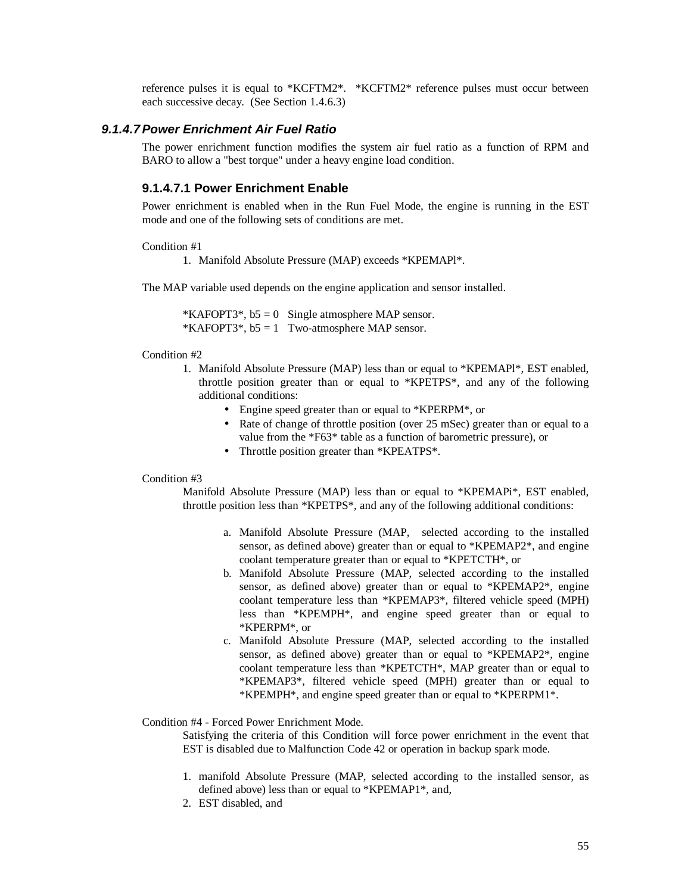reference pulses it is equal to *KCFTM2*. *KCFTM2* reference pulses must occur between each successive decay. (See Section 1.4.6.3)

### *9.1.4.7 Power Enrichment Air Fuel Ratio*

The power enrichment function modifies the system air fuel ratio as a function of RPM and BARO to allow a "best torque" under a heavy engine load condition.

#### 9.1.4.7.1 Power Enrichment Enable

Power enrichment is enabled when in the Run Fuel Mode, the engine is running in the EST mode and one of the following sets of conditions are met.

Condition #1

1. Manifold Absolute Pressure (MAP) exceeds *KPEMAPl*.

The MAP variable used depends on the engine application and sensor installed.

*KAFOPT3*, b5 = 0 Single atmosphere MAP sensor.
*KAFOPT3*, b5 = 1 Two-atmosphere MAP sensor.

Condition #2

1. Manifold Absolute Pressure (MAP) less than or equal to *KPEMAPl*, EST enabled, throttle position greater than or equal to *KPETPS*, and any of the following additional conditions:
   - Engine speed greater than or equal to *KPERPM*, or
   - Rate of change of throttle position (over 25 mSec) greater than or equal to a value from the *F63* table as a function of barometric pressure), or
   - Throttle position greater than *KPEATPS*.

Condition #3

Manifold Absolute Pressure (MAP) less than or equal to *KPEMAPi*, EST enabled, throttle position less than *KPETPS*, and any of the following additional conditions:

a. Manifold Absolute Pressure (MAP, selected according to the installed sensor, as defined above) greater than or equal to *KPEMAP2*, and engine coolant temperature greater than or equal to *KPETCTH*, or
b. Manifold Absolute Pressure (MAP, selected according to the installed sensor, as defined above) greater than or equal to *KPEMAP2*, engine coolant temperature less than *KPEMAP3*, filtered vehicle speed (MPH) less than *KPEMPH*, and engine speed greater than or equal to *KPERPM*, or
c. Manifold Absolute Pressure (MAP, selected according to the installed sensor, as defined above) greater than or equal to *KPEMAP2*, engine coolant temperature less than *KPETCTH*, MAP greater than or equal to *KPEMAP3*, filtered vehicle speed (MPH) greater than or equal to *KPEMPH*, and engine speed greater than or equal to *KPERPM1*.

Condition #4 - Forced Power Enrichment Mode.

Satisfying the criteria of this Condition will force power enrichment in the event that EST is disabled due to Malfunction Code 42 or operation in backup spark mode.

1. manifold Absolute Pressure (MAP, selected according to the installed sensor, as defined above) less than or equal to *KPEMAP1*, and,
2. EST disabled, and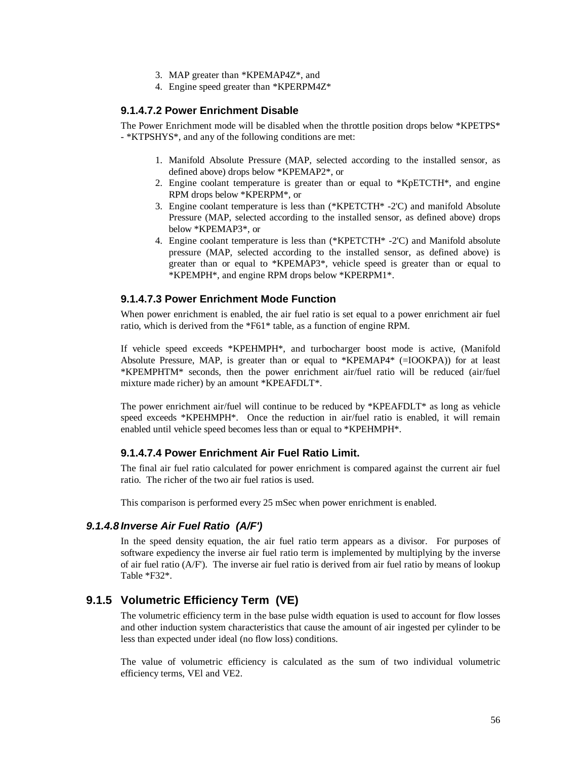3. MAP greater than *KPEMAP4Z*, and
4. Engine speed greater than *KPERPM4Z*

#### 9.1.4.7.2 Power Enrichment Disable

The Power Enrichment mode will be disabled when the throttle position drops below *KPETPS* - *KTPSHYS*, and any of the following conditions are met:

1. Manifold Absolute Pressure (MAP, selected according to the installed sensor, as defined above) drops below *KPEMAP2*, or
2. Engine coolant temperature is greater than or equal to *KpETCTH*, and engine RPM drops below *KPERPM*, or
3. Engine coolant temperature is less than (*KPETCTH* -2'C) and manifold Absolute Pressure (MAP, selected according to the installed sensor, as defined above) drops below *KPEMAP3*, or
4. Engine coolant temperature is less than (*KPETCTH* -2'C) and Manifold absolute pressure (MAP, selected according to the installed sensor, as defined above) is greater than or equal to *KPEMAP3*, vehicle speed is greater than or equal to *KPEMPH*, and engine RPM drops below *KPERPM1*.

#### 9.1.4.7.3 Power Enrichment Mode Function

When power enrichment is enabled, the air fuel ratio is set equal to a power enrichment air fuel ratio, which is derived from the *F61* table, as a function of engine RPM.

If vehicle speed exceeds *KPEHMPH*, and turbocharger boost mode is active, (Manifold Absolute Pressure, MAP, is greater than or equal to *KPEMAP4* (=IOOKPA)) for at least *KPEMPHTM* seconds, then the power enrichment air/fuel ratio will be reduced (air/fuel mixture made richer) by an amount *KPEAFDLT*.

The power enrichment air/fuel will continue to be reduced by *KPEAFDLT* as long as vehicle speed exceeds *KPEHMPH*. Once the reduction in air/fuel ratio is enabled, it will remain enabled until vehicle speed becomes less than or equal to *KPEHMPH*.

#### 9.1.4.7.4 Power Enrichment Air Fuel Ratio Limit.

The final air fuel ratio calculated for power enrichment is compared against the current air fuel ratio. The richer of the two air fuel ratios is used.

This comparison is performed every 25 mSec when power enrichment is enabled.

### *9.1.4.8 Inverse Air Fuel Ratio (A/F')*

In the speed density equation, the air fuel ratio term appears as a divisor. For purposes of software expediency the inverse air fuel ratio term is implemented by multiplying by the inverse of air fuel ratio (A/F'). The inverse air fuel ratio is derived from air fuel ratio by means of lookup Table *F32*.

## 9.1.5 Volumetric Efficiency Term (VE)

The volumetric efficiency term in the base pulse width equation is used to account for flow losses and other induction system characteristics that cause the amount of air ingested per cylinder to be less than expected under ideal (no flow loss) conditions.

The value of volumetric efficiency is calculated as the sum of two individual volumetric efficiency terms, VEl and VE2.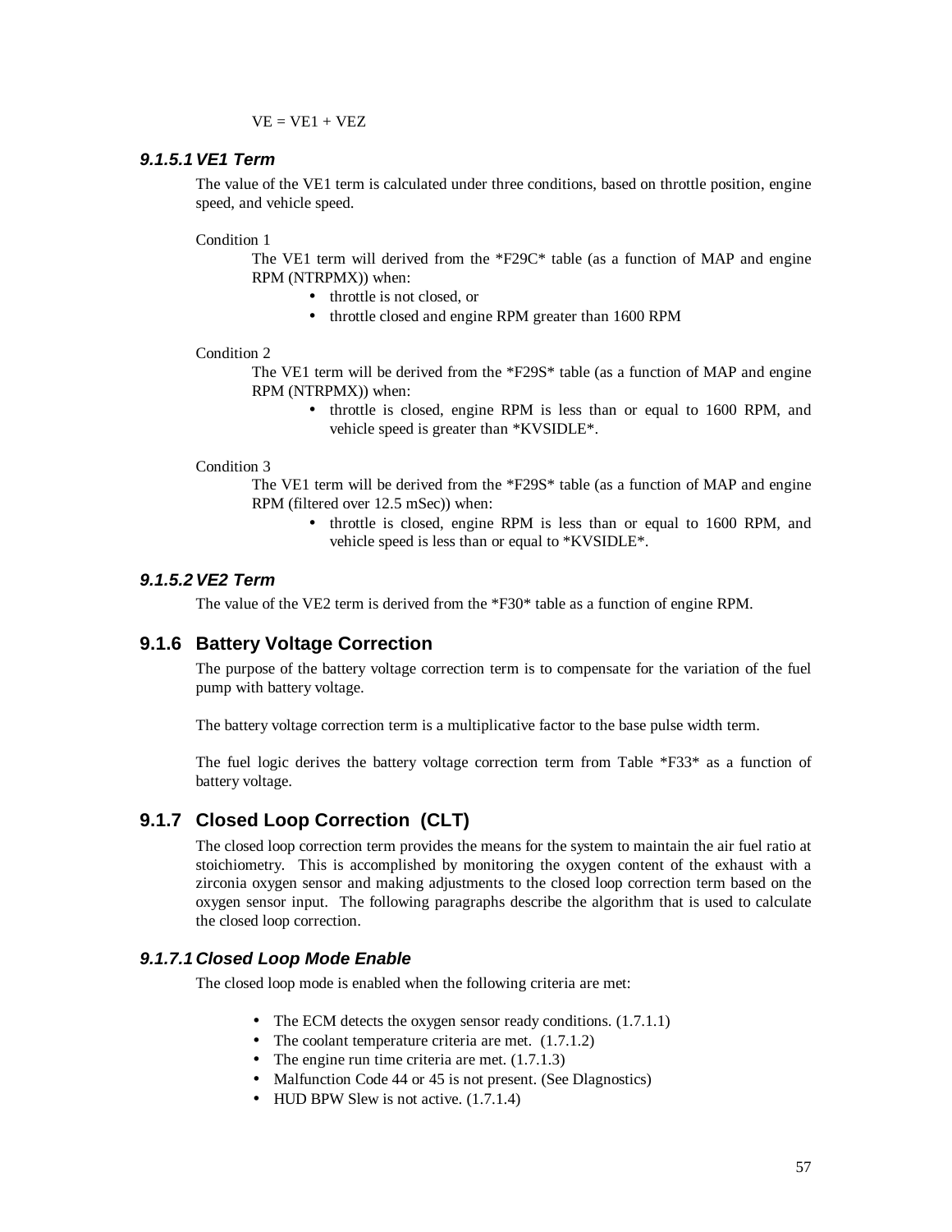VE = VE1 + VEZ

#### 9.1.5.1 VE1 Term

The value of the VE1 term is calculated under three conditions, based on throttle position, engine speed, and vehicle speed.

Condition 1

The VE1 term will derived from the *F29C* table (as a function of MAP and engine RPM (NTRPMX)) when:

- throttle is not closed, or
- throttle closed and engine RPM greater than 1600 RPM

Condition 2

The VE1 term will be derived from the *F29S* table (as a function of MAP and engine RPM (NTRPMX)) when:

- throttle is closed, engine RPM is less than or equal to 1600 RPM, and vehicle speed is greater than *KVSIDLE*.

Condition 3

The VE1 term will be derived from the *F29S* table (as a function of MAP and engine RPM (filtered over 12.5 mSec)) when:

- throttle is closed, engine RPM is less than or equal to 1600 RPM, and vehicle speed is less than or equal to *KVSIDLE*.

#### 9.1.5.2 VE2 Term

The value of the VE2 term is derived from the *F30* table as a function of engine RPM.

### 9.1.6 Battery Voltage Correction

The purpose of the battery voltage correction term is to compensate for the variation of the fuel pump with battery voltage.

The battery voltage correction term is a multiplicative factor to the base pulse width term.

The fuel logic derives the battery voltage correction term from Table *F33* as a function of battery voltage.

### 9.1.7 Closed Loop Correction (CLT)

The closed loop correction term provides the means for the system to maintain the air fuel ratio at stoichiometry. This is accomplished by monitoring the oxygen content of the exhaust with a zirconia oxygen sensor and making adjustments to the closed loop correction term based on the oxygen sensor input. The following paragraphs describe the algorithm that is used to calculate the closed loop correction.

#### 9.1.7.1 Closed Loop Mode Enable

The closed loop mode is enabled when the following criteria are met:

- The ECM detects the oxygen sensor ready conditions. (1.7.1.1)
- The coolant temperature criteria are met. (1.7.1.2)
- The engine run time criteria are met. (1.7.1.3)
- Malfunction Code 44 or 45 is not present. (See DIagnostics)
- HUD BPW Slew is not active. (1.7.1.4)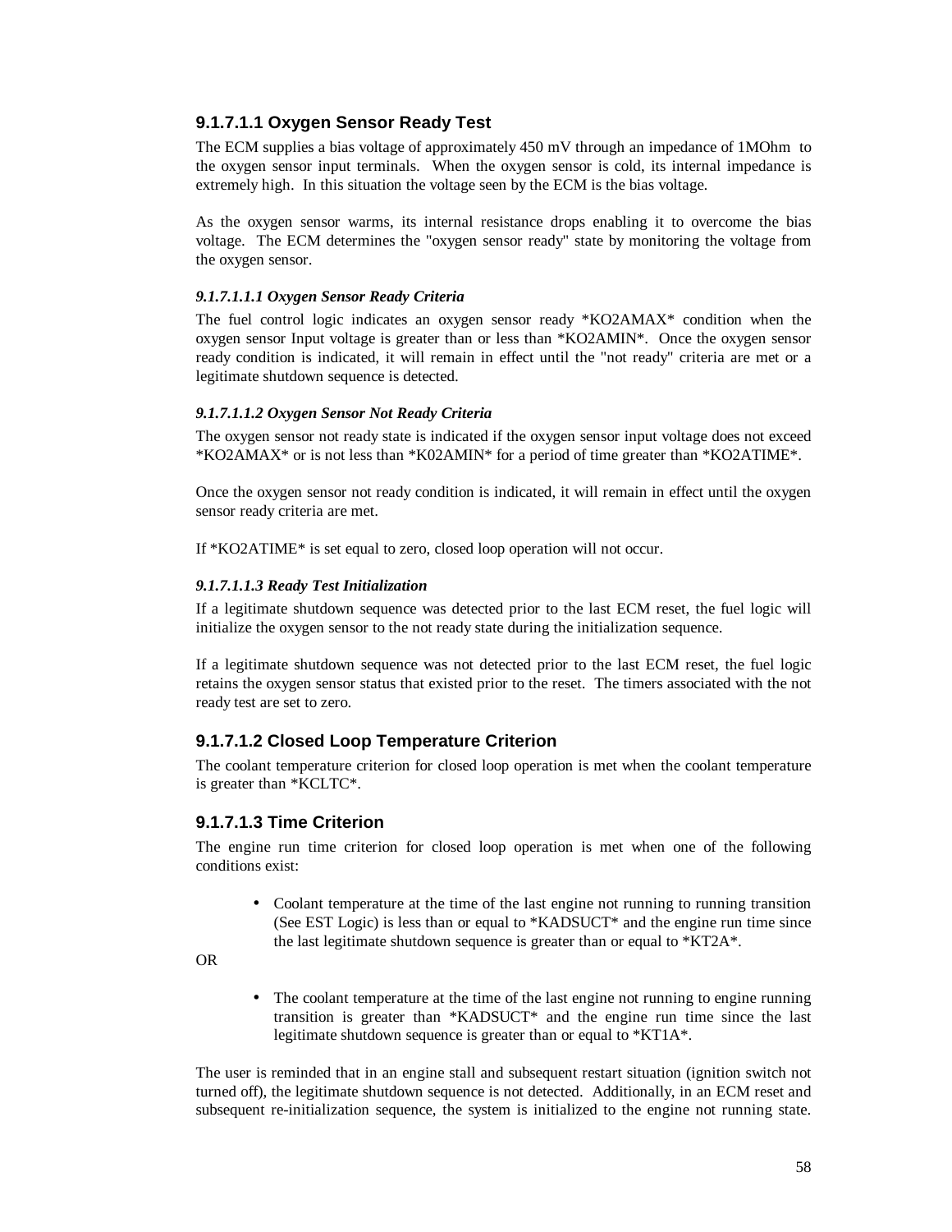### 9.1.7.1.1 Oxygen Sensor Ready Test

The ECM supplies a bias voltage of approximately 450 mV through an impedance of 1MOhm to the oxygen sensor input terminals. When the oxygen sensor is cold, its internal impedance is extremely high. In this situation the voltage seen by the ECM is the bias voltage.

As the oxygen sensor warms, its internal resistance drops enabling it to overcome the bias voltage. The ECM determines the "oxygen sensor ready" state by monitoring the voltage from the oxygen sensor.

#### *9.1.7.1.1.1 Oxygen Sensor Ready Criteria*

The fuel control logic indicates an oxygen sensor ready *KO2AMAX* condition when the oxygen sensor Input voltage is greater than or less than *KO2AMIN*. Once the oxygen sensor ready condition is indicated, it will remain in effect until the "not ready" criteria are met or a legitimate shutdown sequence is detected.

#### *9.1.7.1.1.2 Oxygen Sensor Not Ready Criteria*

The oxygen sensor not ready state is indicated if the oxygen sensor input voltage does not exceed *KO2AMAX* or is not less than *K02AMIN* for a period of time greater than *KO2ATIME*.

Once the oxygen sensor not ready condition is indicated, it will remain in effect until the oxygen sensor ready criteria are met.

If *KO2ATIME* is set equal to zero, closed loop operation will not occur.

#### *9.1.7.1.1.3 Ready Test Initialization*

If a legitimate shutdown sequence was detected prior to the last ECM reset, the fuel logic will initialize the oxygen sensor to the not ready state during the initialization sequence.

If a legitimate shutdown sequence was not detected prior to the last ECM reset, the fuel logic retains the oxygen sensor status that existed prior to the reset. The timers associated with the not ready test are set to zero.

### 9.1.7.1.2 Closed Loop Temperature Criterion

The coolant temperature criterion for closed loop operation is met when the coolant temperature is greater than *KCLTC*.

### 9.1.7.1.3 Time Criterion

The engine run time criterion for closed loop operation is met when one of the following conditions exist:

- Coolant temperature at the time of the last engine not running to running transition (See EST Logic) is less than or equal to *KADSUCT* and the engine run time since the last legitimate shutdown sequence is greater than or equal to *KT2A*.

OR

- The coolant temperature at the time of the last engine not running to engine running transition is greater than *KADSUCT* and the engine run time since the last legitimate shutdown sequence is greater than or equal to *KT1A*.

The user is reminded that in an engine stall and subsequent restart situation (ignition switch not turned off), the legitimate shutdown sequence is not detected. Additionally, in an ECM reset and subsequent re-initialization sequence, the system is initialized to the engine not running state.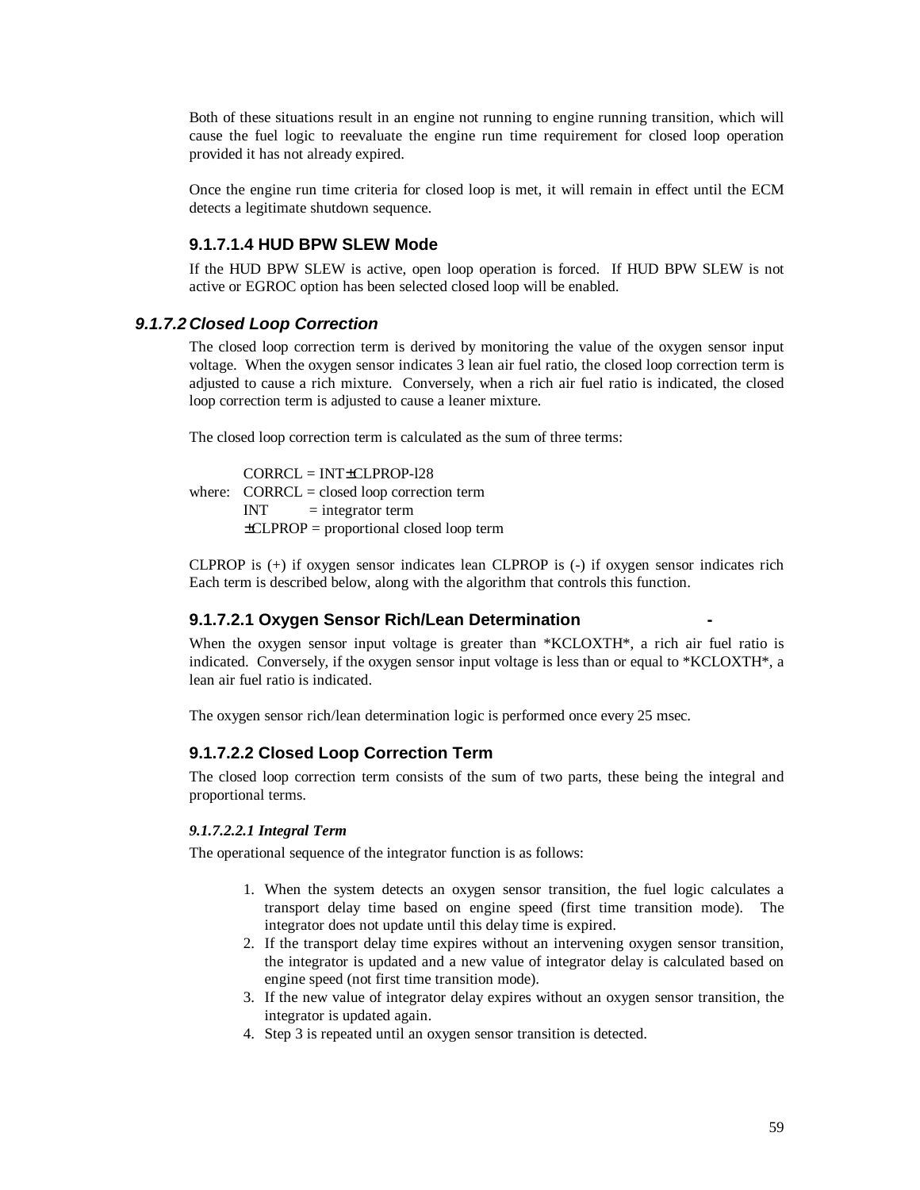Both of these situations result in an engine not running to engine running transition, which will cause the fuel logic to reevaluate the engine run time requirement for closed loop operation provided it has not already expired.

Once the engine run time criteria for closed loop is met, it will remain in effect until the ECM detects a legitimate shutdown sequence.

#### 9.1.7.1.4 HUD BPW SLEW Mode

If the HUD BPW SLEW is active, open loop operation is forced. If HUD BPW SLEW is not active or EGROC option has been selected closed loop will be enabled.

### *9.1.7.2 Closed Loop Correction*

The closed loop correction term is derived by monitoring the value of the oxygen sensor input voltage. When the oxygen sensor indicates 3 lean air fuel ratio, the closed loop correction term is adjusted to cause a rich mixture. Conversely, when a rich air fuel ratio is indicated, the closed loop correction term is adjusted to cause a leaner mixture.

The closed loop correction term is calculated as the sum of three terms:

CORRCL = INT±CLPROP-l28
where: CORRCL = closed loop correction term
INT = integrator term
±CLPROP = proportional closed loop term

CLPROP is (+) if oxygen sensor indicates lean CLPROP is (-) if oxygen sensor indicates rich Each term is described below, along with the algorithm that controls this function.

#### 9.1.7.2.1 Oxygen Sensor Rich/Lean Determination -

When the oxygen sensor input voltage is greater than *KCLOXTH*, a rich air fuel ratio is indicated. Conversely, if the oxygen sensor input voltage is less than or equal to *KCLOXTH*, a lean air fuel ratio is indicated.

The oxygen sensor rich/lean determination logic is performed once every 25 msec.

#### 9.1.7.2.2 Closed Loop Correction Term

The closed loop correction term consists of the sum of two parts, these being the integral and proportional terms.

##### *9.1.7.2.2.1 Integral Term*

The operational sequence of the integrator function is as follows:

1. When the system detects an oxygen sensor transition, the fuel logic calculates a transport delay time based on engine speed (first time transition mode). The integrator does not update until this delay time is expired.
2. If the transport delay time expires without an intervening oxygen sensor transition, the integrator is updated and a new value of integrator delay is calculated based on engine speed (not first time transition mode).
3. If the new value of integrator delay expires without an oxygen sensor transition, the integrator is updated again.
4. Step 3 is repeated until an oxygen sensor transition is detected.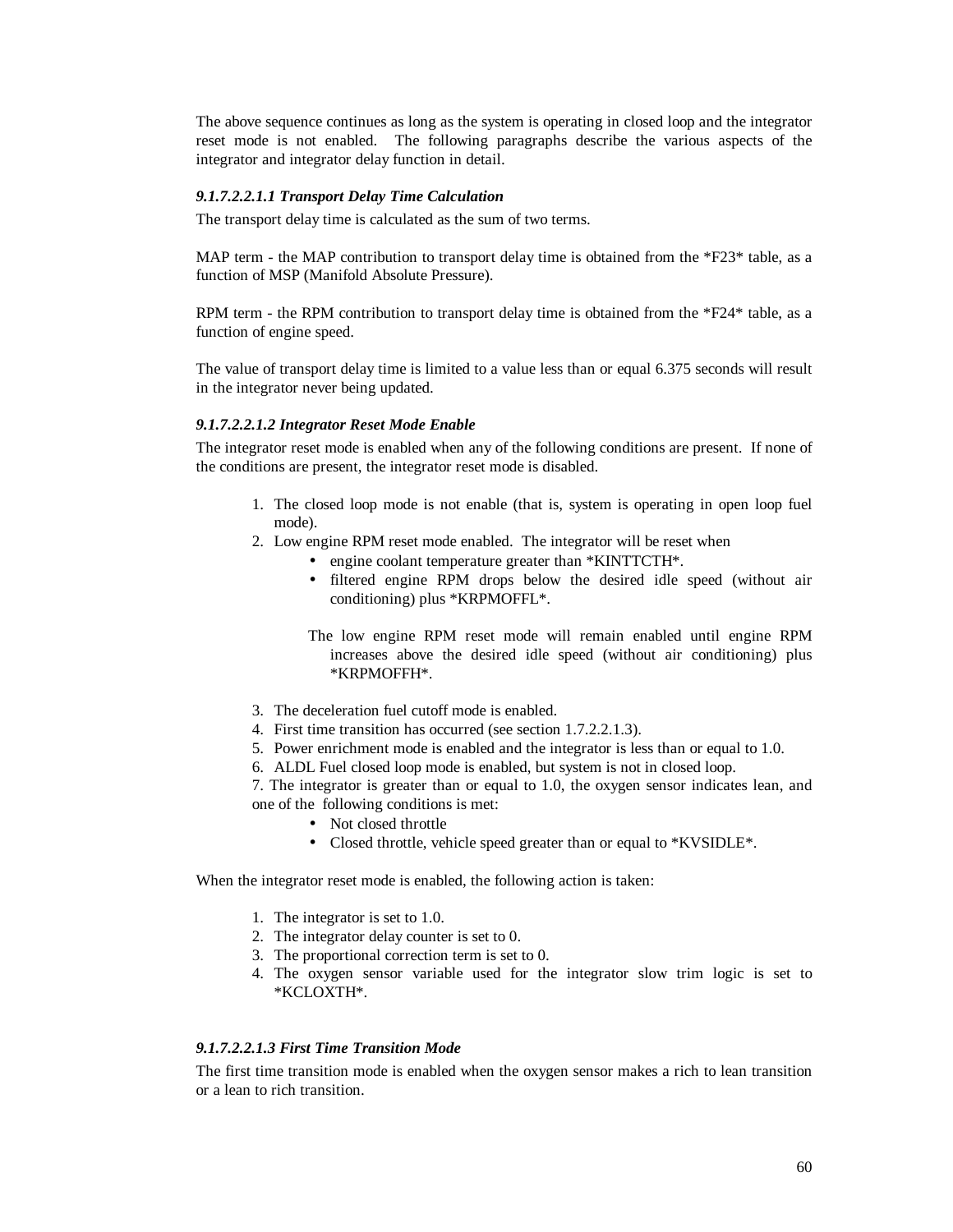The above sequence continues as long as the system is operating in closed loop and the integrator reset mode is not enabled. The following paragraphs describe the various aspects of the integrator and integrator delay function in detail.

#### *9.1.7.2.2.1.1 Transport Delay Time Calculation*

The transport delay time is calculated as the sum of two terms.

MAP term - the MAP contribution to transport delay time is obtained from the *F23* table, as a function of MSP (Manifold Absolute Pressure).

RPM term - the RPM contribution to transport delay time is obtained from the *F24* table, as a function of engine speed.

The value of transport delay time is limited to a value less than or equal 6.375 seconds will result in the integrator never being updated.

#### *9.1.7.2.2.1.2 Integrator Reset Mode Enable*

The integrator reset mode is enabled when any of the following conditions are present. If none of the conditions are present, the integrator reset mode is disabled.

1. The closed loop mode is not enable (that is, system is operating in open loop fuel mode).
2. Low engine RPM reset mode enabled. The integrator will be reset when
   - engine coolant temperature greater than *KINTTCTH*.
   - filtered engine RPM drops below the desired idle speed (without air conditioning) plus *KRPMOFFL*.

   The low engine RPM reset mode will remain enabled until engine RPM increases above the desired idle speed (without air conditioning) plus *KRPMOFFH*.

3. The deceleration fuel cutoff mode is enabled.
4. First time transition has occurred (see section 1.7.2.2.1.3).
5. Power enrichment mode is enabled and the integrator is less than or equal to 1.0.
6. ALDL Fuel closed loop mode is enabled, but system is not in closed loop.
7. The integrator is greater than or equal to 1.0, the oxygen sensor indicates lean, and one of the following conditions is met:
   - Not closed throttle
   - Closed throttle, vehicle speed greater than or equal to *KVSIDLE*.

When the integrator reset mode is enabled, the following action is taken:

1. The integrator is set to 1.0.
2. The integrator delay counter is set to 0.
3. The proportional correction term is set to 0.
4. The oxygen sensor variable used for the integrator slow trim logic is set to *KCLOXTH*.

#### *9.1.7.2.2.1.3 First Time Transition Mode*

The first time transition mode is enabled when the oxygen sensor makes a rich to lean transition or a lean to rich transition.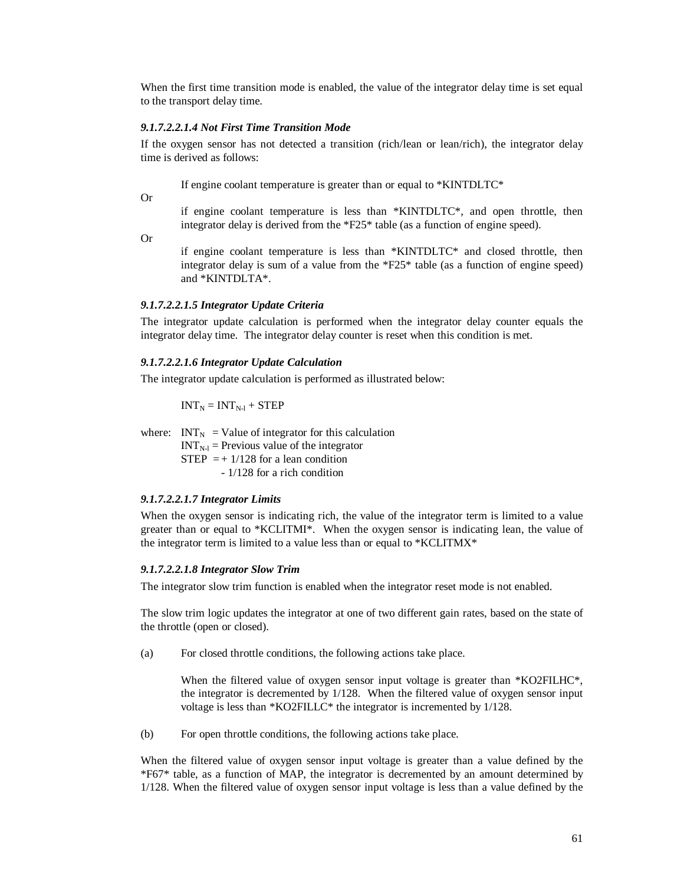When the first time transition mode is enabled, the value of the integrator delay time is set equal to the transport delay time.

#### *9.1.7.2.2.1.4 Not First Time Transition Mode*

If the oxygen sensor has not detected a transition (rich/lean or lean/rich), the integrator delay time is derived as follows:

> If engine coolant temperature is greater than or equal to *KINTDLTC*

Or

> if engine coolant temperature is less than *KINTDLTC*, and open throttle, then integrator delay is derived from the *F25* table (as a function of engine speed).

Or

> if engine coolant temperature is less than *KINTDLTC* and closed throttle, then integrator delay is sum of a value from the *F25* table (as a function of engine speed) and *KINTDLTA*.

#### *9.1.7.2.2.1.5 Integrator Update Criteria*

The integrator update calculation is performed when the integrator delay counter equals the integrator delay time. The integrator delay counter is reset when this condition is met.

#### *9.1.7.2.2.1.6 Integrator Update Calculation*

The integrator update calculation is performed as illustrated below:

$$INT_N = INT_{N-l} + STEP$$

where: $INT_N$ = Value of integrator for this calculation
$INT_{N-l}$ = Previous value of the integrator
STEP = + 1/128 for a lean condition
- 1/128 for a rich condition

#### *9.1.7.2.2.1.7 Integrator Limits*

When the oxygen sensor is indicating rich, the value of the integrator term is limited to a value greater than or equal to *KCLITMI*. When the oxygen sensor is indicating lean, the value of the integrator term is limited to a value less than or equal to *KCLITMX*

#### *9.1.7.2.2.1.8 Integrator Slow Trim*

The integrator slow trim function is enabled when the integrator reset mode is not enabled.

The slow trim logic updates the integrator at one of two different gain rates, based on the state of the throttle (open or closed).

(a) For closed throttle conditions, the following actions take place.

> When the filtered value of oxygen sensor input voltage is greater than *KO2FILHC*, the integrator is decremented by 1/128. When the filtered value of oxygen sensor input voltage is less than *KO2FILLC* the integrator is incremented by 1/128.

(b) For open throttle conditions, the following actions take place.

When the filtered value of oxygen sensor input voltage is greater than a value defined by the *F67* table, as a function of MAP, the integrator is decremented by an amount determined by 1/128. When the filtered value of oxygen sensor input voltage is less than a value defined by the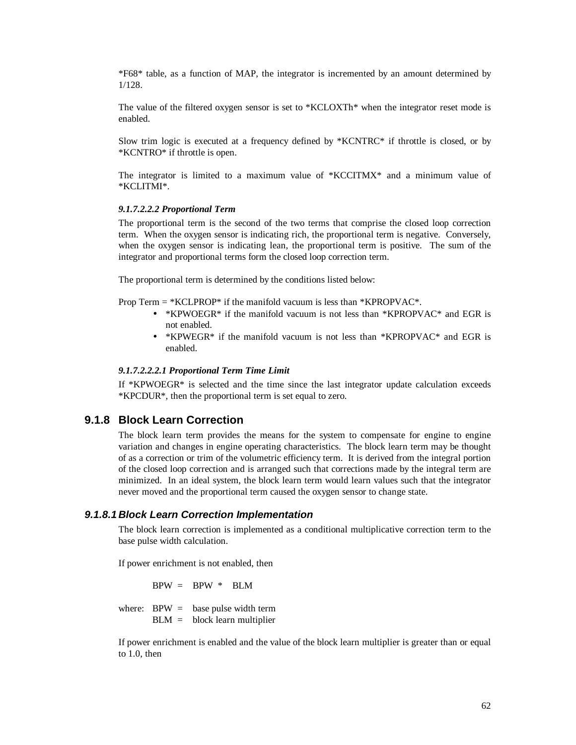*F68* table, as a function of MAP, the integrator is incremented by an amount determined by 1/128.

The value of the filtered oxygen sensor is set to *KCLOXTh* when the integrator reset mode is enabled.

Slow trim logic is executed at a frequency defined by *KCNTRC* if throttle is closed, or by *KCNTRO* if throttle is open.

The integrator is limited to a maximum value of *KCCITMX* and a minimum value of *KCLITMI*.

##### *9.1.7.2.2.2 Proportional Term*

The proportional term is the second of the two terms that comprise the closed loop correction term. When the oxygen sensor is indicating rich, the proportional term is negative. Conversely, when the oxygen sensor is indicating lean, the proportional term is positive. The sum of the integrator and proportional terms form the closed loop correction term.

The proportional term is determined by the conditions listed below:

Prop Term = *KCLPROP* if the manifold vacuum is less than *KPROPVAC*.

- *KPWOEGR* if the manifold vacuum is not less than *KPROPVAC* and EGR is not enabled.
- *KPWEGR* if the manifold vacuum is not less than *KPROPVAC* and EGR is enabled.

###### *9.1.7.2.2.2.1 Proportional Term Time Limit*

If *KPWOEGR* is selected and the time since the last integrator update calculation exceeds *KPCDUR*, then the proportional term is set equal to zero.

## 9.1.8 Block Learn Correction

The block learn term provides the means for the system to compensate for engine to engine variation and changes in engine operating characteristics. The block learn term may be thought of as a correction or trim of the volumetric efficiency term. It is derived from the integral portion of the closed loop correction and is arranged such that corrections made by the integral term are minimized. In an ideal system, the block learn term would learn values such that the integrator never moved and the proportional term caused the oxygen sensor to change state.

### *9.1.8.1 Block Learn Correction Implementation*

The block learn correction is implemented as a conditional multiplicative correction term to the base pulse width calculation.

If power enrichment is not enabled, then

BPW = BPW * BLM

where: BPW = base pulse width term
BLM = block learn multiplier

If power enrichment is enabled and the value of the block learn multiplier is greater than or equal to 1.0, then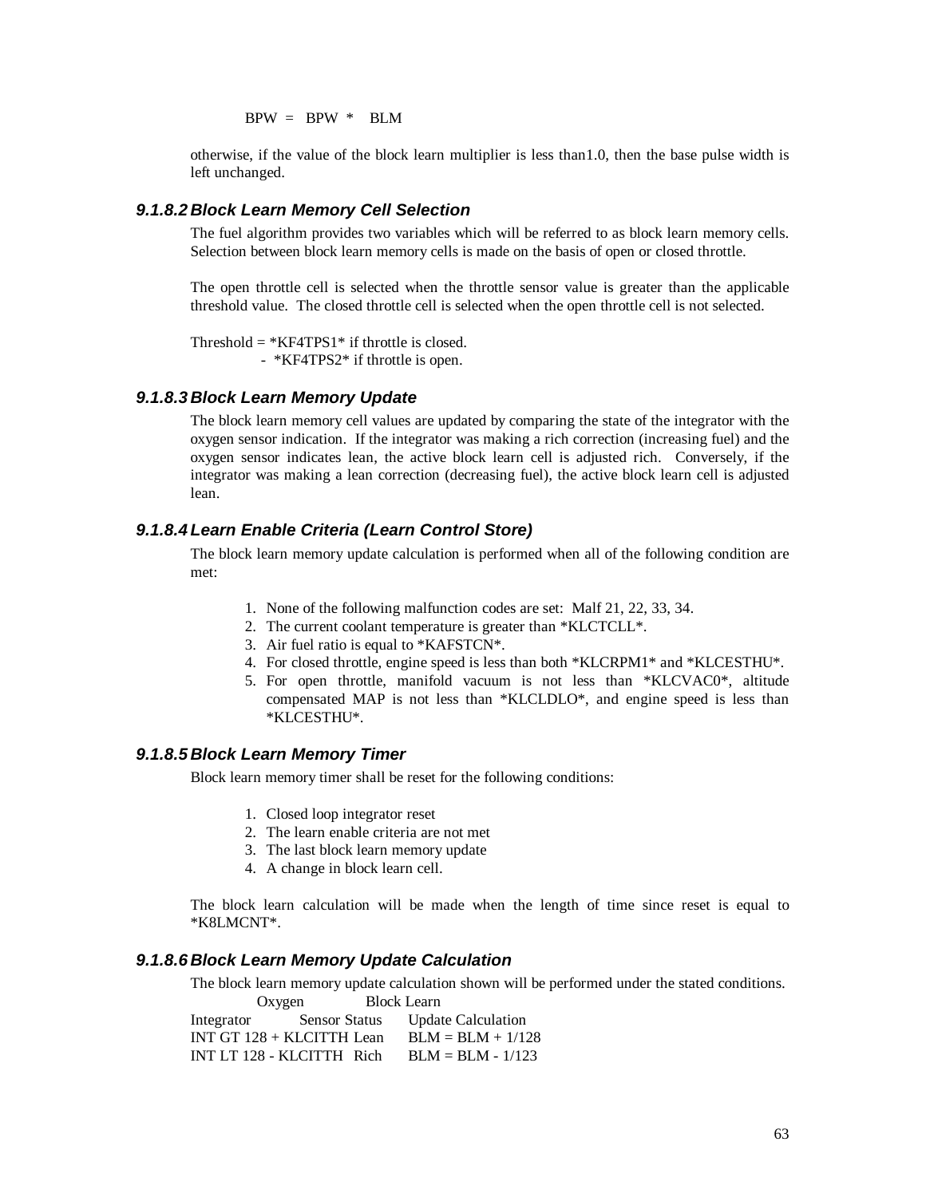BPW = BPW * BLM

otherwise, if the value of the block learn multiplier is less than1.0, then the base pulse width is left unchanged.

#### *9.1.8.2 Block Learn Memory Cell Selection*

The fuel algorithm provides two variables which will be referred to as block learn memory cells. Selection between block learn memory cells is made on the basis of open or closed throttle.

The open throttle cell is selected when the throttle sensor value is greater than the applicable threshold value. The closed throttle cell is selected when the open throttle cell is not selected.

Threshold = *KF4TPS1* if throttle is closed.
- *KF4TPS2* if throttle is open.

#### *9.1.8.3 Block Learn Memory Update*

The block learn memory cell values are updated by comparing the state of the integrator with the oxygen sensor indication. If the integrator was making a rich correction (increasing fuel) and the oxygen sensor indicates lean, the active block learn cell is adjusted rich. Conversely, if the integrator was making a lean correction (decreasing fuel), the active block learn cell is adjusted lean.

#### *9.1.8.4 Learn Enable Criteria (Learn Control Store)*

The block learn memory update calculation is performed when all of the following condition are met:

1. None of the following malfunction codes are set: Malf 21, 22, 33, 34.
2. The current coolant temperature is greater than *KLCTCLL*.
3. Air fuel ratio is equal to *KAFSTCN*.
4. For closed throttle, engine speed is less than both *KLCRPM1* and *KLCESTHU*.
5. For open throttle, manifold vacuum is not less than *KLCVAC0*, altitude compensated MAP is not less than *KLCLDLO*, and engine speed is less than *KLCESTHU*.

#### *9.1.8.5 Block Learn Memory Timer*

Block learn memory timer shall be reset for the following conditions:

1. Closed loop integrator reset
2. The learn enable criteria are not met
3. The last block learn memory update
4. A change in block learn cell.

The block learn calculation will be made when the length of time since reset is equal to *K8LMCNT*.

#### *9.1.8.6 Block Learn Memory Update Calculation*

The block learn memory update calculation shown will be performed under the stated conditions.

| Integrator | Oxygen Sensor Status | Block Learn Update Calculation |
|---|---|---|
| INT GT 128 + KLCITTH | Lean | BLM = BLM + 1/128 |
| INT LT 128 - KLCITTH | Rich | BLM = BLM - 1/123 |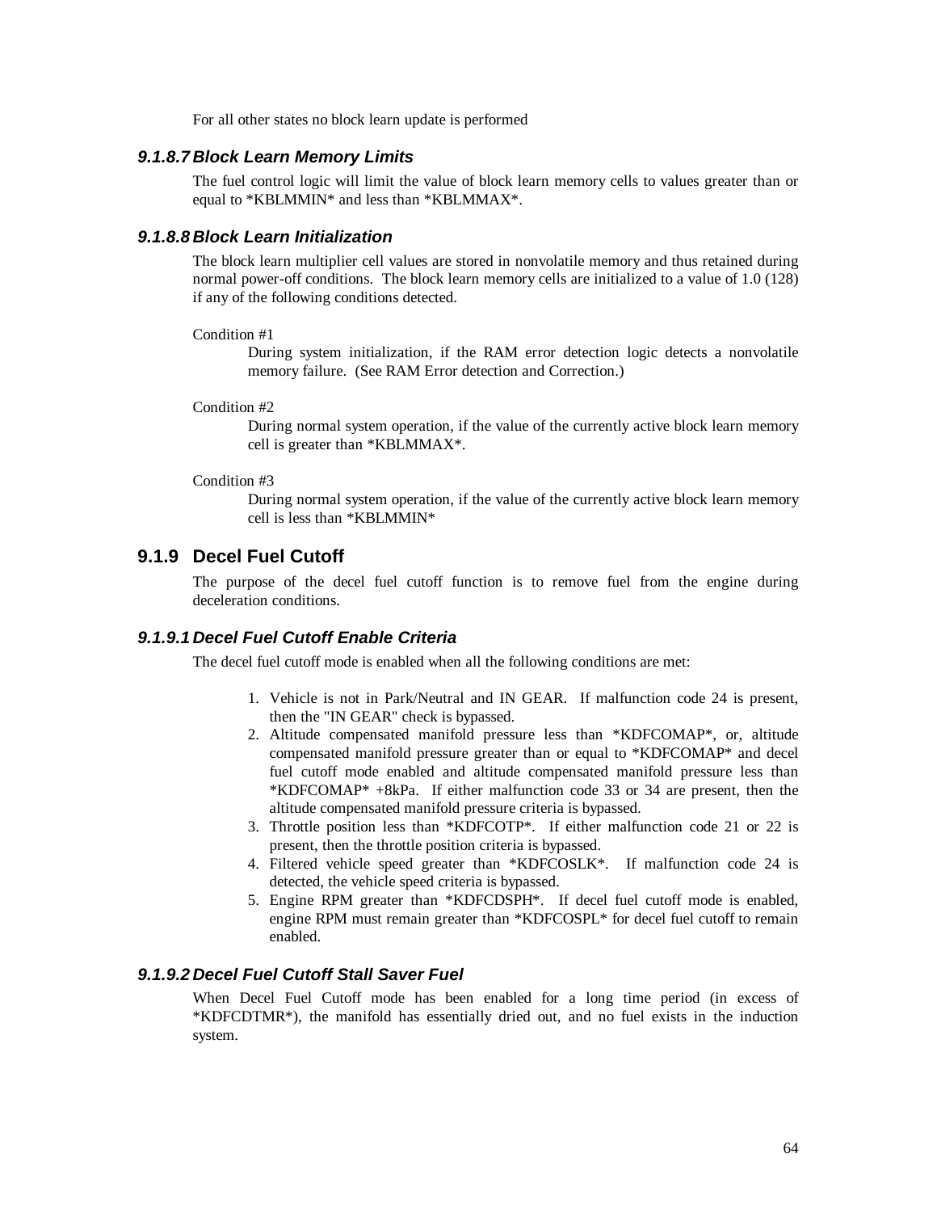For all other states no block learn update is performed

#### 9.1.8.7 Block Learn Memory Limits

The fuel control logic will limit the value of block learn memory cells to values greater than or equal to *KBLMMIN* and less than *KBLMMAX*.

#### 9.1.8.8 Block Learn Initialization

The block learn multiplier cell values are stored in nonvolatile memory and thus retained during normal power-off conditions. The block learn memory cells are initialized to a value of 1.0 (128) if any of the following conditions detected.

Condition #1

> During system initialization, if the RAM error detection logic detects a nonvolatile memory failure. (See RAM Error detection and Correction.)

Condition #2

> During normal system operation, if the value of the currently active block learn memory cell is greater than *KBLMMAX*.

Condition #3

> During normal system operation, if the value of the currently active block learn memory cell is less than *KBLMMIN*

### 9.1.9 Decel Fuel Cutoff

The purpose of the decel fuel cutoff function is to remove fuel from the engine during deceleration conditions.

#### 9.1.9.1 Decel Fuel Cutoff Enable Criteria

The decel fuel cutoff mode is enabled when all the following conditions are met:

1. Vehicle is not in Park/Neutral and IN GEAR. If malfunction code 24 is present, then the "IN GEAR" check is bypassed.
2. Altitude compensated manifold pressure less than *KDFCOMAP*, or, altitude compensated manifold pressure greater than or equal to *KDFCOMAP* and decel fuel cutoff mode enabled and altitude compensated manifold pressure less than *KDFCOMAP* +8kPa. If either malfunction code 33 or 34 are present, then the altitude compensated manifold pressure criteria is bypassed.
3. Throttle position less than *KDFCOTP*. If either malfunction code 21 or 22 is present, then the throttle position criteria is bypassed.
4. Filtered vehicle speed greater than *KDFCOSLK*. If malfunction code 24 is detected, the vehicle speed criteria is bypassed.
5. Engine RPM greater than *KDFCDSPH*. If decel fuel cutoff mode is enabled, engine RPM must remain greater than *KDFCOSPL* for decel fuel cutoff to remain enabled.

#### 9.1.9.2 Decel Fuel Cutoff Stall Saver Fuel

When Decel Fuel Cutoff mode has been enabled for a long time period (in excess of *KDFCDTMR*), the manifold has essentially dried out, and no fuel exists in the induction system.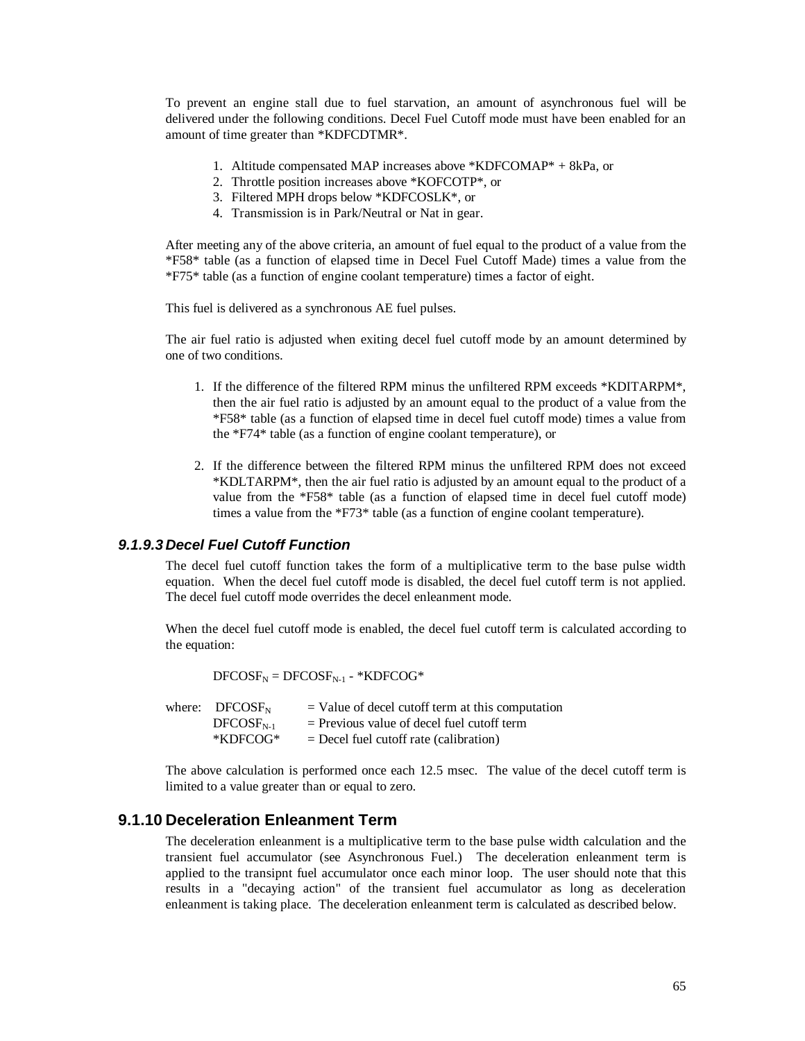To prevent an engine stall due to fuel starvation, an amount of asynchronous fuel will be delivered under the following conditions. Decel Fuel Cutoff mode must have been enabled for an amount of time greater than *KDFCDTMR*.

1. Altitude compensated MAP increases above *KDFCOMAP* + 8kPa, or
2. Throttle position increases above *KOFCOTP*, or
3. Filtered MPH drops below *KDFCOSLK*, or
4. Transmission is in Park/Neutral or Nat in gear.

After meeting any of the above criteria, an amount of fuel equal to the product of a value from the *F58* table (as a function of elapsed time in Decel Fuel Cutoff Made) times a value from the *F75* table (as a function of engine coolant temperature) times a factor of eight.

This fuel is delivered as a synchronous AE fuel pulses.

The air fuel ratio is adjusted when exiting decel fuel cutoff mode by an amount determined by one of two conditions.

1. If the difference of the filtered RPM minus the unfiltered RPM exceeds *KDITARPM*, then the air fuel ratio is adjusted by an amount equal to the product of a value from the *F58* table (as a function of elapsed time in decel fuel cutoff mode) times a value from the *F74* table (as a function of engine coolant temperature), or

2. If the difference between the filtered RPM minus the unfiltered RPM does not exceed *KDLTARPM*, then the air fuel ratio is adjusted by an amount equal to the product of a value from the *F58* table (as a function of elapsed time in decel fuel cutoff mode) times a value from the *F73* table (as a function of engine coolant temperature).

### *9.1.9.3 Decel Fuel Cutoff Function*

The decel fuel cutoff function takes the form of a multiplicative term to the base pulse width equation. When the decel fuel cutoff mode is disabled, the decel fuel cutoff term is not applied. The decel fuel cutoff mode overrides the decel enleanment mode.

When the decel fuel cutoff mode is enabled, the decel fuel cutoff term is calculated according to the equation:

$$DFCOSF_N = DFCOSF_{N-1} - \text{*KDFCOG*}$$

where:
- $DFCOSF_N$ = Value of decel cutoff term at this computation
- $DFCOSF_{N-1}$ = Previous value of decel fuel cutoff term
- *KDFCOG* = Decel fuel cutoff rate (calibration)

The above calculation is performed once each 12.5 msec. The value of the decel cutoff term is limited to a value greater than or equal to zero.

## 9.1.10 Deceleration Enleanment Term

The deceleration enleanment is a multiplicative term to the base pulse width calculation and the transient fuel accumulator (see Asynchronous Fuel.) The deceleration enleanment term is applied to the transipnt fuel accumulator once each minor loop. The user should note that this results in a "decaying action" of the transient fuel accumulator as long as deceleration enleanment is taking place. The deceleration enleanment term is calculated as described below.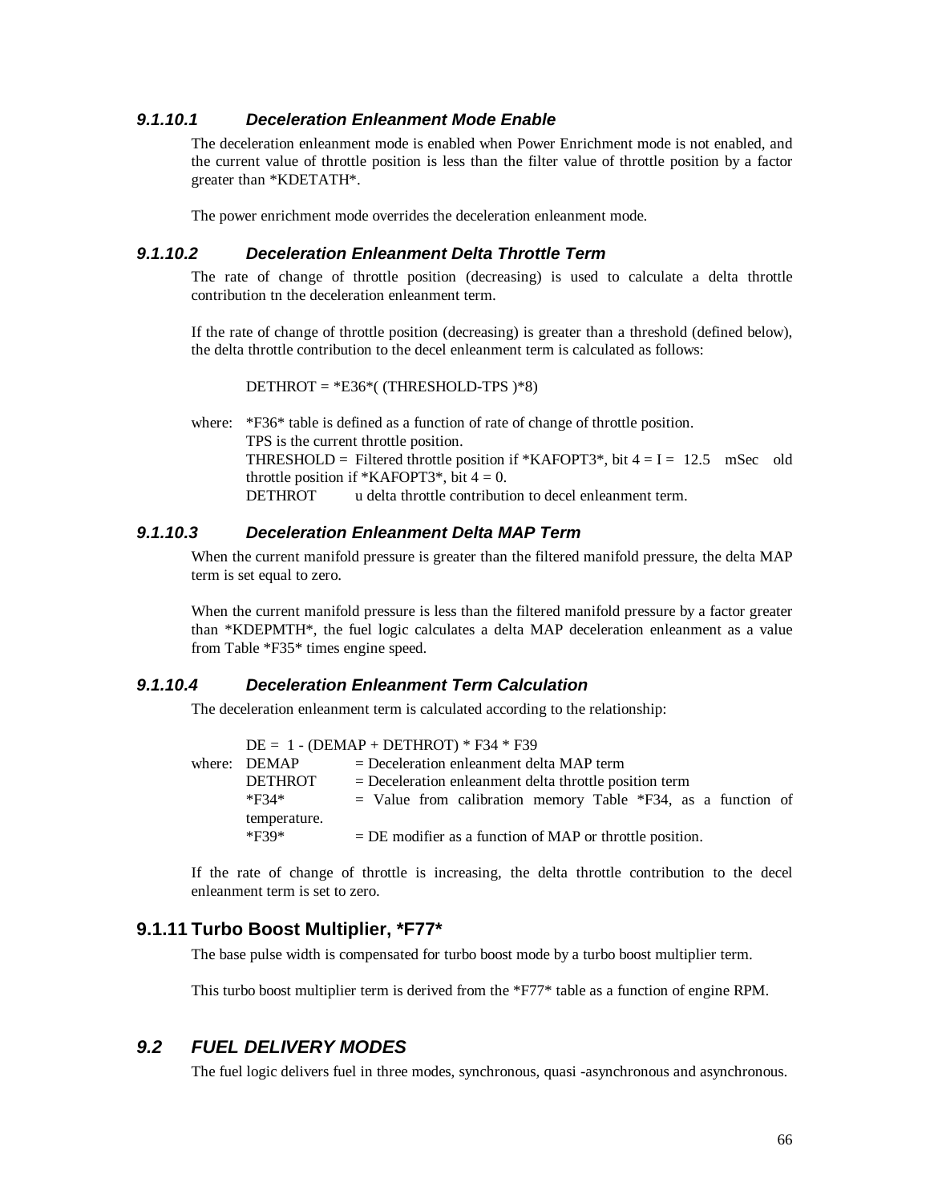#### *9.1.10.1 Deceleration Enleanment Mode Enable*

The deceleration enleanment mode is enabled when Power Enrichment mode is not enabled, and the current value of throttle position is less than the filter value of throttle position by a factor greater than *KDETATH*.

The power enrichment mode overrides the deceleration enleanment mode.

#### *9.1.10.2 Deceleration Enleanment Delta Throttle Term*

The rate of change of throttle position (decreasing) is used to calculate a delta throttle contribution tn the deceleration enleanment term.

If the rate of change of throttle position (decreasing) is greater than a threshold (defined below), the delta throttle contribution to the decel enleanment term is calculated as follows:

DETHROT = *E36*( (THRESHOLD-TPS )*8)

where: *F36* table is defined as a function of rate of change of throttle position.
TPS is the current throttle position.
THRESHOLD = Filtered throttle position if *KAFOPT3*, bit 4 = I = 12.5 mSec old throttle position if *KAFOPT3*, bit 4 = 0.
DETHROT u delta throttle contribution to decel enleanment term.

#### *9.1.10.3 Deceleration Enleanment Delta MAP Term*

When the current manifold pressure is greater than the filtered manifold pressure, the delta MAP term is set equal to zero.

When the current manifold pressure is less than the filtered manifold pressure by a factor greater than *KDEPMTH*, the fuel logic calculates a delta MAP deceleration enleanment as a value from Table *F35* times engine speed.

#### *9.1.10.4 Deceleration Enleanment Term Calculation*

The deceleration enleanment term is calculated according to the relationship:

DE = 1 - (DEMAP + DETHROT) * F34 * F39

where: DEMAP = Deceleration enleanment delta MAP term
DETHROT = Deceleration enleanment delta throttle position term
*F34* = Value from calibration memory Table *F34, as a function of temperature.
*F39* = DE modifier as a function of MAP or throttle position.

If the rate of change of throttle is increasing, the delta throttle contribution to the decel enleanment term is set to zero.

### 9.1.11 Turbo Boost Multiplier, *F77*

The base pulse width is compensated for turbo boost mode by a turbo boost multiplier term.

This turbo boost multiplier term is derived from the *F77* table as a function of engine RPM.

## *9.2 FUEL DELIVERY MODES*

The fuel logic delivers fuel in three modes, synchronous, quasi -asynchronous and asynchronous.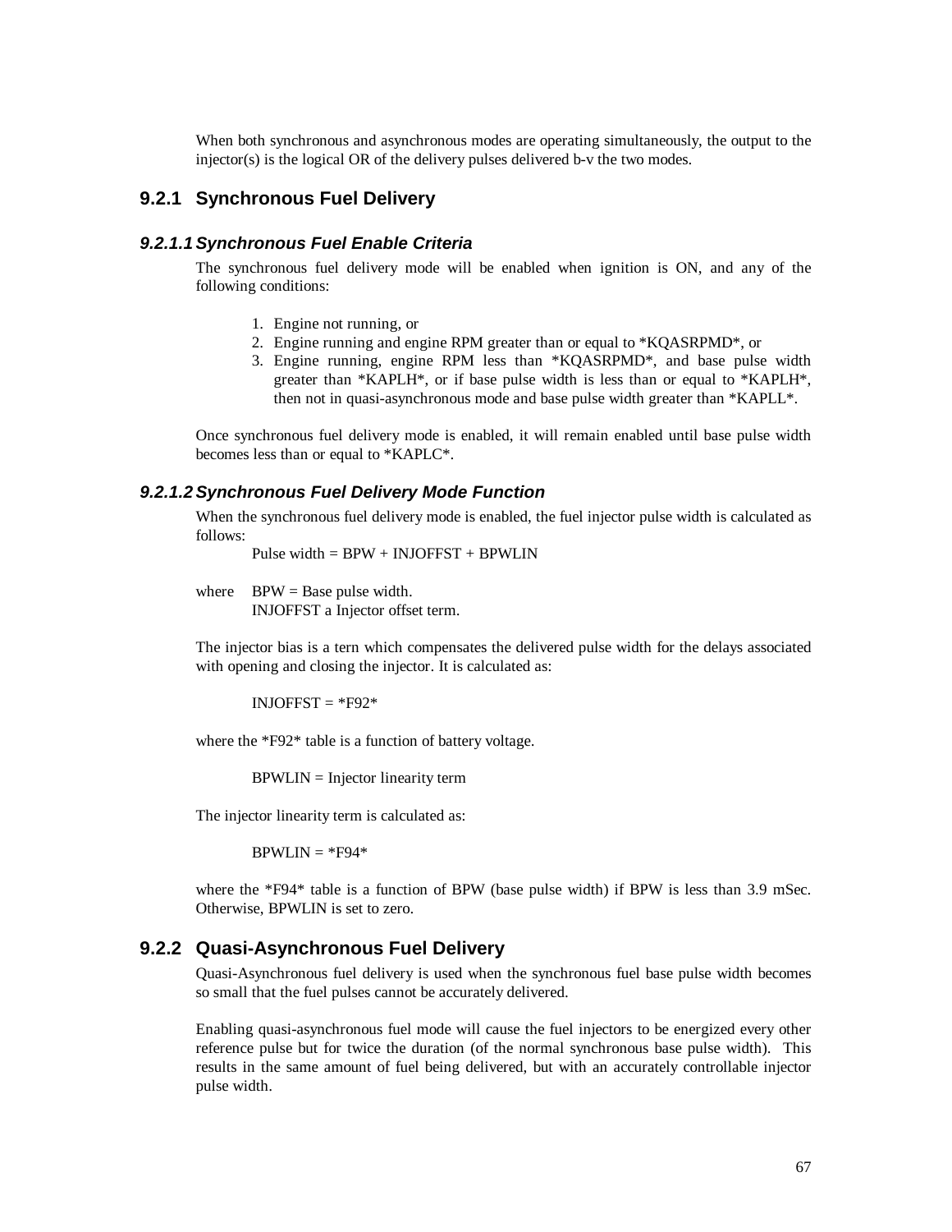When both synchronous and asynchronous modes are operating simultaneously, the output to the injector(s) is the logical OR of the delivery pulses delivered b-v the two modes.

### 9.2.1 Synchronous Fuel Delivery

#### *9.2.1.1 Synchronous Fuel Enable Criteria*

The synchronous fuel delivery mode will be enabled when ignition is ON, and any of the following conditions:

1. Engine not running, or
2. Engine running and engine RPM greater than or equal to *KQASRPMD*, or
3. Engine running, engine RPM less than *KQASRPMD*, and base pulse width greater than *KAPLH*, or if base pulse width is less than or equal to *KAPLH*, then not in quasi-asynchronous mode and base pulse width greater than *KAPLL*.

Once synchronous fuel delivery mode is enabled, it will remain enabled until base pulse width becomes less than or equal to *KAPLC*.

#### *9.2.1.2 Synchronous Fuel Delivery Mode Function*

When the synchronous fuel delivery mode is enabled, the fuel injector pulse width is calculated as follows:

Pulse width = BPW + INJOFFST + BPWLIN

where BPW = Base pulse width.
INJOFFST a Injector offset term.

The injector bias is a tern which compensates the delivered pulse width for the delays associated with opening and closing the injector. It is calculated as:

INJOFFST = *F92*

where the *F92* table is a function of battery voltage.

BPWLIN = Injector linearity term

The injector linearity term is calculated as:

BPWLIN = *F94*

where the *F94* table is a function of BPW (base pulse width) if BPW is less than 3.9 mSec. Otherwise, BPWLIN is set to zero.

### 9.2.2 Quasi-Asynchronous Fuel Delivery

Quasi-Asynchronous fuel delivery is used when the synchronous fuel base pulse width becomes so small that the fuel pulses cannot be accurately delivered.

Enabling quasi-asynchronous fuel mode will cause the fuel injectors to be energized every other reference pulse but for twice the duration (of the normal synchronous base pulse width). This results in the same amount of fuel being delivered, but with an accurately controllable injector pulse width.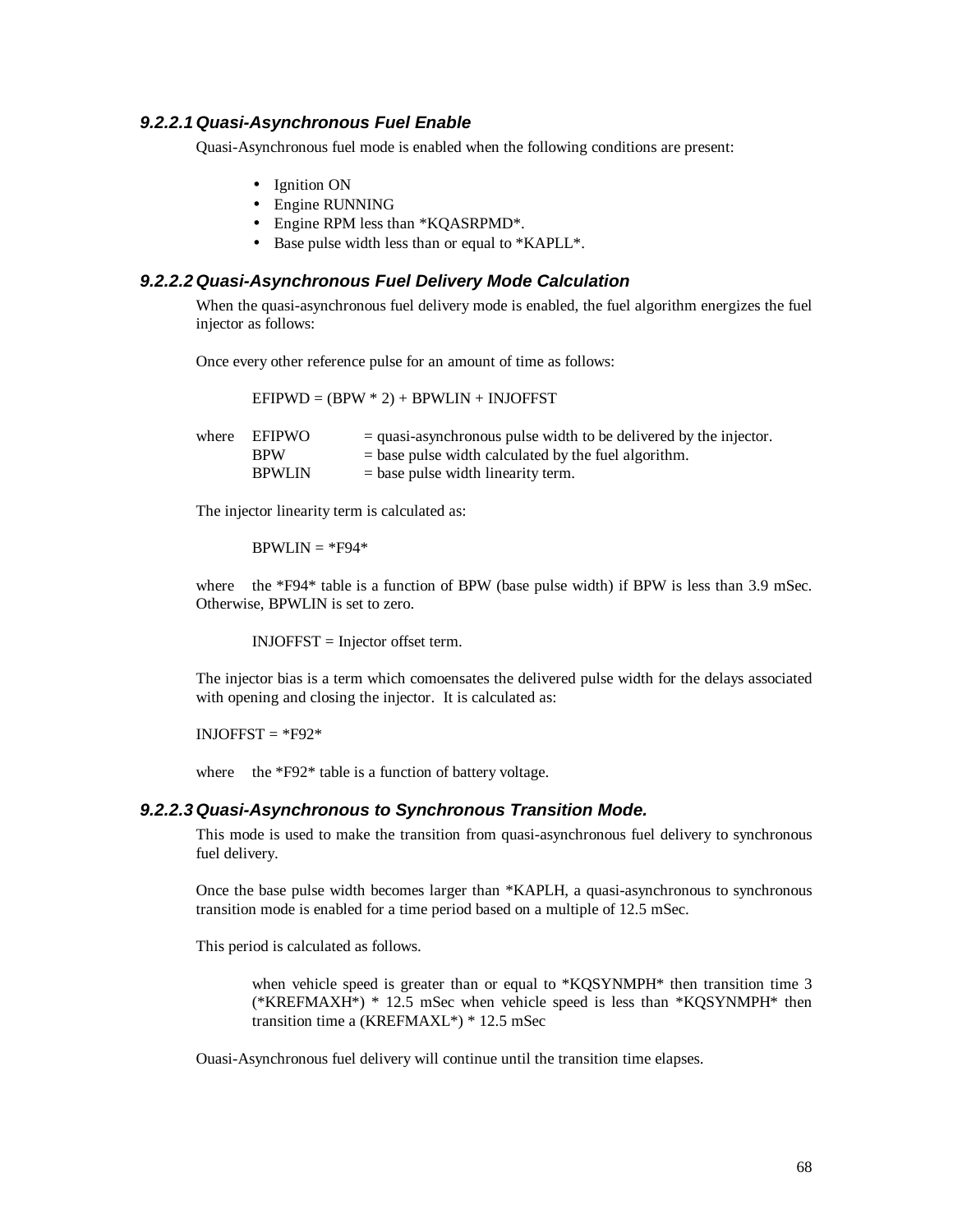### 9.2.2.1 Quasi-Asynchronous Fuel Enable

Quasi-Asynchronous fuel mode is enabled when the following conditions are present:

- Ignition ON
- Engine RUNNING
- Engine RPM less than *KQASRPMD*.
- Base pulse width less than or equal to *KAPLL*.

### 9.2.2.2 Quasi-Asynchronous Fuel Delivery Mode Calculation

When the quasi-asynchronous fuel delivery mode is enabled, the fuel algorithm energizes the fuel injector as follows:

Once every other reference pulse for an amount of time as follows:

EFIPWD = (BPW * 2) + BPWLIN + INJOFFST

| where | EFIPWO | = quasi-asynchronous pulse width to be delivered by the injector. |
|---|---|---|
| | BPW | = base pulse width calculated by the fuel algorithm. |
| | BPWLIN | = base pulse width linearity term. |

The injector linearity term is calculated as:

BPWLIN = *F94*

where the *F94* table is a function of BPW (base pulse width) if BPW is less than 3.9 mSec. Otherwise, BPWLIN is set to zero.

INJOFFST = Injector offset term.

The injector bias is a term which comoensates the delivered pulse width for the delays associated with opening and closing the injector. It is calculated as:

INJOFFST = *F92*

where the *F92* table is a function of battery voltage.

### 9.2.2.3 Quasi-Asynchronous to Synchronous Transition Mode.

This mode is used to make the transition from quasi-asynchronous fuel delivery to synchronous fuel delivery.

Once the base pulse width becomes larger than *KAPLH, a quasi-asynchronous to synchronous transition mode is enabled for a time period based on a multiple of 12.5 mSec.

This period is calculated as follows.

when vehicle speed is greater than or equal to *KQSYNMPH* then transition time 3 (*KREFMAXH*) * 12.5 mSec when vehicle speed is less than *KQSYNMPH* then transition time a (KREFMAXL*) * 12.5 mSec

Ouasi-Asynchronous fuel delivery will continue until the transition time elapses.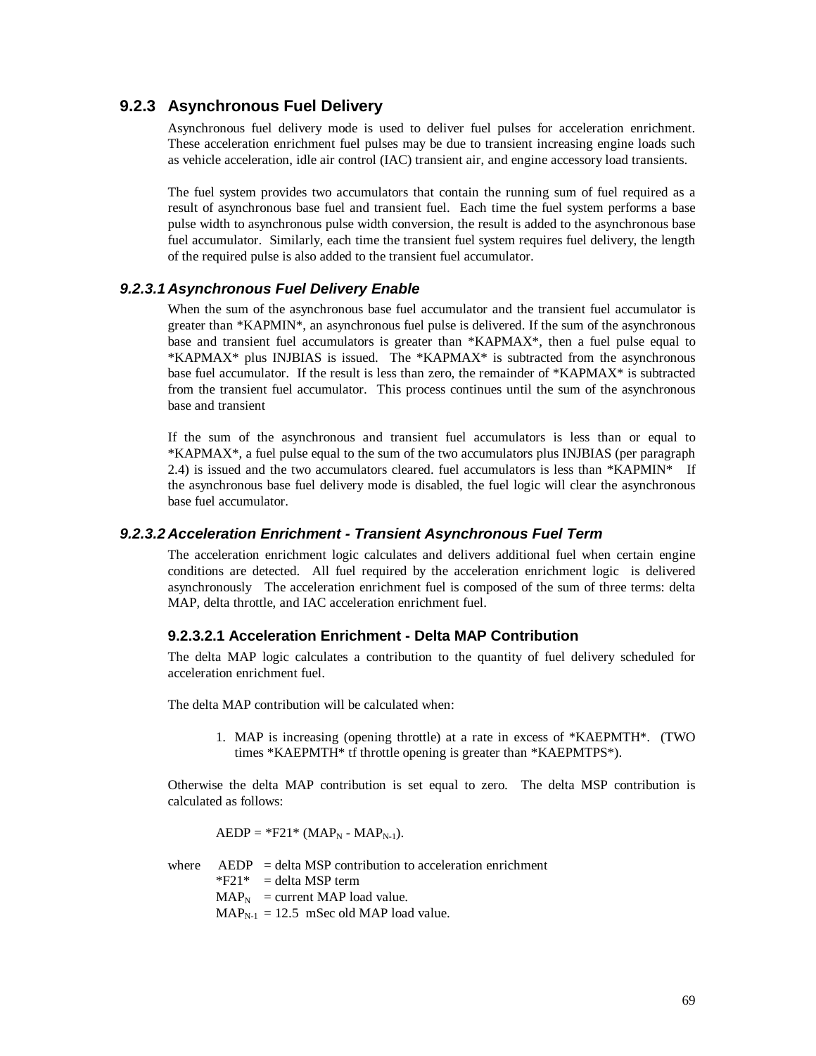### 9.2.3 Asynchronous Fuel Delivery

Asynchronous fuel delivery mode is used to deliver fuel pulses for acceleration enrichment. These acceleration enrichment fuel pulses may be due to transient increasing engine loads such as vehicle acceleration, idle air control (IAC) transient air, and engine accessory load transients.

The fuel system provides two accumulators that contain the running sum of fuel required as a result of asynchronous base fuel and transient fuel. Each time the fuel system performs a base pulse width to asynchronous pulse width conversion, the result is added to the asynchronous base fuel accumulator. Similarly, each time the transient fuel system requires fuel delivery, the length of the required pulse is also added to the transient fuel accumulator.

#### *9.2.3.1 Asynchronous Fuel Delivery Enable*

When the sum of the asynchronous base fuel accumulator and the transient fuel accumulator is greater than *KAPMIN*, an asynchronous fuel pulse is delivered. If the sum of the asynchronous base and transient fuel accumulators is greater than *KAPMAX*, then a fuel pulse equal to *KAPMAX* plus INJBIAS is issued. The *KAPMAX* is subtracted from the asynchronous base fuel accumulator. If the result is less than zero, the remainder of *KAPMAX* is subtracted from the transient fuel accumulator. This process continues until the sum of the asynchronous base and transient

If the sum of the asynchronous and transient fuel accumulators is less than or equal to *KAPMAX*, a fuel pulse equal to the sum of the two accumulators plus INJBIAS (per paragraph 2.4) is issued and the two accumulators cleared. fuel accumulators is less than *KAPMIN* If the asynchronous base fuel delivery mode is disabled, the fuel logic will clear the asynchronous base fuel accumulator.

#### *9.2.3.2 Acceleration Enrichment - Transient Asynchronous Fuel Term*

The acceleration enrichment logic calculates and delivers additional fuel when certain engine conditions are detected. All fuel required by the acceleration enrichment logic is delivered asynchronously The acceleration enrichment fuel is composed of the sum of three terms: delta MAP, delta throttle, and IAC acceleration enrichment fuel.

##### 9.2.3.2.1 Acceleration Enrichment - Delta MAP Contribution

The delta MAP logic calculates a contribution to the quantity of fuel delivery scheduled for acceleration enrichment fuel.

The delta MAP contribution will be calculated when:

1. MAP is increasing (opening throttle) at a rate in excess of *KAEPMTH*. (TWO times *KAEPMTH* tf throttle opening is greater than *KAEPMTPS*).

Otherwise the delta MAP contribution is set equal to zero. The delta MSP contribution is calculated as follows:

$$AEDP = *F21* (MAP_N - MAP_{N-1}).$$

where AEDP = delta MSP contribution to acceleration enrichment
*F21* = delta MSP term
$MAP_N$ = current MAP load value.
$MAP_{N-1}$ = 12.5 mSec old MAP load value.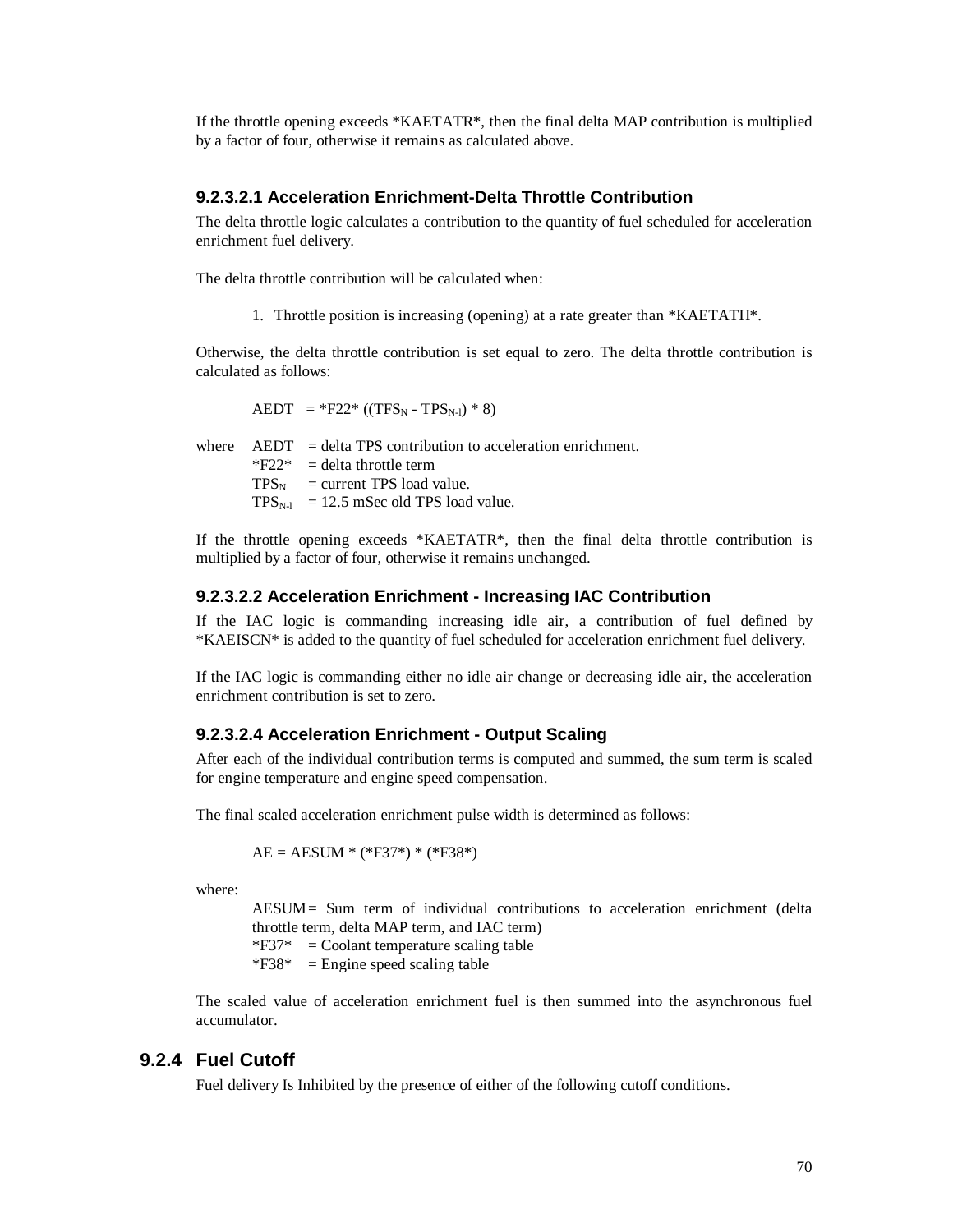If the throttle opening exceeds *KAETATR*, then the final delta MAP contribution is multiplied by a factor of four, otherwise it remains as calculated above.

#### 9.2.3.2.1 Acceleration Enrichment-Delta Throttle Contribution

The delta throttle logic calculates a contribution to the quantity of fuel scheduled for acceleration enrichment fuel delivery.

The delta throttle contribution will be calculated when:

1. Throttle position is increasing (opening) at a rate greater than *KAETATH*.

Otherwise, the delta throttle contribution is set equal to zero. The delta throttle contribution is calculated as follows:

$$AEDT = *F22* ((TFS_N - TPS_{N-l}) * 8)$$

where
- AEDT = delta TPS contribution to acceleration enrichment.
- *F22* = delta throttle term
- $TPS_N$ = current TPS load value.
- $TPS_{N-l}$ = 12.5 mSec old TPS load value.

If the throttle opening exceeds *KAETATR*, then the final delta throttle contribution is multiplied by a factor of four, otherwise it remains unchanged.

#### 9.2.3.2.2 Acceleration Enrichment - Increasing IAC Contribution

If the IAC logic is commanding increasing idle air, a contribution of fuel defined by *KAEISCN* is added to the quantity of fuel scheduled for acceleration enrichment fuel delivery.

If the IAC logic is commanding either no idle air change or decreasing idle air, the acceleration enrichment contribution is set to zero.

#### 9.2.3.2.4 Acceleration Enrichment - Output Scaling

After each of the individual contribution terms is computed and summed, the sum term is scaled for engine temperature and engine speed compensation.

The final scaled acceleration enrichment pulse width is determined as follows:

$$AE = AESUM * (*F37*) * (*F38*)$$

where:
- AESUM = Sum term of individual contributions to acceleration enrichment (delta throttle term, delta MAP term, and IAC term)
- *F37* = Coolant temperature scaling table
- *F38* = Engine speed scaling table

The scaled value of acceleration enrichment fuel is then summed into the asynchronous fuel accumulator.

### 9.2.4 Fuel Cutoff

Fuel delivery Is Inhibited by the presence of either of the following cutoff conditions.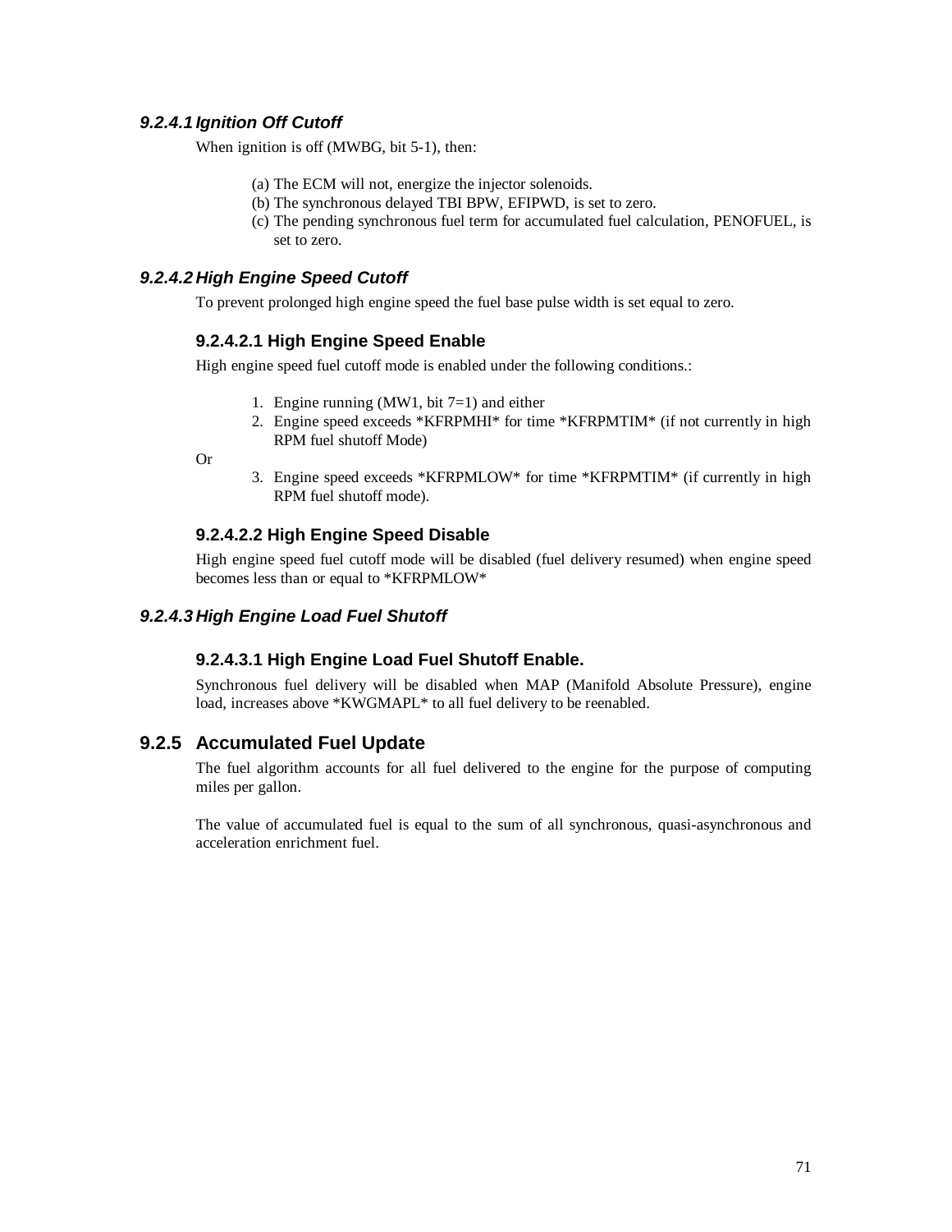#### *9.2.4.1 Ignition Off Cutoff*

When ignition is off (MWBG, bit 5-1), then:

(a) The ECM will not, energize the injector solenoids.
(b) The synchronous delayed TBI BPW, EFIPWD, is set to zero.
(c) The pending synchronous fuel term for accumulated fuel calculation, PENOFUEL, is set to zero.

#### *9.2.4.2 High Engine Speed Cutoff*

To prevent prolonged high engine speed the fuel base pulse width is set equal to zero.

##### 9.2.4.2.1 High Engine Speed Enable

High engine speed fuel cutoff mode is enabled under the following conditions.:

1. Engine running (MW1, bit 7=1) and either
2. Engine speed exceeds *KFRPMHI* for time *KFRPMTIM* (if not currently in high RPM fuel shutoff Mode)

Or

3. Engine speed exceeds *KFRPMLOW* for time *KFRPMTIM* (if currently in high RPM fuel shutoff mode).

##### 9.2.4.2.2 High Engine Speed Disable

High engine speed fuel cutoff mode will be disabled (fuel delivery resumed) when engine speed becomes less than or equal to *KFRPMLOW*

#### *9.2.4.3 High Engine Load Fuel Shutoff*

##### 9.2.4.3.1 High Engine Load Fuel Shutoff Enable.

Synchronous fuel delivery will be disabled when MAP (Manifold Absolute Pressure), engine load, increases above *KWGMAPL* to all fuel delivery to be reenabled.

### 9.2.5 Accumulated Fuel Update

The fuel algorithm accounts for all fuel delivered to the engine for the purpose of computing miles per gallon.

The value of accumulated fuel is equal to the sum of all synchronous, quasi-asynchronous and acceleration enrichment fuel.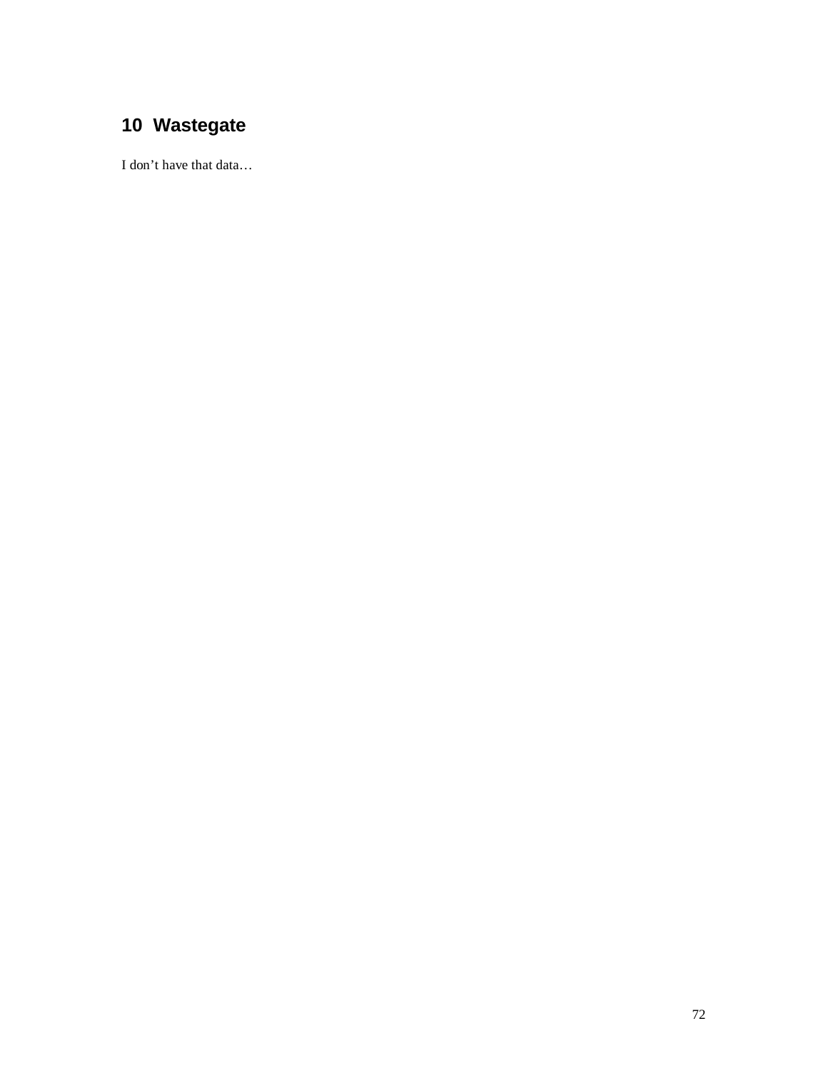# 10 Wastegate

I don’t have that data…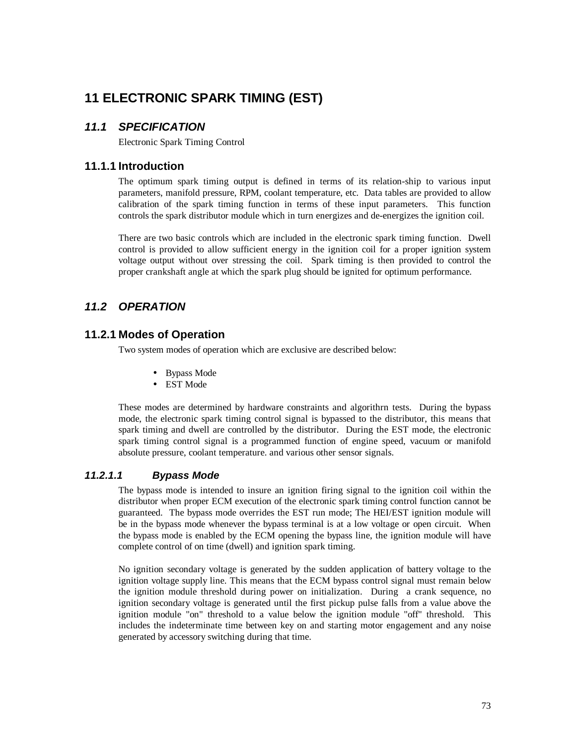# 11 ELECTRONIC SPARK TIMING (EST)

## *11.1 SPECIFICATION*

Electronic Spark Timing Control

### 11.1.1 Introduction

The optimum spark timing output is defined in terms of its relation-ship to various input parameters, manifold pressure, RPM, coolant temperature, etc. Data tables are provided to allow calibration of the spark timing function in terms of these input parameters. This function controls the spark distributor module which in turn energizes and de-energizes the ignition coil.

There are two basic controls which are included in the electronic spark timing function. Dwell control is provided to allow sufficient energy in the ignition coil for a proper ignition system voltage output without over stressing the coil. Spark timing is then provided to control the proper crankshaft angle at which the spark plug should be ignited for optimum performance.

## *11.2 OPERATION*

### 11.2.1 Modes of Operation

Two system modes of operation which are exclusive are described below:

- Bypass Mode
- EST Mode

These modes are determined by hardware constraints and algorithrn tests. During the bypass mode, the electronic spark timing control signal is bypassed to the distributor, this means that spark timing and dwell are controlled by the distributor. During the EST mode, the electronic spark timing control signal is a programmed function of engine speed, vacuum or manifold absolute pressure, coolant temperature. and various other sensor signals.

#### *11.2.1.1 Bypass Mode*

The bypass mode is intended to insure an ignition firing signal to the ignition coil within the distributor when proper ECM execution of the electronic spark timing control function cannot be guaranteed. The bypass mode overrides the EST run mode; The HEI/EST ignition module will be in the bypass mode whenever the bypass terminal is at a low voltage or open circuit. When the bypass mode is enabled by the ECM opening the bypass line, the ignition module will have complete control of on time (dwell) and ignition spark timing.

No ignition secondary voltage is generated by the sudden application of battery voltage to the ignition voltage supply line. This means that the ECM bypass control signal must remain below the ignition module threshold during power on initialization. During a crank sequence, no ignition secondary voltage is generated until the first pickup pulse falls from a value above the ignition module "on" threshold to a value below the ignition module "off" threshold. This includes the indeterminate time between key on and starting motor engagement and any noise generated by accessory switching during that time.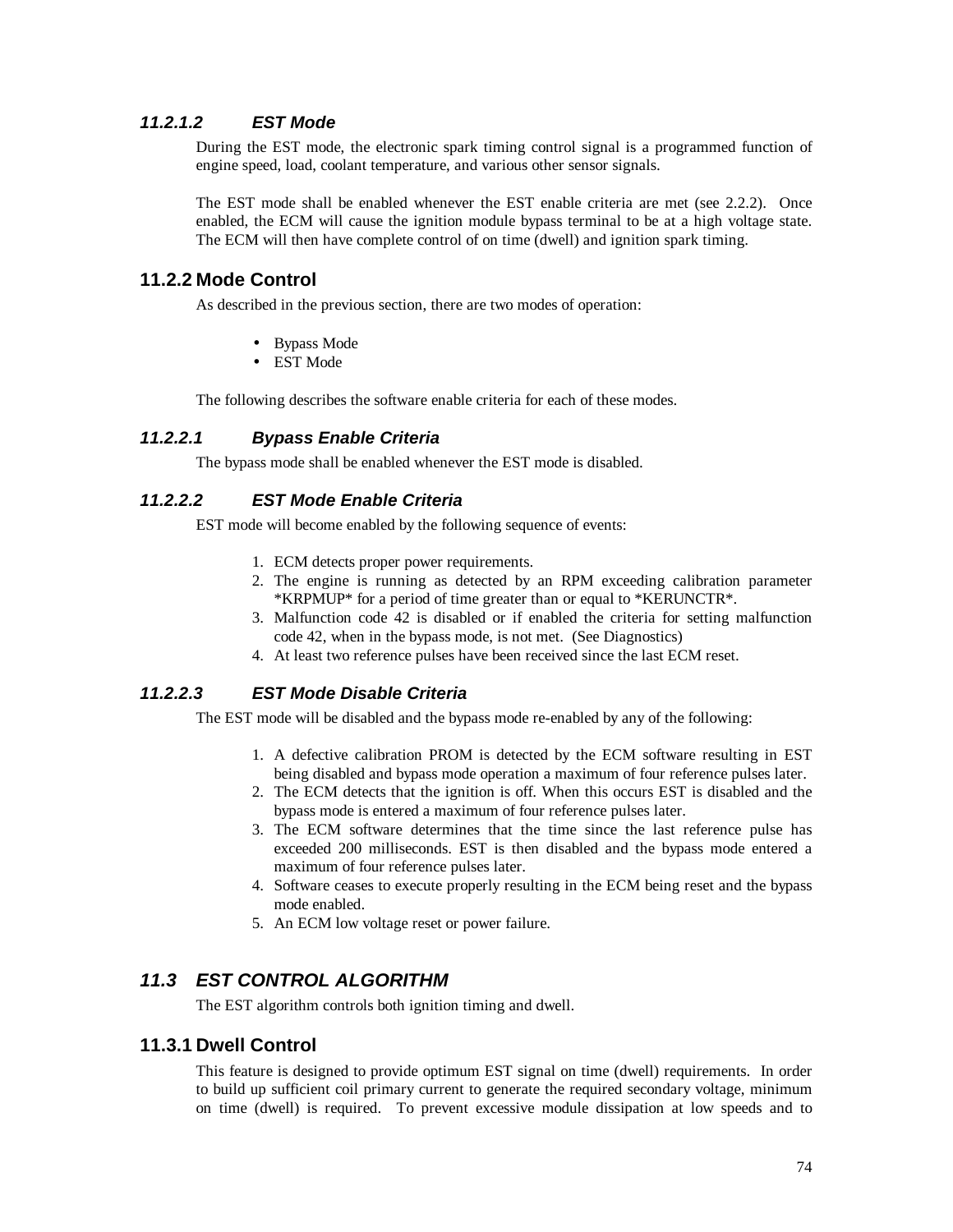#### 11.2.1.2 EST Mode

During the EST mode, the electronic spark timing control signal is a programmed function of engine speed, load, coolant temperature, and various other sensor signals.

The EST mode shall be enabled whenever the EST enable criteria are met (see 2.2.2). Once enabled, the ECM will cause the ignition module bypass terminal to be at a high voltage state. The ECM will then have complete control of on time (dwell) and ignition spark timing.

### 11.2.2 Mode Control

As described in the previous section, there are two modes of operation:

- Bypass Mode
- EST Mode

The following describes the software enable criteria for each of these modes.

#### 11.2.2.1 Bypass Enable Criteria

The bypass mode shall be enabled whenever the EST mode is disabled.

#### 11.2.2.2 EST Mode Enable Criteria

EST mode will become enabled by the following sequence of events:

1. ECM detects proper power requirements.
2. The engine is running as detected by an RPM exceeding calibration parameter *KRPMUP* for a period of time greater than or equal to *KERUNCTR*.
3. Malfunction code 42 is disabled or if enabled the criteria for setting malfunction code 42, when in the bypass mode, is not met. (See Diagnostics)
4. At least two reference pulses have been received since the last ECM reset.

#### 11.2.2.3 EST Mode Disable Criteria

The EST mode will be disabled and the bypass mode re-enabled by any of the following:

1. A defective calibration PROM is detected by the ECM software resulting in EST being disabled and bypass mode operation a maximum of four reference pulses later.
2. The ECM detects that the ignition is off. When this occurs EST is disabled and the bypass mode is entered a maximum of four reference pulses later.
3. The ECM software determines that the time since the last reference pulse has exceeded 200 milliseconds. EST is then disabled and the bypass mode entered a maximum of four reference pulses later.
4. Software ceases to execute properly resulting in the ECM being reset and the bypass mode enabled.
5. An ECM low voltage reset or power failure.

## 11.3 EST CONTROL ALGORITHM

The EST algorithm controls both ignition timing and dwell.

### 11.3.1 Dwell Control

This feature is designed to provide optimum EST signal on time (dwell) requirements. In order to build up sufficient coil primary current to generate the required secondary voltage, minimum on time (dwell) is required. To prevent excessive module dissipation at low speeds and to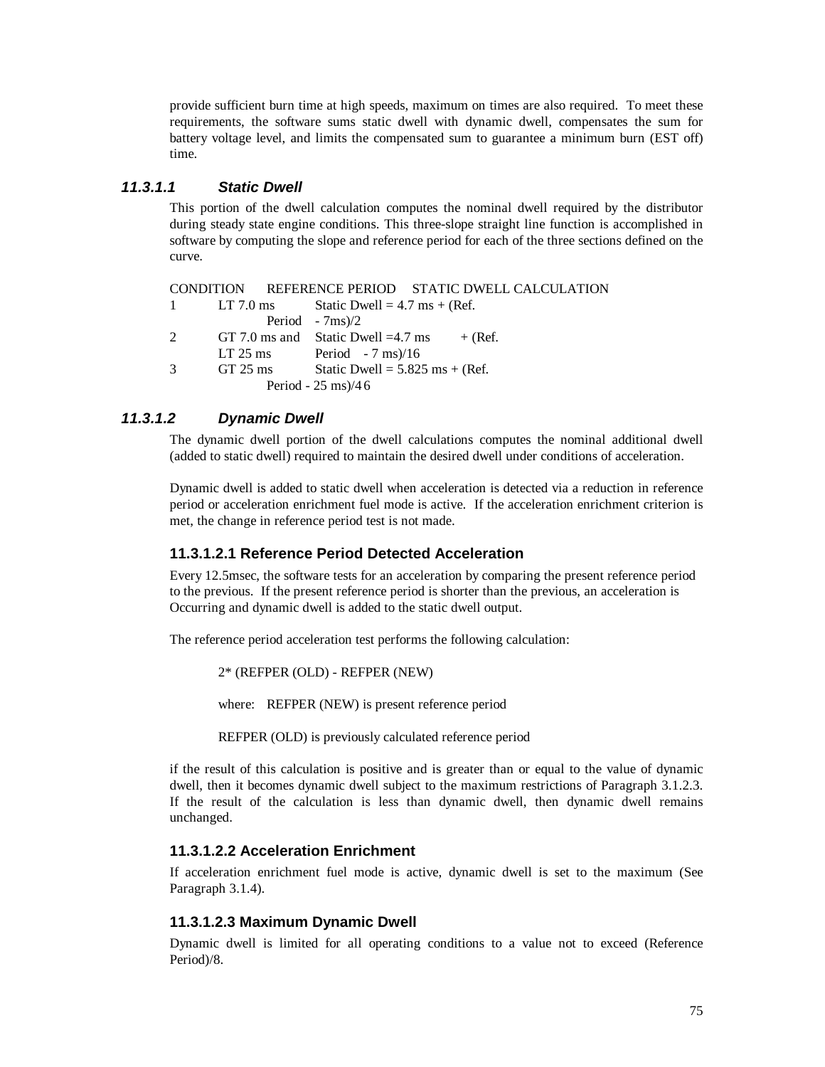provide sufficient burn time at high speeds, maximum on times are also required. To meet these requirements, the software sums static dwell with dynamic dwell, compensates the sum for battery voltage level, and limits the compensated sum to guarantee a minimum burn (EST off) time.

### *11.3.1.1 Static Dwell*

This portion of the dwell calculation computes the nominal dwell required by the distributor during steady state engine conditions. This three-slope straight line function is accomplished in software by computing the slope and reference period for each of the three sections defined on the curve.

| CONDITION | REFERENCE PERIOD | STATIC DWELL CALCULATION |
|---|---|---|
| 1 | LT 7.0 ms | Static Dwell = 4.7 ms + (Ref. Period - 7ms)/2 |
| 2 | GT 7.0 ms and LT 25 ms | Static Dwell =4.7 ms + (Ref. Period - 7 ms)/16 |
| 3 | GT 25 ms | Static Dwell = 5.825 ms + (Ref. Period - 25 ms)/46 |

### *11.3.1.2 Dynamic Dwell*

The dynamic dwell portion of the dwell calculations computes the nominal additional dwell (added to static dwell) required to maintain the desired dwell under conditions of acceleration.

Dynamic dwell is added to static dwell when acceleration is detected via a reduction in reference period or acceleration enrichment fuel mode is active. If the acceleration enrichment criterion is met, the change in reference period test is not made.

#### 11.3.1.2.1 Reference Period Detected Acceleration

Every 12.5msec, the software tests for an acceleration by comparing the present reference period to the previous. If the present reference period is shorter than the previous, an acceleration is Occurring and dynamic dwell is added to the static dwell output.

The reference period acceleration test performs the following calculation:

2* (REFPER (OLD) - REFPER (NEW)

where: REFPER (NEW) is present reference period

REFPER (OLD) is previously calculated reference period

if the result of this calculation is positive and is greater than or equal to the value of dynamic dwell, then it becomes dynamic dwell subject to the maximum restrictions of Paragraph 3.1.2.3. If the result of the calculation is less than dynamic dwell, then dynamic dwell remains unchanged.

#### 11.3.1.2.2 Acceleration Enrichment

If acceleration enrichment fuel mode is active, dynamic dwell is set to the maximum (See Paragraph 3.1.4).

#### 11.3.1.2.3 Maximum Dynamic Dwell

Dynamic dwell is limited for all operating conditions to a value not to exceed (Reference Period)/8.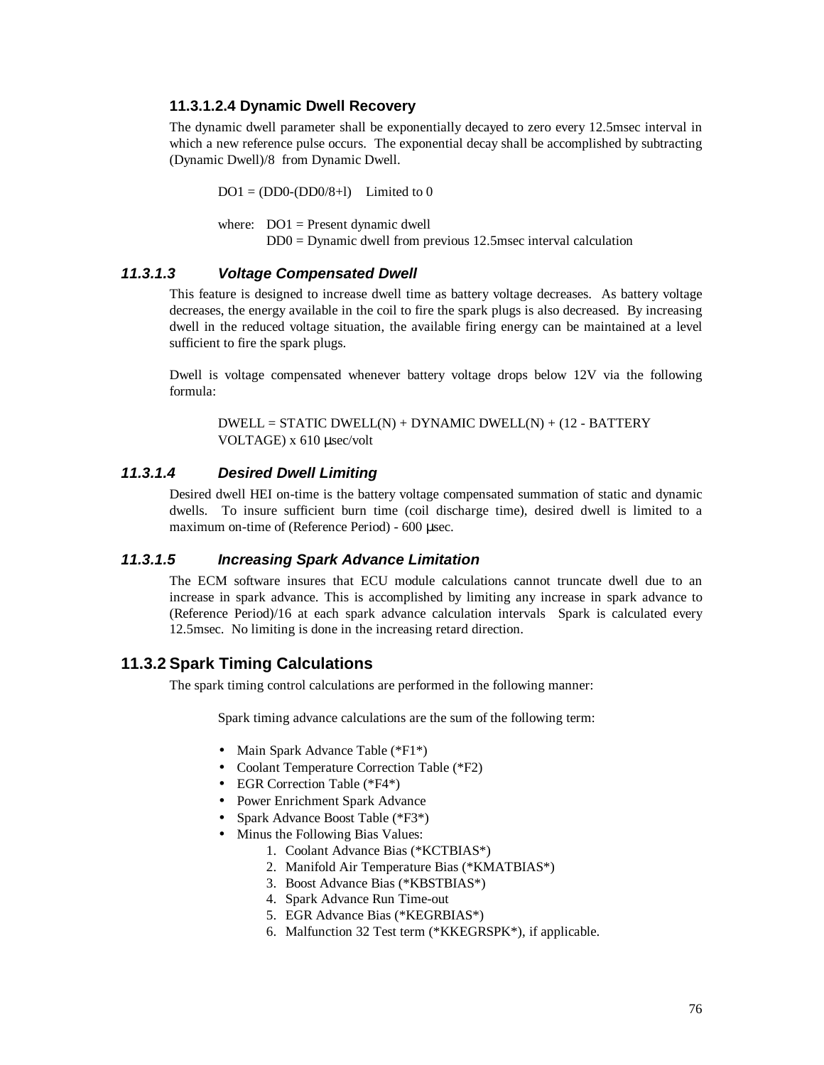#### 11.3.1.2.4 Dynamic Dwell Recovery

The dynamic dwell parameter shall be exponentially decayed to zero every 12.5msec interval in which a new reference pulse occurs. The exponential decay shall be accomplished by subtracting (Dynamic Dwell)/8 from Dynamic Dwell.

> DO1 = (DD0-(DD0/8+l)) Limited to 0
>
> where: DO1 = Present dynamic dwell
> DD0 = Dynamic dwell from previous 12.5msec interval calculation

### *11.3.1.3 Voltage Compensated Dwell*

This feature is designed to increase dwell time as battery voltage decreases. As battery voltage decreases, the energy available in the coil to fire the spark plugs is also decreased. By increasing dwell in the reduced voltage situation, the available firing energy can be maintained at a level sufficient to fire the spark plugs.

Dwell is voltage compensated whenever battery voltage drops below 12V via the following formula:

> DWELL = STATIC DWELL(N) + DYNAMIC DWELL(N) + (12 - BATTERY VOLTAGE) x 610 μsec/volt

### *11.3.1.4 Desired Dwell Limiting*

Desired dwell HEI on-time is the battery voltage compensated summation of static and dynamic dwells. To insure sufficient burn time (coil discharge time), desired dwell is limited to a maximum on-time of (Reference Period) - 600 μsec.

### *11.3.1.5 Increasing Spark Advance Limitation*

The ECM software insures that ECU module calculations cannot truncate dwell due to an increase in spark advance. This is accomplished by limiting any increase in spark advance to (Reference Period)/16 at each spark advance calculation intervals Spark is calculated every 12.5msec. No limiting is done in the increasing retard direction.

## 11.3.2 Spark Timing Calculations

The spark timing control calculations are performed in the following manner:

Spark timing advance calculations are the sum of the following term:

- Main Spark Advance Table (*F1*)
- Coolant Temperature Correction Table (*F2)
- EGR Correction Table (*F4*)
- Power Enrichment Spark Advance
- Spark Advance Boost Table (*F3*)
- Minus the Following Bias Values:
  1. Coolant Advance Bias (*KCTBIAS*)
  2. Manifold Air Temperature Bias (*KMATBIAS*)
  3. Boost Advance Bias (*KBSTBIAS*)
  4. Spark Advance Run Time-out
  5. EGR Advance Bias (*KEGRBIAS*)
  6. Malfunction 32 Test term (*KKEGRSPK*), if applicable.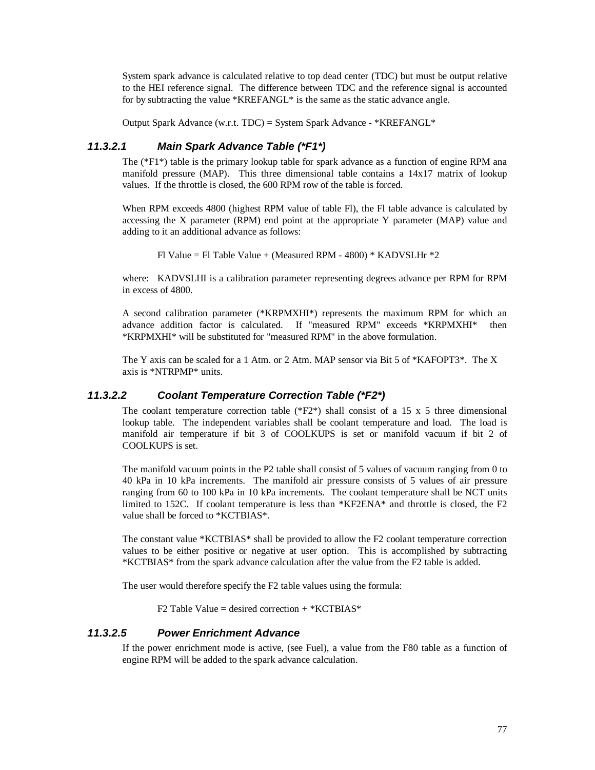System spark advance is calculated relative to top dead center (TDC) but must be output relative to the HEI reference signal. The difference between TDC and the reference signal is accounted for by subtracting the value *KREFANGL* is the same as the static advance angle.

Output Spark Advance (w.r.t. TDC) = System Spark Advance - *KREFANGL*

### 11.3.2.1 Main Spark Advance Table (*F1*)

The (*F1*) table is the primary lookup table for spark advance as a function of engine RPM ana manifold pressure (MAP). This three dimensional table contains a 14x17 matrix of lookup values. If the throttle is closed, the 600 RPM row of the table is forced.

When RPM exceeds 4800 (highest RPM value of table Fl), the Fl table advance is calculated by accessing the X parameter (RPM) end point at the appropriate Y parameter (MAP) value and adding to it an additional advance as follows:

Fl Value = Fl Table Value + (Measured RPM - 4800) * KADVSLHr *2

where: KADVSLHI is a calibration parameter representing degrees advance per RPM for RPM in excess of 4800.

A second calibration parameter (*KRPMXHI*) represents the maximum RPM for which an advance addition factor is calculated. If "measured RPM" exceeds *KRPMXHI* then *KRPMXHI* will be substituted for "measured RPM" in the above formulation.

The Y axis can be scaled for a 1 Atm. or 2 Atm. MAP sensor via Bit 5 of *KAFOPT3*. The X axis is *NTRPMP* units.

### 11.3.2.2 Coolant Temperature Correction Table (*F2*)

The coolant temperature correction table (*F2*) shall consist of a 15 x 5 three dimensional lookup table. The independent variables shall be coolant temperature and load. The load is manifold air temperature if bit 3 of COOLKUPS is set or manifold vacuum if bit 2 of COOLKUPS is set.

The manifold vacuum points in the P2 table shall consist of 5 values of vacuum ranging from 0 to 40 kPa in 10 kPa increments. The manifold air pressure consists of 5 values of air pressure ranging from 60 to 100 kPa in 10 kPa increments. The coolant temperature shall be NCT units limited to 152C. If coolant temperature is less than *KF2ENA* and throttle is closed, the F2 value shall be forced to *KCTBIAS*.

The constant value *KCTBIAS* shall be provided to allow the F2 coolant temperature correction values to be either positive or negative at user option. This is accomplished by subtracting *KCTBIAS* from the spark advance calculation after the value from the F2 table is added.

The user would therefore specify the F2 table values using the formula:

F2 Table Value = desired correction + *KCTBIAS*

### 11.3.2.5 Power Enrichment Advance

If the power enrichment mode is active, (see Fuel), a value from the F80 table as a function of engine RPM will be added to the spark advance calculation.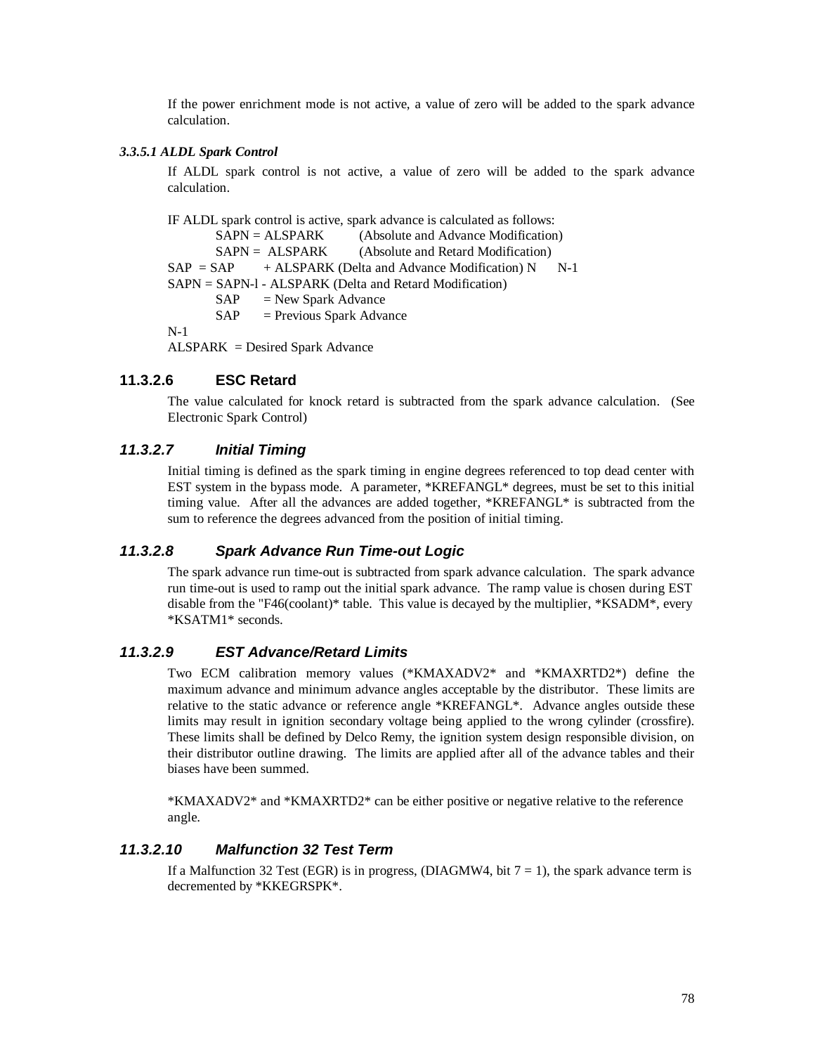If the power enrichment mode is not active, a value of zero will be added to the spark advance calculation.

#### *3.3.5.1 ALDL Spark Control*

If ALDL spark control is not active, a value of zero will be added to the spark advance calculation.

IF ALDL spark control is active, spark advance is calculated as follows:

SAPN = ALSPARK (Absolute and Advance Modification)

SAPN = ALSPARK (Absolute and Retard Modification)

SAP = SAP + ALSPARK (Delta and Advance Modification) N N-1

SAPN = SAPN-l - ALSPARK (Delta and Retard Modification)

SAP = New Spark Advance

SAP = Previous Spark Advance

N-1

ALSPARK = Desired Spark Advance

### 11.3.2.6 ESC Retard

The value calculated for knock retard is subtracted from the spark advance calculation. (See Electronic Spark Control)

### *11.3.2.7 Initial Timing*

Initial timing is defined as the spark timing in engine degrees referenced to top dead center with EST system in the bypass mode. A parameter, *KREFANGL* degrees, must be set to this initial timing value. After all the advances are added together, *KREFANGL* is subtracted from the sum to reference the degrees advanced from the position of initial timing.

### *11.3.2.8 Spark Advance Run Time-out Logic*

The spark advance run time-out is subtracted from spark advance calculation. The spark advance run time-out is used to ramp out the initial spark advance. The ramp value is chosen during EST disable from the "F46(coolant)* table. This value is decayed by the multiplier, *KSADM*, every *KSATM1* seconds.

### *11.3.2.9 EST Advance/Retard Limits*

Two ECM calibration memory values (*KMAXADV2* and *KMAXRTD2*) define the maximum advance and minimum advance angles acceptable by the distributor. These limits are relative to the static advance or reference angle *KREFANGL*. Advance angles outside these limits may result in ignition secondary voltage being applied to the wrong cylinder (crossfire). These limits shall be defined by Delco Remy, the ignition system design responsible division, on their distributor outline drawing. The limits are applied after all of the advance tables and their biases have been summed.

*KMAXADV2* and *KMAXRTD2* can be either positive or negative relative to the reference angle.

### *11.3.2.10 Malfunction 32 Test Term*

If a Malfunction 32 Test (EGR) is in progress, (DIAGMW4, bit 7 = 1), the spark advance term is decremented by *KKEGRSPK*.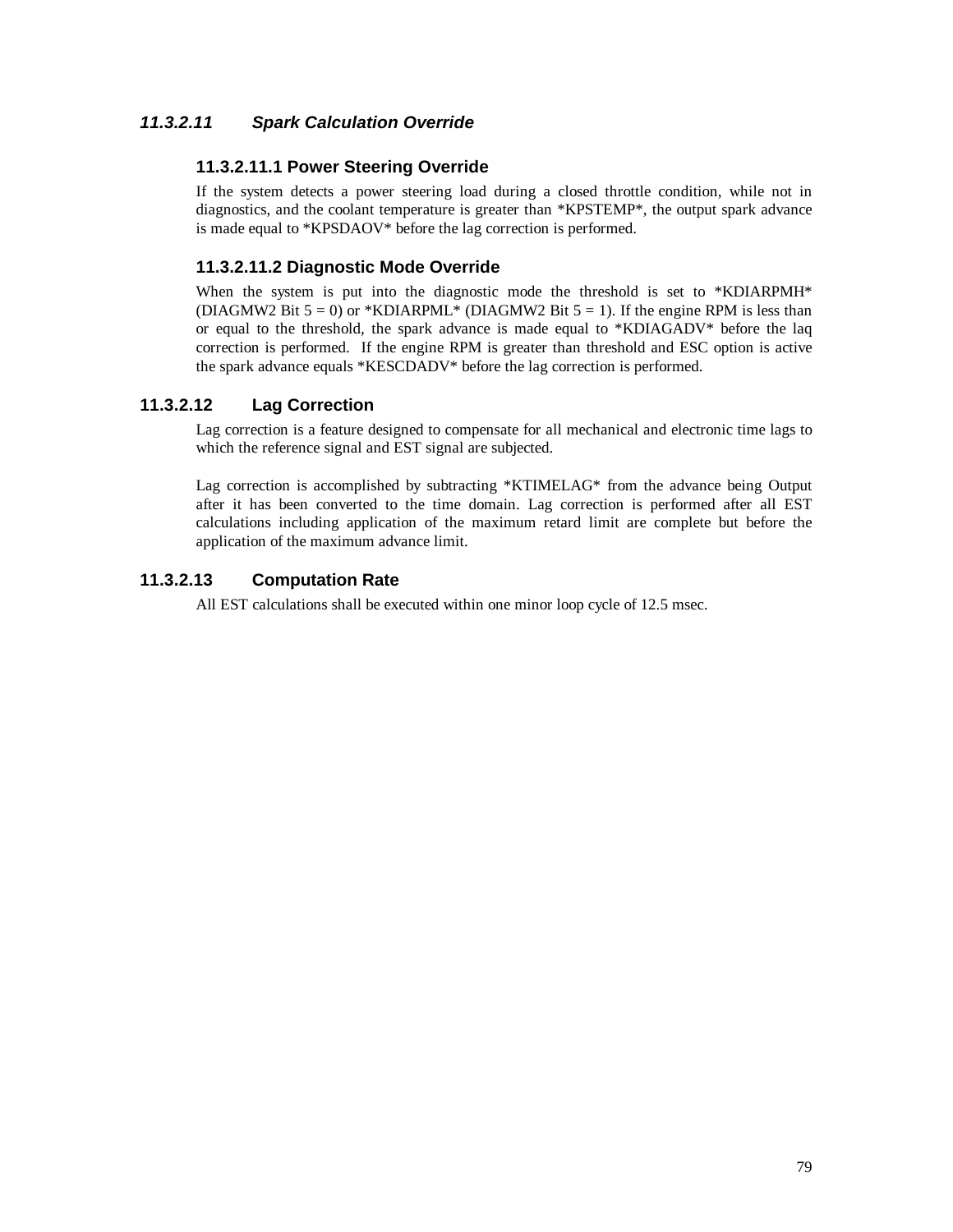### *11.3.2.11 Spark Calculation Override*

#### 11.3.2.11.1 Power Steering Override

If the system detects a power steering load during a closed throttle condition, while not in diagnostics, and the coolant temperature is greater than *KPSTEMP*, the output spark advance is made equal to *KPSDAOV* before the lag correction is performed.

#### 11.3.2.11.2 Diagnostic Mode Override

When the system is put into the diagnostic mode the threshold is set to *KDIARPMH* (DIAGMW2 Bit 5 = 0) or *KDIARPML* (DIAGMW2 Bit 5 = 1). If the engine RPM is less than or equal to the threshold, the spark advance is made equal to *KDIAGADV* before the laq correction is performed. If the engine RPM is greater than threshold and ESC option is active the spark advance equals *KESCDADV* before the lag correction is performed.

### 11.3.2.12 Lag Correction

Lag correction is a feature designed to compensate for all mechanical and electronic time lags to which the reference signal and EST signal are subjected.

Lag correction is accomplished by subtracting *KTIMELAG* from the advance being Output after it has been converted to the time domain. Lag correction is performed after all EST calculations including application of the maximum retard limit are complete but before the application of the maximum advance limit.

### 11.3.2.13 Computation Rate

All EST calculations shall be executed within one minor loop cycle of 12.5 msec.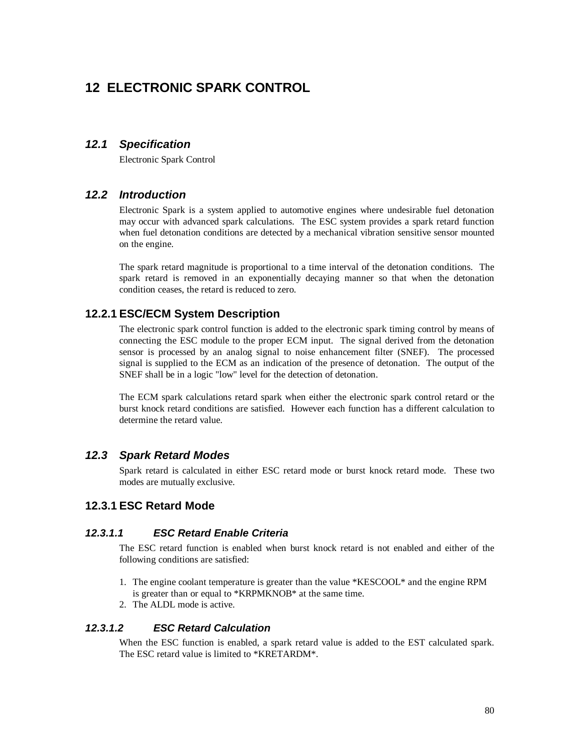# 12 ELECTRONIC SPARK CONTROL

## 12.1 Specification

Electronic Spark Control

## 12.2 Introduction

Electronic Spark is a system applied to automotive engines where undesirable fuel detonation may occur with advanced spark calculations. The ESC system provides a spark retard function when fuel detonation conditions are detected by a mechanical vibration sensitive sensor mounted on the engine.

The spark retard magnitude is proportional to a time interval of the detonation conditions. The spark retard is removed in an exponentially decaying manner so that when the detonation condition ceases, the retard is reduced to zero.

### 12.2.1 ESC/ECM System Description

The electronic spark control function is added to the electronic spark timing control by means of connecting the ESC module to the proper ECM input. The signal derived from the detonation sensor is processed by an analog signal to noise enhancement filter (SNEF). The processed signal is supplied to the ECM as an indication of the presence of detonation. The output of the SNEF shall be in a logic "low" level for the detection of detonation.

The ECM spark calculations retard spark when either the electronic spark control retard or the burst knock retard conditions are satisfied. However each function has a different calculation to determine the retard value.

## 12.3 Spark Retard Modes

Spark retard is calculated in either ESC retard mode or burst knock retard mode. These two modes are mutually exclusive.

### 12.3.1 ESC Retard Mode

#### 12.3.1.1 ESC Retard Enable Criteria

The ESC retard function is enabled when burst knock retard is not enabled and either of the following conditions are satisfied:

1. The engine coolant temperature is greater than the value *KESCOOL* and the engine RPM is greater than or equal to *KRPMKNOB* at the same time.
2. The ALDL mode is active.

#### 12.3.1.2 ESC Retard Calculation

When the ESC function is enabled, a spark retard value is added to the EST calculated spark. The ESC retard value is limited to *KRETARDM*.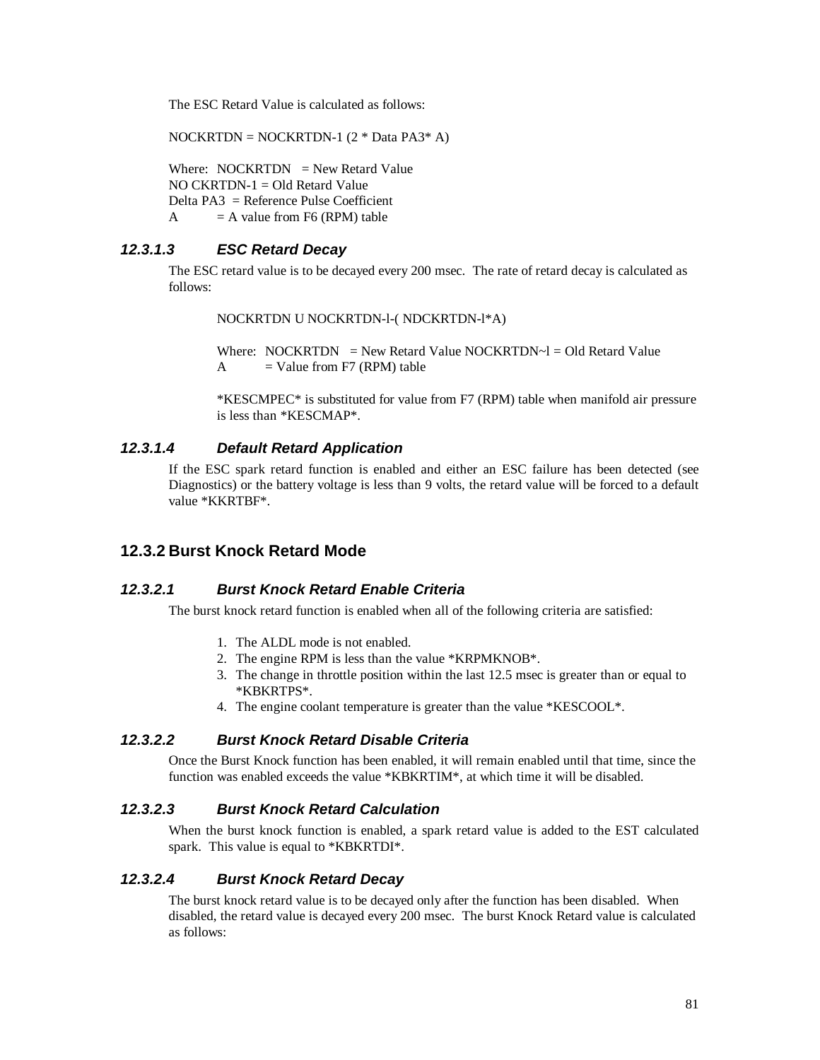The ESC Retard Value is calculated as follows:

NOCKRTDN = NOCKRTDN-1 (2 * Data PA3* A)

Where: NOCKRTDN = New Retard Value
NO CKRTDN-1 = Old Retard Value
Delta PA3 = Reference Pulse Coefficient
A = A value from F6 (RPM) table

### *12.3.1.3 ESC Retard Decay*

The ESC retard value is to be decayed every 200 msec. The rate of retard decay is calculated as follows:

NOCKRTDN U NOCKRTDN-l-( NDCKRTDN-l*A)

Where: NOCKRTDN = New Retard Value NOCKRTDN~l = Old Retard Value
A = Value from F7 (RPM) table

*KESCMPEC* is substituted for value from F7 (RPM) table when manifold air pressure is less than *KESCMAP*.

### *12.3.1.4 Default Retard Application*

If the ESC spark retard function is enabled and either an ESC failure has been detected (see Diagnostics) or the battery voltage is less than 9 volts, the retard value will be forced to a default value *KKRTBF*.

## 12.3.2 Burst Knock Retard Mode

### *12.3.2.1 Burst Knock Retard Enable Criteria*

The burst knock retard function is enabled when all of the following criteria are satisfied:

1. The ALDL mode is not enabled.
2. The engine RPM is less than the value *KRPMKNOB*.
3. The change in throttle position within the last 12.5 msec is greater than or equal to *KBKRTPS*.
4. The engine coolant temperature is greater than the value *KESCOOL*.

### *12.3.2.2 Burst Knock Retard Disable Criteria*

Once the Burst Knock function has been enabled, it will remain enabled until that time, since the function was enabled exceeds the value *KBKRTIM*, at which time it will be disabled.

### *12.3.2.3 Burst Knock Retard Calculation*

When the burst knock function is enabled, a spark retard value is added to the EST calculated spark. This value is equal to *KBKRTDI*.

### *12.3.2.4 Burst Knock Retard Decay*

The burst knock retard value is to be decayed only after the function has been disabled. When disabled, the retard value is decayed every 200 msec. The burst Knock Retard value is calculated as follows: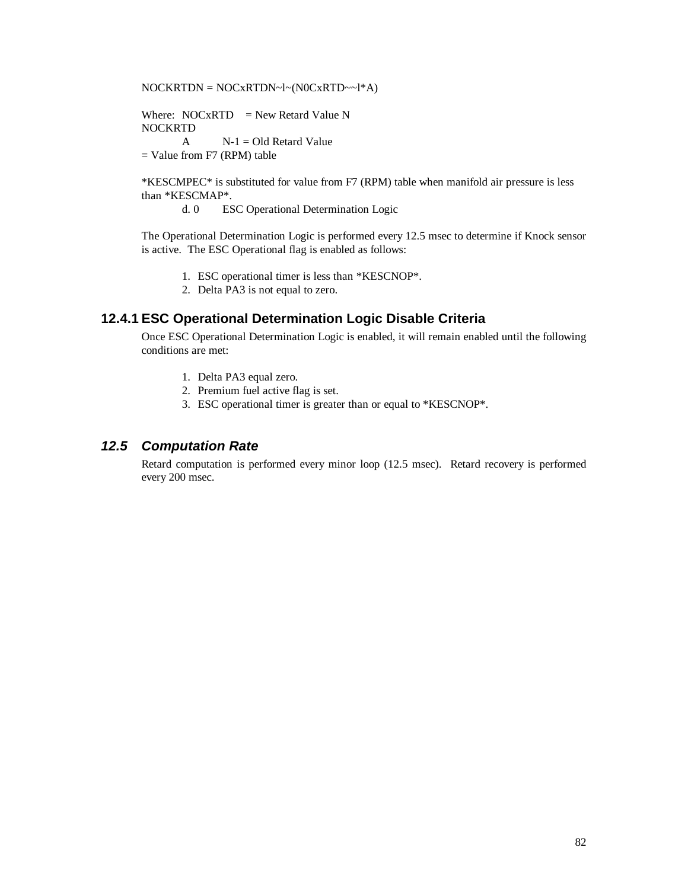NOCKRTDN = NOCxRTDN~l~(N0CxRTD~~l*A)

Where: NOCxRTD = New Retard Value N
NOCKRTD
A N-1 = Old Retard Value
= Value from F7 (RPM) table

*KESCMPEC* is substituted for value from F7 (RPM) table when manifold air pressure is less than *KESCMAP*.

d. 0 ESC Operational Determination Logic

The Operational Determination Logic is performed every 12.5 msec to determine if Knock sensor is active. The ESC Operational flag is enabled as follows:

1. ESC operational timer is less than *KESCNOP*.
2. Delta PA3 is not equal to zero.

### 12.4.1 ESC Operational Determination Logic Disable Criteria

Once ESC Operational Determination Logic is enabled, it will remain enabled until the following conditions are met:

1. Delta PA3 equal zero.
2. Premium fuel active flag is set.
3. ESC operational timer is greater than or equal to *KESCNOP*.

## *12.5 Computation Rate*

Retard computation is performed every minor loop (12.5 msec). Retard recovery is performed every 200 msec.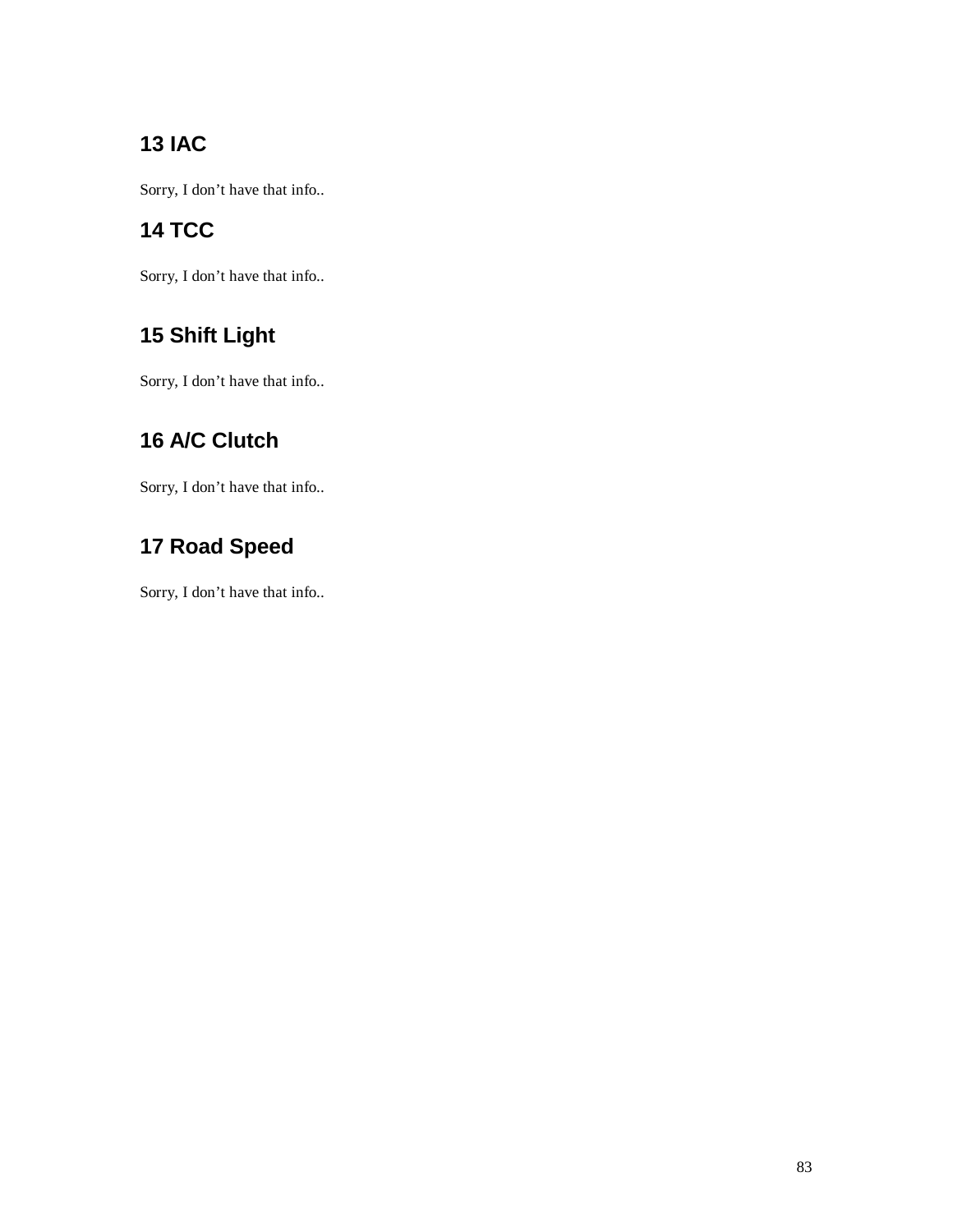## 13 IAC

Sorry, I don’t have that info..

## 14 TCC

Sorry, I don’t have that info..

## 15 Shift Light

Sorry, I don’t have that info..

## 16 A/C Clutch

Sorry, I don’t have that info..

## 17 Road Speed

Sorry, I don’t have that info..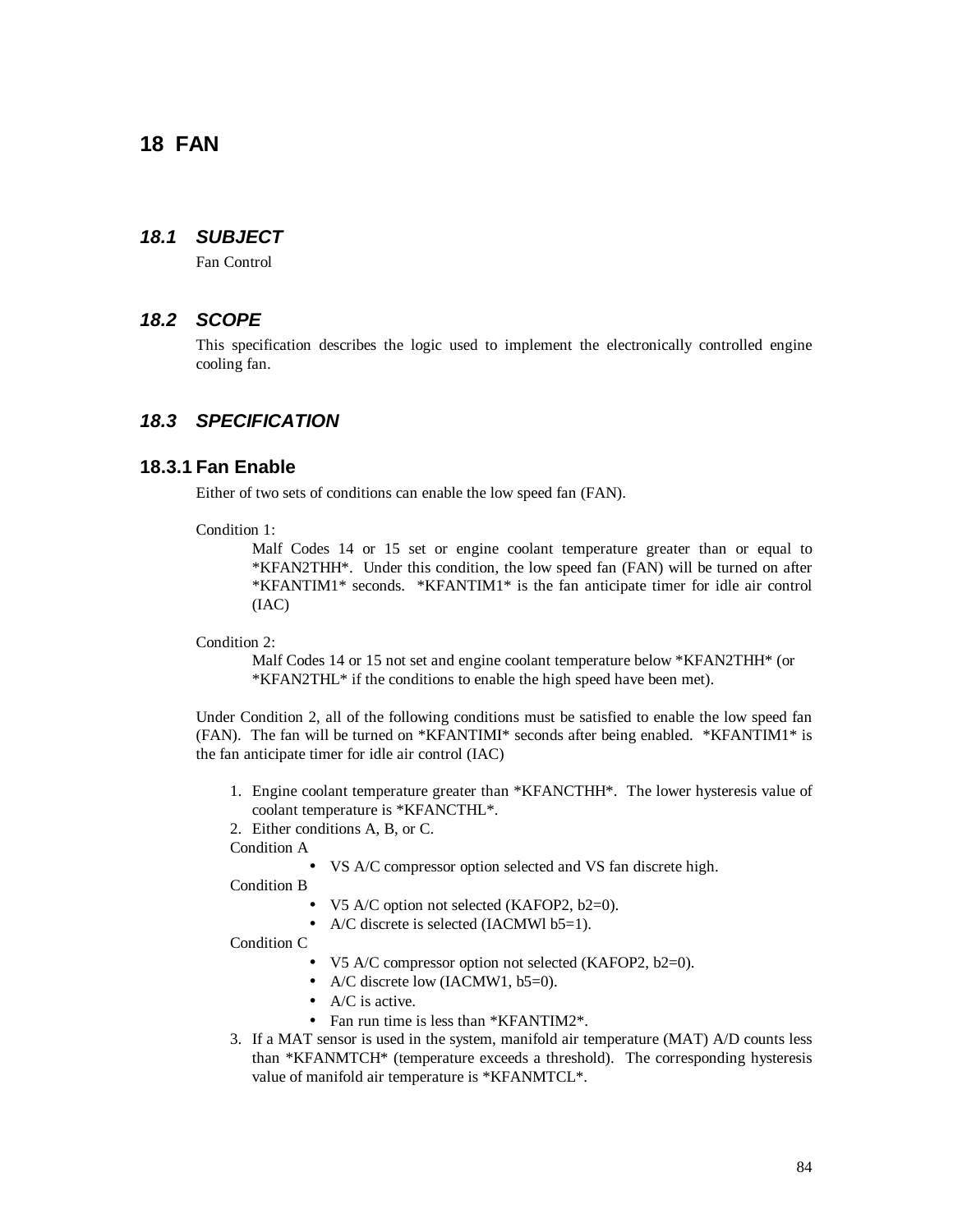# 18 FAN

## 18.1 SUBJECT

Fan Control

## 18.2 SCOPE

This specification describes the logic used to implement the electronically controlled engine cooling fan.

## 18.3 SPECIFICATION

### 18.3.1 Fan Enable

Either of two sets of conditions can enable the low speed fan (FAN).

Condition 1:

> Malf Codes 14 or 15 set or engine coolant temperature greater than or equal to *KFAN2THH*. Under this condition, the low speed fan (FAN) will be turned on after *KFANTIM1* seconds. *KFANTIM1* is the fan anticipate timer for idle air control (IAC)

Condition 2:

> Malf Codes 14 or 15 not set and engine coolant temperature below *KFAN2THH* (or *KFAN2THL* if the conditions to enable the high speed have been met).

Under Condition 2, all of the following conditions must be satisfied to enable the low speed fan (FAN). The fan will be turned on *KFANTIMI* seconds after being enabled. *KFANTIM1* is the fan anticipate timer for idle air control (IAC)

1. Engine coolant temperature greater than *KFANCTHH*. The lower hysteresis value of coolant temperature is *KFANCTHL*.
2. Either conditions A, B, or C.

   Condition A
   - VS A/C compressor option selected and VS fan discrete high.

   Condition B
   - V5 A/C option not selected (KAFOP2, b2=0).
   - A/C discrete is selected (IACMWl b5=1).

   Condition C
   - V5 A/C compressor option not selected (KAFOP2, b2=0).
   - A/C discrete low (IACMW1, b5=0).
   - A/C is active.
   - Fan run time is less than *KFANTIM2*.
3. If a MAT sensor is used in the system, manifold air temperature (MAT) A/D counts less than *KFANMTCH* (temperature exceeds a threshold). The corresponding hysteresis value of manifold air temperature is *KFANMTCL*.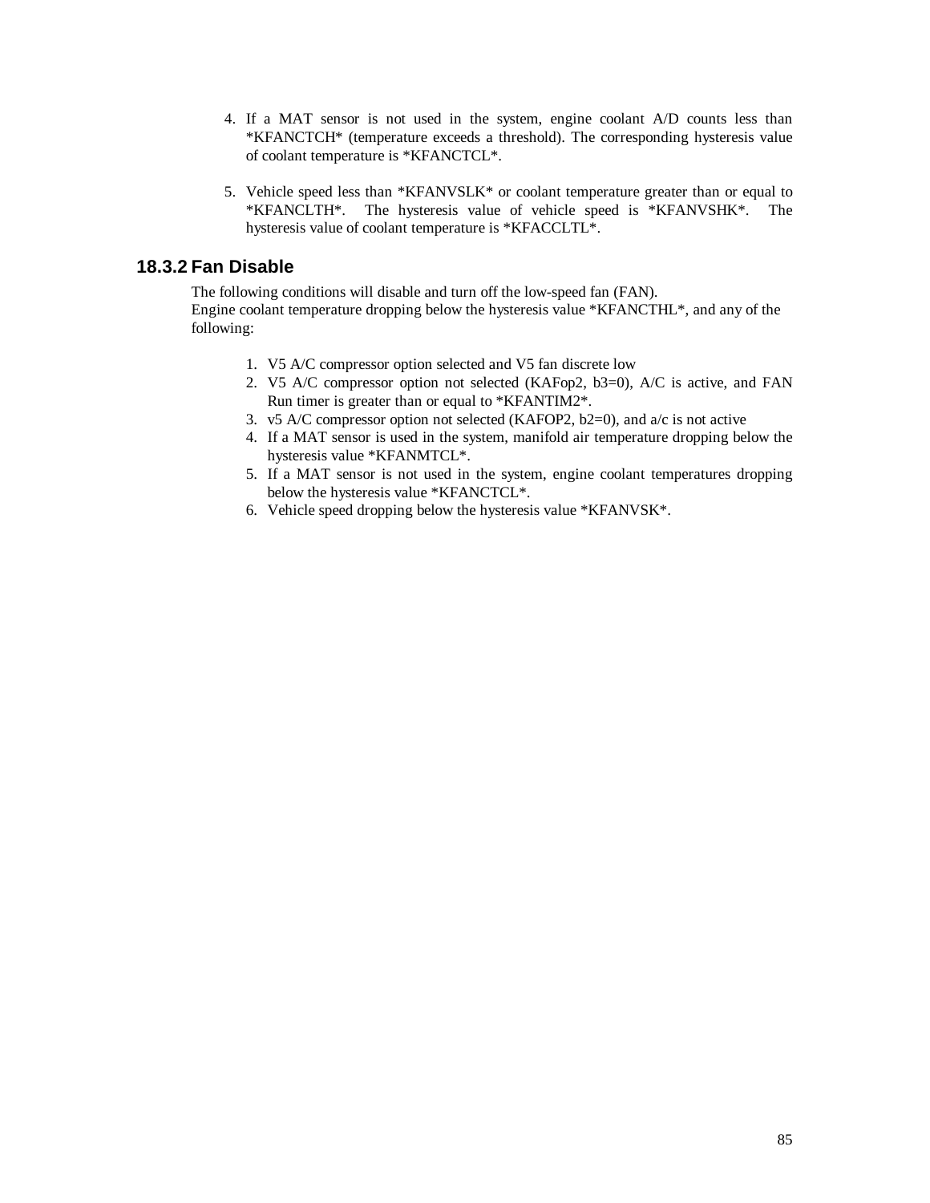4. If a MAT sensor is not used in the system, engine coolant A/D counts less than *KFANCTCH* (temperature exceeds a threshold). The corresponding hysteresis value of coolant temperature is *KFANCTCL*.

5. Vehicle speed less than *KFANVSLK* or coolant temperature greater than or equal to *KFANCLTH*. The hysteresis value of vehicle speed is *KFANVSHK*. The hysteresis value of coolant temperature is *KFACCLTL*.

### 18.3.2 Fan Disable

The following conditions will disable and turn off the low-speed fan (FAN).
Engine coolant temperature dropping below the hysteresis value *KFANCTHL*, and any of the following:

1. V5 A/C compressor option selected and V5 fan discrete low
2. V5 A/C compressor option not selected (KAFop2, b3=0), A/C is active, and FAN Run timer is greater than or equal to *KFANTIM2*.
3. v5 A/C compressor option not selected (KAFOP2, b2=0), and a/c is not active
4. If a MAT sensor is used in the system, manifold air temperature dropping below the hysteresis value *KFANMTCL*.
5. If a MAT sensor is not used in the system, engine coolant temperatures dropping below the hysteresis value *KFANCTCL*.
6. Vehicle speed dropping below the hysteresis value *KFANVSK*.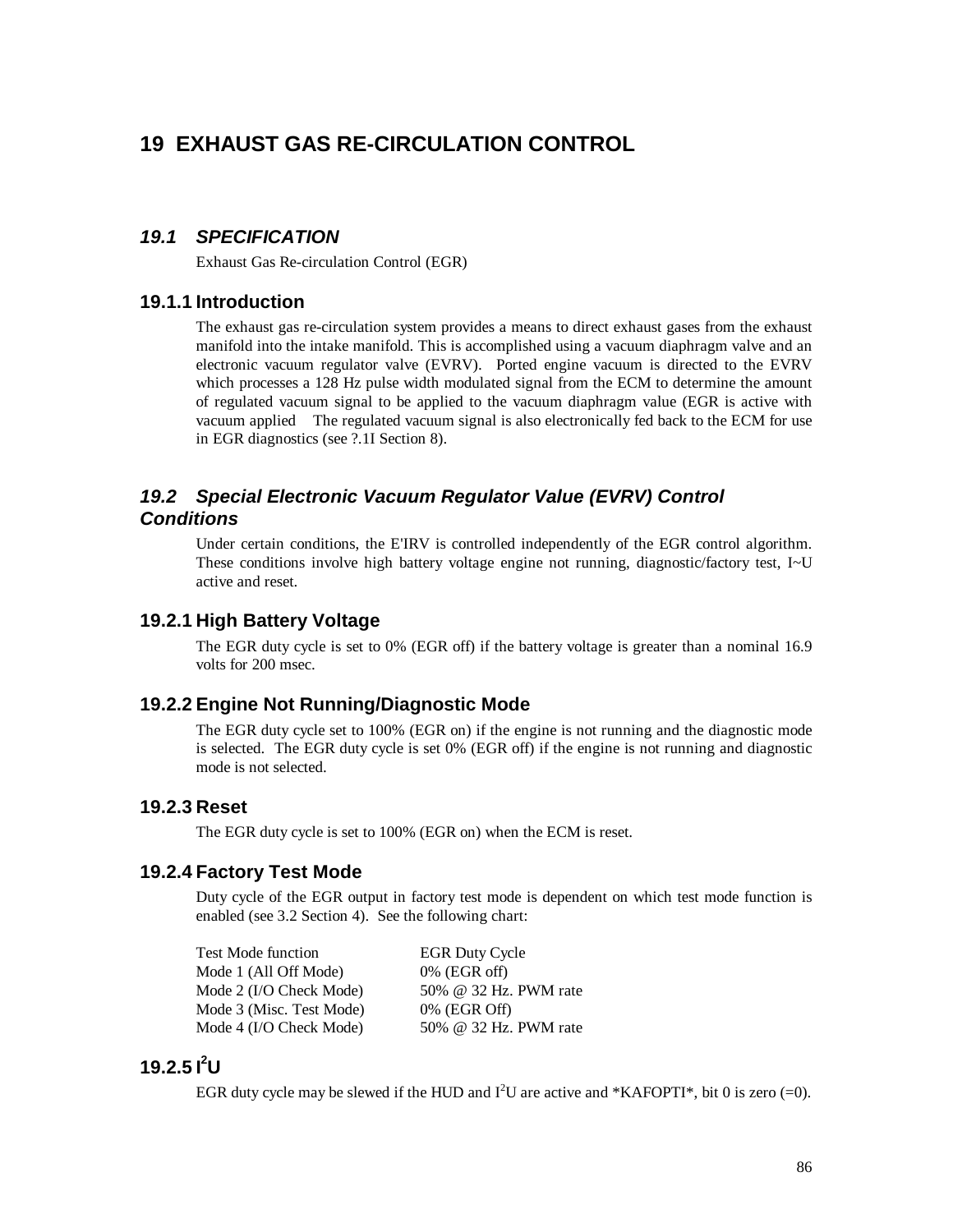# 19 EXHAUST GAS RE-CIRCULATION CONTROL

## *19.1 SPECIFICATION*

Exhaust Gas Re-circulation Control (EGR)

### 19.1.1 Introduction

The exhaust gas re-circulation system provides a means to direct exhaust gases from the exhaust manifold into the intake manifold. This is accomplished using a vacuum diaphragm valve and an electronic vacuum regulator valve (EVRV). Ported engine vacuum is directed to the EVRV which processes a 128 Hz pulse width modulated signal from the ECM to determine the amount of regulated vacuum signal to be applied to the vacuum diaphragm value (EGR is active with vacuum applied The regulated vacuum signal is also electronically fed back to the ECM for use in EGR diagnostics (see ?.1I Section 8).

## *19.2 Special Electronic Vacuum Regulator Value (EVRV) Control Conditions*

Under certain conditions, the E'IRV is controlled independently of the EGR control algorithm. These conditions involve high battery voltage engine not running, diagnostic/factory test, I~U active and reset.

### 19.2.1 High Battery Voltage

The EGR duty cycle is set to 0% (EGR off) if the battery voltage is greater than a nominal 16.9 volts for 200 msec.

### 19.2.2 Engine Not Running/Diagnostic Mode

The EGR duty cycle set to 100% (EGR on) if the engine is not running and the diagnostic mode is selected. The EGR duty cycle is set 0% (EGR off) if the engine is not running and diagnostic mode is not selected.

### 19.2.3 Reset

The EGR duty cycle is set to 100% (EGR on) when the ECM is reset.

### 19.2.4 Factory Test Mode

Duty cycle of the EGR output in factory test mode is dependent on which test mode function is enabled (see 3.2 Section 4). See the following chart:

| Test Mode function | EGR Duty Cycle |
|---|---|
| Mode 1 (All Off Mode) | 0% (EGR off) |
| Mode 2 (I/O Check Mode) | 50% @ 32 Hz. PWM rate |
| Mode 3 (Misc. Test Mode) | 0% (EGR Off) |
| Mode 4 (I/O Check Mode) | 50% @ 32 Hz. PWM rate |

### 19.2.5 $I^2U$

EGR duty cycle may be slewed if the HUD and $I^2U$ are active and *KAFOPTI*, bit 0 is zero (=0).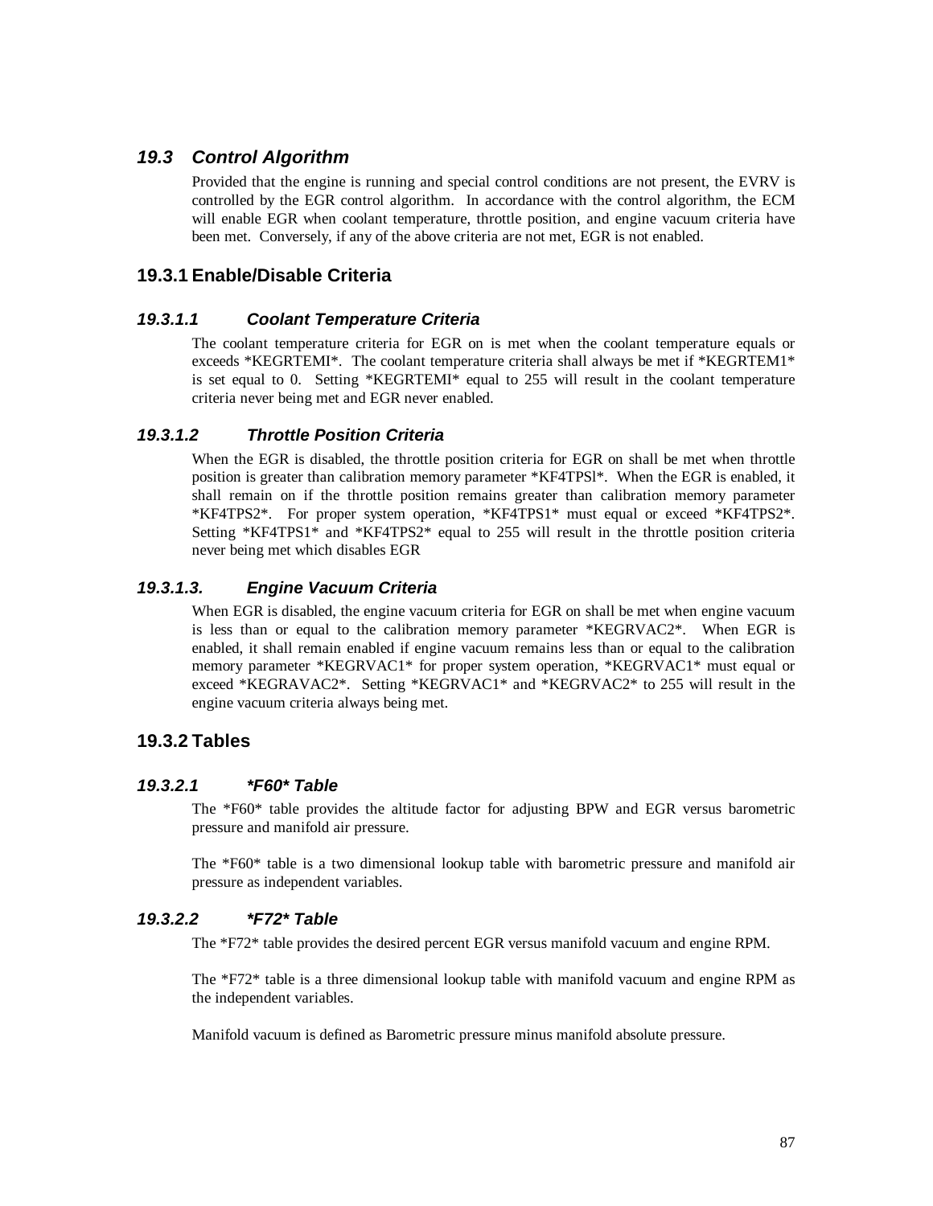## *19.3 Control Algorithm*

Provided that the engine is running and special control conditions are not present, the EVRV is controlled by the EGR control algorithm. In accordance with the control algorithm, the ECM will enable EGR when coolant temperature, throttle position, and engine vacuum criteria have been met. Conversely, if any of the above criteria are not met, EGR is not enabled.

## 19.3.1 Enable/Disable Criteria

### *19.3.1.1 Coolant Temperature Criteria*

The coolant temperature criteria for EGR on is met when the coolant temperature equals or exceeds *KEGRTEMI*. The coolant temperature criteria shall always be met if *KEGRTEM1* is set equal to 0. Setting *KEGRTEMI* equal to 255 will result in the coolant temperature criteria never being met and EGR never enabled.

### *19.3.1.2 Throttle Position Criteria*

When the EGR is disabled, the throttle position criteria for EGR on shall be met when throttle position is greater than calibration memory parameter *KF4TPSl*. When the EGR is enabled, it shall remain on if the throttle position remains greater than calibration memory parameter *KF4TPS2*. For proper system operation, *KF4TPS1* must equal or exceed *KF4TPS2*. Setting *KF4TPS1* and *KF4TPS2* equal to 255 will result in the throttle position criteria never being met which disables EGR

### *19.3.1.3. Engine Vacuum Criteria*

When EGR is disabled, the engine vacuum criteria for EGR on shall be met when engine vacuum is less than or equal to the calibration memory parameter *KEGRVAC2*. When EGR is enabled, it shall remain enabled if engine vacuum remains less than or equal to the calibration memory parameter *KEGRVAC1* for proper system operation, *KEGRVAC1* must equal or exceed *KEGRAVAC2*. Setting *KEGRVAC1* and *KEGRVAC2* to 255 will result in the engine vacuum criteria always being met.

## 19.3.2 Tables

### *19.3.2.1 *F60* Table*

The *F60* table provides the altitude factor for adjusting BPW and EGR versus barometric pressure and manifold air pressure.

The *F60* table is a two dimensional lookup table with barometric pressure and manifold air pressure as independent variables.

### *19.3.2.2 *F72* Table*

The *F72* table provides the desired percent EGR versus manifold vacuum and engine RPM.

The *F72* table is a three dimensional lookup table with manifold vacuum and engine RPM as the independent variables.

Manifold vacuum is defined as Barometric pressure minus manifold absolute pressure.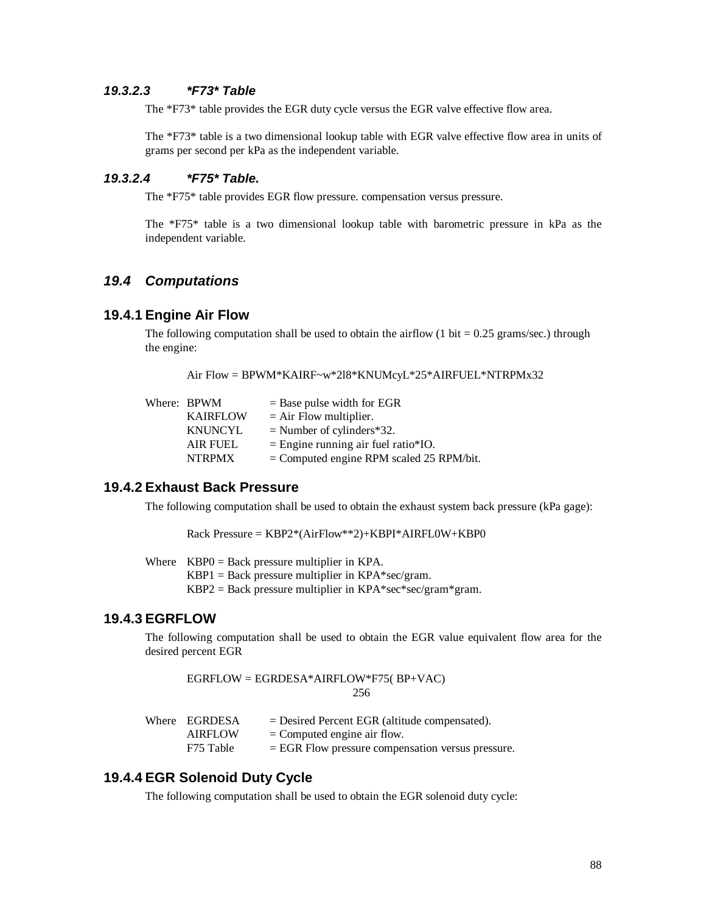#### 19.3.2.3 *F73* Table

The *F73* table provides the EGR duty cycle versus the EGR valve effective flow area.

The *F73* table is a two dimensional lookup table with EGR valve effective flow area in units of grams per second per kPa as the independent variable.

#### 19.3.2.4 *F75* Table.

The *F75* table provides EGR flow pressure. compensation versus pressure.

The *F75* table is a two dimensional lookup table with barometric pressure in kPa as the independent variable.

## 19.4 Computations

### 19.4.1 Engine Air Flow

The following computation shall be used to obtain the airflow (1 bit = 0.25 grams/sec.) through the engine:

Air Flow = BPWM*KAIRF~w*2l8*KNUMcyL*25*AIRFUEL*NTRPMx32

Where: BPWM = Base pulse width for EGR
KAIRFLOW = Air Flow multiplier.
KNUNCYL = Number of cylinders*32.
AIR FUEL = Engine running air fuel ratio*IO.
NTRPMX = Computed engine RPM scaled 25 RPM/bit.

### 19.4.2 Exhaust Back Pressure

The following computation shall be used to obtain the exhaust system back pressure (kPa gage):

Rack Pressure = KBP2*(AirFlow**2)+KBPI*AIRFL0W+KBP0

Where KBP0 = Back pressure multiplier in KPA.
KBP1 = Back pressure multiplier in KPA*sec/gram.
KBP2 = Back pressure multiplier in KPA*sec*sec/gram*gram.

### 19.4.3 EGRFLOW

The following computation shall be used to obtain the EGR value equivalent flow area for the desired percent EGR

$$EGRFLOW = \frac{EGRDESA*AIRFLOW*F75(BP+VAC)}{256}$$

Where EGRDESA = Desired Percent EGR (altitude compensated).
AIRFLOW = Computed engine air flow.
F75 Table = EGR Flow pressure compensation versus pressure.

### 19.4.4 EGR Solenoid Duty Cycle

The following computation shall be used to obtain the EGR solenoid duty cycle: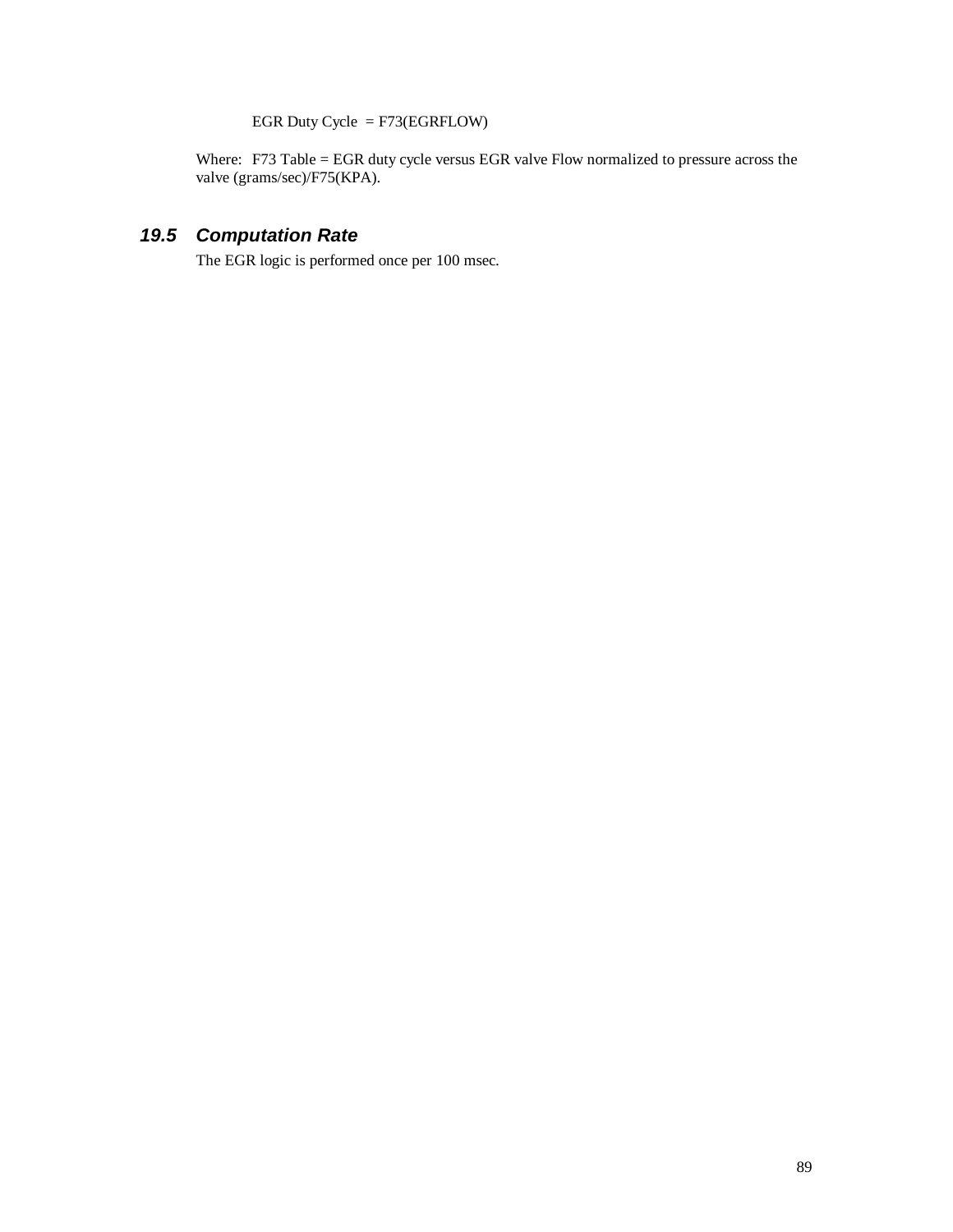EGR Duty Cycle = F73(EGRFLOW)

Where: F73 Table = EGR duty cycle versus EGR valve Flow normalized to pressure across the valve (grams/sec)/F75(KPA).

## 19.5 Computation Rate

The EGR logic is performed once per 100 msec.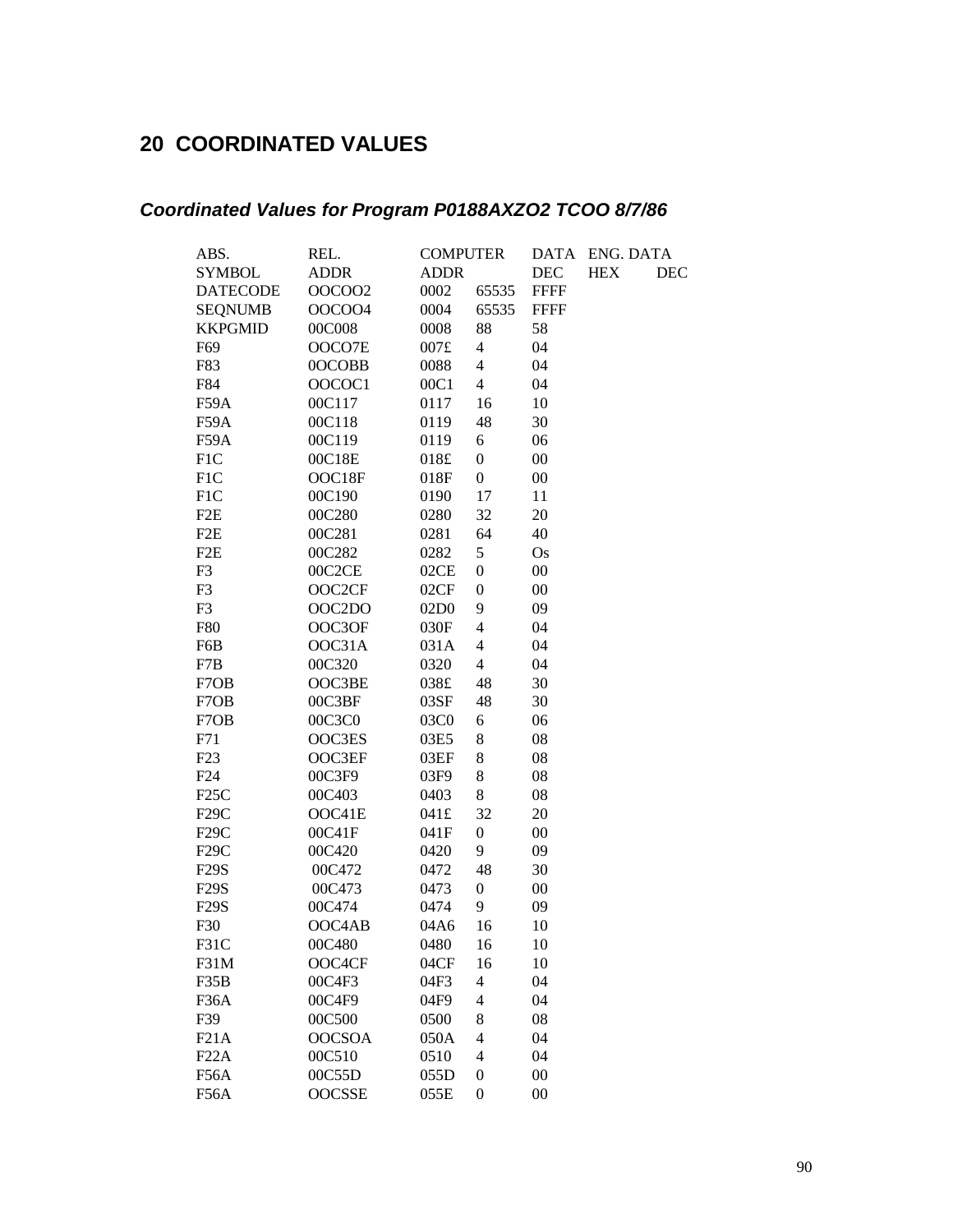# 20 COORDINATED VALUES

## *Coordinated Values for Program P0188AXZO2 TCOO 8/7/86*

| ABS. SYMBOL | REL. ADDR | COMPUTER ADDR | DATA DEC | ENG. DATA HEX | DEC | |
|---|---|---|---|---|---|---|
| DATECODE | OOCOO2 | 0002 | 65535 | FFFF | | |
| SEQNUMB | OOCOO4 | 0004 | 65535 | FFFF | | |
| KKPGMID | 00C008 | 0008 | 88 | 58 | | |
| F69 | OOCO7E | 007£ | 4 | 04 | | |
| F83 | 0OCOBB | 0088 | 4 | 04 | | |
| F84 | OOCOC1 | 00C1 | 4 | 04 | | |
| F59A | 00C117 | 0117 | 16 | 10 | | |
| F59A | 00C118 | 0119 | 48 | 30 | | |
| F59A | 00C119 | 0119 | 6 | 06 | | |
| F1C | 00C18E | 018£ | 0 | 00 | | |
| F1C | OOC18F | 018F | 0 | 00 | | |
| F1C | 00C190 | 0190 | 17 | 11 | | |
| F2E | 00C280 | 0280 | 32 | 20 | | |
| F2E | 00C281 | 0281 | 64 | 40 | | |
| F2E | 00C282 | 0282 | 5 | Os | | |
| F3 | 00C2CE | 02CE | 0 | 00 | | |
| F3 | OOC2CF | 02CF | 0 | 00 | | |
| F3 | OOC2DO | 02D0 | 9 | 09 | | |
| F80 | OOC3OF | 030F | 4 | 04 | | |
| F6B | OOC31A | 031A | 4 | 04 | | |
| F7B | 00C320 | 0320 | 4 | 04 | | |
| F7OB | OOC3BE | 038£ | 48 | 30 | | |
| F7OB | 00C3BF | 03SF | 48 | 30 | | |
| F7OB | 00C3C0 | 03C0 | 6 | 06 | | |
| F71 | OOC3ES | 03E5 | 8 | 08 | | |
| F23 | OOC3EF | 03EF | 8 | 08 | | |
| F24 | 00C3F9 | 03F9 | 8 | 08 | | |
| F25C | 00C403 | 0403 | 8 | 08 | | |
| F29C | OOC41E | 041£ | 32 | 20 | | |
| F29C | 00C41F | 041F | 0 | 00 | | |
| F29C | 00C420 | 0420 | 9 | 09 | | |
| F29S | 00C472 | 0472 | 48 | 30 | | |
| F29S | 00C473 | 0473 | 0 | 00 | | |
| F29S | 00C474 | 0474 | 9 | 09 | | |
| F30 | OOC4AB | 04A6 | 16 | 10 | | |
| F31C | 00C480 | 0480 | 16 | 10 | | |
| F31M | OOC4CF | 04CF | 16 | 10 | | |
| F35B | 00C4F3 | 04F3 | 4 | 04 | | |
| F36A | 00C4F9 | 04F9 | 4 | 04 | | |
| F39 | 00C500 | 0500 | 8 | 08 | | |
| F21A | OOCSOA | 050A | 4 | 04 | | |
| F22A | 00C510 | 0510 | 4 | 04 | | |
| F56A | 00C55D | 055D | 0 | 00 | | |
| F56A | OOCSSE | 055E | 0 | 00 | | |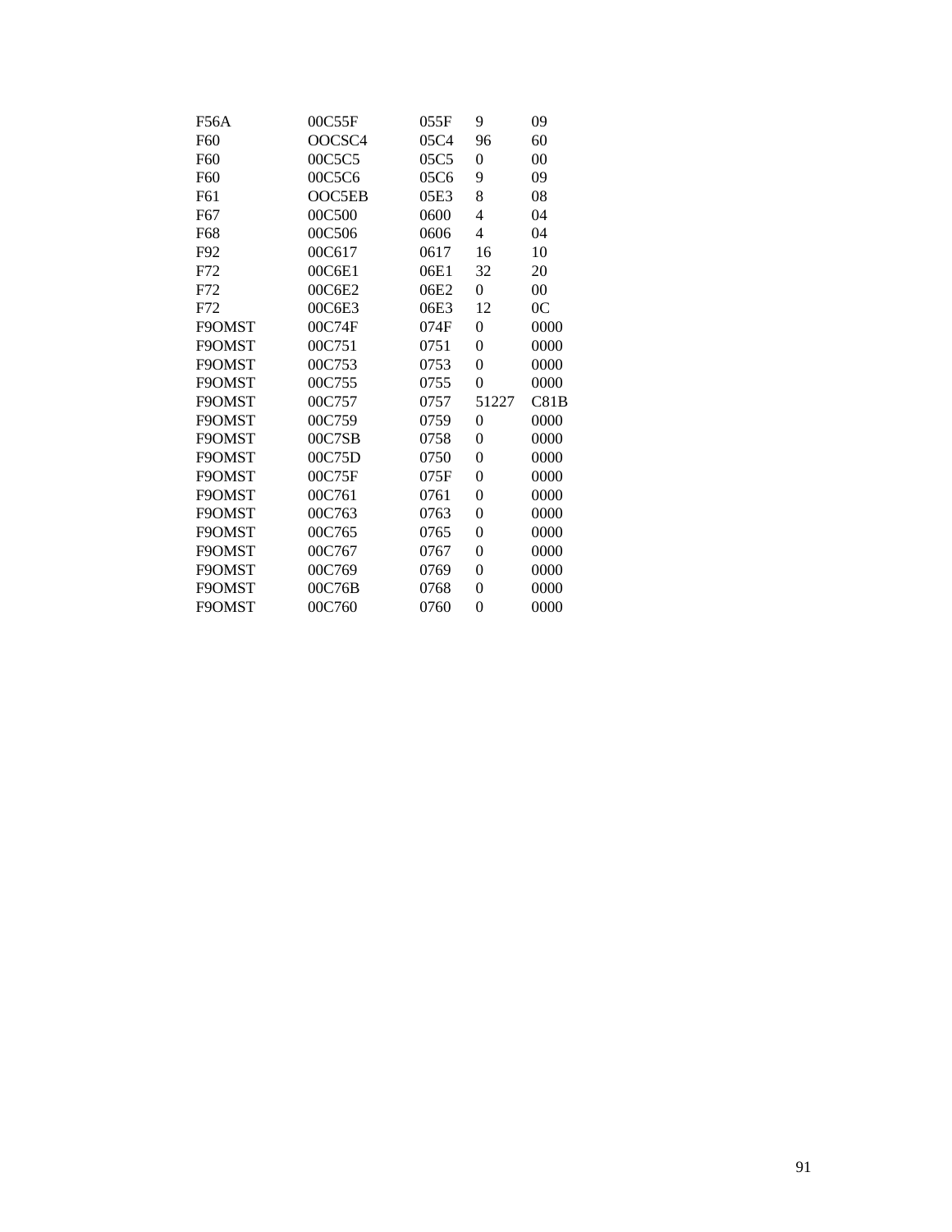| F56A | 00C55F | 055F | 9 | 09 |
|---|---|---|---|---|
| F60 | OOCSC4 | 05C4 | 96 | 60 |
| F60 | 00C5C5 | 05C5 | 0 | 00 |
| F60 | 00C5C6 | 05C6 | 9 | 09 |
| F61 | OOC5EB | 05E3 | 8 | 08 |
| F67 | 00C500 | 0600 | 4 | 04 |
| F68 | 00C506 | 0606 | 4 | 04 |
| F92 | 00C617 | 0617 | 16 | 10 |
| F72 | 00C6E1 | 06E1 | 32 | 20 |
| F72 | 00C6E2 | 06E2 | 0 | 00 |
| F72 | 00C6E3 | 06E3 | 12 | 0C |
| F9OMST | 00C74F | 074F | 0 | 0000 |
| F9OMST | 00C751 | 0751 | 0 | 0000 |
| F9OMST | 00C753 | 0753 | 0 | 0000 |
| F9OMST | 00C755 | 0755 | 0 | 0000 |
| F9OMST | 00C757 | 0757 | 51227 | C81B |
| F9OMST | 00C759 | 0759 | 0 | 0000 |
| F9OMST | 00C7SB | 0758 | 0 | 0000 |
| F9OMST | 00C75D | 0750 | 0 | 0000 |
| F9OMST | 00C75F | 075F | 0 | 0000 |
| F9OMST | 00C761 | 0761 | 0 | 0000 |
| F9OMST | 00C763 | 0763 | 0 | 0000 |
| F9OMST | 00C765 | 0765 | 0 | 0000 |
| F9OMST | 00C767 | 0767 | 0 | 0000 |
| F9OMST | 00C769 | 0769 | 0 | 0000 |
| F9OMST | 00C76B | 0768 | 0 | 0000 |
| F9OMST | 00C760 | 0760 | 0 | 0000 |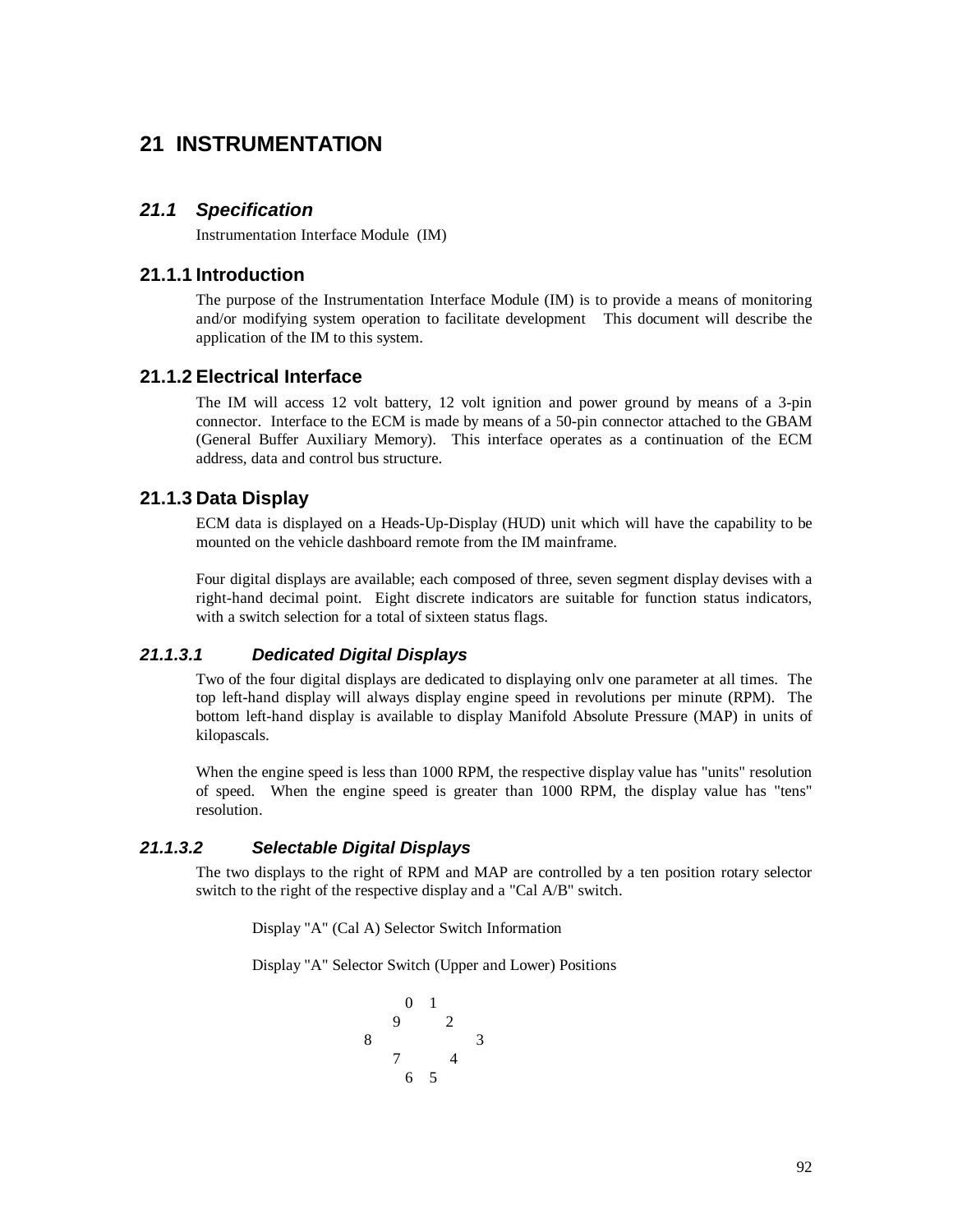# 21 INSTRUMENTATION

## 21.1 *Specification*

Instrumentation Interface Module (IM)

### 21.1.1 Introduction

The purpose of the Instrumentation Interface Module (IM) is to provide a means of monitoring and/or modifying system operation to facilitate development This document will describe the application of the IM to this system.

### 21.1.2 Electrical Interface

The IM will access 12 volt battery, 12 volt ignition and power ground by means of a 3-pin connector. Interface to the ECM is made by means of a 50-pin connector attached to the GBAM (General Buffer Auxiliary Memory). This interface operates as a continuation of the ECM address, data and control bus structure.

### 21.1.3 Data Display

ECM data is displayed on a Heads-Up-Display (HUD) unit which will have the capability to be mounted on the vehicle dashboard remote from the IM mainframe.

Four digital displays are available; each composed of three, seven segment display devises with a right-hand decimal point. Eight discrete indicators are suitable for function status indicators, with a switch selection for a total of sixteen status flags.

#### *21.1.3.1 Dedicated Digital Displays*

Two of the four digital displays are dedicated to displaying onlv one parameter at all times. The top left-hand display will always display engine speed in revolutions per minute (RPM). The bottom left-hand display is available to display Manifold Absolute Pressure (MAP) in units of kilopascals.

When the engine speed is less than 1000 RPM, the respective display value has "units" resolution of speed. When the engine speed is greater than 1000 RPM, the display value has "tens" resolution.

#### *21.1.3.2 Selectable Digital Displays*

The two displays to the right of RPM and MAP are controlled by a ten position rotary selector switch to the right of the respective display and a "Cal A/B" switch.

Display "A" (Cal A) Selector Switch Information

Display "A" Selector Switch (Upper and Lower) Positions

```
      0   1
    9       2
  8           3
    7       4
      6   5
```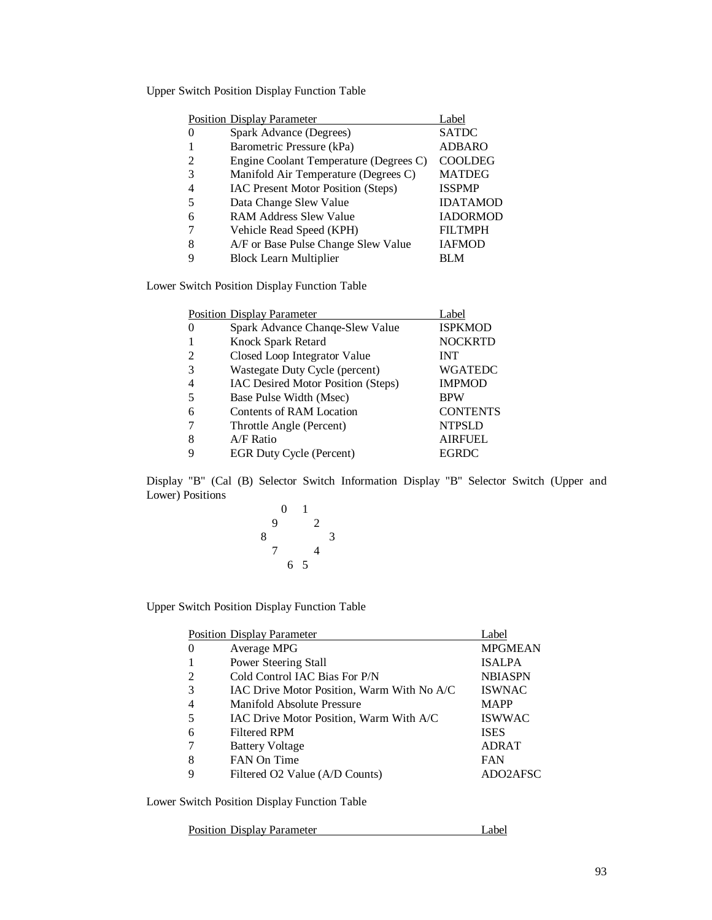Upper Switch Position Display Function Table

| Position | Display Parameter | Label |
|---|---|---|
| 0 | Spark Advance (Degrees) | SATDC |
| 1 | Barometric Pressure (kPa) | ADBARO |
| 2 | Engine Coolant Temperature (Degrees C) | COOLDEG |
| 3 | Manifold Air Temperature (Degrees C) | MATDEG |
| 4 | IAC Present Motor Position (Steps) | ISSPMP |
| 5 | Data Change Slew Value | IDATAMOD |
| 6 | RAM Address Slew Value | IADORMOD |
| 7 | Vehicle Read Speed (KPH) | FILTMPH |
| 8 | A/F or Base Pulse Change Slew Value | IAFMOD |
| 9 | Block Learn Multiplier | BLM |

Lower Switch Position Display Function Table

| Position | Display Parameter | Label |
|---|---|---|
| 0 | Spark Advance Chanqe-Slew Value | ISPKMOD |
| 1 | Knock Spark Retard | NOCKRTD |
| 2 | Closed Loop Integrator Value | INT |
| 3 | Wastegate Duty Cycle (percent) | WGATEDC |
| 4 | IAC Desired Motor Position (Steps) | IMPMOD |
| 5 | Base Pulse Width (Msec) | BPW |
| 6 | Contents of RAM Location | CONTENTS |
| 7 | Throttle Angle (Percent) | NTPSLD |
| 8 | A/F Ratio | AIRFUEL |
| 9 | EGR Duty Cycle (Percent) | EGRDC |

Display "B" (Cal (B) Selector Switch Information Display "B" Selector Switch (Upper and Lower) Positions

```
    0   1
  9       2
8           3
  7       4
    6   5
```

Upper Switch Position Display Function Table

| Position | Display Parameter | Label |
|---|---|---|
| 0 | Average MPG | MPGMEAN |
| 1 | Power Steering Stall | ISALPA |
| 2 | Cold Control IAC Bias For P/N | NBIASPN |
| 3 | IAC Drive Motor Position, Warm With No A/C | ISWNAC |
| 4 | Manifold Absolute Pressure | MAPP |
| 5 | IAC Drive Motor Position, Warm With A/C | ISWWAC |
| 6 | Filtered RPM | ISES |
| 7 | Battery Voltage | ADRAT |
| 8 | FAN On Time | FAN |
| 9 | Filtered O2 Value (A/D Counts) | ADO2AFSC |

Lower Switch Position Display Function Table

| Position | Display Parameter | Label |
|---|---|---|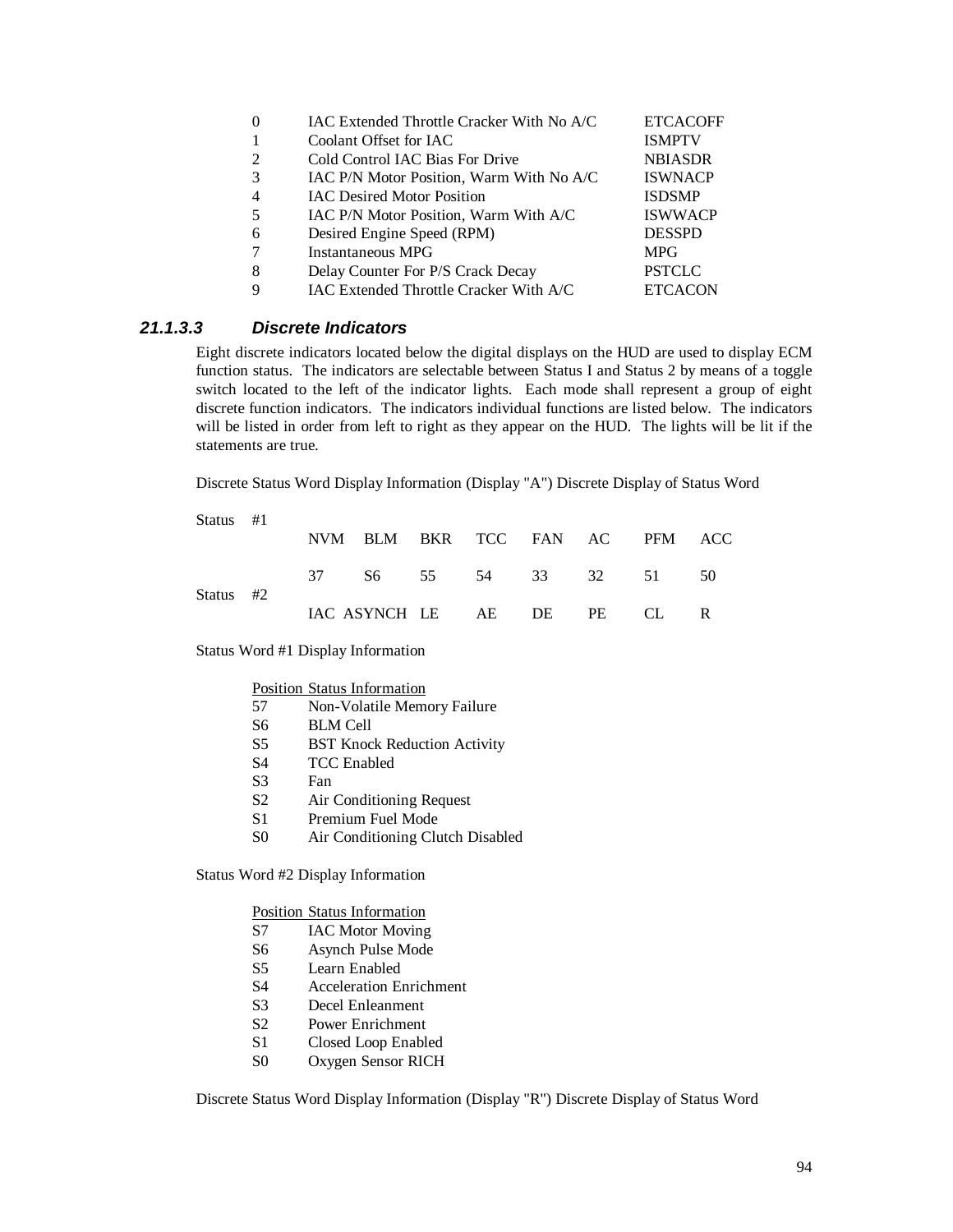| | | |
|---|---|---|
| 0 | IAC Extended Throttle Cracker With No A/C | ETCACOFF |
| 1 | Coolant Offset for IAC | ISMPTV |
| 2 | Cold Control IAC Bias For Drive | NBIASDR |
| 3 | IAC P/N Motor Position, Warm With No A/C | ISWNACP |
| 4 | IAC Desired Motor Position | ISDSMP |
| 5 | IAC P/N Motor Position, Warm With A/C | ISWWACP |
| 6 | Desired Engine Speed (RPM) | DESSPD |
| 7 | Instantaneous MPG | MPG |
| 8 | Delay Counter For P/S Crack Decay | PSTCLC |
| 9 | IAC Extended Throttle Cracker With A/C | ETCACON |

### *21.1.3.3 Discrete Indicators*

Eight discrete indicators located below the digital displays on the HUD are used to display ECM function status. The indicators are selectable between Status I and Status 2 by means of a toggle switch located to the left of the indicator lights. Each mode shall represent a group of eight discrete function indicators. The indicators individual functions are listed below. The indicators will be listed in order from left to right as they appear on the HUD. The lights will be lit if the statements are true.

Discrete Status Word Display Information (Display "A") Discrete Display of Status Word

| | | | | | | | | |
|---|---|---|---|---|---|---|---|---|
| Status #1 | NVM | BLM | BKR | TCC | FAN | AC | PFM | ACC |
| | 37 | S6 | 55 | 54 | 33 | 32 | 51 | 50 |
| Status #2 | IAC | ASYNCH | LE | AE | DE | PE | CL | R |

Status Word #1 Display Information

| Position | Status Information |
|---|---|
| 57 | Non-Volatile Memory Failure |
| S6 | BLM Cell |
| S5 | BST Knock Reduction Activity |
| S4 | TCC Enabled |
| S3 | Fan |
| S2 | Air Conditioning Request |
| S1 | Premium Fuel Mode |
| S0 | Air Conditioning Clutch Disabled |

Status Word #2 Display Information

| Position | Status Information |
|---|---|
| S7 | IAC Motor Moving |
| S6 | Asynch Pulse Mode |
| S5 | Learn Enabled |
| S4 | Acceleration Enrichment |
| S3 | Decel Enleanment |
| S2 | Power Enrichment |
| S1 | Closed Loop Enabled |
| S0 | Oxygen Sensor RICH |

Discrete Status Word Display Information (Display "R") Discrete Display of Status Word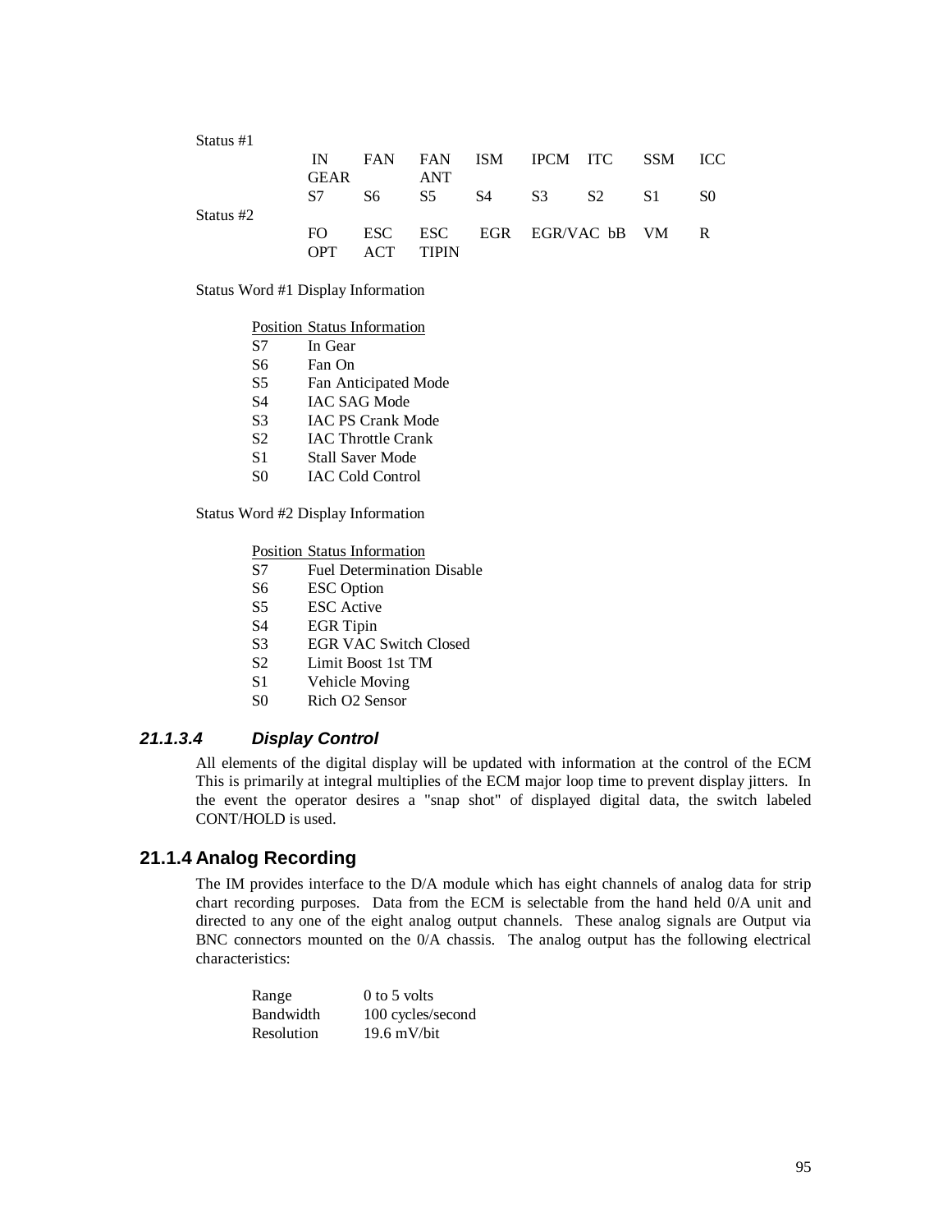Status #1

| | | | | | | | | |
|---|---|---|---|---|---|---|---|---|
| | IN GEAR | FAN | FAN ANT | ISM | IPCM | ITC | SSM | ICC |
| | S7 | S6 | S5 | S4 | S3 | S2 | S1 | S0 |
| Status #2 | | | | | | | | |
| | FO OPT | ESC ACT | ESC TIPIN | EGR | EGR/VAC | bB | VM | R |

Status Word #1 Display Information

| Position | Status Information |
|---|---|
| S7 | In Gear |
| S6 | Fan On |
| S5 | Fan Anticipated Mode |
| S4 | IAC SAG Mode |
| S3 | IAC PS Crank Mode |
| S2 | IAC Throttle Crank |
| S1 | Stall Saver Mode |
| S0 | IAC Cold Control |

Status Word #2 Display Information

| Position | Status Information |
|---|---|
| S7 | Fuel Determination Disable |
| S6 | ESC Option |
| S5 | ESC Active |
| S4 | EGR Tipin |
| S3 | EGR VAC Switch Closed |
| S2 | Limit Boost 1st TM |
| S1 | Vehicle Moving |
| S0 | Rich O2 Sensor |

#### *21.1.3.4 Display Control*

All elements of the digital display will be updated with information at the control of the ECM This is primarily at integral multiples of the ECM major loop time to prevent display jitters. In the event the operator desires a "snap shot" of displayed digital data, the switch labeled CONT/HOLD is used.

### 21.1.4 Analog Recording

The IM provides interface to the D/A module which has eight channels of analog data for strip chart recording purposes. Data from the ECM is selectable from the hand held 0/A unit and directed to any one of the eight analog output channels. These analog signals are Output via BNC connectors mounted on the 0/A chassis. The analog output has the following electrical characteristics:

| | |
|---|---|
| Range | 0 to 5 volts |
| Bandwidth | 100 cycles/second |
| Resolution | 19.6 mV/bit |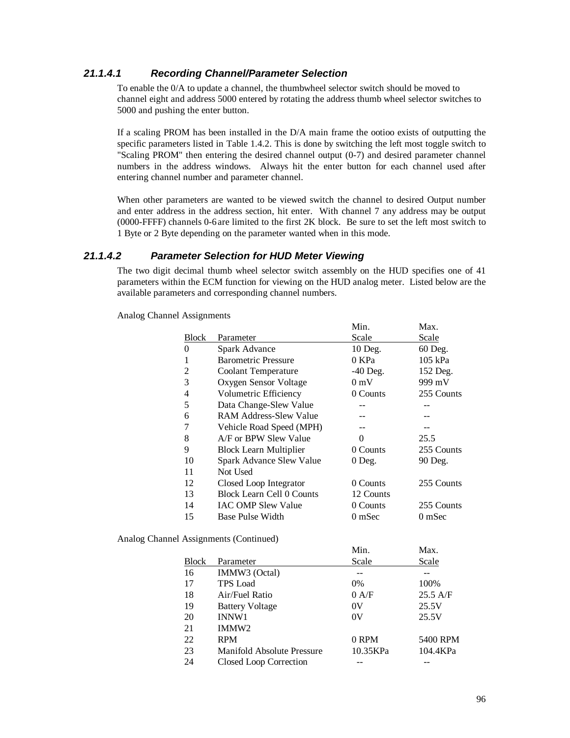### 21.1.4.1 Recording Channel/Parameter Selection

To enable the 0/A to update a channel, the thumbwheel selector switch should be moved to channel eight and address 5000 entered by rotating the address thumb wheel selector switches to 5000 and pushing the enter button.

If a scaling PROM has been installed in the D/A main frame the ootioo exists of outputting the specific parameters listed in Table 1.4.2. This is done by switching the left most toggle switch to "Scaling PROM" then entering the desired channel output (0-7) and desired parameter channel numbers in the address windows. Always hit the enter button for each channel used after entering channel number and parameter channel.

When other parameters are wanted to be viewed switch the channel to desired Output number and enter address in the address section, hit enter. With channel 7 any address may be output (0000-FFFF) channels 0-6 are limited to the first 2K block. Be sure to set the left most switch to 1 Byte or 2 Byte depending on the parameter wanted when in this mode.

### 21.1.4.2 Parameter Selection for HUD Meter Viewing

The two digit decimal thumb wheel selector switch assembly on the HUD specifies one of 41 parameters within the ECM function for viewing on the HUD analog meter. Listed below are the available parameters and corresponding channel numbers.

Analog Channel Assignments

| Block | Parameter | Min. Scale | Max. Scale |
|---|---|---|---|
| 0 | Spark Advance | 10 Deg. | 60 Deg. |
| 1 | Barometric Pressure | 0 KPa | 105 kPa |
| 2 | Coolant Temperature | -40 Deg. | 152 Deg. |
| 3 | Oxygen Sensor Voltage | 0 mV | 999 mV |
| 4 | Volumetric Efficiency | 0 Counts | 255 Counts |
| 5 | Data Change-Slew Value | -- | -- |
| 6 | RAM Address-Slew Value | -- | -- |
| 7 | Vehicle Road Speed (MPH) | -- | -- |
| 8 | A/F or BPW Slew Value | 0 | 25.5 |
| 9 | Block Learn Multiplier | 0 Counts | 255 Counts |
| 10 | Spark Advance Slew Value | 0 Deg. | 90 Deg. |
| 11 | Not Used | | |
| 12 | Closed Loop Integrator | 0 Counts | 255 Counts |
| 13 | Block Learn Cell 0 Counts | 12 Counts | |
| 14 | IAC OMP Slew Value | 0 Counts | 255 Counts |
| 15 | Base Pulse Width | 0 mSec | 0 mSec |

Analog Channel Assignments (Continued)

| Block | Parameter | Min. Scale | Max. Scale |
|---|---|---|---|
| 16 | IMMW3 (Octal) | -- | -- |
| 17 | TPS Load | 0% | 100% |
| 18 | Air/Fuel Ratio | 0 A/F | 25.5 A/F |
| 19 | Battery Voltage | 0V | 25.5V |
| 20 | INNW1 | 0V | 25.5V |
| 21 | IMMW2 | | |
| 22 | RPM | 0 RPM | 5400 RPM |
| 23 | Manifold Absolute Pressure | 10.35KPa | 104.4KPa |
| 24 | Closed Loop Correction | -- | -- |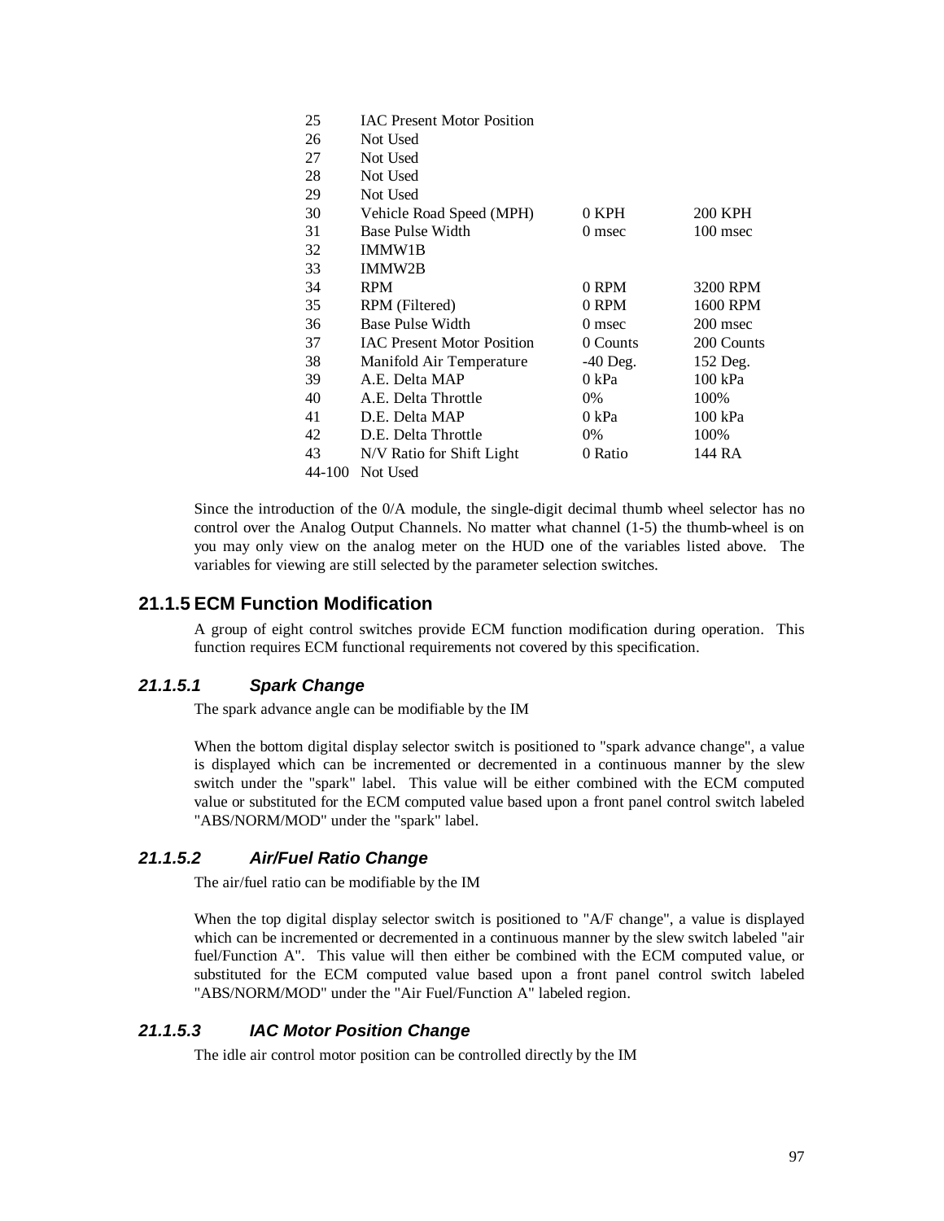| | | | |
|---|---|---|---|
| 25 | IAC Present Motor Position | | |
| 26 | Not Used | | |
| 27 | Not Used | | |
| 28 | Not Used | | |
| 29 | Not Used | | |
| 30 | Vehicle Road Speed (MPH) | 0 KPH | 200 KPH |
| 31 | Base Pulse Width | 0 msec | 100 msec |
| 32 | IMMW1B | | |
| 33 | IMMW2B | | |
| 34 | RPM | 0 RPM | 3200 RPM |
| 35 | RPM (Filtered) | 0 RPM | 1600 RPM |
| 36 | Base Pulse Width | 0 msec | 200 msec |
| 37 | IAC Present Motor Position | 0 Counts | 200 Counts |
| 38 | Manifold Air Temperature | -40 Deg. | 152 Deg. |
| 39 | A.E. Delta MAP | 0 kPa | 100 kPa |
| 40 | A.E. Delta Throttle | 0% | 100% |
| 41 | D.E. Delta MAP | 0 kPa | 100 kPa |
| 42 | D.E. Delta Throttle | 0% | 100% |
| 43 | N/V Ratio for Shift Light | 0 Ratio | 144 RA |
| 44-100 | Not Used | | |

Since the introduction of the 0/A module, the single-digit decimal thumb wheel selector has no control over the Analog Output Channels. No matter what channel (1-5) the thumb-wheel is on you may only view on the analog meter on the HUD one of the variables listed above. The variables for viewing are still selected by the parameter selection switches.

## 21.1.5 ECM Function Modification

A group of eight control switches provide ECM function modification during operation. This function requires ECM functional requirements not covered by this specification.

### *21.1.5.1 Spark Change*

The spark advance angle can be modifiable by the IM

When the bottom digital display selector switch is positioned to "spark advance change", a value is displayed which can be incremented or decremented in a continuous manner by the slew switch under the "spark" label. This value will be either combined with the ECM computed value or substituted for the ECM computed value based upon a front panel control switch labeled "ABS/NORM/MOD" under the "spark" label.

### *21.1.5.2 Air/Fuel Ratio Change*

The air/fuel ratio can be modifiable by the IM

When the top digital display selector switch is positioned to "A/F change", a value is displayed which can be incremented or decremented in a continuous manner by the slew switch labeled "air fuel/Function A". This value will then either be combined with the ECM computed value, or substituted for the ECM computed value based upon a front panel control switch labeled "ABS/NORM/MOD" under the "Air Fuel/Function A" labeled region.

### *21.1.5.3 IAC Motor Position Change*

The idle air control motor position can be controlled directly by the IM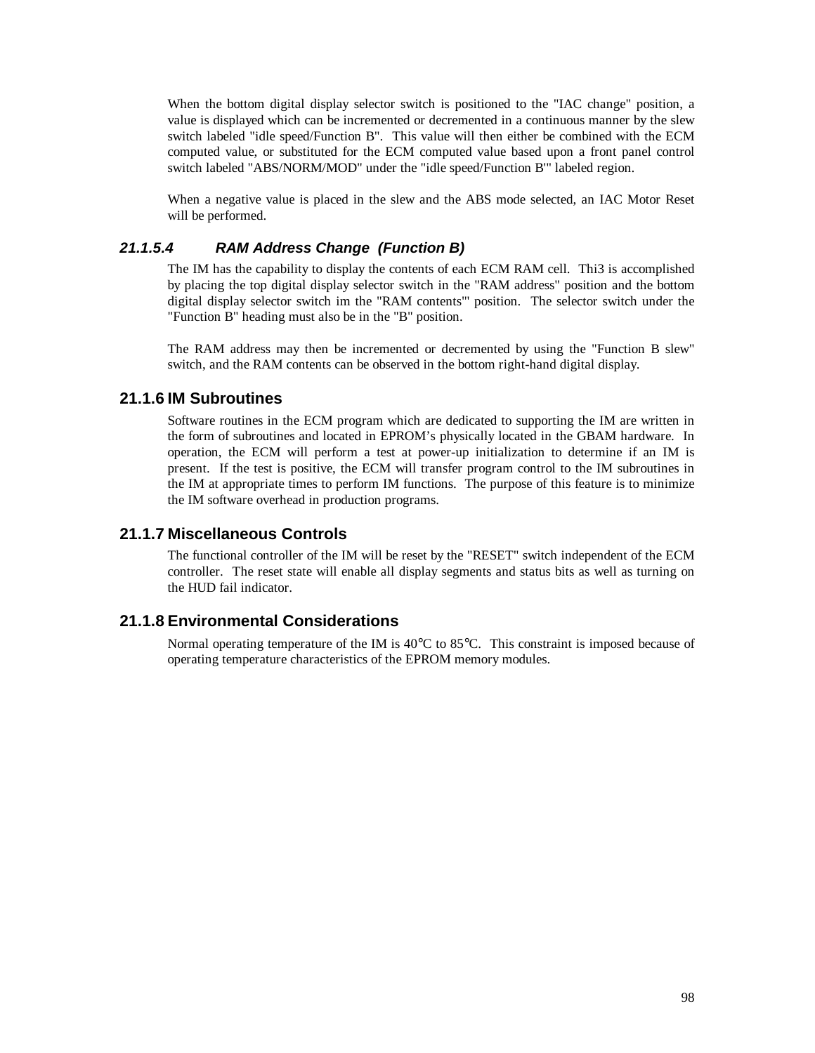When the bottom digital display selector switch is positioned to the "IAC change" position, a value is displayed which can be incremented or decremented in a continuous manner by the slew switch labeled "idle speed/Function B". This value will then either be combined with the ECM computed value, or substituted for the ECM computed value based upon a front panel control switch labeled "ABS/NORM/MOD" under the "idle speed/Function B'" labeled region.

When a negative value is placed in the slew and the ABS mode selected, an IAC Motor Reset will be performed.

#### *21.1.5.4 RAM Address Change (Function B)*

The IM has the capability to display the contents of each ECM RAM cell. Thi3 is accomplished by placing the top digital display selector switch in the "RAM address" position and the bottom digital display selector switch im the "RAM contents"' position. The selector switch under the "Function B" heading must also be in the "B" position.

The RAM address may then be incremented or decremented by using the "Function B slew" switch, and the RAM contents can be observed in the bottom right-hand digital display.

### 21.1.6 IM Subroutines

Software routines in the ECM program which are dedicated to supporting the IM are written in the form of subroutines and located in EPROM's physically located in the GBAM hardware. In operation, the ECM will perform a test at power-up initialization to determine if an IM is present. If the test is positive, the ECM will transfer program control to the IM subroutines in the IM at appropriate times to perform IM functions. The purpose of this feature is to minimize the IM software overhead in production programs.

### 21.1.7 Miscellaneous Controls

The functional controller of the IM will be reset by the "RESET" switch independent of the ECM controller. The reset state will enable all display segments and status bits as well as turning on the HUD fail indicator.

### 21.1.8 Environmental Considerations

Normal operating temperature of the IM is 40°C to 85°C. This constraint is imposed because of operating temperature characteristics of the EPROM memory modules.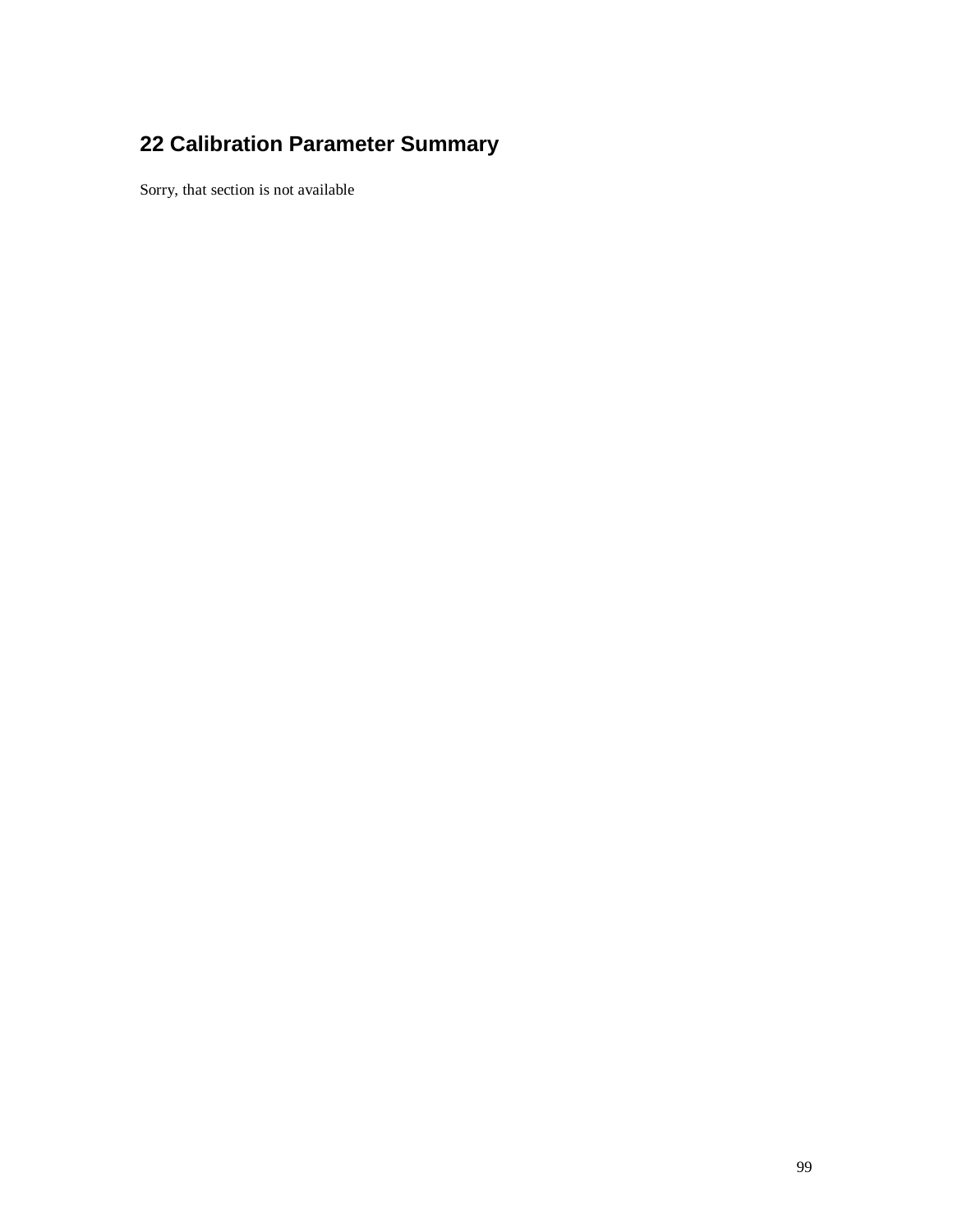## 22 Calibration Parameter Summary

Sorry, that section is not available